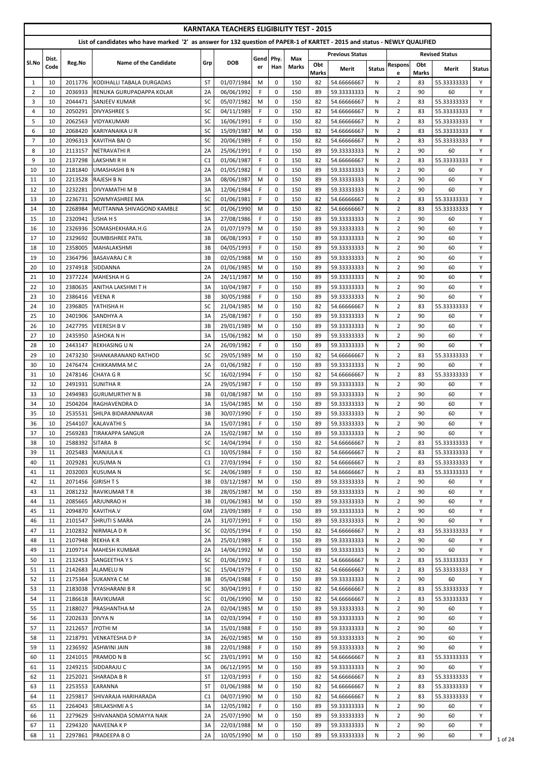# KARNTAKA TEACHERS ELIGIBILITY TEST - 2015

## List of candidates who have marked '2' as answer for 132 question of PAPER-1 of KARTET - 2015 and status - NEWLY QUALIFIED

| Sl.No | Dist. Code | Reg.No | Name of the Candidate | Grp | DOB | Gender | Phy. Han | Max Marks | Previous Status | | | Revised Status | | | |
|---|---|---|---|---|---|---|---|---|---|---|---|---|---|---|---|
| | | | | | | | | | Obt Marks | Merit | Status | Response | Obt Marks | Merit | Status |
| 1 | 10 | 2011776 | KODIHALLI TABALA DURGADAS | ST | 01/07/1984 | M | 0 | 150 | 82 | 54.66666667 | N | 2 | 83 | 55.33333333 | Y |
| 2 | 10 | 2036933 | RENUKA GURUPADAPPA KOLAR | 2A | 06/06/1992 | F | 0 | 150 | 89 | 59.33333333 | N | 2 | 90 | 60 | Y |
| 3 | 10 | 2044471 | SANJEEV KUMAR | SC | 05/07/1982 | M | 0 | 150 | 82 | 54.66666667 | N | 2 | 83 | 55.33333333 | Y |
| 4 | 10 | 2050291 | DIVYASHREE S | SC | 04/11/1989 | F | 0 | 150 | 82 | 54.66666667 | N | 2 | 83 | 55.33333333 | Y |
| 5 | 10 | 2062563 | VIDYAKUMARI | SC | 16/06/1991 | F | 0 | 150 | 82 | 54.66666667 | N | 2 | 83 | 55.33333333 | Y |
| 6 | 10 | 2068420 | KARIYANAIKA U R | SC | 15/09/1987 | M | 0 | 150 | 82 | 54.66666667 | N | 2 | 83 | 55.33333333 | Y |
| 7 | 10 | 2096313 | KAVITHA BAI O | SC | 20/06/1989 | F | 0 | 150 | 82 | 54.66666667 | N | 2 | 83 | 55.33333333 | Y |
| 8 | 10 | 2113157 | NETRAVATHI R | 2A | 25/06/1991 | F | 0 | 150 | 89 | 59.33333333 | N | 2 | 90 | 60 | Y |
| 9 | 10 | 2137298 | LAKSHMI R H | C1 | 01/06/1987 | F | 0 | 150 | 82 | 54.66666667 | N | 2 | 83 | 55.33333333 | Y |
| 10 | 10 | 2181840 | UMASHASHI B N | 2A | 01/05/1982 | F | 0 | 150 | 89 | 59.33333333 | N | 2 | 90 | 60 | Y |
| 11 | 10 | 2213528 | RAJESH B N | 3A | 08/06/1987 | M | 0 | 150 | 89 | 59.33333333 | N | 2 | 90 | 60 | Y |
| 12 | 10 | 2232281 | DIVYAMATHI M B | 3A | 12/06/1984 | F | 0 | 150 | 89 | 59.33333333 | N | 2 | 90 | 60 | Y |
| 13 | 10 | 2236731 | SOWMYASHREE MA | SC | 01/06/1981 | F | 0 | 150 | 82 | 54.66666667 | N | 2 | 83 | 55.33333333 | Y |
| 14 | 10 | 2268984 | MUTTANNA SHIVAGOND KAMBLE | SC | 01/06/1990 | M | 0 | 150 | 82 | 54.66666667 | N | 2 | 83 | 55.33333333 | Y |
| 15 | 10 | 2320941 | USHA H S | 3A | 27/08/1986 | F | 0 | 150 | 89 | 59.33333333 | N | 2 | 90 | 60 | Y |
| 16 | 10 | 2326936 | SOMASHEKHARA.H.G | 2A | 01/07/1979 | M | 0 | 150 | 89 | 59.33333333 | N | 2 | 90 | 60 | Y |
| 17 | 10 | 2329692 | DUMBISHREE PATIL | 3B | 06/08/1993 | F | 0 | 150 | 89 | 59.33333333 | N | 2 | 90 | 60 | Y |
| 18 | 10 | 2358005 | MAHALAKSHMI | 3B | 04/05/1993 | F | 0 | 150 | 89 | 59.33333333 | N | 2 | 90 | 60 | Y |
| 19 | 10 | 2364796 | BASAVARAJ C R | 3B | 02/05/1988 | M | 0 | 150 | 89 | 59.33333333 | N | 2 | 90 | 60 | Y |
| 20 | 10 | 2374918 | SIDDANNA | 2A | 01/06/1985 | M | 0 | 150 | 89 | 59.33333333 | N | 2 | 90 | 60 | Y |
| 21 | 10 | 2377224 | MAHESHA H G | 2A | 24/11/1987 | M | 0 | 150 | 89 | 59.33333333 | N | 2 | 90 | 60 | Y |
| 22 | 10 | 2380635 | ANITHA LAKSHMI T H | 3A | 10/04/1987 | F | 0 | 150 | 89 | 59.33333333 | N | 2 | 90 | 60 | Y |
| 23 | 10 | 2386416 | VEENA R | 3B | 30/05/1988 | F | 0 | 150 | 89 | 59.33333333 | N | 2 | 90 | 60 | Y |
| 24 | 10 | 2396805 | YATHISHA H | SC | 21/04/1985 | M | 0 | 150 | 82 | 54.66666667 | N | 2 | 83 | 55.33333333 | Y |
| 25 | 10 | 2401906 | SANDHYA A | 3A | 25/08/1987 | F | 0 | 150 | 89 | 59.33333333 | N | 2 | 90 | 60 | Y |
| 26 | 10 | 2427795 | VEERESH B V | 3B | 29/01/1989 | M | 0 | 150 | 89 | 59.33333333 | N | 2 | 90 | 60 | Y |
| 27 | 10 | 2435950 | ASHOKA N H | 3A | 15/06/1982 | M | 0 | 150 | 89 | 59.33333333 | N | 2 | 90 | 60 | Y |
| 28 | 10 | 2443147 | REKHASING U N | 2A | 26/09/1982 | F | 0 | 150 | 89 | 59.33333333 | N | 2 | 90 | 60 | Y |
| 29 | 10 | 2473230 | SHANKARANAND RATHOD | SC | 29/05/1989 | M | 0 | 150 | 82 | 54.66666667 | N | 2 | 83 | 55.33333333 | Y |
| 30 | 10 | 2476474 | CHIKKAMMA M C | 2A | 01/06/1982 | F | 0 | 150 | 89 | 59.33333333 | N | 2 | 90 | 60 | Y |
| 31 | 10 | 2478146 | CHAYA G R | SC | 16/02/1994 | F | 0 | 150 | 82 | 54.66666667 | N | 2 | 83 | 55.33333333 | Y |
| 32 | 10 | 2491931 | SUNITHA R | 2A | 29/05/1987 | F | 0 | 150 | 89 | 59.33333333 | N | 2 | 90 | 60 | Y |
| 33 | 10 | 2494983 | GURUMURTHY N B | 3B | 01/08/1987 | M | 0 | 150 | 89 | 59.33333333 | N | 2 | 90 | 60 | Y |
| 34 | 10 | 2504204 | RAGHAVENDRA D | 3A | 15/04/1985 | M | 0 | 150 | 89 | 59.33333333 | N | 2 | 90 | 60 | Y |
| 35 | 10 | 2535531 | SHILPA BIDARANNAVAR | 3B | 30/07/1990 | F | 0 | 150 | 89 | 59.33333333 | N | 2 | 90 | 60 | Y |
| 36 | 10 | 2544107 | KALAVATHI S | 3A | 15/07/1981 | F | 0 | 150 | 89 | 59.33333333 | N | 2 | 90 | 60 | Y |
| 37 | 10 | 2569283 | TIRAKAPPA SANGUR | 2A | 15/02/1987 | M | 0 | 150 | 89 | 59.33333333 | N | 2 | 90 | 60 | Y |
| 38 | 10 | 2588392 | SITARA B | SC | 14/04/1994 | F | 0 | 150 | 82 | 54.66666667 | N | 2 | 83 | 55.33333333 | Y |
| 39 | 11 | 2025483 | MANJULA K | C1 | 10/05/1984 | F | 0 | 150 | 82 | 54.66666667 | N | 2 | 83 | 55.33333333 | Y |
| 40 | 11 | 2029281 | KUSUMA N | C1 | 27/03/1994 | F | 0 | 150 | 82 | 54.66666667 | N | 2 | 83 | 55.33333333 | Y |
| 41 | 11 | 2032003 | KUSUMA N | SC | 24/06/1989 | F | 0 | 150 | 82 | 54.66666667 | N | 2 | 83 | 55.33333333 | Y |
| 42 | 11 | 2071456 | GIRISH T S | 3B | 03/12/1987 | M | 0 | 150 | 89 | 59.33333333 | N | 2 | 90 | 60 | Y |
| 43 | 11 | 2081232 | RAVIKUMAR T R | 3B | 28/05/1987 | M | 0 | 150 | 89 | 59.33333333 | N | 2 | 90 | 60 | Y |
| 44 | 11 | 2085665 | ARJUNRAO H | 3B | 01/06/1983 | M | 0 | 150 | 89 | 59.33333333 | N | 2 | 90 | 60 | Y |
| 45 | 11 | 2094870 | KAVITHA.V | GM | 23/09/1989 | F | 0 | 150 | 89 | 59.33333333 | N | 2 | 90 | 60 | Y |
| 46 | 11 | 2101547 | SHRUTI S MARA | 2A | 31/07/1991 | F | 0 | 150 | 89 | 59.33333333 | N | 2 | 90 | 60 | Y |
| 47 | 11 | 2102832 | NIRMALA D R | SC | 02/05/1994 | F | 0 | 150 | 82 | 54.66666667 | N | 2 | 83 | 55.33333333 | Y |
| 48 | 11 | 2107948 | REKHA K R | 2A | 25/01/1989 | F | 0 | 150 | 89 | 59.33333333 | N | 2 | 90 | 60 | Y |
| 49 | 11 | 2109714 | MAHESH KUMBAR | 2A | 14/06/1992 | M | 0 | 150 | 89 | 59.33333333 | N | 2 | 90 | 60 | Y |
| 50 | 11 | 2132453 | SANGEETHA Y S | SC | 01/06/1992 | F | 0 | 150 | 82 | 54.66666667 | N | 2 | 83 | 55.33333333 | Y |
| 51 | 11 | 2142683 | ALAMELU N | SC | 15/04/1979 | F | 0 | 150 | 82 | 54.66666667 | N | 2 | 83 | 55.33333333 | Y |
| 52 | 11 | 2175364 | SUKANYA C M | 3B | 05/04/1988 | F | 0 | 150 | 89 | 59.33333333 | N | 2 | 90 | 60 | Y |
| 53 | 11 | 2183038 | VYASHARANI B R | SC | 30/04/1991 | F | 0 | 150 | 82 | 54.66666667 | N | 2 | 83 | 55.33333333 | Y |
| 54 | 11 | 2186618 | RAVIKUMAR | SC | 01/06/1990 | M | 0 | 150 | 82 | 54.66666667 | N | 2 | 83 | 55.33333333 | Y |
| 55 | 11 | 2188027 | PRASHANTHA M | 2A | 02/04/1985 | M | 0 | 150 | 89 | 59.33333333 | N | 2 | 90 | 60 | Y |
| 56 | 11 | 2202633 | DIVYA N | 3A | 02/03/1994 | F | 0 | 150 | 89 | 59.33333333 | N | 2 | 90 | 60 | Y |
| 57 | 11 | 2212657 | JYOTHI M | 3A | 15/01/1988 | F | 0 | 150 | 89 | 59.33333333 | N | 2 | 90 | 60 | Y |
| 58 | 11 | 2218791 | VENKATESHA D P | 3A | 26/02/1985 | M | 0 | 150 | 89 | 59.33333333 | N | 2 | 90 | 60 | Y |
| 59 | 11 | 2236592 | ASHWINI JAIN | 3B | 22/01/1988 | F | 0 | 150 | 89 | 59.33333333 | N | 2 | 90 | 60 | Y |
| 60 | 11 | 2241015 | PRAMOD N B | SC | 23/01/1991 | M | 0 | 150 | 82 | 54.66666667 | N | 2 | 83 | 55.33333333 | Y |
| 61 | 11 | 2249215 | SIDDARAJU C | 3A | 06/12/1995 | M | 0 | 150 | 89 | 59.33333333 | N | 2 | 90 | 60 | Y |
| 62 | 11 | 2252021 | SHARADA B R | ST | 12/03/1993 | F | 0 | 150 | 82 | 54.66666667 | N | 2 | 83 | 55.33333333 | Y |
| 63 | 11 | 2253553 | EARANNA | ST | 01/06/1988 | M | 0 | 150 | 82 | 54.66666667 | N | 2 | 83 | 55.33333333 | Y |
| 64 | 11 | 2259817 | SHIVARAJA HARIHARADA | C1 | 04/07/1990 | M | 0 | 150 | 82 | 54.66666667 | N | 2 | 83 | 55.33333333 | Y |
| 65 | 11 | 2264043 | SRILAKSHMI A S | 3A | 12/05/1982 | F | 0 | 150 | 89 | 59.33333333 | N | 2 | 90 | 60 | Y |
| 66 | 11 | 2279629 | SHIVANANDA SOMAYYA NAIK | 2A | 25/07/1990 | M | 0 | 150 | 89 | 59.33333333 | N | 2 | 90 | 60 | Y |
| 67 | 11 | 2294320 | NAVEENA K P | 3A | 22/03/1988 | M | 0 | 150 | 89 | 59.33333333 | N | 2 | 90 | 60 | Y |
| 68 | 11 | 2297861 | PRADEEPA B O | 2A | 10/05/1990 | M | 0 | 150 | 89 | 59.33333333 | N | 2 | 90 | 60 | Y |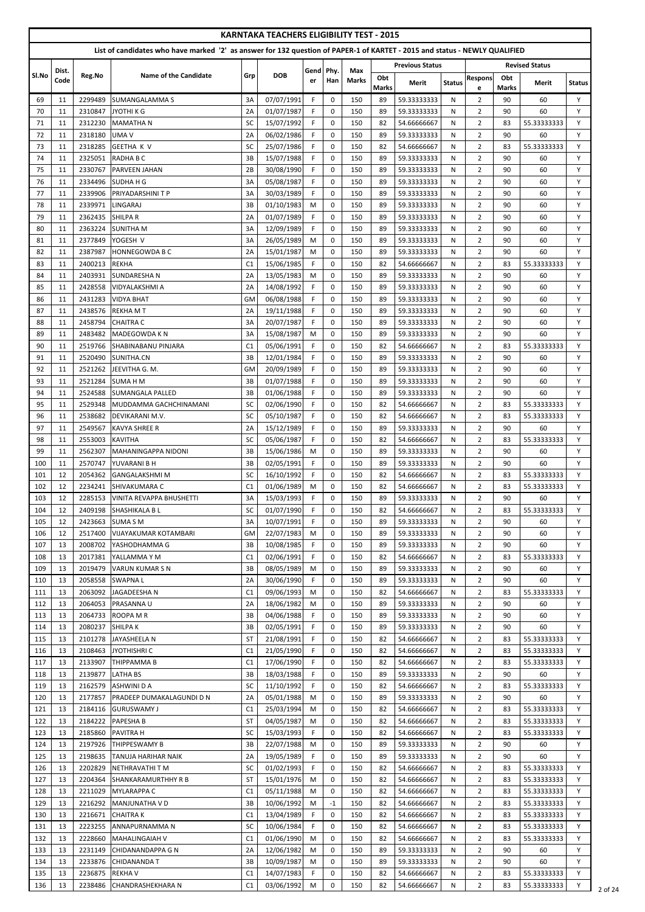# KARNTAKA TEACHERS ELIGIBILITY TEST - 2015

## List of candidates who have marked '2' as answer for 132 question of PAPER-1 of KARTET - 2015 and status - NEWLY QUALIFIED

| Sl.No | Dist. Code | Reg.No | Name of the Candidate | Grp | DOB | Gender | Phy. Han | Max Marks | Previous Status | | | Revised Status | | | |
|---|---|---|---|---|---|---|---|---|---|---|---|---|---|---|---|
| | | | | | | | | | Obt Marks | Merit | Status | Response | Obt Marks | Merit | Status |
| 69 | 11 | 2299489 | SUMANGALAMMA S | 3A | 07/07/1991 | F | 0 | 150 | 89 | 59.33333333 | N | 2 | 90 | 60 | Y |
| 70 | 11 | 2310847 | JYOTHI K G | 2A | 01/07/1987 | F | 0 | 150 | 89 | 59.33333333 | N | 2 | 90 | 60 | Y |
| 71 | 11 | 2312230 | MAMATHA N | SC | 15/07/1992 | F | 0 | 150 | 82 | 54.66666667 | N | 2 | 83 | 55.33333333 | Y |
| 72 | 11 | 2318180 | UMA V | 2A | 06/02/1986 | F | 0 | 150 | 89 | 59.33333333 | N | 2 | 90 | 60 | Y |
| 73 | 11 | 2318285 | GEETHA K V | SC | 25/07/1986 | F | 0 | 150 | 82 | 54.66666667 | N | 2 | 83 | 55.33333333 | Y |
| 74 | 11 | 2325051 | RADHA B C | 3B | 15/07/1988 | F | 0 | 150 | 89 | 59.33333333 | N | 2 | 90 | 60 | Y |
| 75 | 11 | 2330767 | PARVEEN JAHAN | 2B | 30/08/1990 | F | 0 | 150 | 89 | 59.33333333 | N | 2 | 90 | 60 | Y |
| 76 | 11 | 2334496 | SUDHA H G | 3A | 05/08/1987 | F | 0 | 150 | 89 | 59.33333333 | N | 2 | 90 | 60 | Y |
| 77 | 11 | 2339906 | PRIYADARSHINI T P | 3A | 30/03/1989 | F | 0 | 150 | 89 | 59.33333333 | N | 2 | 90 | 60 | Y |
| 78 | 11 | 2339971 | LINGARAJ | 3B | 01/10/1983 | M | 0 | 150 | 89 | 59.33333333 | N | 2 | 90 | 60 | Y |
| 79 | 11 | 2362435 | SHILPA R | 2A | 01/07/1989 | F | 0 | 150 | 89 | 59.33333333 | N | 2 | 90 | 60 | Y |
| 80 | 11 | 2363224 | SUNITHA M | 3A | 12/09/1989 | F | 0 | 150 | 89 | 59.33333333 | N | 2 | 90 | 60 | Y |
| 81 | 11 | 2377849 | YOGESH V | 3A | 26/05/1989 | M | 0 | 150 | 89 | 59.33333333 | N | 2 | 90 | 60 | Y |
| 82 | 11 | 2387987 | HONNEGOWDA B C | 2A | 15/01/1987 | M | 0 | 150 | 89 | 59.33333333 | N | 2 | 90 | 60 | Y |
| 83 | 11 | 2400213 | REKHA | C1 | 15/06/1985 | F | 0 | 150 | 82 | 54.66666667 | N | 2 | 83 | 55.33333333 | Y |
| 84 | 11 | 2403931 | SUNDARESHA N | 2A | 13/05/1983 | M | 0 | 150 | 89 | 59.33333333 | N | 2 | 90 | 60 | Y |
| 85 | 11 | 2428558 | VIDYALAKSHMI A | 2A | 14/08/1992 | F | 0 | 150 | 89 | 59.33333333 | N | 2 | 90 | 60 | Y |
| 86 | 11 | 2431283 | VIDYA BHAT | GM | 06/08/1988 | F | 0 | 150 | 89 | 59.33333333 | N | 2 | 90 | 60 | Y |
| 87 | 11 | 2438576 | REKHA M T | 2A | 19/11/1988 | F | 0 | 150 | 89 | 59.33333333 | N | 2 | 90 | 60 | Y |
| 88 | 11 | 2458794 | CHAITRA C | 3A | 20/07/1987 | F | 0 | 150 | 89 | 59.33333333 | N | 2 | 90 | 60 | Y |
| 89 | 11 | 2483482 | MADEGOWDA K N | 3A | 15/08/1987 | M | 0 | 150 | 89 | 59.33333333 | N | 2 | 90 | 60 | Y |
| 90 | 11 | 2519766 | SHABINABANU PINJARA | C1 | 05/06/1991 | F | 0 | 150 | 82 | 54.66666667 | N | 2 | 83 | 55.33333333 | Y |
| 91 | 11 | 2520490 | SUNITHA.CN | 3B | 12/01/1984 | F | 0 | 150 | 89 | 59.33333333 | N | 2 | 90 | 60 | Y |
| 92 | 11 | 2521262 | JEEVITHA G. M. | GM | 20/09/1989 | F | 0 | 150 | 89 | 59.33333333 | N | 2 | 90 | 60 | Y |
| 93 | 11 | 2521284 | SUMA H M | 3B | 01/07/1988 | F | 0 | 150 | 89 | 59.33333333 | N | 2 | 90 | 60 | Y |
| 94 | 11 | 2524588 | SUMANGALA PALLED | 3B | 01/06/1988 | F | 0 | 150 | 89 | 59.33333333 | N | 2 | 90 | 60 | Y |
| 95 | 11 | 2529348 | MUDDAMMA GACHCHINAMANI | SC | 02/06/1990 | F | 0 | 150 | 82 | 54.66666667 | N | 2 | 83 | 55.33333333 | Y |
| 96 | 11 | 2538682 | DEVIKARANI M.V. | SC | 05/10/1987 | F | 0 | 150 | 82 | 54.66666667 | N | 2 | 83 | 55.33333333 | Y |
| 97 | 11 | 2549567 | KAVYA SHREE R | 2A | 15/12/1989 | F | 0 | 150 | 89 | 59.33333333 | N | 2 | 90 | 60 | Y |
| 98 | 11 | 2553003 | KAVITHA | SC | 05/06/1987 | F | 0 | 150 | 82 | 54.66666667 | N | 2 | 83 | 55.33333333 | Y |
| 99 | 11 | 2562307 | MAHANINGAPPA NIDONI | 3B | 15/06/1986 | M | 0 | 150 | 89 | 59.33333333 | N | 2 | 90 | 60 | Y |
| 100 | 11 | 2570747 | YUVARANI B H | 3B | 02/05/1991 | F | 0 | 150 | 89 | 59.33333333 | N | 2 | 90 | 60 | Y |
| 101 | 12 | 2054362 | GANGALAKSHMI M | SC | 16/10/1992 | F | 0 | 150 | 82 | 54.66666667 | N | 2 | 83 | 55.33333333 | Y |
| 102 | 12 | 2234241 | SHIVAKUMARA C | C1 | 01/06/1989 | M | 0 | 150 | 82 | 54.66666667 | N | 2 | 83 | 55.33333333 | Y |
| 103 | 12 | 2285153 | VINITA REVAPPA BHUSHETTI | 3A | 15/03/1993 | F | 0 | 150 | 89 | 59.33333333 | N | 2 | 90 | 60 | Y |
| 104 | 12 | 2409198 | SHASHIKALA B L | SC | 01/07/1990 | F | 0 | 150 | 82 | 54.66666667 | N | 2 | 83 | 55.33333333 | Y |
| 105 | 12 | 2423663 | SUMA S M | 3A | 10/07/1991 | F | 0 | 150 | 89 | 59.33333333 | N | 2 | 90 | 60 | Y |
| 106 | 12 | 2517400 | VIJAYAKUMAR KOTAMBARI | GM | 22/07/1983 | M | 0 | 150 | 89 | 59.33333333 | N | 2 | 90 | 60 | Y |
| 107 | 13 | 2008702 | YASHODHAMMA G | 3B | 10/08/1985 | F | 0 | 150 | 89 | 59.33333333 | N | 2 | 90 | 60 | Y |
| 108 | 13 | 2017381 | YALLAMMA Y M | C1 | 02/06/1991 | F | 0 | 150 | 82 | 54.66666667 | N | 2 | 83 | 55.33333333 | Y |
| 109 | 13 | 2019479 | VARUN KUMAR S N | 3B | 08/05/1989 | M | 0 | 150 | 89 | 59.33333333 | N | 2 | 90 | 60 | Y |
| 110 | 13 | 2058558 | SWAPNA L | 2A | 30/06/1990 | F | 0 | 150 | 89 | 59.33333333 | N | 2 | 90 | 60 | Y |
| 111 | 13 | 2063092 | JAGADEESHA N | C1 | 09/06/1993 | M | 0 | 150 | 82 | 54.66666667 | N | 2 | 83 | 55.33333333 | Y |
| 112 | 13 | 2064053 | PRASANNA U | 2A | 18/06/1982 | M | 0 | 150 | 89 | 59.33333333 | N | 2 | 90 | 60 | Y |
| 113 | 13 | 2064733 | ROOPA M R | 3B | 04/06/1988 | F | 0 | 150 | 89 | 59.33333333 | N | 2 | 90 | 60 | Y |
| 114 | 13 | 2080237 | SHILPA K | 3B | 02/05/1991 | F | 0 | 150 | 89 | 59.33333333 | N | 2 | 90 | 60 | Y |
| 115 | 13 | 2101278 | JAYASHEELA N | ST | 21/08/1991 | F | 0 | 150 | 82 | 54.66666667 | N | 2 | 83 | 55.33333333 | Y |
| 116 | 13 | 2108463 | JYOTHISHRI C | C1 | 21/05/1990 | F | 0 | 150 | 82 | 54.66666667 | N | 2 | 83 | 55.33333333 | Y |
| 117 | 13 | 2133907 | THIPPAMMA B | C1 | 17/06/1990 | F | 0 | 150 | 82 | 54.66666667 | N | 2 | 83 | 55.33333333 | Y |
| 118 | 13 | 2139877 | LATHA BS | 3B | 18/03/1988 | F | 0 | 150 | 89 | 59.33333333 | N | 2 | 90 | 60 | Y |
| 119 | 13 | 2162579 | ASHWINI D A | SC | 11/10/1992 | F | 0 | 150 | 82 | 54.66666667 | N | 2 | 83 | 55.33333333 | Y |
| 120 | 13 | 2177857 | PRADEEP DUMAKALAGUNDI D N | 2A | 05/01/1988 | M | 0 | 150 | 89 | 59.33333333 | N | 2 | 90 | 60 | Y |
| 121 | 13 | 2184116 | GURUSWAMY J | C1 | 25/03/1994 | M | 0 | 150 | 82 | 54.66666667 | N | 2 | 83 | 55.33333333 | Y |
| 122 | 13 | 2184222 | PAPESHA B | ST | 04/05/1987 | M | 0 | 150 | 82 | 54.66666667 | N | 2 | 83 | 55.33333333 | Y |
| 123 | 13 | 2185860 | PAVITRA H | SC | 15/03/1993 | F | 0 | 150 | 82 | 54.66666667 | N | 2 | 83 | 55.33333333 | Y |
| 124 | 13 | 2197926 | THIPPESWAMY B | 3B | 22/07/1988 | M | 0 | 150 | 89 | 59.33333333 | N | 2 | 90 | 60 | Y |
| 125 | 13 | 2198635 | TANUJA HARIHAR NAIK | 2A | 19/05/1989 | F | 0 | 150 | 89 | 59.33333333 | N | 2 | 90 | 60 | Y |
| 126 | 13 | 2202829 | NETHRAVATHI T M | SC | 01/02/1993 | F | 0 | 150 | 82 | 54.66666667 | N | 2 | 83 | 55.33333333 | Y |
| 127 | 13 | 2204364 | SHANKARAMURTHHY R B | ST | 15/01/1976 | M | 0 | 150 | 82 | 54.66666667 | N | 2 | 83 | 55.33333333 | Y |
| 128 | 13 | 2211029 | MYLARAPPA C | C1 | 05/11/1988 | M | 0 | 150 | 82 | 54.66666667 | N | 2 | 83 | 55.33333333 | Y |
| 129 | 13 | 2216292 | MANJUNATHA V D | 3B | 10/06/1992 | M | -1 | 150 | 82 | 54.66666667 | N | 2 | 83 | 55.33333333 | Y |
| 130 | 13 | 2216671 | CHAITRA K | C1 | 13/04/1989 | F | 0 | 150 | 82 | 54.66666667 | N | 2 | 83 | 55.33333333 | Y |
| 131 | 13 | 2223255 | ANNAPURNAMMA N | SC | 10/06/1984 | F | 0 | 150 | 82 | 54.66666667 | N | 2 | 83 | 55.33333333 | Y |
| 132 | 13 | 2228660 | MAHALINGAIAH V | C1 | 01/06/1990 | M | 0 | 150 | 82 | 54.66666667 | N | 2 | 83 | 55.33333333 | Y |
| 133 | 13 | 2231149 | CHIDANANDAPPA G N | 2A | 12/06/1982 | M | 0 | 150 | 89 | 59.33333333 | N | 2 | 90 | 60 | Y |
| 134 | 13 | 2233876 | CHIDANANDA T | 3B | 10/09/1987 | M | 0 | 150 | 89 | 59.33333333 | N | 2 | 90 | 60 | Y |
| 135 | 13 | 2236875 | REKHA V | C1 | 14/07/1983 | F | 0 | 150 | 82 | 54.66666667 | N | 2 | 83 | 55.33333333 | Y |
| 136 | 13 | 2238486 | CHANDRASHEKHARA N | C1 | 03/06/1992 | M | 0 | 150 | 82 | 54.66666667 | N | 2 | 83 | 55.33333333 | Y |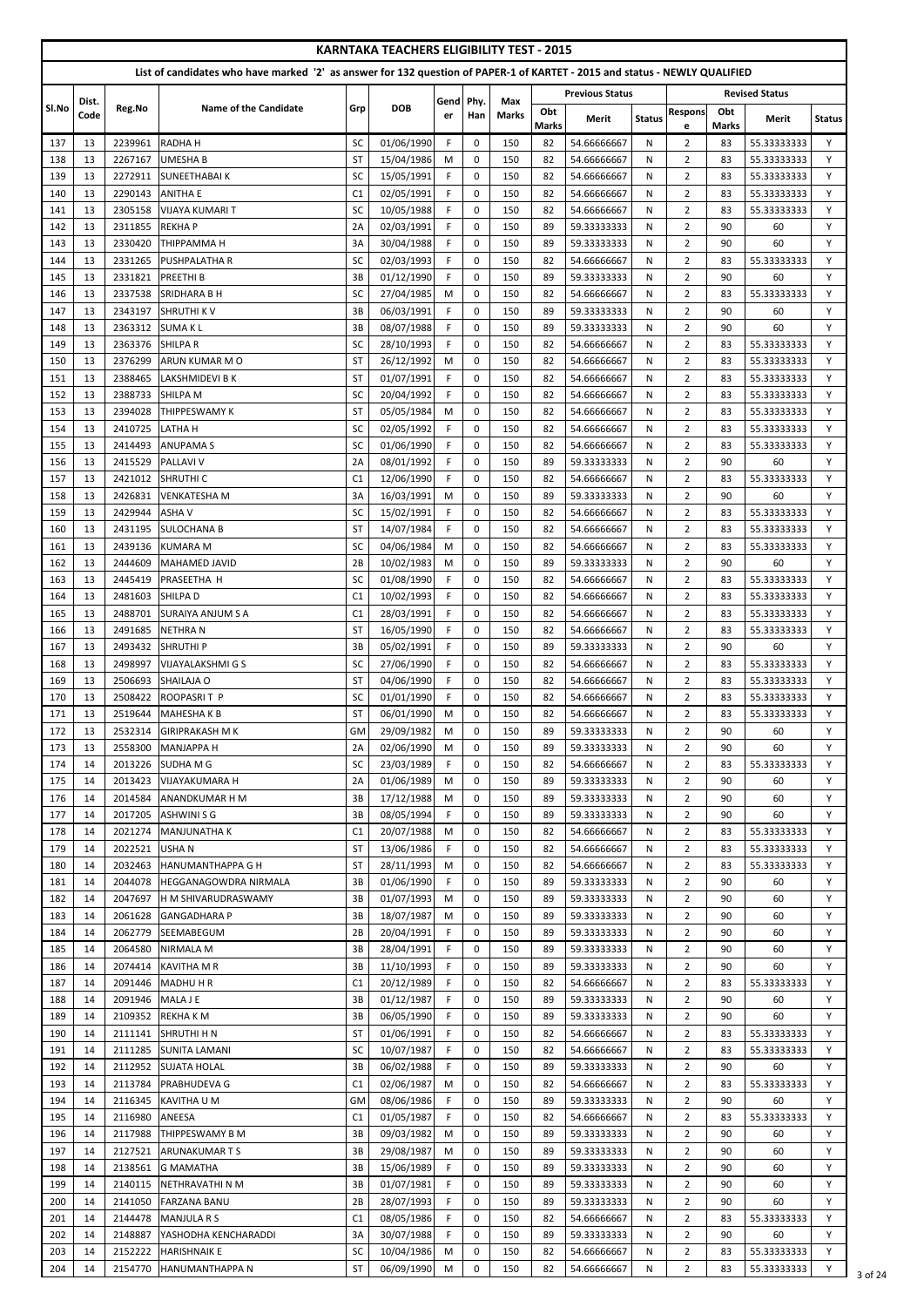# KARNTAKA TEACHERS ELIGIBILITY TEST - 2015

## List of candidates who have marked '2' as answer for 132 question of PAPER-1 of KARTET - 2015 and status - NEWLY QUALIFIED

| Sl.No | Dist. Code | Reg.No | Name of the Candidate | Grp | DOB | Gender | Phy. Han | Max Marks | Previous Status | | | Revised Status | | | |
|---|---|---|---|---|---|---|---|---|---|---|---|---|---|---|---|
| | | | | | | | | | Obt Marks | Merit | Status | Response | Obt Marks | Merit | Status |
| 137 | 13 | 2239961 | RADHA H | SC | 01/06/1990 | F | 0 | 150 | 82 | 54.66666667 | N | 2 | 83 | 55.33333333 | Y |
| 138 | 13 | 2267167 | UMESHA B | ST | 15/04/1986 | M | 0 | 150 | 82 | 54.66666667 | N | 2 | 83 | 55.33333333 | Y |
| 139 | 13 | 2272911 | SUNEETHABAI K | SC | 15/05/1991 | F | 0 | 150 | 82 | 54.66666667 | N | 2 | 83 | 55.33333333 | Y |
| 140 | 13 | 2290143 | ANITHA E | C1 | 02/05/1991 | F | 0 | 150 | 82 | 54.66666667 | N | 2 | 83 | 55.33333333 | Y |
| 141 | 13 | 2305158 | VIJAYA KUMARI T | SC | 10/05/1988 | F | 0 | 150 | 82 | 54.66666667 | N | 2 | 83 | 55.33333333 | Y |
| 142 | 13 | 2311855 | REKHA P | 2A | 02/03/1991 | F | 0 | 150 | 89 | 59.33333333 | N | 2 | 90 | 60 | Y |
| 143 | 13 | 2330420 | THIPPAMMA H | 3A | 30/04/1988 | F | 0 | 150 | 89 | 59.33333333 | N | 2 | 90 | 60 | Y |
| 144 | 13 | 2331265 | PUSHPALATHA R | SC | 02/03/1993 | F | 0 | 150 | 82 | 54.66666667 | N | 2 | 83 | 55.33333333 | Y |
| 145 | 13 | 2331821 | PREETHI B | 3B | 01/12/1990 | F | 0 | 150 | 89 | 59.33333333 | N | 2 | 90 | 60 | Y |
| 146 | 13 | 2337538 | SRIDHARA B H | SC | 27/04/1985 | M | 0 | 150 | 82 | 54.66666667 | N | 2 | 83 | 55.33333333 | Y |
| 147 | 13 | 2343197 | SHRUTHI K V | 3B | 06/03/1991 | F | 0 | 150 | 89 | 59.33333333 | N | 2 | 90 | 60 | Y |
| 148 | 13 | 2363312 | SUMA K L | 3B | 08/07/1988 | F | 0 | 150 | 89 | 59.33333333 | N | 2 | 90 | 60 | Y |
| 149 | 13 | 2363376 | SHILPA R | SC | 28/10/1993 | F | 0 | 150 | 82 | 54.66666667 | N | 2 | 83 | 55.33333333 | Y |
| 150 | 13 | 2376299 | ARUN KUMAR M O | ST | 26/12/1992 | M | 0 | 150 | 82 | 54.66666667 | N | 2 | 83 | 55.33333333 | Y |
| 151 | 13 | 2388465 | LAKSHMIDEVI B K | ST | 01/07/1991 | F | 0 | 150 | 82 | 54.66666667 | N | 2 | 83 | 55.33333333 | Y |
| 152 | 13 | 2388733 | SHILPA M | SC | 20/04/1992 | F | 0 | 150 | 82 | 54.66666667 | N | 2 | 83 | 55.33333333 | Y |
| 153 | 13 | 2394028 | THIPPESWAMY K | ST | 05/05/1984 | M | 0 | 150 | 82 | 54.66666667 | N | 2 | 83 | 55.33333333 | Y |
| 154 | 13 | 2410725 | LATHA H | SC | 02/05/1992 | F | 0 | 150 | 82 | 54.66666667 | N | 2 | 83 | 55.33333333 | Y |
| 155 | 13 | 2414493 | ANUPAMA S | SC | 01/06/1990 | F | 0 | 150 | 82 | 54.66666667 | N | 2 | 83 | 55.33333333 | Y |
| 156 | 13 | 2415529 | PALLAVI V | 2A | 08/01/1992 | F | 0 | 150 | 89 | 59.33333333 | N | 2 | 90 | 60 | Y |
| 157 | 13 | 2421012 | SHRUTHI C | C1 | 12/06/1990 | F | 0 | 150 | 82 | 54.66666667 | N | 2 | 83 | 55.33333333 | Y |
| 158 | 13 | 2426831 | VENKATESHA M | 3A | 16/03/1991 | M | 0 | 150 | 89 | 59.33333333 | N | 2 | 90 | 60 | Y |
| 159 | 13 | 2429944 | ASHA V | SC | 15/02/1991 | F | 0 | 150 | 82 | 54.66666667 | N | 2 | 83 | 55.33333333 | Y |
| 160 | 13 | 2431195 | SULOCHANA B | ST | 14/07/1984 | F | 0 | 150 | 82 | 54.66666667 | N | 2 | 83 | 55.33333333 | Y |
| 161 | 13 | 2439136 | KUMARA M | SC | 04/06/1984 | M | 0 | 150 | 82 | 54.66666667 | N | 2 | 83 | 55.33333333 | Y |
| 162 | 13 | 2444609 | MAHAMED JAVID | 2B | 10/02/1983 | M | 0 | 150 | 89 | 59.33333333 | N | 2 | 90 | 60 | Y |
| 163 | 13 | 2445419 | PRASEETHA H | SC | 01/08/1990 | F | 0 | 150 | 82 | 54.66666667 | N | 2 | 83 | 55.33333333 | Y |
| 164 | 13 | 2481603 | SHILPA D | C1 | 10/02/1993 | F | 0 | 150 | 82 | 54.66666667 | N | 2 | 83 | 55.33333333 | Y |
| 165 | 13 | 2488701 | SURAIYA ANJUM S A | C1 | 28/03/1991 | F | 0 | 150 | 82 | 54.66666667 | N | 2 | 83 | 55.33333333 | Y |
| 166 | 13 | 2491685 | NETHRA N | ST | 16/05/1990 | F | 0 | 150 | 82 | 54.66666667 | N | 2 | 83 | 55.33333333 | Y |
| 167 | 13 | 2493432 | SHRUTHI P | 3B | 05/02/1991 | F | 0 | 150 | 89 | 59.33333333 | N | 2 | 90 | 60 | Y |
| 168 | 13 | 2498997 | VIJAYALAKSHMI G S | SC | 27/06/1990 | F | 0 | 150 | 82 | 54.66666667 | N | 2 | 83 | 55.33333333 | Y |
| 169 | 13 | 2506693 | SHAILAJA O | ST | 04/06/1990 | F | 0 | 150 | 82 | 54.66666667 | N | 2 | 83 | 55.33333333 | Y |
| 170 | 13 | 2508422 | ROOPASRI T P | SC | 01/01/1990 | F | 0 | 150 | 82 | 54.66666667 | N | 2 | 83 | 55.33333333 | Y |
| 171 | 13 | 2519644 | MAHESHA K B | ST | 06/01/1990 | M | 0 | 150 | 82 | 54.66666667 | N | 2 | 83 | 55.33333333 | Y |
| 172 | 13 | 2532314 | GIRIPRAKASH M K | GM | 29/09/1982 | M | 0 | 150 | 89 | 59.33333333 | N | 2 | 90 | 60 | Y |
| 173 | 13 | 2558300 | MANJAPPA H | 2A | 02/06/1990 | M | 0 | 150 | 89 | 59.33333333 | N | 2 | 90 | 60 | Y |
| 174 | 14 | 2013226 | SUDHA M G | SC | 23/03/1989 | F | 0 | 150 | 82 | 54.66666667 | N | 2 | 83 | 55.33333333 | Y |
| 175 | 14 | 2013423 | VIJAYAKUMARA H | 2A | 01/06/1989 | M | 0 | 150 | 89 | 59.33333333 | N | 2 | 90 | 60 | Y |
| 176 | 14 | 2014584 | ANANDKUMAR H M | 3B | 17/12/1988 | M | 0 | 150 | 89 | 59.33333333 | N | 2 | 90 | 60 | Y |
| 177 | 14 | 2017205 | ASHWINI S G | 3B | 08/05/1994 | F | 0 | 150 | 89 | 59.33333333 | N | 2 | 90 | 60 | Y |
| 178 | 14 | 2021274 | MANJUNATHA K | C1 | 20/07/1988 | M | 0 | 150 | 82 | 54.66666667 | N | 2 | 83 | 55.33333333 | Y |
| 179 | 14 | 2022521 | USHA N | ST | 13/06/1986 | F | 0 | 150 | 82 | 54.66666667 | N | 2 | 83 | 55.33333333 | Y |
| 180 | 14 | 2032463 | HANUMANTHAPPA G H | ST | 28/11/1993 | M | 0 | 150 | 82 | 54.66666667 | N | 2 | 83 | 55.33333333 | Y |
| 181 | 14 | 2044078 | HEGGANAGOWDRA NIRMALA | 3B | 01/06/1990 | F | 0 | 150 | 89 | 59.33333333 | N | 2 | 90 | 60 | Y |
| 182 | 14 | 2047697 | H M SHIVARUDRASWAMY | 3B | 01/07/1993 | M | 0 | 150 | 89 | 59.33333333 | N | 2 | 90 | 60 | Y |
| 183 | 14 | 2061628 | GANGADHARA P | 3B | 18/07/1987 | M | 0 | 150 | 89 | 59.33333333 | N | 2 | 90 | 60 | Y |
| 184 | 14 | 2062779 | SEEMABEGUM | 2B | 20/04/1991 | F | 0 | 150 | 89 | 59.33333333 | N | 2 | 90 | 60 | Y |
| 185 | 14 | 2064580 | NIRMALA M | 3B | 28/04/1991 | F | 0 | 150 | 89 | 59.33333333 | N | 2 | 90 | 60 | Y |
| 186 | 14 | 2074414 | KAVITHA M R | 3B | 11/10/1993 | F | 0 | 150 | 89 | 59.33333333 | N | 2 | 90 | 60 | Y |
| 187 | 14 | 2091446 | MADHU H R | C1 | 20/12/1989 | F | 0 | 150 | 82 | 54.66666667 | N | 2 | 83 | 55.33333333 | Y |
| 188 | 14 | 2091946 | MALA J E | 3B | 01/12/1987 | F | 0 | 150 | 89 | 59.33333333 | N | 2 | 90 | 60 | Y |
| 189 | 14 | 2109352 | REKHA K M | 3B | 06/05/1990 | F | 0 | 150 | 89 | 59.33333333 | N | 2 | 90 | 60 | Y |
| 190 | 14 | 2111141 | SHRUTHI H N | ST | 01/06/1991 | F | 0 | 150 | 82 | 54.66666667 | N | 2 | 83 | 55.33333333 | Y |
| 191 | 14 | 2111285 | SUNITA LAMANI | SC | 10/07/1987 | F | 0 | 150 | 82 | 54.66666667 | N | 2 | 83 | 55.33333333 | Y |
| 192 | 14 | 2112952 | SUJATA HOLAL | 3B | 06/02/1988 | F | 0 | 150 | 89 | 59.33333333 | N | 2 | 90 | 60 | Y |
| 193 | 14 | 2113784 | PRABHUDEVA G | C1 | 02/06/1987 | M | 0 | 150 | 82 | 54.66666667 | N | 2 | 83 | 55.33333333 | Y |
| 194 | 14 | 2116345 | KAVITHA U M | GM | 08/06/1986 | F | 0 | 150 | 89 | 59.33333333 | N | 2 | 90 | 60 | Y |
| 195 | 14 | 2116980 | ANEESA | C1 | 01/05/1987 | F | 0 | 150 | 82 | 54.66666667 | N | 2 | 83 | 55.33333333 | Y |
| 196 | 14 | 2117988 | THIPPESWAMY B M | 3B | 09/03/1982 | M | 0 | 150 | 89 | 59.33333333 | N | 2 | 90 | 60 | Y |
| 197 | 14 | 2127521 | ARUNAKUMAR T S | 3B | 29/08/1987 | M | 0 | 150 | 89 | 59.33333333 | N | 2 | 90 | 60 | Y |
| 198 | 14 | 2138561 | G MAMATHA | 3B | 15/06/1989 | F | 0 | 150 | 89 | 59.33333333 | N | 2 | 90 | 60 | Y |
| 199 | 14 | 2140115 | NETHRAVATHI N M | 3B | 01/07/1981 | F | 0 | 150 | 89 | 59.33333333 | N | 2 | 90 | 60 | Y |
| 200 | 14 | 2141050 | FARZANA BANU | 2B | 28/07/1993 | F | 0 | 150 | 89 | 59.33333333 | N | 2 | 90 | 60 | Y |
| 201 | 14 | 2144478 | MANJULA R S | C1 | 08/05/1986 | F | 0 | 150 | 82 | 54.66666667 | N | 2 | 83 | 55.33333333 | Y |
| 202 | 14 | 2148887 | YASHODHA KENCHARADDI | 3A | 30/07/1988 | F | 0 | 150 | 89 | 59.33333333 | N | 2 | 90 | 60 | Y |
| 203 | 14 | 2152222 | HARISHNAIK E | SC | 10/04/1986 | M | 0 | 150 | 82 | 54.66666667 | N | 2 | 83 | 55.33333333 | Y |
| 204 | 14 | 2154770 | HANUMANTHAPPA N | ST | 06/09/1990 | M | 0 | 150 | 82 | 54.66666667 | N | 2 | 83 | 55.33333333 | Y |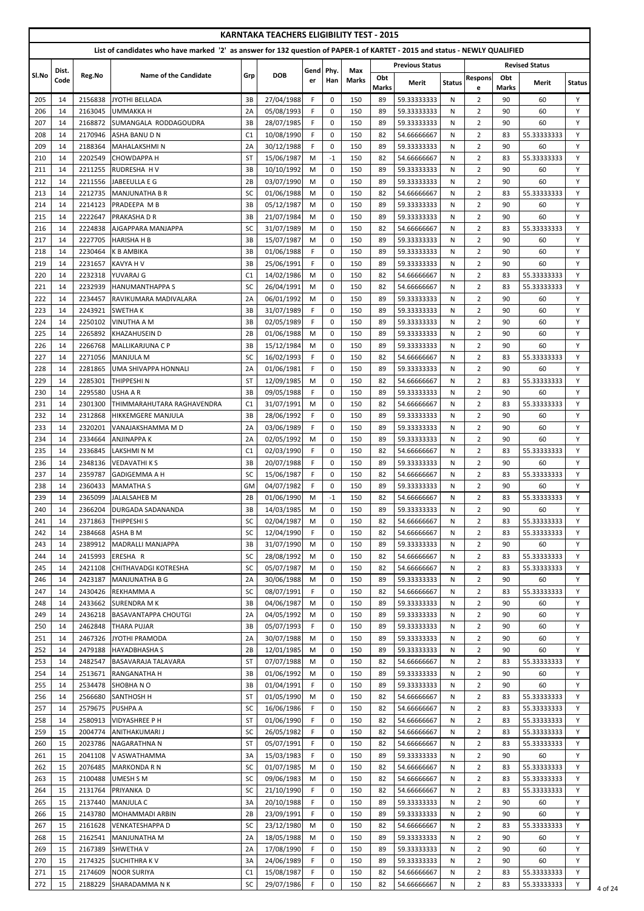# KARNTAKA TEACHERS ELIGIBILITY TEST - 2015

## List of candidates who have marked '2' as answer for 132 question of PAPER-1 of KARTET - 2015 and status - NEWLY QUALIFIED

| Sl.No | Dist. Code | Reg.No | Name of the Candidate | Grp | DOB | Gender | Phy. Han | Max Marks | Previous Status | | | Revised Status | | | |
|---|---|---|---|---|---|---|---|---|---|---|---|---|---|---|---|
| | | | | | | | | | Obt Marks | Merit | Status | Response | Obt Marks | Merit | Status |
| 205 | 14 | 2156838 | JYOTHI BELLADA | 3B | 27/04/1988 | F | 0 | 150 | 89 | 59.33333333 | N | 2 | 90 | 60 | Y |
| 206 | 14 | 2163045 | UMMAKKA H | 2A | 05/08/1993 | F | 0 | 150 | 89 | 59.33333333 | N | 2 | 90 | 60 | Y |
| 207 | 14 | 2168872 | SUMANGALA RODDAGOUDRA | 3B | 28/07/1985 | F | 0 | 150 | 89 | 59.33333333 | N | 2 | 90 | 60 | Y |
| 208 | 14 | 2170946 | ASHA BANU D N | C1 | 10/08/1990 | F | 0 | 150 | 82 | 54.66666667 | N | 2 | 83 | 55.33333333 | Y |
| 209 | 14 | 2188364 | MAHALAKSHMI N | 2A | 30/12/1988 | F | 0 | 150 | 89 | 59.33333333 | N | 2 | 90 | 60 | Y |
| 210 | 14 | 2202549 | CHOWDAPPA H | ST | 15/06/1987 | M | -1 | 150 | 82 | 54.66666667 | N | 2 | 83 | 55.33333333 | Y |
| 211 | 14 | 2211255 | RUDRESHA H V | 3B | 10/10/1992 | M | 0 | 150 | 89 | 59.33333333 | N | 2 | 90 | 60 | Y |
| 212 | 14 | 2211556 | JABEEULLA E G | 2B | 03/07/1990 | M | 0 | 150 | 89 | 59.33333333 | N | 2 | 90 | 60 | Y |
| 213 | 14 | 2212735 | MANJUNATHA B R | SC | 01/06/1988 | M | 0 | 150 | 82 | 54.66666667 | N | 2 | 83 | 55.33333333 | Y |
| 214 | 14 | 2214123 | PRADEEPA M B | 3B | 05/12/1987 | M | 0 | 150 | 89 | 59.33333333 | N | 2 | 90 | 60 | Y |
| 215 | 14 | 2222647 | PRAKASHA D R | 3B | 21/07/1984 | M | 0 | 150 | 89 | 59.33333333 | N | 2 | 90 | 60 | Y |
| 216 | 14 | 2224838 | AJGAPPARA MANJAPPA | SC | 31/07/1989 | M | 0 | 150 | 82 | 54.66666667 | N | 2 | 83 | 55.33333333 | Y |
| 217 | 14 | 2227705 | HARISHA H B | 3B | 15/07/1987 | M | 0 | 150 | 89 | 59.33333333 | N | 2 | 90 | 60 | Y |
| 218 | 14 | 2230464 | K B AMBIKA | 3B | 01/06/1988 | F | 0 | 150 | 89 | 59.33333333 | N | 2 | 90 | 60 | Y |
| 219 | 14 | 2231657 | KAVYA H V | 3B | 25/06/1991 | F | 0 | 150 | 89 | 59.33333333 | N | 2 | 90 | 60 | Y |
| 220 | 14 | 2232318 | YUVARAJ G | C1 | 14/02/1986 | M | 0 | 150 | 82 | 54.66666667 | N | 2 | 83 | 55.33333333 | Y |
| 221 | 14 | 2232939 | HANUMANTHAPPA S | SC | 26/04/1991 | M | 0 | 150 | 82 | 54.66666667 | N | 2 | 83 | 55.33333333 | Y |
| 222 | 14 | 2234457 | RAVIKUMARA MADIVALARA | 2A | 06/01/1992 | M | 0 | 150 | 89 | 59.33333333 | N | 2 | 90 | 60 | Y |
| 223 | 14 | 2243921 | SWETHA K | 3B | 31/07/1989 | F | 0 | 150 | 89 | 59.33333333 | N | 2 | 90 | 60 | Y |
| 224 | 14 | 2250102 | VINUTHA A M | 3B | 02/05/1989 | F | 0 | 150 | 89 | 59.33333333 | N | 2 | 90 | 60 | Y |
| 225 | 14 | 2265892 | KHAZAHUSEIN D | 2B | 01/06/1988 | M | 0 | 150 | 89 | 59.33333333 | N | 2 | 90 | 60 | Y |
| 226 | 14 | 2266768 | MALLIKARJUNA C P | 3B | 15/12/1984 | M | 0 | 150 | 89 | 59.33333333 | N | 2 | 90 | 60 | Y |
| 227 | 14 | 2271056 | MANJULA M | SC | 16/02/1993 | F | 0 | 150 | 82 | 54.66666667 | N | 2 | 83 | 55.33333333 | Y |
| 228 | 14 | 2281865 | UMA SHIVAPPA HONNALI | 2A | 01/06/1981 | F | 0 | 150 | 89 | 59.33333333 | N | 2 | 90 | 60 | Y |
| 229 | 14 | 2285301 | THIPPESHI N | ST | 12/09/1985 | M | 0 | 150 | 82 | 54.66666667 | N | 2 | 83 | 55.33333333 | Y |
| 230 | 14 | 2295580 | USHA A R | 3B | 09/05/1988 | F | 0 | 150 | 89 | 59.33333333 | N | 2 | 90 | 60 | Y |
| 231 | 14 | 2301300 | THIMMARAHUTARA RAGHAVENDRA | C1 | 31/07/1991 | M | 0 | 150 | 82 | 54.66666667 | N | 2 | 83 | 55.33333333 | Y |
| 232 | 14 | 2312868 | HIKKEMGERE MANJULA | 3B | 28/06/1992 | F | 0 | 150 | 89 | 59.33333333 | N | 2 | 90 | 60 | Y |
| 233 | 14 | 2320201 | VANAJAKSHAMMA M D | 2A | 03/06/1989 | F | 0 | 150 | 89 | 59.33333333 | N | 2 | 90 | 60 | Y |
| 234 | 14 | 2334664 | ANJINAPPA K | 2A | 02/05/1992 | M | 0 | 150 | 89 | 59.33333333 | N | 2 | 90 | 60 | Y |
| 235 | 14 | 2336845 | LAKSHMI N M | C1 | 02/03/1990 | F | 0 | 150 | 82 | 54.66666667 | N | 2 | 83 | 55.33333333 | Y |
| 236 | 14 | 2348136 | VEDAVATHI K S | 3B | 20/07/1988 | F | 0 | 150 | 89 | 59.33333333 | N | 2 | 90 | 60 | Y |
| 237 | 14 | 2359787 | GADIGEMMA A H | SC | 15/06/1987 | F | 0 | 150 | 82 | 54.66666667 | N | 2 | 83 | 55.33333333 | Y |
| 238 | 14 | 2360433 | MAMATHA S | GM | 04/07/1982 | F | 0 | 150 | 89 | 59.33333333 | N | 2 | 90 | 60 | Y |
| 239 | 14 | 2365099 | JALALSAHEB M | 2B | 01/06/1990 | M | -1 | 150 | 82 | 54.66666667 | N | 2 | 83 | 55.33333333 | Y |
| 240 | 14 | 2366204 | DURGADA SADANANDA | 3B | 14/03/1985 | M | 0 | 150 | 89 | 59.33333333 | N | 2 | 90 | 60 | Y |
| 241 | 14 | 2371863 | THIPPESHI S | SC | 02/04/1987 | M | 0 | 150 | 82 | 54.66666667 | N | 2 | 83 | 55.33333333 | Y |
| 242 | 14 | 2384668 | ASHA B M | SC | 12/04/1990 | F | 0 | 150 | 82 | 54.66666667 | N | 2 | 83 | 55.33333333 | Y |
| 243 | 14 | 2389912 | MADRALLI MANJAPPA | 3B | 31/07/1990 | M | 0 | 150 | 89 | 59.33333333 | N | 2 | 90 | 60 | Y |
| 244 | 14 | 2415993 | ERESHA R | SC | 28/08/1992 | M | 0 | 150 | 82 | 54.66666667 | N | 2 | 83 | 55.33333333 | Y |
| 245 | 14 | 2421108 | CHITHAVADGI KOTRESHA | SC | 05/07/1987 | M | 0 | 150 | 82 | 54.66666667 | N | 2 | 83 | 55.33333333 | Y |
| 246 | 14 | 2423187 | MANJUNATHA B G | 2A | 30/06/1988 | M | 0 | 150 | 89 | 59.33333333 | N | 2 | 90 | 60 | Y |
| 247 | 14 | 2430426 | REKHAMMA A | SC | 08/07/1991 | F | 0 | 150 | 82 | 54.66666667 | N | 2 | 83 | 55.33333333 | Y |
| 248 | 14 | 2433662 | SURENDRA M K | 3B | 04/06/1987 | M | 0 | 150 | 89 | 59.33333333 | N | 2 | 90 | 60 | Y |
| 249 | 14 | 2436218 | BASAVANTAPPA CHOUTGI | 2A | 04/05/1992 | M | 0 | 150 | 89 | 59.33333333 | N | 2 | 90 | 60 | Y |
| 250 | 14 | 2462848 | THARA PUJAR | 3B | 05/07/1993 | F | 0 | 150 | 89 | 59.33333333 | N | 2 | 90 | 60 | Y |
| 251 | 14 | 2467326 | JYOTHI PRAMODA | 2A | 30/07/1988 | M | 0 | 150 | 89 | 59.33333333 | N | 2 | 90 | 60 | Y |
| 252 | 14 | 2479188 | HAYADBHASHA S | 2B | 12/01/1985 | M | 0 | 150 | 89 | 59.33333333 | N | 2 | 90 | 60 | Y |
| 253 | 14 | 2482547 | BASAVARAJA TALAVARA | ST | 07/07/1988 | M | 0 | 150 | 82 | 54.66666667 | N | 2 | 83 | 55.33333333 | Y |
| 254 | 14 | 2513671 | RANGANATHA H | 3B | 01/06/1992 | M | 0 | 150 | 89 | 59.33333333 | N | 2 | 90 | 60 | Y |
| 255 | 14 | 2534478 | SHOBHA N O | 3B | 01/04/1991 | F | 0 | 150 | 89 | 59.33333333 | N | 2 | 90 | 60 | Y |
| 256 | 14 | 2566680 | SANTHOSH H | ST | 01/05/1990 | M | 0 | 150 | 82 | 54.66666667 | N | 2 | 83 | 55.33333333 | Y |
| 257 | 14 | 2579675 | PUSHPA A | SC | 16/06/1986 | F | 0 | 150 | 82 | 54.66666667 | N | 2 | 83 | 55.33333333 | Y |
| 258 | 14 | 2580913 | VIDYASHREE P H | ST | 01/06/1990 | F | 0 | 150 | 82 | 54.66666667 | N | 2 | 83 | 55.33333333 | Y |
| 259 | 15 | 2004774 | ANITHAKUMARI J | SC | 26/05/1982 | F | 0 | 150 | 82 | 54.66666667 | N | 2 | 83 | 55.33333333 | Y |
| 260 | 15 | 2023786 | NAGARATHNA N | ST | 05/07/1991 | F | 0 | 150 | 82 | 54.66666667 | N | 2 | 83 | 55.33333333 | Y |
| 261 | 15 | 2041108 | V ASWATHAMMA | 3A | 15/03/1983 | F | 0 | 150 | 89 | 59.33333333 | N | 2 | 90 | 60 | Y |
| 262 | 15 | 2076485 | MARKONDA R N | SC | 01/07/1985 | M | 0 | 150 | 82 | 54.66666667 | N | 2 | 83 | 55.33333333 | Y |
| 263 | 15 | 2100488 | UMESH S M | SC | 09/06/1983 | M | 0 | 150 | 82 | 54.66666667 | N | 2 | 83 | 55.33333333 | Y |
| 264 | 15 | 2131764 | PRIYANKA D | SC | 21/10/1990 | F | 0 | 150 | 82 | 54.66666667 | N | 2 | 83 | 55.33333333 | Y |
| 265 | 15 | 2137440 | MANJULA C | 3A | 20/10/1988 | F | 0 | 150 | 89 | 59.33333333 | N | 2 | 90 | 60 | Y |
| 266 | 15 | 2143780 | MOHAMMADI ARBIN | 2B | 23/09/1991 | F | 0 | 150 | 89 | 59.33333333 | N | 2 | 90 | 60 | Y |
| 267 | 15 | 2161628 | VENKATESHAPPA D | SC | 23/12/1980 | M | 0 | 150 | 82 | 54.66666667 | N | 2 | 83 | 55.33333333 | Y |
| 268 | 15 | 2162541 | MANJUNATHA M | 2A | 18/05/1988 | M | 0 | 150 | 89 | 59.33333333 | N | 2 | 90 | 60 | Y |
| 269 | 15 | 2167389 | SHWETHA V | 2A | 17/08/1990 | F | 0 | 150 | 89 | 59.33333333 | N | 2 | 90 | 60 | Y |
| 270 | 15 | 2174325 | SUCHITHRA K V | 3A | 24/06/1989 | F | 0 | 150 | 89 | 59.33333333 | N | 2 | 90 | 60 | Y |
| 271 | 15 | 2174609 | NOOR SURIYA | C1 | 15/08/1987 | F | 0 | 150 | 82 | 54.66666667 | N | 2 | 83 | 55.33333333 | Y |
| 272 | 15 | 2188229 | SHARADAMMA N K | SC | 29/07/1986 | F | 0 | 150 | 82 | 54.66666667 | N | 2 | 83 | 55.33333333 | Y |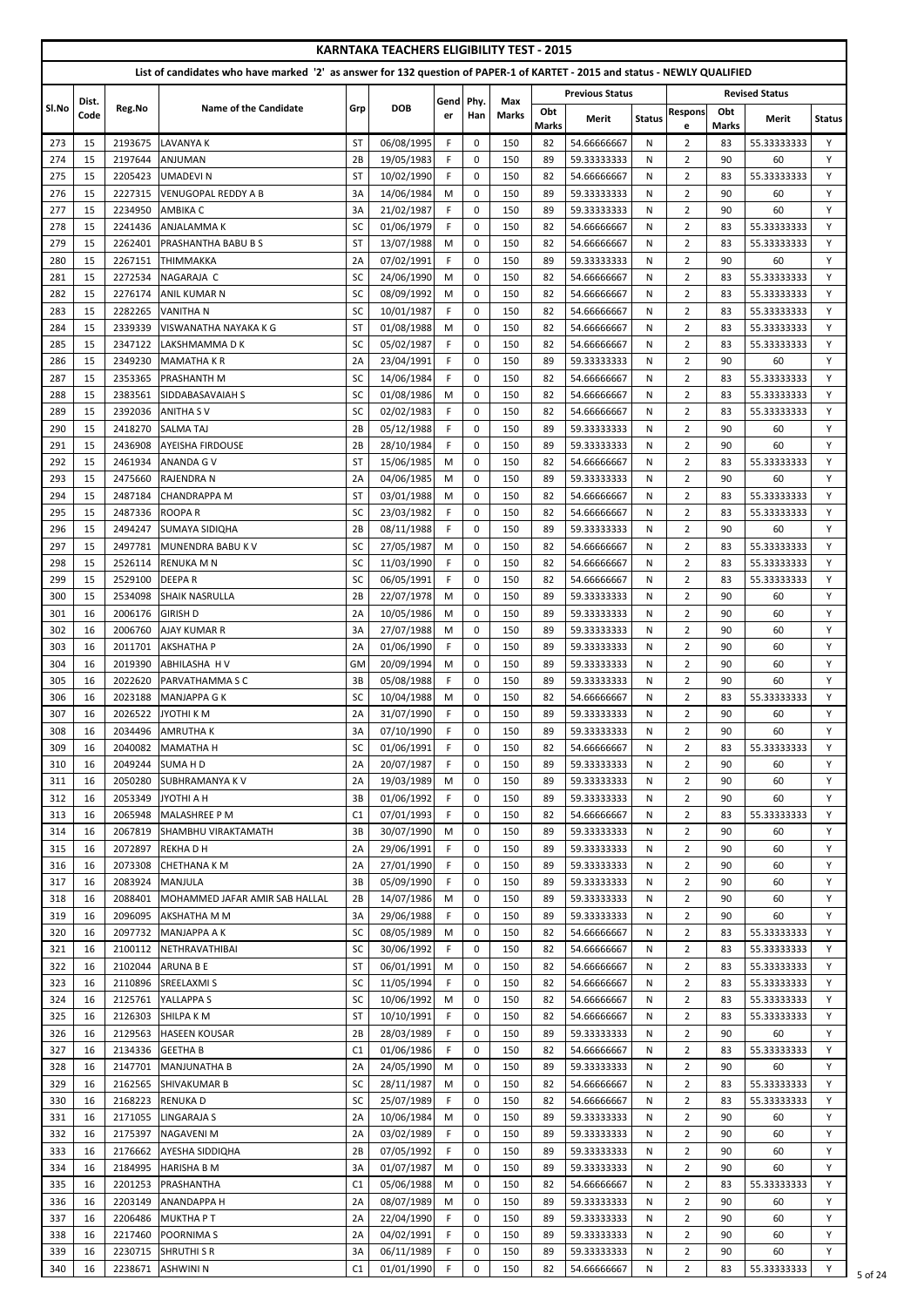# KARTNATAKA TEACHERS ELIGIBILITY TEST - 2015

## List of candidates who have marked '2' as answer for 132 question of PAPER-1 of KARTET - 2015 and status - NEWLY QUALIFIED

| Sl.No | Dist. Code | Reg.No | Name of the Candidate | Grp | DOB | Gender | Phy. Han | Max Marks | Previous Status | | | Revised Status | | | |
|---|---|---|---|---|---|---|---|---|---|---|---|---|---|---|---|
| | | | | | | | | | Obt Marks | Merit | Status | Response | Obt Marks | Merit | Status |
| 273 | 15 | 2193675 | LAVANYA K | ST | 06/08/1995 | F | 0 | 150 | 82 | 54.66666667 | N | 2 | 83 | 55.33333333 | Y |
| 274 | 15 | 2197644 | ANJUMAN | 2B | 19/05/1983 | F | 0 | 150 | 89 | 59.33333333 | N | 2 | 90 | 60 | Y |
| 275 | 15 | 2205423 | UMADEVI N | ST | 10/02/1990 | F | 0 | 150 | 82 | 54.66666667 | N | 2 | 83 | 55.33333333 | Y |
| 276 | 15 | 2227315 | VENUGOPAL REDDY A B | 3A | 14/06/1984 | M | 0 | 150 | 89 | 59.33333333 | N | 2 | 90 | 60 | Y |
| 277 | 15 | 2234950 | AMBIKA C | 3A | 21/02/1987 | F | 0 | 150 | 89 | 59.33333333 | N | 2 | 90 | 60 | Y |
| 278 | 15 | 2241436 | ANJALAMMA K | SC | 01/06/1979 | F | 0 | 150 | 82 | 54.66666667 | N | 2 | 83 | 55.33333333 | Y |
| 279 | 15 | 2262401 | PRASHANTHA BABU B S | ST | 13/07/1988 | M | 0 | 150 | 82 | 54.66666667 | N | 2 | 83 | 55.33333333 | Y |
| 280 | 15 | 2267151 | THIMMAKKA | 2A | 07/02/1991 | F | 0 | 150 | 89 | 59.33333333 | N | 2 | 90 | 60 | Y |
| 281 | 15 | 2272534 | NAGARAJA C | SC | 24/06/1990 | M | 0 | 150 | 82 | 54.66666667 | N | 2 | 83 | 55.33333333 | Y |
| 282 | 15 | 2276174 | ANIL KUMAR N | SC | 08/09/1992 | M | 0 | 150 | 82 | 54.66666667 | N | 2 | 83 | 55.33333333 | Y |
| 283 | 15 | 2282265 | VANITHA N | SC | 10/01/1987 | F | 0 | 150 | 82 | 54.66666667 | N | 2 | 83 | 55.33333333 | Y |
| 284 | 15 | 2339339 | VISWANATHA NAYAKA K G | ST | 01/08/1988 | M | 0 | 150 | 82 | 54.66666667 | N | 2 | 83 | 55.33333333 | Y |
| 285 | 15 | 2347122 | LAKSHMAMMA D K | SC | 05/02/1987 | F | 0 | 150 | 82 | 54.66666667 | N | 2 | 83 | 55.33333333 | Y |
| 286 | 15 | 2349230 | MAMATHA K R | 2A | 23/04/1991 | F | 0 | 150 | 89 | 59.33333333 | N | 2 | 90 | 60 | Y |
| 287 | 15 | 2353365 | PRASHANTH M | SC | 14/06/1984 | F | 0 | 150 | 82 | 54.66666667 | N | 2 | 83 | 55.33333333 | Y |
| 288 | 15 | 2383561 | SIDDABASAVAIAH S | SC | 01/08/1986 | M | 0 | 150 | 82 | 54.66666667 | N | 2 | 83 | 55.33333333 | Y |
| 289 | 15 | 2392036 | ANITHA S V | SC | 02/02/1983 | F | 0 | 150 | 82 | 54.66666667 | N | 2 | 83 | 55.33333333 | Y |
| 290 | 15 | 2418270 | SALMA TAJ | 2B | 05/12/1988 | F | 0 | 150 | 89 | 59.33333333 | N | 2 | 90 | 60 | Y |
| 291 | 15 | 2436908 | AYEISHA FIRDOUSE | 2B | 28/10/1984 | F | 0 | 150 | 89 | 59.33333333 | N | 2 | 90 | 60 | Y |
| 292 | 15 | 2461934 | ANANDA G V | ST | 15/06/1985 | M | 0 | 150 | 82 | 54.66666667 | N | 2 | 83 | 55.33333333 | Y |
| 293 | 15 | 2475660 | RAJENDRA N | 2A | 04/06/1985 | M | 0 | 150 | 89 | 59.33333333 | N | 2 | 90 | 60 | Y |
| 294 | 15 | 2487184 | CHANDRAPPA M | ST | 03/01/1988 | M | 0 | 150 | 82 | 54.66666667 | N | 2 | 83 | 55.33333333 | Y |
| 295 | 15 | 2487336 | ROOPA R | SC | 23/03/1982 | F | 0 | 150 | 82 | 54.66666667 | N | 2 | 83 | 55.33333333 | Y |
| 296 | 15 | 2494247 | SUMAYA SIDIQHA | 2B | 08/11/1988 | F | 0 | 150 | 89 | 59.33333333 | N | 2 | 90 | 60 | Y |
| 297 | 15 | 2497781 | MUNENDRA BABU K V | SC | 27/05/1987 | M | 0 | 150 | 82 | 54.66666667 | N | 2 | 83 | 55.33333333 | Y |
| 298 | 15 | 2526114 | RENUKA M N | SC | 11/03/1990 | F | 0 | 150 | 82 | 54.66666667 | N | 2 | 83 | 55.33333333 | Y |
| 299 | 15 | 2529100 | DEEPA R | SC | 06/05/1991 | F | 0 | 150 | 82 | 54.66666667 | N | 2 | 83 | 55.33333333 | Y |
| 300 | 15 | 2534098 | SHAIK NASRULLA | 2B | 22/07/1978 | M | 0 | 150 | 89 | 59.33333333 | N | 2 | 90 | 60 | Y |
| 301 | 16 | 2006176 | GIRISH D | 2A | 10/05/1986 | M | 0 | 150 | 89 | 59.33333333 | N | 2 | 90 | 60 | Y |
| 302 | 16 | 2006760 | AJAY KUMAR R | 3A | 27/07/1988 | M | 0 | 150 | 89 | 59.33333333 | N | 2 | 90 | 60 | Y |
| 303 | 16 | 2011701 | AKSHATHA P | 2A | 01/06/1990 | F | 0 | 150 | 89 | 59.33333333 | N | 2 | 90 | 60 | Y |
| 304 | 16 | 2019390 | ABHILASHA H V | GM | 20/09/1994 | M | 0 | 150 | 89 | 59.33333333 | N | 2 | 90 | 60 | Y |
| 305 | 16 | 2022620 | PARVATHAMMA S C | 3B | 05/08/1988 | F | 0 | 150 | 89 | 59.33333333 | N | 2 | 90 | 60 | Y |
| 306 | 16 | 2023188 | MANJAPPA G K | SC | 10/04/1988 | M | 0 | 150 | 82 | 54.66666667 | N | 2 | 83 | 55.33333333 | Y |
| 307 | 16 | 2026522 | JYOTHI K M | 2A | 31/07/1990 | F | 0 | 150 | 89 | 59.33333333 | N | 2 | 90 | 60 | Y |
| 308 | 16 | 2034496 | AMRUTHA K | 3A | 07/10/1990 | F | 0 | 150 | 89 | 59.33333333 | N | 2 | 90 | 60 | Y |
| 309 | 16 | 2040082 | MAMATHA H | SC | 01/06/1991 | F | 0 | 150 | 82 | 54.66666667 | N | 2 | 83 | 55.33333333 | Y |
| 310 | 16 | 2049244 | SUMA H D | 2A | 20/07/1987 | F | 0 | 150 | 89 | 59.33333333 | N | 2 | 90 | 60 | Y |
| 311 | 16 | 2050280 | SUBHRAMANYA K V | 2A | 19/03/1989 | M | 0 | 150 | 89 | 59.33333333 | N | 2 | 90 | 60 | Y |
| 312 | 16 | 2053349 | JYOTHI A H | 3B | 01/06/1992 | F | 0 | 150 | 89 | 59.33333333 | N | 2 | 90 | 60 | Y |
| 313 | 16 | 2065948 | MALASHREE P M | C1 | 07/01/1993 | F | 0 | 150 | 82 | 54.66666667 | N | 2 | 83 | 55.33333333 | Y |
| 314 | 16 | 2067819 | SHAMBHU VIRAKTAMATH | 3B | 30/07/1990 | M | 0 | 150 | 89 | 59.33333333 | N | 2 | 90 | 60 | Y |
| 315 | 16 | 2072897 | REKHA D H | 2A | 29/06/1991 | F | 0 | 150 | 89 | 59.33333333 | N | 2 | 90 | 60 | Y |
| 316 | 16 | 2073308 | CHETHANA K M | 2A | 27/01/1990 | F | 0 | 150 | 89 | 59.33333333 | N | 2 | 90 | 60 | Y |
| 317 | 16 | 2083924 | MANJULA | 3B | 05/09/1990 | F | 0 | 150 | 89 | 59.33333333 | N | 2 | 90 | 60 | Y |
| 318 | 16 | 2088401 | MOHAMMED JAFAR AMIR SAB HALLAL | 2B | 14/07/1986 | M | 0 | 150 | 89 | 59.33333333 | N | 2 | 90 | 60 | Y |
| 319 | 16 | 2096095 | AKSHATHA M M | 3A | 29/06/1988 | F | 0 | 150 | 89 | 59.33333333 | N | 2 | 90 | 60 | Y |
| 320 | 16 | 2097732 | MANJAPPA A K | SC | 08/05/1989 | M | 0 | 150 | 82 | 54.66666667 | N | 2 | 83 | 55.33333333 | Y |
| 321 | 16 | 2100112 | NETHRAVATHIBAI | SC | 30/06/1992 | F | 0 | 150 | 82 | 54.66666667 | N | 2 | 83 | 55.33333333 | Y |
| 322 | 16 | 2102044 | ARUNA B E | ST | 06/01/1991 | M | 0 | 150 | 82 | 54.66666667 | N | 2 | 83 | 55.33333333 | Y |
| 323 | 16 | 2110896 | SREELAXMI S | SC | 11/05/1994 | F | 0 | 150 | 82 | 54.66666667 | N | 2 | 83 | 55.33333333 | Y |
| 324 | 16 | 2125761 | YALLAPPA S | SC | 10/06/1992 | M | 0 | 150 | 82 | 54.66666667 | N | 2 | 83 | 55.33333333 | Y |
| 325 | 16 | 2126303 | SHILPA K M | ST | 10/10/1991 | F | 0 | 150 | 82 | 54.66666667 | N | 2 | 83 | 55.33333333 | Y |
| 326 | 16 | 2129563 | HASEEN KOUSAR | 2B | 28/03/1989 | F | 0 | 150 | 89 | 59.33333333 | N | 2 | 90 | 60 | Y |
| 327 | 16 | 2134336 | GEETHA B | C1 | 01/06/1986 | F | 0 | 150 | 82 | 54.66666667 | N | 2 | 83 | 55.33333333 | Y |
| 328 | 16 | 2147701 | MANJUNATHA B | 2A | 24/05/1990 | M | 0 | 150 | 89 | 59.33333333 | N | 2 | 90 | 60 | Y |
| 329 | 16 | 2162565 | SHIVAKUMAR B | SC | 28/11/1987 | M | 0 | 150 | 82 | 54.66666667 | N | 2 | 83 | 55.33333333 | Y |
| 330 | 16 | 2168223 | RENUKA D | SC | 25/07/1989 | F | 0 | 150 | 82 | 54.66666667 | N | 2 | 83 | 55.33333333 | Y |
| 331 | 16 | 2171055 | LINGARAJA S | 2A | 10/06/1984 | M | 0 | 150 | 89 | 59.33333333 | N | 2 | 90 | 60 | Y |
| 332 | 16 | 2175397 | NAGAVENI M | 2A | 03/02/1989 | F | 0 | 150 | 89 | 59.33333333 | N | 2 | 90 | 60 | Y |
| 333 | 16 | 2176662 | AYESHA SIDDIQHA | 2B | 07/05/1992 | F | 0 | 150 | 89 | 59.33333333 | N | 2 | 90 | 60 | Y |
| 334 | 16 | 2184995 | HARISHA B M | 3A | 01/07/1987 | M | 0 | 150 | 89 | 59.33333333 | N | 2 | 90 | 60 | Y |
| 335 | 16 | 2201253 | PRASHANTHA | C1 | 05/06/1988 | M | 0 | 150 | 82 | 54.66666667 | N | 2 | 83 | 55.33333333 | Y |
| 336 | 16 | 2203149 | ANANDAPPA H | 2A | 08/07/1989 | M | 0 | 150 | 89 | 59.33333333 | N | 2 | 90 | 60 | Y |
| 337 | 16 | 2206486 | MUKTHA P T | 2A | 22/04/1990 | F | 0 | 150 | 89 | 59.33333333 | N | 2 | 90 | 60 | Y |
| 338 | 16 | 2217460 | POORNIMA S | 2A | 04/02/1991 | F | 0 | 150 | 89 | 59.33333333 | N | 2 | 90 | 60 | Y |
| 339 | 16 | 2230715 | SHRUTHI S R | 3A | 06/11/1989 | F | 0 | 150 | 89 | 59.33333333 | N | 2 | 90 | 60 | Y |
| 340 | 16 | 2238671 | ASHWINI N | C1 | 01/01/1990 | F | 0 | 150 | 82 | 54.66666667 | N | 2 | 83 | 55.33333333 | Y |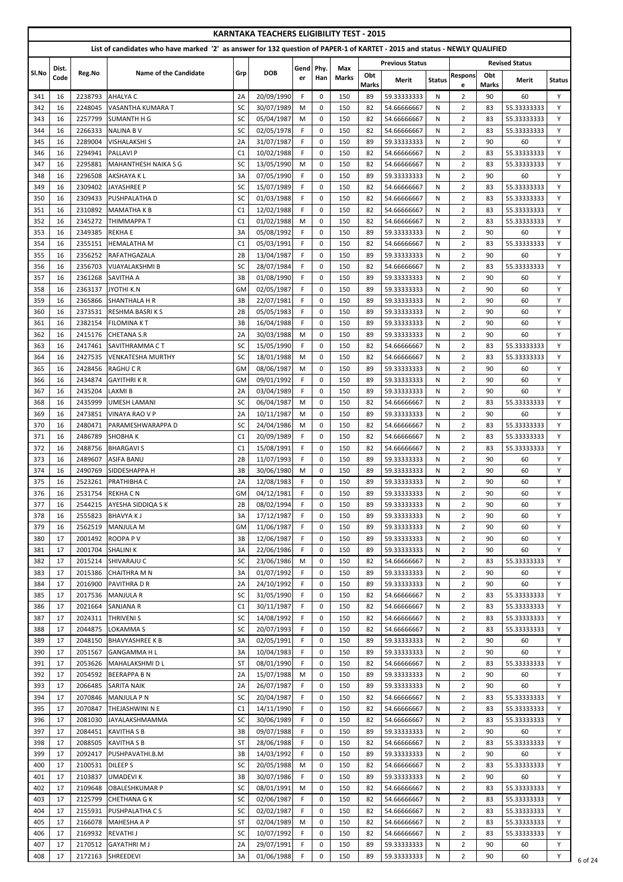# KARNTAKA TEACHERS ELIGIBILITY TEST - 2015

## List of candidates who have marked '2' as answer for 132 question of PAPER-1 of KARTET - 2015 and status - NEWLY QUALIFIED

| Sl.No | Dist. Code | Reg.No | Name of the Candidate | Grp | DOB | Gender | Phy. Han | Max Marks | Previous Status | | | Revised Status | | | |
|---|---|---|---|---|---|---|---|---|---|---|---|---|---|---|---|
| | | | | | | | | | Obt Marks | Merit | Status | Response | Obt Marks | Merit | Status |
| 341 | 16 | 2238793 | AHALYA C | 2A | 20/09/1990 | F | 0 | 150 | 89 | 59.33333333 | N | 2 | 90 | 60 | Y |
| 342 | 16 | 2248045 | VASANTHA KUMARA T | SC | 30/07/1989 | M | 0 | 150 | 82 | 54.66666667 | N | 2 | 83 | 55.33333333 | Y |
| 343 | 16 | 2257799 | SUMANTH H G | SC | 05/04/1987 | M | 0 | 150 | 82 | 54.66666667 | N | 2 | 83 | 55.33333333 | Y |
| 344 | 16 | 2266333 | NALINA B V | SC | 02/05/1978 | F | 0 | 150 | 82 | 54.66666667 | N | 2 | 83 | 55.33333333 | Y |
| 345 | 16 | 2289004 | VISHALAKSHI S | 2A | 31/07/1987 | F | 0 | 150 | 89 | 59.33333333 | N | 2 | 90 | 60 | Y |
| 346 | 16 | 2294941 | PALLAVI P | C1 | 10/02/1988 | F | 0 | 150 | 82 | 54.66666667 | N | 2 | 83 | 55.33333333 | Y |
| 347 | 16 | 2295881 | MAHANTHESH NAIKA S G | SC | 13/05/1990 | M | 0 | 150 | 82 | 54.66666667 | N | 2 | 83 | 55.33333333 | Y |
| 348 | 16 | 2296508 | AKSHAYA K L | 3A | 07/05/1990 | F | 0 | 150 | 89 | 59.33333333 | N | 2 | 90 | 60 | Y |
| 349 | 16 | 2309402 | JAYASHREE P | SC | 15/07/1989 | F | 0 | 150 | 82 | 54.66666667 | N | 2 | 83 | 55.33333333 | Y |
| 350 | 16 | 2309433 | PUSHPALATHA D | SC | 01/03/1988 | F | 0 | 150 | 82 | 54.66666667 | N | 2 | 83 | 55.33333333 | Y |
| 351 | 16 | 2310892 | MAMATHA K B | C1 | 12/02/1988 | F | 0 | 150 | 82 | 54.66666667 | N | 2 | 83 | 55.33333333 | Y |
| 352 | 16 | 2345272 | THIMMAPPA T | C1 | 01/02/1988 | M | 0 | 150 | 82 | 54.66666667 | N | 2 | 83 | 55.33333333 | Y |
| 353 | 16 | 2349385 | REKHA E | 3A | 05/08/1992 | F | 0 | 150 | 89 | 59.33333333 | N | 2 | 90 | 60 | Y |
| 354 | 16 | 2355151 | HEMALATHA M | C1 | 05/03/1991 | F | 0 | 150 | 82 | 54.66666667 | N | 2 | 83 | 55.33333333 | Y |
| 355 | 16 | 2356252 | RAFATHGAZALA | 2B | 13/04/1987 | F | 0 | 150 | 89 | 59.33333333 | N | 2 | 90 | 60 | Y |
| 356 | 16 | 2356703 | VIJAYALAKSHMI B | SC | 28/07/1984 | F | 0 | 150 | 82 | 54.66666667 | N | 2 | 83 | 55.33333333 | Y |
| 357 | 16 | 2361268 | SAVITHA A | 3B | 01/08/1990 | F | 0 | 150 | 89 | 59.33333333 | N | 2 | 90 | 60 | Y |
| 358 | 16 | 2363137 | JYOTHI K.N | GM | 02/05/1987 | F | 0 | 150 | 89 | 59.33333333 | N | 2 | 90 | 60 | Y |
| 359 | 16 | 2365866 | SHANTHALA H R | 3B | 22/07/1981 | F | 0 | 150 | 89 | 59.33333333 | N | 2 | 90 | 60 | Y |
| 360 | 16 | 2373531 | RESHMA BASRI K S | 2B | 05/05/1983 | F | 0 | 150 | 89 | 59.33333333 | N | 2 | 90 | 60 | Y |
| 361 | 16 | 2382154 | FILOMINA K T | 3B | 16/04/1988 | F | 0 | 150 | 89 | 59.33333333 | N | 2 | 90 | 60 | Y |
| 362 | 16 | 2415176 | CHETANA S.R | 2A | 30/03/1988 | M | 0 | 150 | 89 | 59.33333333 | N | 2 | 90 | 60 | Y |
| 363 | 16 | 2417461 | SAVITHRAMMA C T | SC | 15/05/1990 | F | 0 | 150 | 82 | 54.66666667 | N | 2 | 83 | 55.33333333 | Y |
| 364 | 16 | 2427535 | VENKATESHA MURTHY | SC | 18/01/1988 | M | 0 | 150 | 82 | 54.66666667 | N | 2 | 83 | 55.33333333 | Y |
| 365 | 16 | 2428456 | RAGHU C R | GM | 08/06/1987 | M | 0 | 150 | 89 | 59.33333333 | N | 2 | 90 | 60 | Y |
| 366 | 16 | 2434874 | GAYITHRI K R | GM | 09/01/1992 | F | 0 | 150 | 89 | 59.33333333 | N | 2 | 90 | 60 | Y |
| 367 | 16 | 2435204 | LAXMI B | 2A | 03/04/1989 | F | 0 | 150 | 89 | 59.33333333 | N | 2 | 90 | 60 | Y |
| 368 | 16 | 2435999 | UMESH LAMANI | SC | 06/04/1987 | M | 0 | 150 | 82 | 54.66666667 | N | 2 | 83 | 55.33333333 | Y |
| 369 | 16 | 2473851 | VINAYA RAO V P | 2A | 10/11/1987 | M | 0 | 150 | 89 | 59.33333333 | N | 2 | 90 | 60 | Y |
| 370 | 16 | 2480471 | PARAMESHWARAPPA D | SC | 24/04/1986 | M | 0 | 150 | 82 | 54.66666667 | N | 2 | 83 | 55.33333333 | Y |
| 371 | 16 | 2486789 | SHOBHA K | C1 | 20/09/1989 | F | 0 | 150 | 82 | 54.66666667 | N | 2 | 83 | 55.33333333 | Y |
| 372 | 16 | 2488756 | BHARGAVI S | C1 | 15/08/1991 | F | 0 | 150 | 82 | 54.66666667 | N | 2 | 83 | 55.33333333 | Y |
| 373 | 16 | 2489607 | ASIFA BANU | 2B | 11/07/1993 | F | 0 | 150 | 89 | 59.33333333 | N | 2 | 90 | 60 | Y |
| 374 | 16 | 2490769 | SIDDESHAPPA H | 3B | 30/06/1980 | M | 0 | 150 | 89 | 59.33333333 | N | 2 | 90 | 60 | Y |
| 375 | 16 | 2523261 | PRATHIBHA C | 2A | 12/08/1983 | F | 0 | 150 | 89 | 59.33333333 | N | 2 | 90 | 60 | Y |
| 376 | 16 | 2531754 | REKHA C N | GM | 04/12/1981 | F | 0 | 150 | 89 | 59.33333333 | N | 2 | 90 | 60 | Y |
| 377 | 16 | 2544215 | AYESHA SIDDIQA S K | 2B | 08/02/1994 | F | 0 | 150 | 89 | 59.33333333 | N | 2 | 90 | 60 | Y |
| 378 | 16 | 2555823 | BHAVYA K J | 3A | 17/12/1987 | F | 0 | 150 | 89 | 59.33333333 | N | 2 | 90 | 60 | Y |
| 379 | 16 | 2562519 | MANJULA M | GM | 11/06/1987 | F | 0 | 150 | 89 | 59.33333333 | N | 2 | 90 | 60 | Y |
| 380 | 17 | 2001492 | ROOPA P V | 3B | 12/06/1987 | F | 0 | 150 | 89 | 59.33333333 | N | 2 | 90 | 60 | Y |
| 381 | 17 | 2001704 | SHALINI K | 3A | 22/06/1986 | F | 0 | 150 | 89 | 59.33333333 | N | 2 | 90 | 60 | Y |
| 382 | 17 | 2015214 | SHIVARAJU C | SC | 23/06/1986 | M | 0 | 150 | 82 | 54.66666667 | N | 2 | 83 | 55.33333333 | Y |
| 383 | 17 | 2015386 | CHAITHRA M N | 3A | 01/07/1992 | F | 0 | 150 | 89 | 59.33333333 | N | 2 | 90 | 60 | Y |
| 384 | 17 | 2016900 | PAVITHRA D R | 2A | 24/10/1992 | F | 0 | 150 | 89 | 59.33333333 | N | 2 | 90 | 60 | Y |
| 385 | 17 | 2017536 | MANJULA R | SC | 31/05/1990 | F | 0 | 150 | 82 | 54.66666667 | N | 2 | 83 | 55.33333333 | Y |
| 386 | 17 | 2021664 | SANJANA R | C1 | 30/11/1987 | F | 0 | 150 | 82 | 54.66666667 | N | 2 | 83 | 55.33333333 | Y |
| 387 | 17 | 2024311 | THRIVENI S | SC | 14/08/1992 | F | 0 | 150 | 82 | 54.66666667 | N | 2 | 83 | 55.33333333 | Y |
| 388 | 17 | 2044875 | LOKAMMA S | SC | 20/07/1993 | F | 0 | 150 | 82 | 54.66666667 | N | 2 | 83 | 55.33333333 | Y |
| 389 | 17 | 2048150 | BHAVYASHREE K B | 3A | 02/05/1991 | F | 0 | 150 | 89 | 59.33333333 | N | 2 | 90 | 60 | Y |
| 390 | 17 | 2051567 | GANGAMMA H L | 3A | 10/04/1983 | F | 0 | 150 | 89 | 59.33333333 | N | 2 | 90 | 60 | Y |
| 391 | 17 | 2053626 | MAHALAKSHMI D L | ST | 08/01/1990 | F | 0 | 150 | 82 | 54.66666667 | N | 2 | 83 | 55.33333333 | Y |
| 392 | 17 | 2054592 | BEERAPPA B N | 2A | 15/07/1988 | M | 0 | 150 | 89 | 59.33333333 | N | 2 | 90 | 60 | Y |
| 393 | 17 | 2066485 | SARITA NAIK | 2A | 26/07/1987 | F | 0 | 150 | 89 | 59.33333333 | N | 2 | 90 | 60 | Y |
| 394 | 17 | 2070846 | MANJULA P N | SC | 20/04/1987 | F | 0 | 150 | 82 | 54.66666667 | N | 2 | 83 | 55.33333333 | Y |
| 395 | 17 | 2070847 | THEJASHWINI N E | C1 | 14/11/1990 | F | 0 | 150 | 82 | 54.66666667 | N | 2 | 83 | 55.33333333 | Y |
| 396 | 17 | 2081030 | JAYALAKSHMAMMA | SC | 30/06/1989 | F | 0 | 150 | 82 | 54.66666667 | N | 2 | 83 | 55.33333333 | Y |
| 397 | 17 | 2084451 | KAVITHA S B | 3B | 09/07/1988 | F | 0 | 150 | 89 | 59.33333333 | N | 2 | 90 | 60 | Y |
| 398 | 17 | 2088505 | KAVITHA S B | ST | 28/06/1988 | F | 0 | 150 | 82 | 54.66666667 | N | 2 | 83 | 55.33333333 | Y |
| 399 | 17 | 2092417 | PUSHPAVATHI.B.M | 3B | 14/03/1992 | F | 0 | 150 | 89 | 59.33333333 | N | 2 | 90 | 60 | Y |
| 400 | 17 | 2100531 | DILEEP S | SC | 20/05/1988 | M | 0 | 150 | 82 | 54.66666667 | N | 2 | 83 | 55.33333333 | Y |
| 401 | 17 | 2103837 | UMADEVI K | 3B | 30/07/1986 | F | 0 | 150 | 89 | 59.33333333 | N | 2 | 90 | 60 | Y |
| 402 | 17 | 2109648 | OBALESHKUMAR P | SC | 08/01/1991 | M | 0 | 150 | 82 | 54.66666667 | N | 2 | 83 | 55.33333333 | Y |
| 403 | 17 | 2125799 | CHETHANA G K | SC | 02/06/1987 | F | 0 | 150 | 82 | 54.66666667 | N | 2 | 83 | 55.33333333 | Y |
| 404 | 17 | 2155931 | PUSHPALATHA C S | SC | 02/02/1987 | F | 0 | 150 | 82 | 54.66666667 | N | 2 | 83 | 55.33333333 | Y |
| 405 | 17 | 2166078 | MAHESHA A P | ST | 02/04/1989 | M | 0 | 150 | 82 | 54.66666667 | N | 2 | 83 | 55.33333333 | Y |
| 406 | 17 | 2169932 | REVATHI J | SC | 10/07/1992 | F | 0 | 150 | 82 | 54.66666667 | N | 2 | 83 | 55.33333333 | Y |
| 407 | 17 | 2170512 | GAYATHRI M J | 2A | 29/07/1991 | F | 0 | 150 | 89 | 59.33333333 | N | 2 | 90 | 60 | Y |
| 408 | 17 | 2172163 | SHREEDEVI | 3A | 01/06/1988 | F | 0 | 150 | 89 | 59.33333333 | N | 2 | 90 | 60 | Y |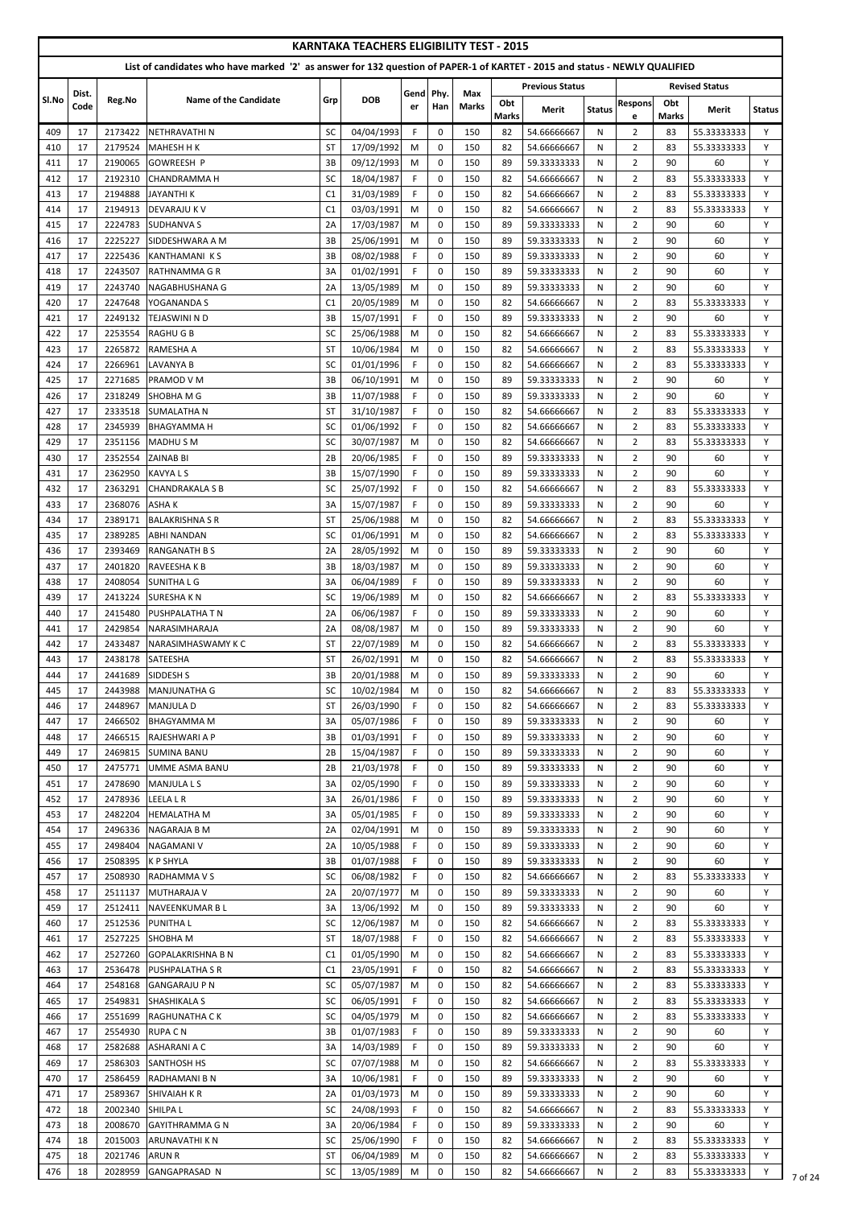# KARNTAKA TEACHERS ELIGIBILITY TEST - 2015

## List of candidates who have marked '2' as answer for 132 question of PAPER-1 of KARTET - 2015 and status - NEWLY QUALIFIED

| Sl.No | Dist. Code | Reg.No | Name of the Candidate | Grp | DOB | Gender | Phy. Han | Max Marks | Previous Status | | | Revised Status | | | |
|---|---|---|---|---|---|---|---|---|---|---|---|---|---|---|---|
| | | | | | | | | | Obt Marks | Merit | Status | Response | Obt Marks | Merit | Status |
| 409 | 17 | 2173422 | NETHRAVATHI N | SC | 04/04/1993 | F | 0 | 150 | 82 | 54.66666667 | N | 2 | 83 | 55.33333333 | Y |
| 410 | 17 | 2179524 | MAHESH H K | ST | 17/09/1992 | M | 0 | 150 | 82 | 54.66666667 | N | 2 | 83 | 55.33333333 | Y |
| 411 | 17 | 2190065 | GOWREESH P | 3B | 09/12/1993 | M | 0 | 150 | 89 | 59.33333333 | N | 2 | 90 | 60 | Y |
| 412 | 17 | 2192310 | CHANDRAMMA H | SC | 18/04/1987 | F | 0 | 150 | 82 | 54.66666667 | N | 2 | 83 | 55.33333333 | Y |
| 413 | 17 | 2194888 | JAYANTHI K | C1 | 31/03/1989 | F | 0 | 150 | 82 | 54.66666667 | N | 2 | 83 | 55.33333333 | Y |
| 414 | 17 | 2194913 | DEVARAJU K V | C1 | 03/03/1991 | M | 0 | 150 | 82 | 54.66666667 | N | 2 | 83 | 55.33333333 | Y |
| 415 | 17 | 2224783 | SUDHANVA S | 2A | 17/03/1987 | M | 0 | 150 | 89 | 59.33333333 | N | 2 | 90 | 60 | Y |
| 416 | 17 | 2225227 | SIDDESHWARA A M | 3B | 25/06/1991 | M | 0 | 150 | 89 | 59.33333333 | N | 2 | 90 | 60 | Y |
| 417 | 17 | 2225436 | KANTHAMANI K S | 3B | 08/02/1988 | F | 0 | 150 | 89 | 59.33333333 | N | 2 | 90 | 60 | Y |
| 418 | 17 | 2243507 | RATHNAMMA G R | 3A | 01/02/1991 | F | 0 | 150 | 89 | 59.33333333 | N | 2 | 90 | 60 | Y |
| 419 | 17 | 2243740 | NAGABHUSHANA G | 2A | 13/05/1989 | M | 0 | 150 | 89 | 59.33333333 | N | 2 | 90 | 60 | Y |
| 420 | 17 | 2247648 | YOGANANDA S | C1 | 20/05/1989 | M | 0 | 150 | 82 | 54.66666667 | N | 2 | 83 | 55.33333333 | Y |
| 421 | 17 | 2249132 | TEJASWINI N D | 3B | 15/07/1991 | F | 0 | 150 | 89 | 59.33333333 | N | 2 | 90 | 60 | Y |
| 422 | 17 | 2253554 | RAGHU G B | SC | 25/06/1988 | M | 0 | 150 | 82 | 54.66666667 | N | 2 | 83 | 55.33333333 | Y |
| 423 | 17 | 2265872 | RAMESHA A | ST | 10/06/1984 | M | 0 | 150 | 82 | 54.66666667 | N | 2 | 83 | 55.33333333 | Y |
| 424 | 17 | 2266961 | LAVANYA B | SC | 01/01/1996 | F | 0 | 150 | 82 | 54.66666667 | N | 2 | 83 | 55.33333333 | Y |
| 425 | 17 | 2271685 | PRAMOD V M | 3B | 06/10/1991 | M | 0 | 150 | 89 | 59.33333333 | N | 2 | 90 | 60 | Y |
| 426 | 17 | 2318249 | SHOBHA M G | 3B | 11/07/1988 | F | 0 | 150 | 89 | 59.33333333 | N | 2 | 90 | 60 | Y |
| 427 | 17 | 2333518 | SUMALATHA N | ST | 31/10/1987 | F | 0 | 150 | 82 | 54.66666667 | N | 2 | 83 | 55.33333333 | Y |
| 428 | 17 | 2345939 | BHAGYAMMA H | SC | 01/06/1992 | F | 0 | 150 | 82 | 54.66666667 | N | 2 | 83 | 55.33333333 | Y |
| 429 | 17 | 2351156 | MADHU S M | SC | 30/07/1987 | M | 0 | 150 | 82 | 54.66666667 | N | 2 | 83 | 55.33333333 | Y |
| 430 | 17 | 2352554 | ZAINAB BI | 2B | 20/06/1985 | F | 0 | 150 | 89 | 59.33333333 | N | 2 | 90 | 60 | Y |
| 431 | 17 | 2362950 | KAVYA L S | 3B | 15/07/1990 | F | 0 | 150 | 89 | 59.33333333 | N | 2 | 90 | 60 | Y |
| 432 | 17 | 2363291 | CHANDRAKALA S B | SC | 25/07/1992 | F | 0 | 150 | 82 | 54.66666667 | N | 2 | 83 | 55.33333333 | Y |
| 433 | 17 | 2368076 | ASHA K | 3A | 15/07/1987 | F | 0 | 150 | 89 | 59.33333333 | N | 2 | 90 | 60 | Y |
| 434 | 17 | 2389171 | BALAKRISHNA S R | ST | 25/06/1988 | M | 0 | 150 | 82 | 54.66666667 | N | 2 | 83 | 55.33333333 | Y |
| 435 | 17 | 2389285 | ABHI NANDAN | SC | 01/06/1991 | M | 0 | 150 | 82 | 54.66666667 | N | 2 | 83 | 55.33333333 | Y |
| 436 | 17 | 2393469 | RANGANATH B S | 2A | 28/05/1992 | M | 0 | 150 | 89 | 59.33333333 | N | 2 | 90 | 60 | Y |
| 437 | 17 | 2401820 | RAVEESHA K B | 3B | 18/03/1987 | M | 0 | 150 | 89 | 59.33333333 | N | 2 | 90 | 60 | Y |
| 438 | 17 | 2408054 | SUNITHA L G | 3A | 06/04/1989 | F | 0 | 150 | 89 | 59.33333333 | N | 2 | 90 | 60 | Y |
| 439 | 17 | 2413224 | SURESHA K N | SC | 19/06/1989 | M | 0 | 150 | 82 | 54.66666667 | N | 2 | 83 | 55.33333333 | Y |
| 440 | 17 | 2415480 | PUSHPALATHA T N | 2A | 06/06/1987 | F | 0 | 150 | 89 | 59.33333333 | N | 2 | 90 | 60 | Y |
| 441 | 17 | 2429854 | NARASIMHARAJA | 2A | 08/08/1987 | M | 0 | 150 | 89 | 59.33333333 | N | 2 | 90 | 60 | Y |
| 442 | 17 | 2433487 | NARASIMHASWAMY K C | ST | 22/07/1989 | M | 0 | 150 | 82 | 54.66666667 | N | 2 | 83 | 55.33333333 | Y |
| 443 | 17 | 2438178 | SATEESHA | ST | 26/02/1991 | M | 0 | 150 | 82 | 54.66666667 | N | 2 | 83 | 55.33333333 | Y |
| 444 | 17 | 2441689 | SIDDESH S | 3B | 20/01/1988 | M | 0 | 150 | 89 | 59.33333333 | N | 2 | 90 | 60 | Y |
| 445 | 17 | 2443988 | MANJUNATHA G | SC | 10/02/1984 | M | 0 | 150 | 82 | 54.66666667 | N | 2 | 83 | 55.33333333 | Y |
| 446 | 17 | 2448967 | MANJULA D | ST | 26/03/1990 | F | 0 | 150 | 82 | 54.66666667 | N | 2 | 83 | 55.33333333 | Y |
| 447 | 17 | 2466502 | BHAGYAMMA M | 3A | 05/07/1986 | F | 0 | 150 | 89 | 59.33333333 | N | 2 | 90 | 60 | Y |
| 448 | 17 | 2466515 | RAJESHWARI A P | 3B | 01/03/1991 | F | 0 | 150 | 89 | 59.33333333 | N | 2 | 90 | 60 | Y |
| 449 | 17 | 2469815 | SUMINA BANU | 2B | 15/04/1987 | F | 0 | 150 | 89 | 59.33333333 | N | 2 | 90 | 60 | Y |
| 450 | 17 | 2475771 | UMME ASMA BANU | 2B | 21/03/1978 | F | 0 | 150 | 89 | 59.33333333 | N | 2 | 90 | 60 | Y |
| 451 | 17 | 2478690 | MANJULA L S | 3A | 02/05/1990 | F | 0 | 150 | 89 | 59.33333333 | N | 2 | 90 | 60 | Y |
| 452 | 17 | 2478936 | LEELA L R | 3A | 26/01/1986 | F | 0 | 150 | 89 | 59.33333333 | N | 2 | 90 | 60 | Y |
| 453 | 17 | 2482204 | HEMALATHA M | 3A | 05/01/1985 | F | 0 | 150 | 89 | 59.33333333 | N | 2 | 90 | 60 | Y |
| 454 | 17 | 2496336 | NAGARAJA B M | 2A | 02/04/1991 | M | 0 | 150 | 89 | 59.33333333 | N | 2 | 90 | 60 | Y |
| 455 | 17 | 2498404 | NAGAMANI V | 2A | 10/05/1988 | F | 0 | 150 | 89 | 59.33333333 | N | 2 | 90 | 60 | Y |
| 456 | 17 | 2508395 | K P SHYLA | 3B | 01/07/1988 | F | 0 | 150 | 89 | 59.33333333 | N | 2 | 90 | 60 | Y |
| 457 | 17 | 2508930 | RADHAMMA V S | SC | 06/08/1982 | F | 0 | 150 | 82 | 54.66666667 | N | 2 | 83 | 55.33333333 | Y |
| 458 | 17 | 2511137 | MUTHARAJA V | 2A | 20/07/1977 | M | 0 | 150 | 89 | 59.33333333 | N | 2 | 90 | 60 | Y |
| 459 | 17 | 2512411 | NAVEENKUMAR B L | 3A | 13/06/1992 | M | 0 | 150 | 89 | 59.33333333 | N | 2 | 90 | 60 | Y |
| 460 | 17 | 2512536 | PUNITHA L | SC | 12/06/1987 | M | 0 | 150 | 82 | 54.66666667 | N | 2 | 83 | 55.33333333 | Y |
| 461 | 17 | 2527225 | SHOBHA M | ST | 18/07/1988 | F | 0 | 150 | 82 | 54.66666667 | N | 2 | 83 | 55.33333333 | Y |
| 462 | 17 | 2527260 | GOPALAKRISHNA B N | C1 | 01/05/1990 | M | 0 | 150 | 82 | 54.66666667 | N | 2 | 83 | 55.33333333 | Y |
| 463 | 17 | 2536478 | PUSHPALATHA S R | C1 | 23/05/1991 | F | 0 | 150 | 82 | 54.66666667 | N | 2 | 83 | 55.33333333 | Y |
| 464 | 17 | 2548168 | GANGARAJU P N | SC | 05/07/1987 | M | 0 | 150 | 82 | 54.66666667 | N | 2 | 83 | 55.33333333 | Y |
| 465 | 17 | 2549831 | SHASHIKALA S | SC | 06/05/1991 | F | 0 | 150 | 82 | 54.66666667 | N | 2 | 83 | 55.33333333 | Y |
| 466 | 17 | 2551699 | RAGHUNATHA C K | SC | 04/05/1979 | M | 0 | 150 | 82 | 54.66666667 | N | 2 | 83 | 55.33333333 | Y |
| 467 | 17 | 2554930 | RUPA C N | 3B | 01/07/1983 | F | 0 | 150 | 89 | 59.33333333 | N | 2 | 90 | 60 | Y |
| 468 | 17 | 2582688 | ASHARANI A C | 3A | 14/03/1989 | F | 0 | 150 | 89 | 59.33333333 | N | 2 | 90 | 60 | Y |
| 469 | 17 | 2586303 | SANTHOSH HS | SC | 07/07/1988 | M | 0 | 150 | 82 | 54.66666667 | N | 2 | 83 | 55.33333333 | Y |
| 470 | 17 | 2586459 | RADHAMANI B N | 3A | 10/06/1981 | F | 0 | 150 | 89 | 59.33333333 | N | 2 | 90 | 60 | Y |
| 471 | 17 | 2589367 | SHIVAIAH K R | 2A | 01/03/1973 | M | 0 | 150 | 89 | 59.33333333 | N | 2 | 90 | 60 | Y |
| 472 | 18 | 2002340 | SHILPA L | SC | 24/08/1993 | F | 0 | 150 | 82 | 54.66666667 | N | 2 | 83 | 55.33333333 | Y |
| 473 | 18 | 2008670 | GAYITHRAMMA G N | 3A | 20/06/1984 | F | 0 | 150 | 89 | 59.33333333 | N | 2 | 90 | 60 | Y |
| 474 | 18 | 2015003 | ARUNAVATHI K N | SC | 25/06/1990 | F | 0 | 150 | 82 | 54.66666667 | N | 2 | 83 | 55.33333333 | Y |
| 475 | 18 | 2021746 | ARUN R | ST | 06/04/1989 | M | 0 | 150 | 82 | 54.66666667 | N | 2 | 83 | 55.33333333 | Y |
| 476 | 18 | 2028959 | GANGAPRASAD N | SC | 13/05/1989 | M | 0 | 150 | 82 | 54.66666667 | N | 2 | 83 | 55.33333333 | Y |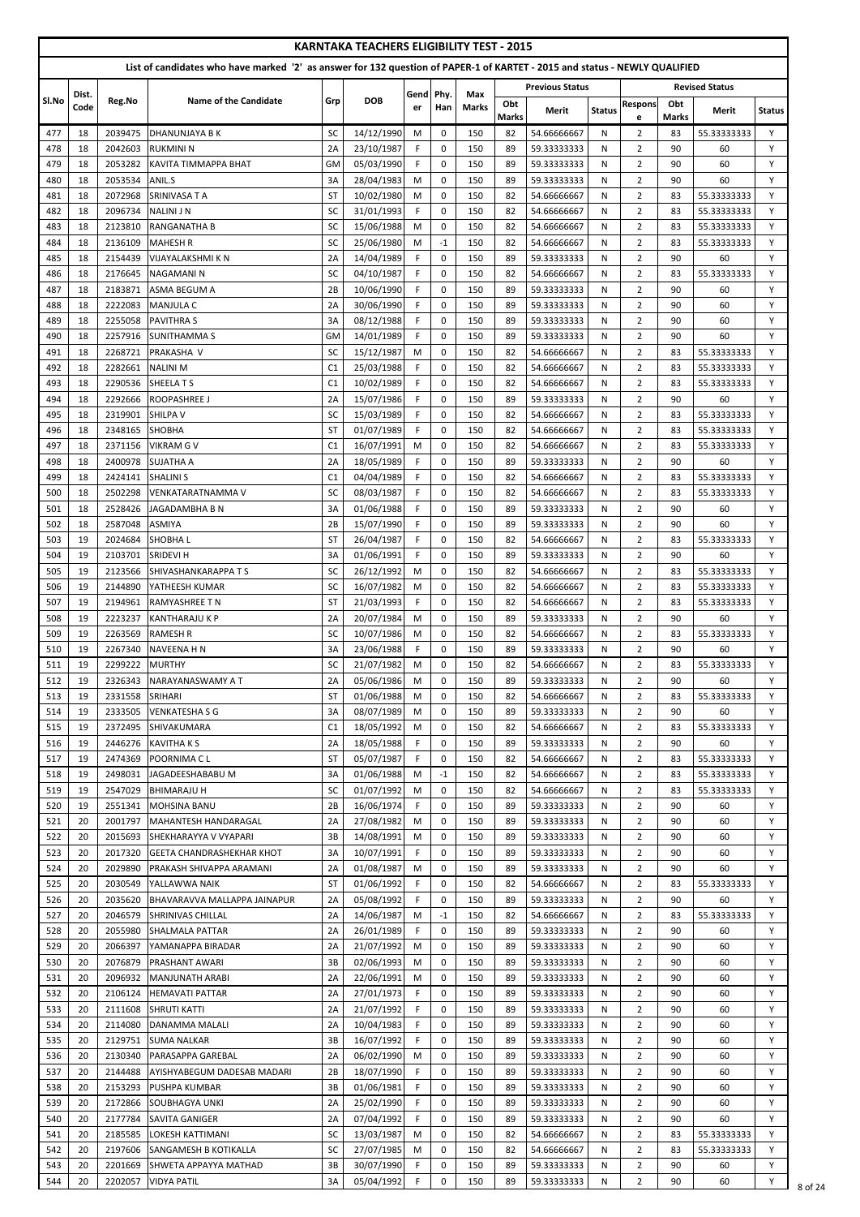# KARNTAKA TEACHERS ELIGIBILITY TEST - 2015

## List of candidates who have marked '2' as answer for 132 question of PAPER-1 of KARTET - 2015 and status - NEWLY QUALIFIED

| Sl.No | Dist. Code | Reg.No | Name of the Candidate | Grp | DOB | Gender | Phy. Han | Max Marks | Previous Status | | | Revised Status | | | |
|---|---|---|---|---|---|---|---|---|---|---|---|---|---|---|---|
| | | | | | | | | | Obt Marks | Merit | Status | Response | Obt Marks | Merit | Status |
| 477 | 18 | 2039475 | DHANUNJAYA B K | SC | 14/12/1990 | M | 0 | 150 | 82 | 54.66666667 | N | 2 | 83 | 55.33333333 | Y |
| 478 | 18 | 2042603 | RUKMINI N | 2A | 23/10/1987 | F | 0 | 150 | 89 | 59.33333333 | N | 2 | 90 | 60 | Y |
| 479 | 18 | 2053282 | KAVITA TIMMAPPA BHAT | GM | 05/03/1990 | F | 0 | 150 | 89 | 59.33333333 | N | 2 | 90 | 60 | Y |
| 480 | 18 | 2053534 | ANIL.S | 3A | 28/04/1983 | M | 0 | 150 | 89 | 59.33333333 | N | 2 | 90 | 60 | Y |
| 481 | 18 | 2072968 | SRINIVASA T A | ST | 10/02/1980 | M | 0 | 150 | 82 | 54.66666667 | N | 2 | 83 | 55.33333333 | Y |
| 482 | 18 | 2096734 | NALINI J N | SC | 31/01/1993 | F | 0 | 150 | 82 | 54.66666667 | N | 2 | 83 | 55.33333333 | Y |
| 483 | 18 | 2123810 | RANGANATHA B | SC | 15/06/1988 | M | 0 | 150 | 82 | 54.66666667 | N | 2 | 83 | 55.33333333 | Y |
| 484 | 18 | 2136109 | MAHESH R | SC | 25/06/1980 | M | -1 | 150 | 82 | 54.66666667 | N | 2 | 83 | 55.33333333 | Y |
| 485 | 18 | 2154439 | VIJAYALAKSHMI K N | 2A | 14/04/1989 | F | 0 | 150 | 89 | 59.33333333 | N | 2 | 90 | 60 | Y |
| 486 | 18 | 2176645 | NAGAMANI N | SC | 04/10/1987 | F | 0 | 150 | 82 | 54.66666667 | N | 2 | 83 | 55.33333333 | Y |
| 487 | 18 | 2183871 | ASMA BEGUM A | 2B | 10/06/1990 | F | 0 | 150 | 89 | 59.33333333 | N | 2 | 90 | 60 | Y |
| 488 | 18 | 2222083 | MANJULA C | 2A | 30/06/1990 | F | 0 | 150 | 89 | 59.33333333 | N | 2 | 90 | 60 | Y |
| 489 | 18 | 2255058 | PAVITHRA S | 3A | 08/12/1988 | F | 0 | 150 | 89 | 59.33333333 | N | 2 | 90 | 60 | Y |
| 490 | 18 | 2257916 | SUNITHAMMA S | GM | 14/01/1989 | F | 0 | 150 | 89 | 59.33333333 | N | 2 | 90 | 60 | Y |
| 491 | 18 | 2268721 | PRAKASHA V | SC | 15/12/1987 | M | 0 | 150 | 82 | 54.66666667 | N | 2 | 83 | 55.33333333 | Y |
| 492 | 18 | 2282661 | NALINI M | C1 | 25/03/1988 | F | 0 | 150 | 82 | 54.66666667 | N | 2 | 83 | 55.33333333 | Y |
| 493 | 18 | 2290536 | SHEELA T S | C1 | 10/02/1989 | F | 0 | 150 | 82 | 54.66666667 | N | 2 | 83 | 55.33333333 | Y |
| 494 | 18 | 2292666 | ROOPASHREE J | 2A | 15/07/1986 | F | 0 | 150 | 89 | 59.33333333 | N | 2 | 90 | 60 | Y |
| 495 | 18 | 2319901 | SHILPA V | SC | 15/03/1989 | F | 0 | 150 | 82 | 54.66666667 | N | 2 | 83 | 55.33333333 | Y |
| 496 | 18 | 2348165 | SHOBHA | ST | 01/07/1989 | F | 0 | 150 | 82 | 54.66666667 | N | 2 | 83 | 55.33333333 | Y |
| 497 | 18 | 2371156 | VIKRAM G V | C1 | 16/07/1991 | M | 0 | 150 | 82 | 54.66666667 | N | 2 | 83 | 55.33333333 | Y |
| 498 | 18 | 2400978 | SUJATHA A | 2A | 18/05/1989 | F | 0 | 150 | 89 | 59.33333333 | N | 2 | 90 | 60 | Y |
| 499 | 18 | 2424141 | SHALINI S | C1 | 04/04/1989 | F | 0 | 150 | 82 | 54.66666667 | N | 2 | 83 | 55.33333333 | Y |
| 500 | 18 | 2502298 | VENKATARATNAMMA V | SC | 08/03/1987 | F | 0 | 150 | 82 | 54.66666667 | N | 2 | 83 | 55.33333333 | Y |
| 501 | 18 | 2528426 | JAGADAMBHA B N | 3A | 01/06/1988 | F | 0 | 150 | 89 | 59.33333333 | N | 2 | 90 | 60 | Y |
| 502 | 18 | 2587048 | ASMIYA | 2B | 15/07/1990 | F | 0 | 150 | 89 | 59.33333333 | N | 2 | 90 | 60 | Y |
| 503 | 19 | 2024684 | SHOBHA L | ST | 26/04/1987 | F | 0 | 150 | 82 | 54.66666667 | N | 2 | 83 | 55.33333333 | Y |
| 504 | 19 | 2103701 | SRIDEVI H | 3A | 01/06/1991 | F | 0 | 150 | 89 | 59.33333333 | N | 2 | 90 | 60 | Y |
| 505 | 19 | 2123566 | SHIVASHANKARAPPA T S | SC | 26/12/1992 | M | 0 | 150 | 82 | 54.66666667 | N | 2 | 83 | 55.33333333 | Y |
| 506 | 19 | 2144890 | YATHEESH KUMAR | SC | 16/07/1982 | M | 0 | 150 | 82 | 54.66666667 | N | 2 | 83 | 55.33333333 | Y |
| 507 | 19 | 2194961 | RAMYASHREE T N | ST | 21/03/1993 | F | 0 | 150 | 82 | 54.66666667 | N | 2 | 83 | 55.33333333 | Y |
| 508 | 19 | 2223237 | KANTHARAJU K P | 2A | 20/07/1984 | M | 0 | 150 | 89 | 59.33333333 | N | 2 | 90 | 60 | Y |
| 509 | 19 | 2263569 | RAMESH R | SC | 10/07/1986 | M | 0 | 150 | 82 | 54.66666667 | N | 2 | 83 | 55.33333333 | Y |
| 510 | 19 | 2267340 | NAVEENA H N | 3A | 23/06/1988 | F | 0 | 150 | 89 | 59.33333333 | N | 2 | 90 | 60 | Y |
| 511 | 19 | 2299222 | MURTHY | SC | 21/07/1982 | M | 0 | 150 | 82 | 54.66666667 | N | 2 | 83 | 55.33333333 | Y |
| 512 | 19 | 2326343 | NARAYANASWAMY A T | 2A | 05/06/1986 | M | 0 | 150 | 89 | 59.33333333 | N | 2 | 90 | 60 | Y |
| 513 | 19 | 2331558 | SRIHARI | ST | 01/06/1988 | M | 0 | 150 | 82 | 54.66666667 | N | 2 | 83 | 55.33333333 | Y |
| 514 | 19 | 2333505 | VENKATESHA S G | 3A | 08/07/1989 | M | 0 | 150 | 89 | 59.33333333 | N | 2 | 90 | 60 | Y |
| 515 | 19 | 2372495 | SHIVAKUMARA | C1 | 18/05/1992 | M | 0 | 150 | 82 | 54.66666667 | N | 2 | 83 | 55.33333333 | Y |
| 516 | 19 | 2446276 | KAVITHA K S | 2A | 18/05/1988 | F | 0 | 150 | 89 | 59.33333333 | N | 2 | 90 | 60 | Y |
| 517 | 19 | 2474369 | POORNIMA C L | ST | 05/07/1987 | F | 0 | 150 | 82 | 54.66666667 | N | 2 | 83 | 55.33333333 | Y |
| 518 | 19 | 2498031 | JAGADEESHABABU M | 3A | 01/06/1988 | M | -1 | 150 | 82 | 54.66666667 | N | 2 | 83 | 55.33333333 | Y |
| 519 | 19 | 2547029 | BHIMARAJU H | SC | 01/07/1992 | M | 0 | 150 | 82 | 54.66666667 | N | 2 | 83 | 55.33333333 | Y |
| 520 | 19 | 2551341 | MOHSINA BANU | 2B | 16/06/1974 | F | 0 | 150 | 89 | 59.33333333 | N | 2 | 90 | 60 | Y |
| 521 | 20 | 2001797 | MAHANTESH HANDARAGAL | 2A | 27/08/1982 | M | 0 | 150 | 89 | 59.33333333 | N | 2 | 90 | 60 | Y |
| 522 | 20 | 2015693 | SHEKHARAYYA V VYAPARI | 3B | 14/08/1991 | M | 0 | 150 | 89 | 59.33333333 | N | 2 | 90 | 60 | Y |
| 523 | 20 | 2017320 | GEETA CHANDRASHEKHAR KHOT | 3A | 10/07/1991 | F | 0 | 150 | 89 | 59.33333333 | N | 2 | 90 | 60 | Y |
| 524 | 20 | 2029890 | PRAKASH SHIVAPPA ARAMANI | 2A | 01/08/1987 | M | 0 | 150 | 89 | 59.33333333 | N | 2 | 90 | 60 | Y |
| 525 | 20 | 2030549 | YALLAWWA NAIK | ST | 01/06/1992 | F | 0 | 150 | 82 | 54.66666667 | N | 2 | 83 | 55.33333333 | Y |
| 526 | 20 | 2035620 | BHAVARAVVA MALLAPPA JAINAPUR | 2A | 05/08/1992 | F | 0 | 150 | 89 | 59.33333333 | N | 2 | 90 | 60 | Y |
| 527 | 20 | 2046579 | SHRINIVAS CHILLAL | 2A | 14/06/1987 | M | -1 | 150 | 82 | 54.66666667 | N | 2 | 83 | 55.33333333 | Y |
| 528 | 20 | 2055980 | SHALMALA PATTAR | 2A | 26/01/1989 | F | 0 | 150 | 89 | 59.33333333 | N | 2 | 90 | 60 | Y |
| 529 | 20 | 2066397 | YAMANAPPA BIRADAR | 2A | 21/07/1992 | M | 0 | 150 | 89 | 59.33333333 | N | 2 | 90 | 60 | Y |
| 530 | 20 | 2076879 | PRASHANT AWARI | 3B | 02/06/1993 | M | 0 | 150 | 89 | 59.33333333 | N | 2 | 90 | 60 | Y |
| 531 | 20 | 2096932 | MANJUNATH ARABI | 2A | 22/06/1991 | M | 0 | 150 | 89 | 59.33333333 | N | 2 | 90 | 60 | Y |
| 532 | 20 | 2106124 | HEMAVATI PATTAR | 2A | 27/01/1973 | F | 0 | 150 | 89 | 59.33333333 | N | 2 | 90 | 60 | Y |
| 533 | 20 | 2111608 | SHRUTI KATTI | 2A | 21/07/1992 | F | 0 | 150 | 89 | 59.33333333 | N | 2 | 90 | 60 | Y |
| 534 | 20 | 2114080 | DANAMMA MALALI | 2A | 10/04/1983 | F | 0 | 150 | 89 | 59.33333333 | N | 2 | 90 | 60 | Y |
| 535 | 20 | 2129751 | SUMA NALKAR | 3B | 16/07/1992 | F | 0 | 150 | 89 | 59.33333333 | N | 2 | 90 | 60 | Y |
| 536 | 20 | 2130340 | PARASAPPA GAREBAL | 2A | 06/02/1990 | M | 0 | 150 | 89 | 59.33333333 | N | 2 | 90 | 60 | Y |
| 537 | 20 | 2144488 | AYISHYABEGUM DADESAB MADARI | 2B | 18/07/1990 | F | 0 | 150 | 89 | 59.33333333 | N | 2 | 90 | 60 | Y |
| 538 | 20 | 2153293 | PUSHPA KUMBAR | 3B | 01/06/1981 | F | 0 | 150 | 89 | 59.33333333 | N | 2 | 90 | 60 | Y |
| 539 | 20 | 2172866 | SOUBHAGYA UNKI | 2A | 25/02/1990 | F | 0 | 150 | 89 | 59.33333333 | N | 2 | 90 | 60 | Y |
| 540 | 20 | 2177784 | SAVITA GANIGER | 2A | 07/04/1992 | F | 0 | 150 | 89 | 59.33333333 | N | 2 | 90 | 60 | Y |
| 541 | 20 | 2185585 | LOKESH KATTIMANI | SC | 13/03/1987 | M | 0 | 150 | 82 | 54.66666667 | N | 2 | 83 | 55.33333333 | Y |
| 542 | 20 | 2197606 | SANGAMESH B KOTIKALLA | SC | 27/07/1985 | M | 0 | 150 | 82 | 54.66666667 | N | 2 | 83 | 55.33333333 | Y |
| 543 | 20 | 2201669 | SHWETA APPAYYA MATHAD | 3B | 30/07/1990 | F | 0 | 150 | 89 | 59.33333333 | N | 2 | 90 | 60 | Y |
| 544 | 20 | 2202057 | VIDYA PATIL | 3A | 05/04/1992 | F | 0 | 150 | 89 | 59.33333333 | N | 2 | 90 | 60 | Y |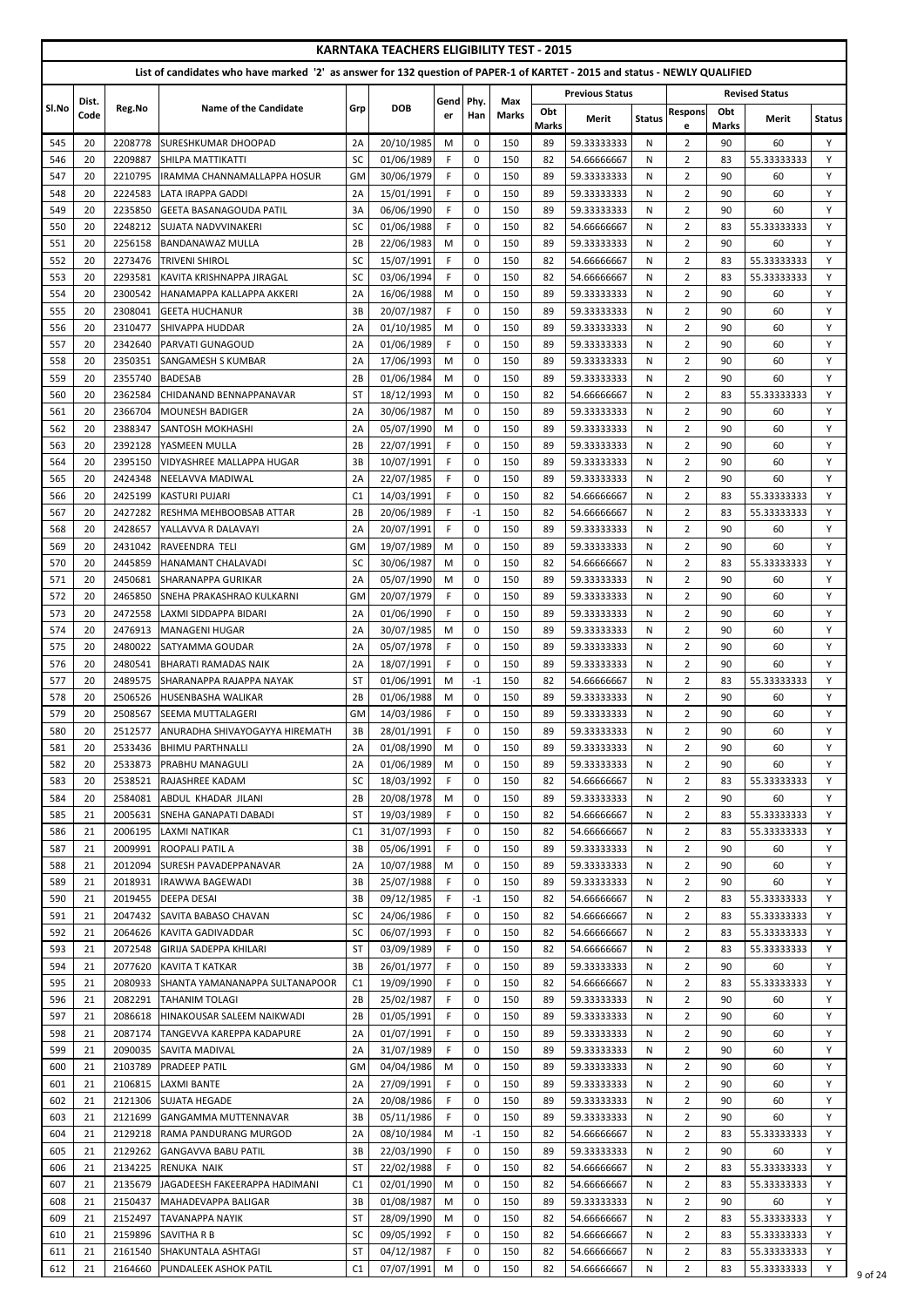# KARNTAKA TEACHERS ELIGIBILITY TEST - 2015

## List of candidates who have marked '2' as answer for 132 question of PAPER-1 of KARTET - 2015 and status - NEWLY QUALIFIED

| Sl.No | Dist. Code | Reg.No | Name of the Candidate | Grp | DOB | Gender | Phy. Han | Max Marks | Previous Status | | | Revised Status | | | |
|---|---|---|---|---|---|---|---|---|---|---|---|---|---|---|---|
| | | | | | | | | | Obt Marks | Merit | Status | Response | Obt Marks | Merit | Status |
| 545 | 20 | 2208778 | SURESHKUMAR DHOOPAD | 2A | 20/10/1985 | M | 0 | 150 | 89 | 59.33333333 | N | 2 | 90 | 60 | Y |
| 546 | 20 | 2209887 | SHILPA MATTIKATTI | SC | 01/06/1989 | F | 0 | 150 | 82 | 54.66666667 | N | 2 | 83 | 55.33333333 | Y |
| 547 | 20 | 2210795 | IRAMMA CHANNAMALLAPPA HOSUR | GM | 30/06/1979 | F | 0 | 150 | 89 | 59.33333333 | N | 2 | 90 | 60 | Y |
| 548 | 20 | 2224583 | LATA IRAPPA GADDI | 2A | 15/01/1991 | F | 0 | 150 | 89 | 59.33333333 | N | 2 | 90 | 60 | Y |
| 549 | 20 | 2235850 | GEETA BASANAGOUDA PATIL | 3A | 06/06/1990 | F | 0 | 150 | 89 | 59.33333333 | N | 2 | 90 | 60 | Y |
| 550 | 20 | 2248212 | SUJATA NADVVINAKERI | SC | 01/06/1988 | F | 0 | 150 | 82 | 54.66666667 | N | 2 | 83 | 55.33333333 | Y |
| 551 | 20 | 2256158 | BANDANAWAZ MULLA | 2B | 22/06/1983 | M | 0 | 150 | 89 | 59.33333333 | N | 2 | 90 | 60 | Y |
| 552 | 20 | 2273476 | TRIVENI SHIROL | SC | 15/07/1991 | F | 0 | 150 | 82 | 54.66666667 | N | 2 | 83 | 55.33333333 | Y |
| 553 | 20 | 2293581 | KAVITA KRISHNAPPA JIRAGAL | SC | 03/06/1994 | F | 0 | 150 | 82 | 54.66666667 | N | 2 | 83 | 55.33333333 | Y |
| 554 | 20 | 2300542 | HANAMAPPA KALLAPPA AKKERI | 2A | 16/06/1988 | M | 0 | 150 | 89 | 59.33333333 | N | 2 | 90 | 60 | Y |
| 555 | 20 | 2308041 | GEETA HUCHANUR | 3B | 20/07/1987 | F | 0 | 150 | 89 | 59.33333333 | N | 2 | 90 | 60 | Y |
| 556 | 20 | 2310477 | SHIVAPPA HUDDAR | 2A | 01/10/1985 | M | 0 | 150 | 89 | 59.33333333 | N | 2 | 90 | 60 | Y |
| 557 | 20 | 2342640 | PARVATI GUNAGOUD | 2A | 01/06/1989 | F | 0 | 150 | 89 | 59.33333333 | N | 2 | 90 | 60 | Y |
| 558 | 20 | 2350351 | SANGAMESH S KUMBAR | 2A | 17/06/1993 | M | 0 | 150 | 89 | 59.33333333 | N | 2 | 90 | 60 | Y |
| 559 | 20 | 2355740 | BADESAB | 2B | 01/06/1984 | M | 0 | 150 | 89 | 59.33333333 | N | 2 | 90 | 60 | Y |
| 560 | 20 | 2362584 | CHIDANAND BENNAPPANAVAR | ST | 18/12/1993 | M | 0 | 150 | 82 | 54.66666667 | N | 2 | 83 | 55.33333333 | Y |
| 561 | 20 | 2366704 | MOUNESH BADIGER | 2A | 30/06/1987 | M | 0 | 150 | 89 | 59.33333333 | N | 2 | 90 | 60 | Y |
| 562 | 20 | 2388347 | SANTOSH MOKHASHI | 2A | 05/07/1990 | M | 0 | 150 | 89 | 59.33333333 | N | 2 | 90 | 60 | Y |
| 563 | 20 | 2392128 | YASMEEN MULLA | 2B | 22/07/1991 | F | 0 | 150 | 89 | 59.33333333 | N | 2 | 90 | 60 | Y |
| 564 | 20 | 2395150 | VIDYASHREE MALLAPPA HUGAR | 3B | 10/07/1991 | F | 0 | 150 | 89 | 59.33333333 | N | 2 | 90 | 60 | Y |
| 565 | 20 | 2424348 | NEELAVVA MADIWAL | 2A | 22/07/1985 | F | 0 | 150 | 89 | 59.33333333 | N | 2 | 90 | 60 | Y |
| 566 | 20 | 2425199 | KASTURI PUJARI | C1 | 14/03/1991 | F | 0 | 150 | 82 | 54.66666667 | N | 2 | 83 | 55.33333333 | Y |
| 567 | 20 | 2427282 | RESHMA MEHBOOBSAB ATTAR | 2B | 20/06/1989 | F | -1 | 150 | 82 | 54.66666667 | N | 2 | 83 | 55.33333333 | Y |
| 568 | 20 | 2428657 | YALLAVVA R DALAVAYI | 2A | 20/07/1991 | F | 0 | 150 | 89 | 59.33333333 | N | 2 | 90 | 60 | Y |
| 569 | 20 | 2431042 | RAVEENDRA TELI | GM | 19/07/1989 | M | 0 | 150 | 89 | 59.33333333 | N | 2 | 90 | 60 | Y |
| 570 | 20 | 2445859 | HANAMANT CHALAVADI | SC | 30/06/1987 | M | 0 | 150 | 82 | 54.66666667 | N | 2 | 83 | 55.33333333 | Y |
| 571 | 20 | 2450681 | SHARANAPPA GURIKAR | 2A | 05/07/1990 | M | 0 | 150 | 89 | 59.33333333 | N | 2 | 90 | 60 | Y |
| 572 | 20 | 2465850 | SNEHA PRAKASHRAO KULKARNI | GM | 20/07/1979 | F | 0 | 150 | 89 | 59.33333333 | N | 2 | 90 | 60 | Y |
| 573 | 20 | 2472558 | LAXMI SIDDAPPA BIDARI | 2A | 01/06/1990 | F | 0 | 150 | 89 | 59.33333333 | N | 2 | 90 | 60 | Y |
| 574 | 20 | 2476913 | MANAGENI HUGAR | 2A | 30/07/1985 | M | 0 | 150 | 89 | 59.33333333 | N | 2 | 90 | 60 | Y |
| 575 | 20 | 2480022 | SATYAMMA GOUDAR | 2A | 05/07/1978 | F | 0 | 150 | 89 | 59.33333333 | N | 2 | 90 | 60 | Y |
| 576 | 20 | 2480541 | BHARATI RAMADAS NAIK | 2A | 18/07/1991 | F | 0 | 150 | 89 | 59.33333333 | N | 2 | 90 | 60 | Y |
| 577 | 20 | 2489575 | SHARANAPPA RAJAPPA NAYAK | ST | 01/06/1991 | M | -1 | 150 | 82 | 54.66666667 | N | 2 | 83 | 55.33333333 | Y |
| 578 | 20 | 2506526 | HUSENBASHA WALIKAR | 2B | 01/06/1988 | M | 0 | 150 | 89 | 59.33333333 | N | 2 | 90 | 60 | Y |
| 579 | 20 | 2508567 | SEEMA MUTTALAGERI | GM | 14/03/1986 | F | 0 | 150 | 89 | 59.33333333 | N | 2 | 90 | 60 | Y |
| 580 | 20 | 2512577 | ANURADHA SHIVAYOGAYYA HIREMATH | 3B | 28/01/1991 | F | 0 | 150 | 89 | 59.33333333 | N | 2 | 90 | 60 | Y |
| 581 | 20 | 2533436 | BHIMU PARTHNALLI | 2A | 01/08/1990 | M | 0 | 150 | 89 | 59.33333333 | N | 2 | 90 | 60 | Y |
| 582 | 20 | 2533873 | PRABHU MANAGULI | 2A | 01/06/1989 | M | 0 | 150 | 89 | 59.33333333 | N | 2 | 90 | 60 | Y |
| 583 | 20 | 2538521 | RAJASHREE KADAM | SC | 18/03/1992 | F | 0 | 150 | 82 | 54.66666667 | N | 2 | 83 | 55.33333333 | Y |
| 584 | 20 | 2584081 | ABDUL KHADAR JILANI | 2B | 20/08/1978 | M | 0 | 150 | 89 | 59.33333333 | N | 2 | 90 | 60 | Y |
| 585 | 21 | 2005631 | SNEHA GANAPATI DABADI | ST | 19/03/1989 | F | 0 | 150 | 82 | 54.66666667 | N | 2 | 83 | 55.33333333 | Y |
| 586 | 21 | 2006195 | LAXMI NATIKAR | C1 | 31/07/1993 | F | 0 | 150 | 82 | 54.66666667 | N | 2 | 83 | 55.33333333 | Y |
| 587 | 21 | 2009991 | ROOPALI PATIL A | 3B | 05/06/1991 | F | 0 | 150 | 89 | 59.33333333 | N | 2 | 90 | 60 | Y |
| 588 | 21 | 2012094 | SURESH PAVADEPPANAVAR | 2A | 10/07/1988 | M | 0 | 150 | 89 | 59.33333333 | N | 2 | 90 | 60 | Y |
| 589 | 21 | 2018931 | IRAWWA BAGEWADI | 3B | 25/07/1988 | F | 0 | 150 | 89 | 59.33333333 | N | 2 | 90 | 60 | Y |
| 590 | 21 | 2019455 | DEEPA DESAI | 3B | 09/12/1985 | F | -1 | 150 | 82 | 54.66666667 | N | 2 | 83 | 55.33333333 | Y |
| 591 | 21 | 2047432 | SAVITA BABASO CHAVAN | SC | 24/06/1986 | F | 0 | 150 | 82 | 54.66666667 | N | 2 | 83 | 55.33333333 | Y |
| 592 | 21 | 2064626 | KAVITA GADIVADDAR | SC | 06/07/1993 | F | 0 | 150 | 82 | 54.66666667 | N | 2 | 83 | 55.33333333 | Y |
| 593 | 21 | 2072548 | GIRIJA SADEPPA KHILARI | ST | 03/09/1989 | F | 0 | 150 | 82 | 54.66666667 | N | 2 | 83 | 55.33333333 | Y |
| 594 | 21 | 2077620 | KAVITA T KATKAR | 3B | 26/01/1977 | F | 0 | 150 | 89 | 59.33333333 | N | 2 | 90 | 60 | Y |
| 595 | 21 | 2080933 | SHANTA YAMANANAPPA SULTANAPOOR | C1 | 19/09/1990 | F | 0 | 150 | 82 | 54.66666667 | N | 2 | 83 | 55.33333333 | Y |
| 596 | 21 | 2082291 | TAHANIM TOLAGI | 2B | 25/02/1987 | F | 0 | 150 | 89 | 59.33333333 | N | 2 | 90 | 60 | Y |
| 597 | 21 | 2086618 | HINAKOUSAR SALEEM NAIKWADI | 2B | 01/05/1991 | F | 0 | 150 | 89 | 59.33333333 | N | 2 | 90 | 60 | Y |
| 598 | 21 | 2087174 | TANGEVVA KAREPPA KADAPURE | 2A | 01/07/1991 | F | 0 | 150 | 89 | 59.33333333 | N | 2 | 90 | 60 | Y |
| 599 | 21 | 2090035 | SAVITA MADIVAL | 2A | 31/07/1989 | F | 0 | 150 | 89 | 59.33333333 | N | 2 | 90 | 60 | Y |
| 600 | 21 | 2103789 | PRADEEP PATIL | GM | 04/04/1986 | M | 0 | 150 | 89 | 59.33333333 | N | 2 | 90 | 60 | Y |
| 601 | 21 | 2106815 | LAXMI BANTE | 2A | 27/09/1991 | F | 0 | 150 | 89 | 59.33333333 | N | 2 | 90 | 60 | Y |
| 602 | 21 | 2121306 | SUJATA HEGADE | 2A | 20/08/1986 | F | 0 | 150 | 89 | 59.33333333 | N | 2 | 90 | 60 | Y |
| 603 | 21 | 2121699 | GANGAMMA MUTTENNAVAR | 3B | 05/11/1986 | F | 0 | 150 | 89 | 59.33333333 | N | 2 | 90 | 60 | Y |
| 604 | 21 | 2129218 | RAMA PANDURANG MURGOD | 2A | 08/10/1984 | M | -1 | 150 | 82 | 54.66666667 | N | 2 | 83 | 55.33333333 | Y |
| 605 | 21 | 2129262 | GANGAVVA BABU PATIL | 3B | 22/03/1990 | F | 0 | 150 | 89 | 59.33333333 | N | 2 | 90 | 60 | Y |
| 606 | 21 | 2134225 | RENUKA NAIK | ST | 22/02/1988 | F | 0 | 150 | 82 | 54.66666667 | N | 2 | 83 | 55.33333333 | Y |
| 607 | 21 | 2135679 | JAGADEESH FAKEERAPPA HADIMANI | C1 | 02/01/1990 | M | 0 | 150 | 82 | 54.66666667 | N | 2 | 83 | 55.33333333 | Y |
| 608 | 21 | 2150437 | MAHADEVAPPA BALIGAR | 3B | 01/08/1987 | M | 0 | 150 | 89 | 59.33333333 | N | 2 | 90 | 60 | Y |
| 609 | 21 | 2152497 | TAVANAPPA NAYIK | ST | 28/09/1990 | M | 0 | 150 | 82 | 54.66666667 | N | 2 | 83 | 55.33333333 | Y |
| 610 | 21 | 2159896 | SAVITHA R B | SC | 09/05/1992 | F | 0 | 150 | 82 | 54.66666667 | N | 2 | 83 | 55.33333333 | Y |
| 611 | 21 | 2161540 | SHAKUNTALA ASHTAGI | ST | 04/12/1987 | F | 0 | 150 | 82 | 54.66666667 | N | 2 | 83 | 55.33333333 | Y |
| 612 | 21 | 2164660 | PUNDALEEK ASHOK PATIL | C1 | 07/07/1991 | M | 0 | 150 | 82 | 54.66666667 | N | 2 | 83 | 55.33333333 | Y |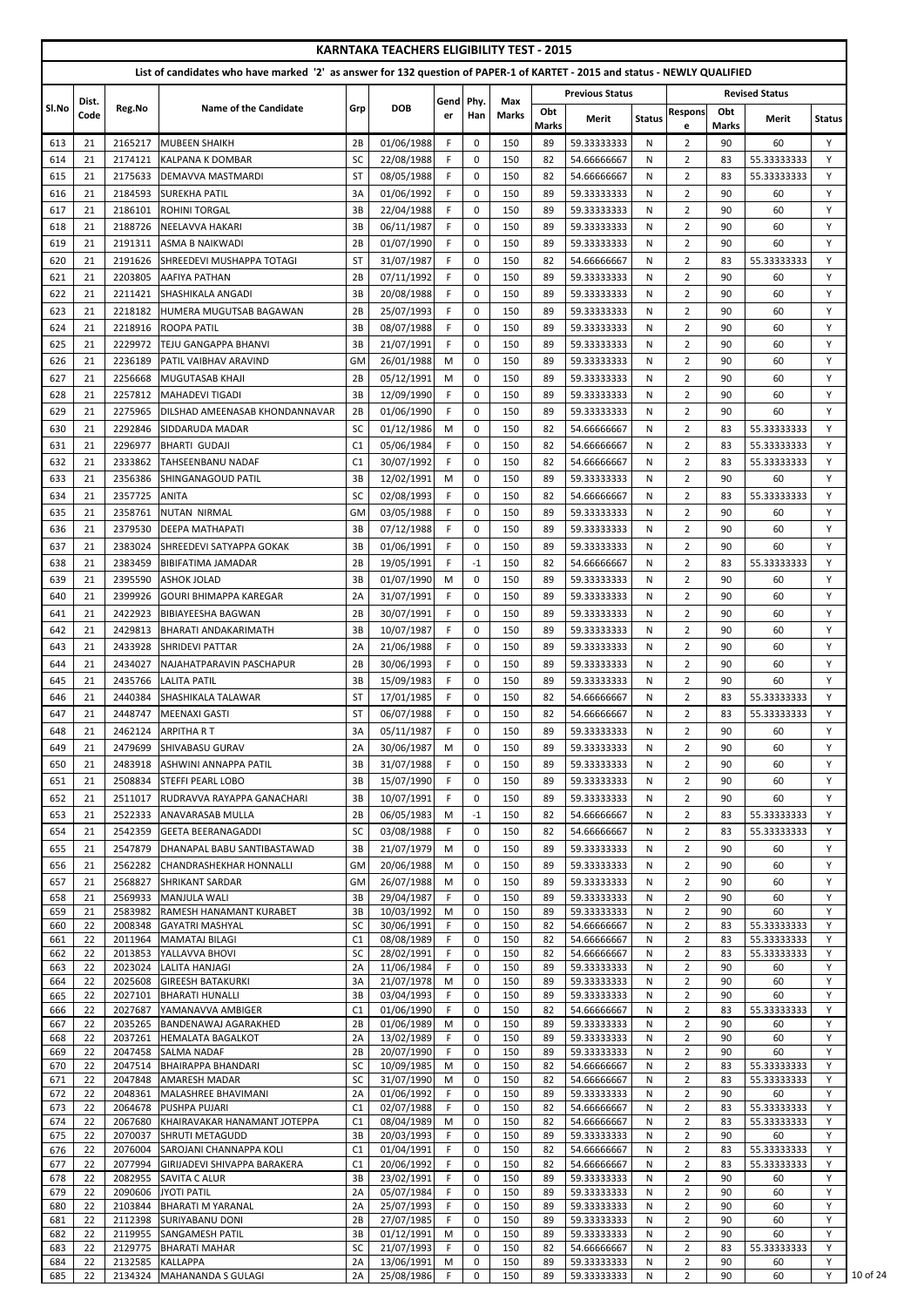# KARNTAKA TEACHERS ELIGIBILITY TEST - 2015

## List of candidates who have marked '2' as answer for 132 question of PAPER-1 of KARTET - 2015 and status - NEWLY QUALIFIED

| Sl.No | Dist. Code | Reg.No | Name of the Candidate | Grp | DOB | Gender | Phy. Han | Max Marks | Previous Status | | | Revised Status | | | |
|---|---|---|---|---|---|---|---|---|---|---|---|---|---|---|---|
| | | | | | | | | | Obt Marks | Merit | Status | Response | Obt Marks | Merit | Status |
| 613 | 21 | 2165217 | MUBEEN SHAIKH | 2B | 01/06/1988 | F | 0 | 150 | 89 | 59.33333333 | N | 2 | 90 | 60 | Y |
| 614 | 21 | 2174121 | KALPANA K DOMBAR | SC | 22/08/1988 | F | 0 | 150 | 82 | 54.66666667 | N | 2 | 83 | 55.33333333 | Y |
| 615 | 21 | 2175633 | DEMAVVA MASTMARDI | ST | 08/05/1988 | F | 0 | 150 | 82 | 54.66666667 | N | 2 | 83 | 55.33333333 | Y |
| 616 | 21 | 2184593 | SUREKHA PATIL | 3A | 01/06/1992 | F | 0 | 150 | 89 | 59.33333333 | N | 2 | 90 | 60 | Y |
| 617 | 21 | 2186101 | ROHINI TORGAL | 3B | 22/04/1988 | F | 0 | 150 | 89 | 59.33333333 | N | 2 | 90 | 60 | Y |
| 618 | 21 | 2188726 | NEELAVVA HAKARI | 3B | 06/11/1987 | F | 0 | 150 | 89 | 59.33333333 | N | 2 | 90 | 60 | Y |
| 619 | 21 | 2191311 | ASMA B NAIKWADI | 2B | 01/07/1990 | F | 0 | 150 | 89 | 59.33333333 | N | 2 | 90 | 60 | Y |
| 620 | 21 | 2191626 | SHREEDEVI MUSHAPPA TOTAGI | ST | 31/07/1987 | F | 0 | 150 | 82 | 54.66666667 | N | 2 | 83 | 55.33333333 | Y |
| 621 | 21 | 2203805 | AAFIYA PATHAN | 2B | 07/11/1992 | F | 0 | 150 | 89 | 59.33333333 | N | 2 | 90 | 60 | Y |
| 622 | 21 | 2211421 | SHASHIKALA ANGADI | 3B | 20/08/1988 | F | 0 | 150 | 89 | 59.33333333 | N | 2 | 90 | 60 | Y |
| 623 | 21 | 2218182 | HUMERA MUGUTSAB BAGAWAN | 2B | 25/07/1993 | F | 0 | 150 | 89 | 59.33333333 | N | 2 | 90 | 60 | Y |
| 624 | 21 | 2218916 | ROOPA PATIL | 3B | 08/07/1988 | F | 0 | 150 | 89 | 59.33333333 | N | 2 | 90 | 60 | Y |
| 625 | 21 | 2229972 | TEJU GANGAPPA BHANVI | 3B | 21/07/1991 | F | 0 | 150 | 89 | 59.33333333 | N | 2 | 90 | 60 | Y |
| 626 | 21 | 2236189 | PATIL VAIBHAV ARAVIND | GM | 26/01/1988 | M | 0 | 150 | 89 | 59.33333333 | N | 2 | 90 | 60 | Y |
| 627 | 21 | 2256668 | MUGUTASAB KHAJI | 2B | 05/12/1991 | M | 0 | 150 | 89 | 59.33333333 | N | 2 | 90 | 60 | Y |
| 628 | 21 | 2257812 | MAHADEVI TIGADI | 3B | 12/09/1990 | F | 0 | 150 | 89 | 59.33333333 | N | 2 | 90 | 60 | Y |
| 629 | 21 | 2275965 | DILSHAD AMEENASAB KHONDANNAVAR | 2B | 01/06/1990 | F | 0 | 150 | 89 | 59.33333333 | N | 2 | 90 | 60 | Y |
| 630 | 21 | 2292846 | SIDDARUDA MADAR | SC | 01/12/1986 | M | 0 | 150 | 82 | 54.66666667 | N | 2 | 83 | 55.33333333 | Y |
| 631 | 21 | 2296977 | BHARTI GUDAJI | C1 | 05/06/1984 | F | 0 | 150 | 82 | 54.66666667 | N | 2 | 83 | 55.33333333 | Y |
| 632 | 21 | 2333862 | TAHSEENBANU NADAF | C1 | 30/07/1992 | F | 0 | 150 | 82 | 54.66666667 | N | 2 | 83 | 55.33333333 | Y |
| 633 | 21 | 2356386 | SHINGANAGOUD PATIL | 3B | 12/02/1991 | M | 0 | 150 | 89 | 59.33333333 | N | 2 | 90 | 60 | Y |
| 634 | 21 | 2357725 | ANITA | SC | 02/08/1993 | F | 0 | 150 | 82 | 54.66666667 | N | 2 | 83 | 55.33333333 | Y |
| 635 | 21 | 2358761 | NUTAN NIRMAL | GM | 03/05/1988 | F | 0 | 150 | 89 | 59.33333333 | N | 2 | 90 | 60 | Y |
| 636 | 21 | 2379530 | DEEPA MATHAPATI | 3B | 07/12/1988 | F | 0 | 150 | 89 | 59.33333333 | N | 2 | 90 | 60 | Y |
| 637 | 21 | 2383024 | SHREEDEVI SATYAPPA GOKAK | 3B | 01/06/1991 | F | 0 | 150 | 89 | 59.33333333 | N | 2 | 90 | 60 | Y |
| 638 | 21 | 2383459 | BIBIFATIMA JAMADAR | 2B | 19/05/1991 | F | -1 | 150 | 82 | 54.66666667 | N | 2 | 83 | 55.33333333 | Y |
| 639 | 21 | 2395590 | ASHOK JOLAD | 3B | 01/07/1990 | M | 0 | 150 | 89 | 59.33333333 | N | 2 | 90 | 60 | Y |
| 640 | 21 | 2399926 | GOURI BHIMAPPA KAREGAR | 2A | 31/07/1991 | F | 0 | 150 | 89 | 59.33333333 | N | 2 | 90 | 60 | Y |
| 641 | 21 | 2422923 | BIBIAYEESHA BAGWAN | 2B | 30/07/1991 | F | 0 | 150 | 89 | 59.33333333 | N | 2 | 90 | 60 | Y |
| 642 | 21 | 2429813 | BHARATI ANDAKARIMATH | 3B | 10/07/1987 | F | 0 | 150 | 89 | 59.33333333 | N | 2 | 90 | 60 | Y |
| 643 | 21 | 2433928 | SHRIDEVI PATTAR | 2A | 21/06/1988 | F | 0 | 150 | 89 | 59.33333333 | N | 2 | 90 | 60 | Y |
| 644 | 21 | 2434027 | NAJAHATPARAVIN PASCHAPUR | 2B | 30/06/1993 | F | 0 | 150 | 89 | 59.33333333 | N | 2 | 90 | 60 | Y |
| 645 | 21 | 2435766 | LALITA PATIL | 3B | 15/09/1983 | F | 0 | 150 | 89 | 59.33333333 | N | 2 | 90 | 60 | Y |
| 646 | 21 | 2440384 | SHASHIKALA TALAWAR | ST | 17/01/1985 | F | 0 | 150 | 82 | 54.66666667 | N | 2 | 83 | 55.33333333 | Y |
| 647 | 21 | 2448747 | MEENAXI GASTI | ST | 06/07/1988 | F | 0 | 150 | 82 | 54.66666667 | N | 2 | 83 | 55.33333333 | Y |
| 648 | 21 | 2462124 | ARPITHA R T | 3A | 05/11/1987 | F | 0 | 150 | 89 | 59.33333333 | N | 2 | 90 | 60 | Y |
| 649 | 21 | 2479699 | SHIVABASU GURAV | 2A | 30/06/1987 | M | 0 | 150 | 89 | 59.33333333 | N | 2 | 90 | 60 | Y |
| 650 | 21 | 2483918 | ASHWINI ANNAPPA PATIL | 3B | 31/07/1988 | F | 0 | 150 | 89 | 59.33333333 | N | 2 | 90 | 60 | Y |
| 651 | 21 | 2508834 | STEFFI PEARL LOBO | 3B | 15/07/1990 | F | 0 | 150 | 89 | 59.33333333 | N | 2 | 90 | 60 | Y |
| 652 | 21 | 2511017 | RUDRAVVA RAYAPPA GANACHARI | 3B | 10/07/1991 | F | 0 | 150 | 89 | 59.33333333 | N | 2 | 90 | 60 | Y |
| 653 | 21 | 2522333 | ANAVARASAB MULLA | 2B | 06/05/1983 | M | -1 | 150 | 82 | 54.66666667 | N | 2 | 83 | 55.33333333 | Y |
| 654 | 21 | 2542359 | GEETA BEERANAGADDI | SC | 03/08/1988 | F | 0 | 150 | 82 | 54.66666667 | N | 2 | 83 | 55.33333333 | Y |
| 655 | 21 | 2547879 | DHANAPAL BABU SANTIBASTAWAD | 3B | 21/07/1979 | M | 0 | 150 | 89 | 59.33333333 | N | 2 | 90 | 60 | Y |
| 656 | 21 | 2562282 | CHANDRASHEKHAR HONNALLI | GM | 20/06/1988 | M | 0 | 150 | 89 | 59.33333333 | N | 2 | 90 | 60 | Y |
| 657 | 21 | 2568827 | SHRIKANT SARDAR | GM | 26/07/1988 | M | 0 | 150 | 89 | 59.33333333 | N | 2 | 90 | 60 | Y |
| 658 | 21 | 2569933 | MANJULA WALI | 3B | 29/04/1987 | F | 0 | 150 | 89 | 59.33333333 | N | 2 | 90 | 60 | Y |
| 659 | 21 | 2583982 | RAMESH HANAMANT KURABET | 3B | 10/03/1992 | M | 0 | 150 | 89 | 59.33333333 | N | 2 | 90 | 60 | Y |
| 660 | 22 | 2008348 | GAYATRI MASHYAL | SC | 30/06/1991 | F | 0 | 150 | 82 | 54.66666667 | N | 2 | 83 | 55.33333333 | Y |
| 661 | 22 | 2011964 | MAMATAJ BILAGI | C1 | 08/08/1989 | F | 0 | 150 | 82 | 54.66666667 | N | 2 | 83 | 55.33333333 | Y |
| 662 | 22 | 2013853 | YALLAVVA BHOVI | SC | 28/02/1991 | F | 0 | 150 | 82 | 54.66666667 | N | 2 | 83 | 55.33333333 | Y |
| 663 | 22 | 2023024 | LALITA HANJAGI | 2A | 11/06/1984 | F | 0 | 150 | 89 | 59.33333333 | N | 2 | 90 | 60 | Y |
| 664 | 22 | 2025608 | GIREESH BATAKURKI | 3A | 21/07/1978 | M | 0 | 150 | 89 | 59.33333333 | N | 2 | 90 | 60 | Y |
| 665 | 22 | 2027101 | BHARATI HUNALLI | 3B | 03/04/1993 | F | 0 | 150 | 89 | 59.33333333 | N | 2 | 90 | 60 | Y |
| 666 | 22 | 2027687 | YAMANAVVA AMBIGER | C1 | 01/06/1990 | F | 0 | 150 | 82 | 54.66666667 | N | 2 | 83 | 55.33333333 | Y |
| 667 | 22 | 2035265 | BANDENAWAJ AGARAKHED | 2B | 01/06/1989 | M | 0 | 150 | 89 | 59.33333333 | N | 2 | 90 | 60 | Y |
| 668 | 22 | 2037261 | HEMALATA BAGALKOT | 2A | 13/02/1989 | F | 0 | 150 | 89 | 59.33333333 | N | 2 | 90 | 60 | Y |
| 669 | 22 | 2047458 | SALMA NADAF | 2B | 20/07/1990 | F | 0 | 150 | 89 | 59.33333333 | N | 2 | 90 | 60 | Y |
| 670 | 22 | 2047514 | BHAIRAPPA BHANDARI | SC | 10/09/1985 | M | 0 | 150 | 82 | 54.66666667 | N | 2 | 83 | 55.33333333 | Y |
| 671 | 22 | 2047848 | AMARESH MADAR | SC | 31/07/1990 | M | 0 | 150 | 82 | 54.66666667 | N | 2 | 83 | 55.33333333 | Y |
| 672 | 22 | 2048361 | MALASHREE BHAVIMANI | 2A | 01/06/1992 | F | 0 | 150 | 89 | 59.33333333 | N | 2 | 90 | 60 | Y |
| 673 | 22 | 2064678 | PUSHPA PUJARI | C1 | 02/07/1988 | F | 0 | 150 | 82 | 54.66666667 | N | 2 | 83 | 55.33333333 | Y |
| 674 | 22 | 2067680 | KHAIRAVAKAR HANAMANT JOTEPPA | C1 | 08/04/1989 | M | 0 | 150 | 82 | 54.66666667 | N | 2 | 83 | 55.33333333 | Y |
| 675 | 22 | 2070037 | SHRUTI METAGUDD | 3B | 20/03/1993 | F | 0 | 150 | 89 | 59.33333333 | N | 2 | 90 | 60 | Y |
| 676 | 22 | 2076004 | SAROJANI CHANNAPPA KOLI | C1 | 01/04/1991 | F | 0 | 150 | 82 | 54.66666667 | N | 2 | 83 | 55.33333333 | Y |
| 677 | 22 | 2077994 | GIRIJADEVI SHIVAPPA BARAKERA | C1 | 20/06/1992 | F | 0 | 150 | 82 | 54.66666667 | N | 2 | 83 | 55.33333333 | Y |
| 678 | 22 | 2082955 | SAVITA C ALUR | 3B | 23/02/1991 | F | 0 | 150 | 89 | 59.33333333 | N | 2 | 90 | 60 | Y |
| 679 | 22 | 2090606 | JYOTI PATIL | 2A | 05/07/1984 | F | 0 | 150 | 89 | 59.33333333 | N | 2 | 90 | 60 | Y |
| 680 | 22 | 2103844 | BHARATI M YARANAL | 2A | 25/07/1993 | F | 0 | 150 | 89 | 59.33333333 | N | 2 | 90 | 60 | Y |
| 681 | 22 | 2112398 | SURIYABANU DONI | 2B | 27/07/1985 | F | 0 | 150 | 89 | 59.33333333 | N | 2 | 90 | 60 | Y |
| 682 | 22 | 2119955 | SANGAMESH PATIL | 3B | 01/12/1991 | M | 0 | 150 | 89 | 59.33333333 | N | 2 | 90 | 60 | Y |
| 683 | 22 | 2129775 | BHARATI MAHAR | SC | 21/07/1993 | F | 0 | 150 | 82 | 54.66666667 | N | 2 | 83 | 55.33333333 | Y |
| 684 | 22 | 2132585 | KALLAPPA | 2A | 13/06/1991 | M | 0 | 150 | 89 | 59.33333333 | N | 2 | 90 | 60 | Y |
| 685 | 22 | 2134324 | MAHANANDA S GULAGI | 2A | 25/08/1986 | F | 0 | 150 | 89 | 59.33333333 | N | 2 | 90 | 60 | Y |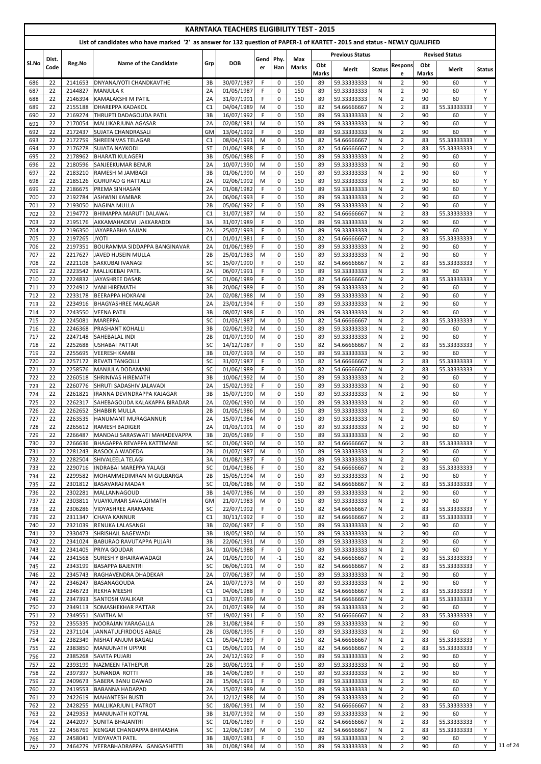# KARNTAKA TEACHERS ELIGIBILITY TEST - 2015

## List of candidates who have marked '2' as answer for 132 question of PAPER-1 of KARTET - 2015 and status - NEWLY QUALIFIED

| Sl.No | Dist. Code | Reg.No | Name of the Candidate | Grp | DOB | Gender | Phy. Han | Max Marks | Previous Status | | | Revised Status | | | |
|---|---|---|---|---|---|---|---|---|---|---|---|---|---|---|---|
| | | | | | | | | | Obt Marks | Merit | Status | Response | Obt Marks | Merit | Status |
| 686 | 22 | 2141653 | DNYANAJYOTI CHANDKAVTHE | 3B | 30/07/1987 | F | 0 | 150 | 89 | 59.33333333 | N | 2 | 90 | 60 | Y |
| 687 | 22 | 2144827 | MANJULA K | 2A | 01/05/1987 | F | 0 | 150 | 89 | 59.33333333 | N | 2 | 90 | 60 | Y |
| 688 | 22 | 2146394 | KAMALAKSHI M PATIL | 2A | 31/07/1991 | F | 0 | 150 | 89 | 59.33333333 | N | 2 | 90 | 60 | Y |
| 689 | 22 | 2155188 | DHAREPPA KADAKOL | C1 | 04/04/1989 | M | 0 | 150 | 82 | 54.66666667 | N | 2 | 83 | 55.33333333 | Y |
| 690 | 22 | 2169274 | THRUPTI DADAGOUDA PATIL | 3B | 16/07/1992 | F | 0 | 150 | 89 | 59.33333333 | N | 2 | 90 | 60 | Y |
| 691 | 22 | 2170054 | MALLIKARJUNA AGASAR | 2A | 02/08/1981 | M | 0 | 150 | 89 | 59.33333333 | N | 2 | 90 | 60 | Y |
| 692 | 22 | 2172437 | SUJATA CHANDRASALI | GM | 13/04/1992 | F | 0 | 150 | 89 | 59.33333333 | N | 2 | 90 | 60 | Y |
| 693 | 22 | 2172759 | SHREENIVAS TELAGAR | C1 | 08/04/1991 | M | 0 | 150 | 82 | 54.66666667 | N | 2 | 83 | 55.33333333 | Y |
| 694 | 22 | 2176278 | SUJATA NAYKODI | ST | 01/06/1988 | F | 0 | 150 | 82 | 54.66666667 | N | 2 | 83 | 55.33333333 | Y |
| 695 | 22 | 2178962 | BHARATI KULAGERI | 3B | 05/06/1988 | F | 0 | 150 | 89 | 59.33333333 | N | 2 | 90 | 60 | Y |
| 696 | 22 | 2180596 | SANJEEKUMAR BENUR | 2A | 10/07/1990 | M | 0 | 150 | 89 | 59.33333333 | N | 2 | 90 | 60 | Y |
| 697 | 22 | 2183210 | RAMESH M JAMBAGI | 3B | 01/06/1990 | M | 0 | 150 | 89 | 59.33333333 | N | 2 | 90 | 60 | Y |
| 698 | 22 | 2185126 | GURUPAD G HATTALLI | 2A | 02/06/1992 | M | 0 | 150 | 89 | 59.33333333 | N | 2 | 90 | 60 | Y |
| 699 | 22 | 2186675 | PREMA SINHASAN | 2A | 01/08/1982 | F | 0 | 150 | 89 | 59.33333333 | N | 2 | 90 | 60 | Y |
| 700 | 22 | 2192784 | ASHWINI KAMBAR | 2A | 06/06/1993 | F | 0 | 150 | 89 | 59.33333333 | N | 2 | 90 | 60 | Y |
| 701 | 22 | 2193050 | NAGINA MULLA | 2B | 05/06/1992 | F | 0 | 150 | 89 | 59.33333333 | N | 2 | 90 | 60 | Y |
| 702 | 22 | 2194772 | BHIMAPPA MARUTI DALAWAI | C1 | 31/07/1987 | M | 0 | 150 | 82 | 54.66666667 | N | 2 | 83 | 55.33333333 | Y |
| 703 | 22 | 2195176 | AKKAMAHADEVI JAKKARADDI | 3A | 31/07/1989 | F | 0 | 150 | 89 | 59.33333333 | N | 2 | 90 | 60 | Y |
| 704 | 22 | 2196350 | JAYAPRABHA SAJJAN | 2A | 25/07/1993 | F | 0 | 150 | 89 | 59.33333333 | N | 2 | 90 | 60 | Y |
| 705 | 22 | 2197265 | JYOTI | C1 | 01/01/1981 | F | 0 | 150 | 82 | 54.66666667 | N | 2 | 83 | 55.33333333 | Y |
| 706 | 22 | 2197351 | BOURAMMA SIDDAPPA BANGINAVAR | 2A | 01/06/1989 | F | 0 | 150 | 89 | 59.33333333 | N | 2 | 90 | 60 | Y |
| 707 | 22 | 2217627 | JAVED HUSEIN MULLA | 2B | 25/01/1983 | M | 0 | 150 | 89 | 59.33333333 | N | 2 | 90 | 60 | Y |
| 708 | 22 | 2221108 | SAKKUBAI IVANAGI | SC | 15/07/1990 | F | 0 | 150 | 82 | 54.66666667 | N | 2 | 83 | 55.33333333 | Y |
| 709 | 22 | 2223542 | MALLIGEBAI PATIL | 2A | 06/07/1991 | F | 0 | 150 | 89 | 59.33333333 | N | 2 | 90 | 60 | Y |
| 710 | 22 | 2224832 | JAYASHREE DASAR | SC | 01/06/1989 | F | 0 | 150 | 82 | 54.66666667 | N | 2 | 83 | 55.33333333 | Y |
| 711 | 22 | 2224912 | VANI HIREMATH | 3B | 20/06/1989 | F | 0 | 150 | 89 | 59.33333333 | N | 2 | 90 | 60 | Y |
| 712 | 22 | 2233178 | BEERAPPA HOKRANI | 2A | 02/08/1988 | M | 0 | 150 | 89 | 59.33333333 | N | 2 | 90 | 60 | Y |
| 713 | 22 | 2234916 | BHAGYASHREE MALAGAR | 2A | 23/01/1994 | F | 0 | 150 | 89 | 59.33333333 | N | 2 | 90 | 60 | Y |
| 714 | 22 | 2243550 | VEENA PATIL | 3B | 08/07/1988 | F | 0 | 150 | 89 | 59.33333333 | N | 2 | 90 | 60 | Y |
| 715 | 22 | 2245081 | MAREPPA | SC | 01/03/1987 | M | 0 | 150 | 82 | 54.66666667 | N | 2 | 83 | 55.33333333 | Y |
| 716 | 22 | 2246368 | PRASHANT KOHALLI | 3B | 02/06/1992 | M | 0 | 150 | 89 | 59.33333333 | N | 2 | 90 | 60 | Y |
| 717 | 22 | 2247148 | SAHEBALAL INDI | 2B | 01/07/1990 | M | 0 | 150 | 89 | 59.33333333 | N | 2 | 90 | 60 | Y |
| 718 | 22 | 2252688 | USHABAI PATTAR | SC | 14/12/1987 | F | 0 | 150 | 82 | 54.66666667 | N | 2 | 83 | 55.33333333 | Y |
| 719 | 22 | 2255695 | VEERESH KAMBI | 3B | 01/07/1993 | M | 0 | 150 | 89 | 59.33333333 | N | 2 | 90 | 60 | Y |
| 720 | 22 | 2257172 | REVATI TANGOLLI | SC | 31/07/1987 | F | 0 | 150 | 82 | 54.66666667 | N | 2 | 83 | 55.33333333 | Y |
| 721 | 22 | 2258576 | MANJULA DODAMANI | SC | 01/06/1989 | F | 0 | 150 | 82 | 54.66666667 | N | 2 | 83 | 55.33333333 | Y |
| 722 | 22 | 2260518 | SHRINIVAS HIREMATH | 3B | 10/06/1992 | M | 0 | 150 | 89 | 59.33333333 | N | 2 | 90 | 60 | Y |
| 723 | 22 | 2260776 | SHRUTI SADASHIV JALAVADI | 2A | 15/02/1992 | F | 0 | 150 | 89 | 59.33333333 | N | 2 | 90 | 60 | Y |
| 724 | 22 | 2261821 | IRANNA DEVINDRAPPA KAJAGAR | 3B | 15/07/1990 | M | 0 | 150 | 89 | 59.33333333 | N | 2 | 90 | 60 | Y |
| 725 | 22 | 2262317 | SAHEBAGOUDA KALAKAPPA BIRADAR | 2A | 02/06/1990 | M | 0 | 150 | 89 | 59.33333333 | N | 2 | 90 | 60 | Y |
| 726 | 22 | 2262652 | SHABBIR MULLA | 2B | 01/05/1986 | M | 0 | 150 | 89 | 59.33333333 | N | 2 | 90 | 60 | Y |
| 727 | 22 | 2263535 | HANUMANT MURAGANNUR | 2A | 15/07/1984 | M | 0 | 150 | 89 | 59.33333333 | N | 2 | 90 | 60 | Y |
| 728 | 22 | 2265612 | RAMESH BADIGER | 2A | 01/03/1991 | M | 0 | 150 | 89 | 59.33333333 | N | 2 | 90 | 60 | Y |
| 729 | 22 | 2266487 | MANDALI SARASWATI MAHADEVAPPA | 3B | 20/05/1989 | F | 0 | 150 | 89 | 59.33333333 | N | 2 | 90 | 60 | Y |
| 730 | 22 | 2266636 | BHAGAPPA REVAPPA KATTIMANI | SC | 01/06/1990 | M | 0 | 150 | 82 | 54.66666667 | N | 2 | 83 | 55.33333333 | Y |
| 731 | 22 | 2281243 | RASOOLA WADEDA | 2B | 01/07/1987 | M | 0 | 150 | 89 | 59.33333333 | N | 2 | 90 | 60 | Y |
| 732 | 22 | 2282504 | SHIVALEELA TELAGI | 3A | 01/08/1987 | F | 0 | 150 | 89 | 59.33333333 | N | 2 | 90 | 60 | Y |
| 733 | 22 | 2290716 | INDRABAI MAREPPA YALAGI | SC | 01/04/1986 | F | 0 | 150 | 82 | 54.66666667 | N | 2 | 83 | 55.33333333 | Y |
| 734 | 22 | 2299582 | MOHAMMEDIMRAN M GULBARGA | 2B | 15/05/1994 | M | 0 | 150 | 89 | 59.33333333 | N | 2 | 90 | 60 | Y |
| 735 | 22 | 2301812 | BASAVARAJ MADAR | SC | 01/06/1986 | M | 0 | 150 | 82 | 54.66666667 | N | 2 | 83 | 55.33333333 | Y |
| 736 | 22 | 2302281 | MALLANNAGOUD | 3B | 14/07/1986 | M | 0 | 150 | 89 | 59.33333333 | N | 2 | 90 | 60 | Y |
| 737 | 22 | 2303811 | VIJAYKUMAR SAVALGIMATH | GM | 21/07/1983 | M | 0 | 150 | 89 | 59.33333333 | N | 2 | 90 | 60 | Y |
| 738 | 22 | 2306286 | VIDYASHREE ARAMANE | SC | 22/07/1992 | F | 0 | 150 | 82 | 54.66666667 | N | 2 | 83 | 55.33333333 | Y |
| 739 | 22 | 2311347 | CHAYA KANNUR | C1 | 30/11/1992 | F | 0 | 150 | 82 | 54.66666667 | N | 2 | 83 | 55.33333333 | Y |
| 740 | 22 | 2321039 | RENUKA LALASANGI | 3B | 02/06/1987 | F | 0 | 150 | 89 | 59.33333333 | N | 2 | 90 | 60 | Y |
| 741 | 22 | 2330473 | SHRISHAIL BAGEWADI | 3B | 18/05/1980 | M | 0 | 150 | 89 | 59.33333333 | N | 2 | 90 | 60 | Y |
| 742 | 22 | 2341024 | BABURAO RAVUTAPPA PUJARI | 3B | 22/06/1991 | M | 0 | 150 | 89 | 59.33333333 | N | 2 | 90 | 60 | Y |
| 743 | 22 | 2341405 | PRIYA GOUDAR | 3A | 10/06/1988 | F | 0 | 150 | 89 | 59.33333333 | N | 2 | 90 | 60 | Y |
| 744 | 22 | 2341568 | SURESH Y BHAIRAWADAGI | 2A | 01/05/1990 | M | -1 | 150 | 82 | 54.66666667 | N | 2 | 83 | 55.33333333 | Y |
| 745 | 22 | 2343199 | BASAPPA BAJENTRI | SC | 06/06/1991 | M | 0 | 150 | 82 | 54.66666667 | N | 2 | 83 | 55.33333333 | Y |
| 746 | 22 | 2345743 | RAGHAVENDRA DHADEKAR | 2A | 07/06/1987 | M | 0 | 150 | 89 | 59.33333333 | N | 2 | 90 | 60 | Y |
| 747 | 22 | 2346247 | BASANAGOUDA | 2A | 10/07/1973 | M | 0 | 150 | 89 | 59.33333333 | N | 2 | 90 | 60 | Y |
| 748 | 22 | 2346723 | REKHA MEESHI | C1 | 04/06/1988 | F | 0 | 150 | 82 | 54.66666667 | N | 2 | 83 | 55.33333333 | Y |
| 749 | 22 | 2347393 | SANTOSH WALIKAR | C1 | 31/07/1989 | M | 0 | 150 | 82 | 54.66666667 | N | 2 | 83 | 55.33333333 | Y |
| 750 | 22 | 2349113 | SOMASHEKHAR PATTAR | 2A | 01/07/1989 | M | 0 | 150 | 89 | 59.33333333 | N | 2 | 90 | 60 | Y |
| 751 | 22 | 2349551 | SAVITHA M | ST | 19/02/1991 | F | 0 | 150 | 82 | 54.66666667 | N | 2 | 83 | 55.33333333 | Y |
| 752 | 22 | 2355335 | NOORAJAN YARAGALLA | 2B | 31/08/1984 | F | 0 | 150 | 89 | 59.33333333 | N | 2 | 90 | 60 | Y |
| 753 | 22 | 2371104 | JANNATULFIRDOUS ABALE | 2B | 03/08/1995 | F | 0 | 150 | 89 | 59.33333333 | N | 2 | 90 | 60 | Y |
| 754 | 22 | 2382349 | NISHAT ANJUM BAGALI | C1 | 05/04/1989 | F | 0 | 150 | 82 | 54.66666667 | N | 2 | 83 | 55.33333333 | Y |
| 755 | 22 | 2383850 | MANJUNATH UPPAR | C1 | 05/06/1991 | M | 0 | 150 | 82 | 54.66666667 | N | 2 | 83 | 55.33333333 | Y |
| 756 | 22 | 2385268 | SAVITA PUJARI | 2A | 24/12/1992 | F | 0 | 150 | 89 | 59.33333333 | N | 2 | 90 | 60 | Y |
| 757 | 22 | 2393199 | NAZMEEN FATHEPUR | 2B | 30/06/1991 | F | 0 | 150 | 89 | 59.33333333 | N | 2 | 90 | 60 | Y |
| 758 | 22 | 2397397 | SUNANDA ROTTI | 3B | 14/06/1989 | F | 0 | 150 | 89 | 59.33333333 | N | 2 | 90 | 60 | Y |
| 759 | 22 | 2409673 | SABERA BANU DAWAD | 2B | 15/06/1991 | F | 0 | 150 | 89 | 59.33333333 | N | 2 | 90 | 60 | Y |
| 760 | 22 | 2419553 | BABANNA HADAPAD | 2A | 15/07/1989 | M | 0 | 150 | 89 | 59.33333333 | N | 2 | 90 | 60 | Y |
| 761 | 22 | 2422619 | MAHANTESH BUSTI | 2A | 12/12/1988 | M | 0 | 150 | 89 | 59.33333333 | N | 2 | 90 | 60 | Y |
| 762 | 22 | 2428255 | MALLIKARJUN L PATROT | SC | 18/06/1991 | M | 0 | 150 | 82 | 54.66666667 | N | 2 | 83 | 55.33333333 | Y |
| 763 | 22 | 2429353 | MANJUNATH KOTYAL | 3B | 31/07/1992 | M | 0 | 150 | 89 | 59.33333333 | N | 2 | 90 | 60 | Y |
| 764 | 22 | 2442097 | SUNITA BHAJANTRI | SC | 01/06/1989 | F | 0 | 150 | 82 | 54.66666667 | N | 2 | 83 | 55.33333333 | Y |
| 765 | 22 | 2456769 | KENGAR CHANDAPPA BHIMASHA | SC | 12/06/1987 | M | 0 | 150 | 82 | 54.66666667 | N | 2 | 83 | 55.33333333 | Y |
| 766 | 22 | 2458041 | VIDYAVATI PATIL | 3B | 18/07/1981 | F | 0 | 150 | 89 | 59.33333333 | N | 2 | 90 | 60 | Y |
| 767 | 22 | 2464279 | VEERABHADRAPPA GANGASHETTI | 3B | 01/08/1984 | M | 0 | 150 | 89 | 59.33333333 | N | 2 | 90 | 60 | Y |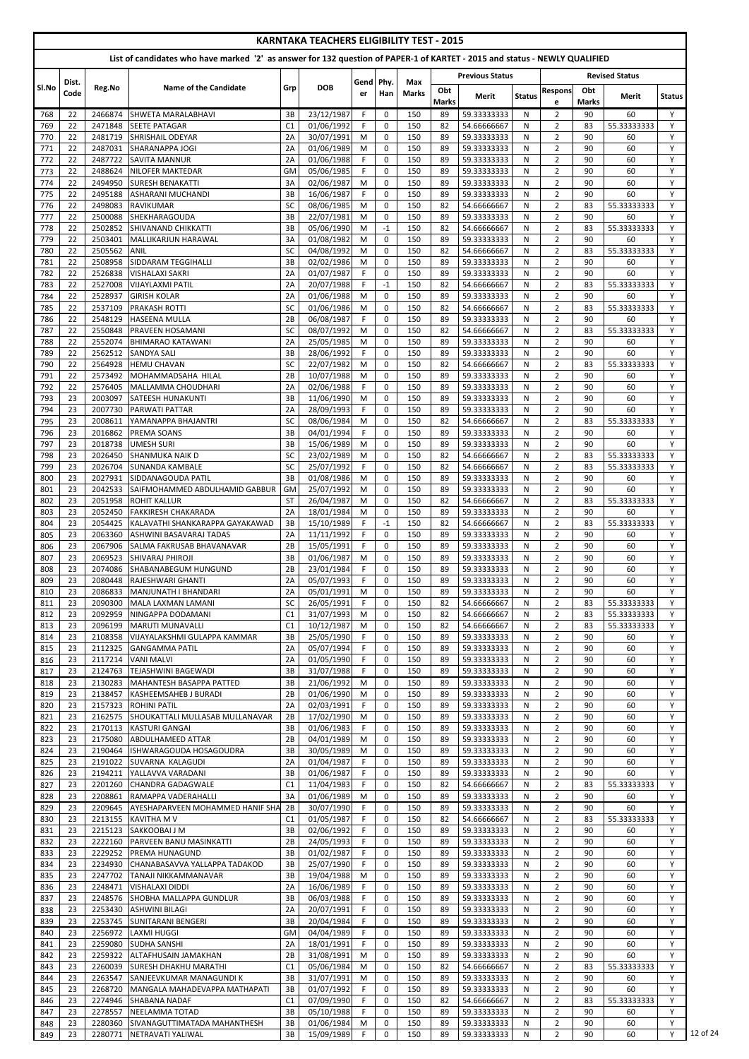# KARNTAKA TEACHERS ELIGIBILITY TEST - 2015

## List of candidates who have marked '2' as answer for 132 question of PAPER-1 of KARTET - 2015 and status - NEWLY QUALIFIED

| Sl.No | Dist. Code | Reg.No | Name of the Candidate | Grp | DOB | Gender | Phy. Han | Max Marks | Previous Status | | | Revised Status | | | |
|---|---|---|---|---|---|---|---|---|---|---|---|---|---|---|---|
| | | | | | | | | | Obt Marks | Merit | Status | Response | Obt Marks | Merit | Status |
| 768 | 22 | 2466874 | SHWETA MARALABHAVI | 3B | 23/12/1987 | F | 0 | 150 | 89 | 59.33333333 | N | 2 | 90 | 60 | Y |
| 769 | 22 | 2471848 | SEETE PATAGAR | C1 | 01/06/1992 | F | 0 | 150 | 82 | 54.66666667 | N | 2 | 83 | 55.33333333 | Y |
| 770 | 22 | 2481719 | SHRISHAIL ODEYAR | 2A | 30/07/1991 | M | 0 | 150 | 89 | 59.33333333 | N | 2 | 90 | 60 | Y |
| 771 | 22 | 2487031 | SHARANAPPA JOGI | 2A | 01/06/1989 | M | 0 | 150 | 89 | 59.33333333 | N | 2 | 90 | 60 | Y |
| 772 | 22 | 2487722 | SAVITA MANNUR | 2A | 01/06/1988 | F | 0 | 150 | 89 | 59.33333333 | N | 2 | 90 | 60 | Y |
| 773 | 22 | 2488624 | NILOFER MAKTEDAR | GM | 05/06/1985 | F | 0 | 150 | 89 | 59.33333333 | N | 2 | 90 | 60 | Y |
| 774 | 22 | 2494950 | SURESH BENAKATTI | 3A | 02/06/1987 | M | 0 | 150 | 89 | 59.33333333 | N | 2 | 90 | 60 | Y |
| 775 | 22 | 2495188 | ASHARANI MUCHANDI | 3B | 16/06/1987 | F | 0 | 150 | 89 | 59.33333333 | N | 2 | 90 | 60 | Y |
| 776 | 22 | 2498083 | RAVIKUMAR | SC | 08/06/1985 | M | 0 | 150 | 82 | 54.66666667 | N | 2 | 83 | 55.33333333 | Y |
| 777 | 22 | 2500088 | SHEKHARAGOUDA | 3B | 22/07/1981 | M | 0 | 150 | 89 | 59.33333333 | N | 2 | 90 | 60 | Y |
| 778 | 22 | 2502852 | SHIVANAND CHIKKATTI | 3B | 05/06/1990 | M | -1 | 150 | 82 | 54.66666667 | N | 2 | 83 | 55.33333333 | Y |
| 779 | 22 | 2503401 | MALLIKARJUN HARAWAL | 3A | 01/08/1982 | M | 0 | 150 | 89 | 59.33333333 | N | 2 | 90 | 60 | Y |
| 780 | 22 | 2505562 | ANIL | SC | 04/08/1992 | M | 0 | 150 | 82 | 54.66666667 | N | 2 | 83 | 55.33333333 | Y |
| 781 | 22 | 2508958 | SIDDARAM TEGGIHALLI | 3B | 02/02/1986 | M | 0 | 150 | 89 | 59.33333333 | N | 2 | 90 | 60 | Y |
| 782 | 22 | 2526838 | VISHALAXI SAKRI | 2A | 01/07/1987 | F | 0 | 150 | 89 | 59.33333333 | N | 2 | 90 | 60 | Y |
| 783 | 22 | 2527008 | VIJAYLAXMI PATIL | 2A | 20/07/1988 | F | -1 | 150 | 82 | 54.66666667 | N | 2 | 83 | 55.33333333 | Y |
| 784 | 22 | 2528937 | GIRISH KOLAR | 2A | 01/06/1988 | M | 0 | 150 | 89 | 59.33333333 | N | 2 | 90 | 60 | Y |
| 785 | 22 | 2537109 | PRAKASH ROTTI | SC | 01/06/1986 | M | 0 | 150 | 82 | 54.66666667 | N | 2 | 83 | 55.33333333 | Y |
| 786 | 22 | 2548129 | HASEENA MULLA | 2B | 06/08/1987 | F | 0 | 150 | 89 | 59.33333333 | N | 2 | 90 | 60 | Y |
| 787 | 22 | 2550848 | PRAVEEN HOSAMANI | SC | 08/07/1992 | M | 0 | 150 | 82 | 54.66666667 | N | 2 | 83 | 55.33333333 | Y |
| 788 | 22 | 2552074 | BHIMARAO KATAWANI | 2A | 25/05/1985 | M | 0 | 150 | 89 | 59.33333333 | N | 2 | 90 | 60 | Y |
| 789 | 22 | 2562512 | SANDYA SALI | 3B | 28/06/1992 | F | 0 | 150 | 89 | 59.33333333 | N | 2 | 90 | 60 | Y |
| 790 | 22 | 2564928 | HEMU CHAVAN | SC | 22/07/1982 | M | 0 | 150 | 82 | 54.66666667 | N | 2 | 83 | 55.33333333 | Y |
| 791 | 22 | 2573492 | MOHAMMADSAHA HILAL | 2B | 10/07/1988 | M | 0 | 150 | 89 | 59.33333333 | N | 2 | 90 | 60 | Y |
| 792 | 22 | 2576405 | MALLAMMA CHOUDHARI | 2A | 02/06/1988 | F | 0 | 150 | 89 | 59.33333333 | N | 2 | 90 | 60 | Y |
| 793 | 23 | 2003097 | SATEESH HUNAKUNTI | 3B | 11/06/1990 | M | 0 | 150 | 89 | 59.33333333 | N | 2 | 90 | 60 | Y |
| 794 | 23 | 2007730 | PARWATI PATTAR | 2A | 28/09/1993 | F | 0 | 150 | 89 | 59.33333333 | N | 2 | 90 | 60 | Y |
| 795 | 23 | 2008611 | YAMANAPPA BHAJANTRI | SC | 08/06/1984 | M | 0 | 150 | 82 | 54.66666667 | N | 2 | 83 | 55.33333333 | Y |
| 796 | 23 | 2016862 | PREMA SOANS | 3B | 04/01/1994 | F | 0 | 150 | 89 | 59.33333333 | N | 2 | 90 | 60 | Y |
| 797 | 23 | 2018738 | UMESH SURI | 3B | 15/06/1989 | M | 0 | 150 | 89 | 59.33333333 | N | 2 | 90 | 60 | Y |
| 798 | 23 | 2026450 | SHANMUKA NAIK D | SC | 23/02/1989 | M | 0 | 150 | 82 | 54.66666667 | N | 2 | 83 | 55.33333333 | Y |
| 799 | 23 | 2026704 | SUNANDA KAMBALE | SC | 25/07/1992 | F | 0 | 150 | 82 | 54.66666667 | N | 2 | 83 | 55.33333333 | Y |
| 800 | 23 | 2027931 | SIDDANAGOUDA PATIL | 3B | 01/08/1986 | M | 0 | 150 | 89 | 59.33333333 | N | 2 | 90 | 60 | Y |
| 801 | 23 | 2042533 | SAIFMOHAMMED ABDULHAMID GABBUR | GM | 25/07/1992 | M | 0 | 150 | 89 | 59.33333333 | N | 2 | 90 | 60 | Y |
| 802 | 23 | 2051958 | ROHIT KALLUR | ST | 26/04/1987 | M | 0 | 150 | 82 | 54.66666667 | N | 2 | 83 | 55.33333333 | Y |
| 803 | 23 | 2052450 | FAKKIRESH CHAKARADA | 2A | 18/01/1984 | M | 0 | 150 | 89 | 59.33333333 | N | 2 | 90 | 60 | Y |
| 804 | 23 | 2054425 | KALAVATHI SHANKARAPPA GAYAKAWAD | 3B | 15/10/1989 | F | -1 | 150 | 82 | 54.66666667 | N | 2 | 83 | 55.33333333 | Y |
| 805 | 23 | 2063360 | ASHWINI BASAVARAJ TADAS | 2A | 11/11/1992 | F | 0 | 150 | 89 | 59.33333333 | N | 2 | 90 | 60 | Y |
| 806 | 23 | 2067906 | SALMA FAKRUSAB BHAVANAVAR | 2B | 15/05/1991 | F | 0 | 150 | 89 | 59.33333333 | N | 2 | 90 | 60 | Y |
| 807 | 23 | 2069523 | SHIVARAJ PHIROJI | 3B | 01/06/1987 | M | 0 | 150 | 89 | 59.33333333 | N | 2 | 90 | 60 | Y |
| 808 | 23 | 2074086 | SHABANABEGUM HUNGUND | 2B | 23/01/1984 | F | 0 | 150 | 89 | 59.33333333 | N | 2 | 90 | 60 | Y |
| 809 | 23 | 2080448 | RAJESHWARI GHANTI | 2A | 05/07/1993 | F | 0 | 150 | 89 | 59.33333333 | N | 2 | 90 | 60 | Y |
| 810 | 23 | 2086833 | MANJUNATH I BHANDARI | 2A | 05/01/1991 | M | 0 | 150 | 89 | 59.33333333 | N | 2 | 90 | 60 | Y |
| 811 | 23 | 2090300 | MALA LAXMAN LAMANI | SC | 26/05/1991 | F | 0 | 150 | 82 | 54.66666667 | N | 2 | 83 | 55.33333333 | Y |
| 812 | 23 | 2092959 | NINGAPPA DODAMANI | C1 | 31/07/1993 | M | 0 | 150 | 82 | 54.66666667 | N | 2 | 83 | 55.33333333 | Y |
| 813 | 23 | 2096199 | MARUTI MUNAVALLI | C1 | 10/12/1987 | M | 0 | 150 | 82 | 54.66666667 | N | 2 | 83 | 55.33333333 | Y |
| 814 | 23 | 2108358 | VIJAYALAKSHMI GULAPPA KAMMAR | 3B | 25/05/1990 | F | 0 | 150 | 89 | 59.33333333 | N | 2 | 90 | 60 | Y |
| 815 | 23 | 2112325 | GANGAMMA PATIL | 2A | 05/07/1994 | F | 0 | 150 | 89 | 59.33333333 | N | 2 | 90 | 60 | Y |
| 816 | 23 | 2117214 | VANI MALVI | 2A | 01/05/1990 | F | 0 | 150 | 89 | 59.33333333 | N | 2 | 90 | 60 | Y |
| 817 | 23 | 2124763 | TEJASHWINI BAGEWADI | 3B | 31/07/1988 | F | 0 | 150 | 89 | 59.33333333 | N | 2 | 90 | 60 | Y |
| 818 | 23 | 2130283 | MAHANTESH BASAPPA PATTED | 3B | 21/06/1992 | M | 0 | 150 | 89 | 59.33333333 | N | 2 | 90 | 60 | Y |
| 819 | 23 | 2138457 | KASHEEMSAHEB J BURADI | 2B | 01/06/1990 | M | 0 | 150 | 89 | 59.33333333 | N | 2 | 90 | 60 | Y |
| 820 | 23 | 2157323 | ROHINI PATIL | 2A | 02/03/1991 | F | 0 | 150 | 89 | 59.33333333 | N | 2 | 90 | 60 | Y |
| 821 | 23 | 2162575 | SHOUKATTALI MULLASAB MULLANAVAR | 2B | 17/02/1990 | M | 0 | 150 | 89 | 59.33333333 | N | 2 | 90 | 60 | Y |
| 822 | 23 | 2170113 | KASTURI GANGAI | 3B | 01/06/1983 | F | 0 | 150 | 89 | 59.33333333 | N | 2 | 90 | 60 | Y |
| 823 | 23 | 2175080 | ABDULHAMEED ATTAR | 2B | 04/01/1989 | M | 0 | 150 | 89 | 59.33333333 | N | 2 | 90 | 60 | Y |
| 824 | 23 | 2190464 | ISHWARAGOUDA HOSAGOUDRA | 3B | 30/05/1989 | M | 0 | 150 | 89 | 59.33333333 | N | 2 | 90 | 60 | Y |
| 825 | 23 | 2191022 | SUVARNA KALAGUDI | 2A | 01/04/1987 | F | 0 | 150 | 89 | 59.33333333 | N | 2 | 90 | 60 | Y |
| 826 | 23 | 2194211 | YALLAVVA VARADANI | 3B | 01/06/1987 | F | 0 | 150 | 89 | 59.33333333 | N | 2 | 90 | 60 | Y |
| 827 | 23 | 2201260 | CHANDRA GADAGWALE | C1 | 11/04/1983 | F | 0 | 150 | 82 | 54.66666667 | N | 2 | 83 | 55.33333333 | Y |
| 828 | 23 | 2208861 | RAMAPPA VADERAHALLI | 3A | 01/06/1989 | M | 0 | 150 | 89 | 59.33333333 | N | 2 | 90 | 60 | Y |
| 829 | 23 | 2209645 | AYESHAPARVEEN MOHAMMED HANIF SHA | 2B | 30/07/1990 | F | 0 | 150 | 89 | 59.33333333 | N | 2 | 90 | 60 | Y |
| 830 | 23 | 2213155 | KAVITHA M V | C1 | 01/05/1987 | F | 0 | 150 | 82 | 54.66666667 | N | 2 | 83 | 55.33333333 | Y |
| 831 | 23 | 2215123 | SAKKOOBAI J M | 3B | 02/06/1992 | F | 0 | 150 | 89 | 59.33333333 | N | 2 | 90 | 60 | Y |
| 832 | 23 | 2222160 | PARVEEN BANU MASINKATTI | 2B | 24/05/1993 | F | 0 | 150 | 89 | 59.33333333 | N | 2 | 90 | 60 | Y |
| 833 | 23 | 2229252 | PREMA HUNAGUND | 3B | 01/02/1987 | F | 0 | 150 | 89 | 59.33333333 | N | 2 | 90 | 60 | Y |
| 834 | 23 | 2234930 | CHANABASAVVA YALLAPPA TADAKOD | 3B | 25/07/1990 | F | 0 | 150 | 89 | 59.33333333 | N | 2 | 90 | 60 | Y |
| 835 | 23 | 2247702 | TANAJI NIKKAMMANAVAR | 3B | 19/04/1988 | M | 0 | 150 | 89 | 59.33333333 | N | 2 | 90 | 60 | Y |
| 836 | 23 | 2248471 | VISHALAXI DIDDI | 2A | 16/06/1989 | F | 0 | 150 | 89 | 59.33333333 | N | 2 | 90 | 60 | Y |
| 837 | 23 | 2248576 | SHOBHA MALLAPPA GUNDLUR | 3B | 06/03/1988 | F | 0 | 150 | 89 | 59.33333333 | N | 2 | 90 | 60 | Y |
| 838 | 23 | 2253430 | ASHWINI BILAGI | 2A | 20/07/1991 | F | 0 | 150 | 89 | 59.33333333 | N | 2 | 90 | 60 | Y |
| 839 | 23 | 2253745 | SUNITARANI BENGERI | 3B | 20/04/1984 | F | 0 | 150 | 89 | 59.33333333 | N | 2 | 90 | 60 | Y |
| 840 | 23 | 2256972 | LAXMI HUGGI | GM | 04/04/1989 | F | 0 | 150 | 89 | 59.33333333 | N | 2 | 90 | 60 | Y |
| 841 | 23 | 2259080 | SUDHA SANSHI | 2A | 18/01/1991 | F | 0 | 150 | 89 | 59.33333333 | N | 2 | 90 | 60 | Y |
| 842 | 23 | 2259322 | ALTAFHUSAIN JAMAKHAN | 2B | 31/08/1991 | M | 0 | 150 | 89 | 59.33333333 | N | 2 | 90 | 60 | Y |
| 843 | 23 | 2260039 | SURESH DHAKHU MARATHI | C1 | 05/06/1984 | M | 0 | 150 | 82 | 54.66666667 | N | 2 | 83 | 55.33333333 | Y |
| 844 | 23 | 2263547 | SANJEEVKUMAR MANAGUNDI K | 3B | 31/07/1991 | M | 0 | 150 | 89 | 59.33333333 | N | 2 | 90 | 60 | Y |
| 845 | 23 | 2268720 | MANGALA MAHADEVAPPA MATHAPATI | 3B | 01/07/1992 | F | 0 | 150 | 89 | 59.33333333 | N | 2 | 90 | 60 | Y |
| 846 | 23 | 2274946 | SHABANA NADAF | C1 | 07/09/1990 | F | 0 | 150 | 82 | 54.66666667 | N | 2 | 83 | 55.33333333 | Y |
| 847 | 23 | 2278557 | NEELAMMA TOTAD | 3B | 05/10/1988 | F | 0 | 150 | 89 | 59.33333333 | N | 2 | 90 | 60 | Y |
| 848 | 23 | 2280360 | SIVANAGUTTIMATADA MAHANTHESH | 3B | 01/06/1984 | M | 0 | 150 | 89 | 59.33333333 | N | 2 | 90 | 60 | Y |
| 849 | 23 | 2280771 | NETRAVATI YALIWAL | 3B | 15/09/1989 | F | 0 | 150 | 89 | 59.33333333 | N | 2 | 90 | 60 | Y |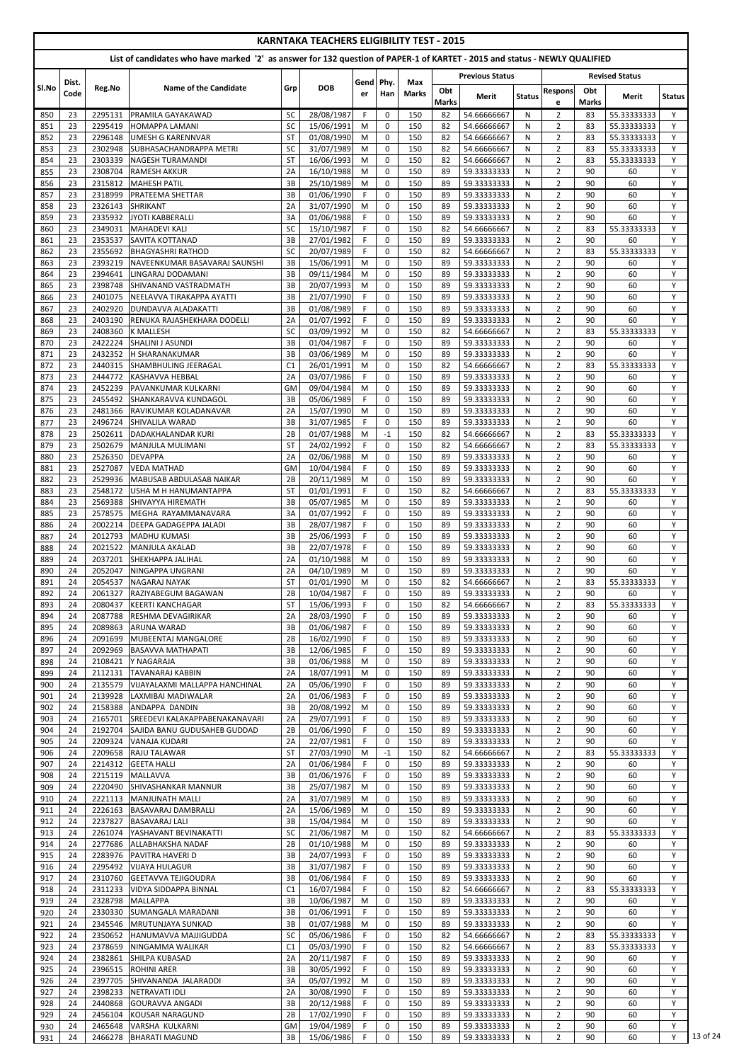# KARNTAKA TEACHERS ELIGIBILITY TEST - 2015

## List of candidates who have marked '2' as answer for 132 question of PAPER-1 of KARTET - 2015 and status - NEWLY QUALIFIED

| Sl.No | Dist. Code | Reg.No | Name of the Candidate | Grp | DOB | Gender | Phy. Han | Max Marks | Previous Status | | | Revised Status | | | |
|---|---|---|---|---|---|---|---|---|---|---|---|---|---|---|---|
| | | | | | | | | | Obt Marks | Merit | Status | Response | Obt Marks | Merit | Status |
| 850 | 23 | 2295131 | PRAMILA GAYAKAWAD | SC | 28/08/1987 | F | 0 | 150 | 82 | 54.66666667 | N | 2 | 83 | 55.33333333 | Y |
| 851 | 23 | 2295419 | HOMAPPA LAMANI | SC | 15/06/1991 | M | 0 | 150 | 82 | 54.66666667 | N | 2 | 83 | 55.33333333 | Y |
| 852 | 23 | 2296148 | UMESH G KARENNVAR | ST | 01/08/1990 | M | 0 | 150 | 82 | 54.66666667 | N | 2 | 83 | 55.33333333 | Y |
| 853 | 23 | 2302948 | SUBHASACHANDRAPPA METRI | SC | 31/07/1989 | M | 0 | 150 | 82 | 54.66666667 | N | 2 | 83 | 55.33333333 | Y |
| 854 | 23 | 2303339 | NAGESH TURAMANDI | ST | 16/06/1993 | M | 0 | 150 | 82 | 54.66666667 | N | 2 | 83 | 55.33333333 | Y |
| 855 | 23 | 2308704 | RAMESH AKKUR | 2A | 16/10/1988 | M | 0 | 150 | 89 | 59.33333333 | N | 2 | 90 | 60 | Y |
| 856 | 23 | 2315812 | MAHESH PATIL | 3B | 25/10/1989 | M | 0 | 150 | 89 | 59.33333333 | N | 2 | 90 | 60 | Y |
| 857 | 23 | 2318999 | PRATEEMA SHETTAR | 3B | 01/06/1990 | F | 0 | 150 | 89 | 59.33333333 | N | 2 | 90 | 60 | Y |
| 858 | 23 | 2326143 | SHRIKANT | 2A | 31/07/1990 | M | 0 | 150 | 89 | 59.33333333 | N | 2 | 90 | 60 | Y |
| 859 | 23 | 2335932 | JYOTI KABBERALLI | 3A | 01/06/1988 | F | 0 | 150 | 89 | 59.33333333 | N | 2 | 90 | 60 | Y |
| 860 | 23 | 2349031 | MAHADEVI KALI | SC | 15/10/1987 | F | 0 | 150 | 82 | 54.66666667 | N | 2 | 83 | 55.33333333 | Y |
| 861 | 23 | 2353537 | SAVITA KOTTANAD | 3B | 27/01/1982 | F | 0 | 150 | 89 | 59.33333333 | N | 2 | 90 | 60 | Y |
| 862 | 23 | 2355692 | BHAGYASHRI RATHOD | SC | 20/07/1989 | F | 0 | 150 | 82 | 54.66666667 | N | 2 | 83 | 55.33333333 | Y |
| 863 | 23 | 2393219 | NAVEENKUMAR BASAVARAJ SAUNSHI | 3B | 15/06/1991 | M | 0 | 150 | 89 | 59.33333333 | N | 2 | 90 | 60 | Y |
| 864 | 23 | 2394641 | LINGARAJ DODAMANI | 3B | 09/11/1984 | M | 0 | 150 | 89 | 59.33333333 | N | 2 | 90 | 60 | Y |
| 865 | 23 | 2398748 | SHIVANAND VASTRADMATH | 3B | 20/07/1993 | M | 0 | 150 | 89 | 59.33333333 | N | 2 | 90 | 60 | Y |
| 866 | 23 | 2401075 | NEELAVVA TIRAKAPPA AYATTI | 3B | 21/07/1990 | F | 0 | 150 | 89 | 59.33333333 | N | 2 | 90 | 60 | Y |
| 867 | 23 | 2402920 | DUNDAVVA ALADAKATTI | 3B | 01/08/1989 | F | 0 | 150 | 89 | 59.33333333 | N | 2 | 90 | 60 | Y |
| 868 | 23 | 2403190 | RENUKA RAJASHEKHARA DODELLI | 2A | 01/07/1992 | F | 0 | 150 | 89 | 59.33333333 | N | 2 | 90 | 60 | Y |
| 869 | 23 | 2408360 | K MALLESH | SC | 03/09/1992 | M | 0 | 150 | 82 | 54.66666667 | N | 2 | 83 | 55.33333333 | Y |
| 870 | 23 | 2422224 | SHALINI J ASUNDI | 3B | 01/04/1987 | F | 0 | 150 | 89 | 59.33333333 | N | 2 | 90 | 60 | Y |
| 871 | 23 | 2432352 | H SHARANAKUMAR | 3B | 03/06/1989 | M | 0 | 150 | 89 | 59.33333333 | N | 2 | 90 | 60 | Y |
| 872 | 23 | 2440315 | SHAMBHULING JEERAGAL | C1 | 26/01/1991 | M | 0 | 150 | 82 | 54.66666667 | N | 2 | 83 | 55.33333333 | Y |
| 873 | 23 | 2444772 | KASHAVVA HEBBAL | 2A | 03/07/1986 | F | 0 | 150 | 89 | 59.33333333 | N | 2 | 90 | 60 | Y |
| 874 | 23 | 2452239 | PAVANKUMAR KULKARNI | GM | 09/04/1984 | M | 0 | 150 | 89 | 59.33333333 | N | 2 | 90 | 60 | Y |
| 875 | 23 | 2455492 | SHANKARAVVA KUNDAGOL | 3B | 05/06/1989 | F | 0 | 150 | 89 | 59.33333333 | N | 2 | 90 | 60 | Y |
| 876 | 23 | 2481366 | RAVIKUMAR KOLADANAVAR | 2A | 15/07/1990 | M | 0 | 150 | 89 | 59.33333333 | N | 2 | 90 | 60 | Y |
| 877 | 23 | 2496724 | SHIVALILA WARAD | 3B | 31/07/1985 | F | 0 | 150 | 89 | 59.33333333 | N | 2 | 90 | 60 | Y |
| 878 | 23 | 2502611 | DADAKHALANDAR KURI | 2B | 01/07/1988 | M | -1 | 150 | 82 | 54.66666667 | N | 2 | 83 | 55.33333333 | Y |
| 879 | 23 | 2502679 | MANJULA MULIMANI | ST | 24/02/1992 | F | 0 | 150 | 82 | 54.66666667 | N | 2 | 83 | 55.33333333 | Y |
| 880 | 23 | 2526350 | DEVAPPA | 2A | 02/06/1988 | M | 0 | 150 | 89 | 59.33333333 | N | 2 | 90 | 60 | Y |
| 881 | 23 | 2527087 | VEDA MATHAD | GM | 10/04/1984 | F | 0 | 150 | 89 | 59.33333333 | N | 2 | 90 | 60 | Y |
| 882 | 23 | 2529936 | MABUSAB ABDULASAB NAIKAR | 2B | 20/11/1989 | M | 0 | 150 | 89 | 59.33333333 | N | 2 | 90 | 60 | Y |
| 883 | 23 | 2548172 | USHA M H HANUMANTAPPA | ST | 01/01/1991 | F | 0 | 150 | 82 | 54.66666667 | N | 2 | 83 | 55.33333333 | Y |
| 884 | 23 | 2569388 | SHIVAYYA HIREMATH | 3B | 05/07/1985 | M | 0 | 150 | 89 | 59.33333333 | N | 2 | 90 | 60 | Y |
| 885 | 23 | 2578575 | MEGHA RAYAMMANAVARA | 3A | 01/07/1992 | F | 0 | 150 | 89 | 59.33333333 | N | 2 | 90 | 60 | Y |
| 886 | 24 | 2002214 | DEEPA GADAGEPPA JALADI | 3B | 28/07/1987 | F | 0 | 150 | 89 | 59.33333333 | N | 2 | 90 | 60 | Y |
| 887 | 24 | 2012793 | MADHU KUMASI | 3B | 25/06/1993 | F | 0 | 150 | 89 | 59.33333333 | N | 2 | 90 | 60 | Y |
| 888 | 24 | 2021522 | MANJULA AKALAD | 3B | 22/07/1978 | F | 0 | 150 | 89 | 59.33333333 | N | 2 | 90 | 60 | Y |
| 889 | 24 | 2037201 | SHEKHAPPA JALIHAL | 2A | 01/10/1988 | M | 0 | 150 | 89 | 59.33333333 | N | 2 | 90 | 60 | Y |
| 890 | 24 | 2052047 | NINGAPPA UNGRANI | 2A | 04/10/1989 | M | 0 | 150 | 89 | 59.33333333 | N | 2 | 90 | 60 | Y |
| 891 | 24 | 2054537 | NAGARAJ NAYAK | ST | 01/01/1990 | M | 0 | 150 | 82 | 54.66666667 | N | 2 | 83 | 55.33333333 | Y |
| 892 | 24 | 2061327 | RAZIYABEGUM BAGAWAN | 2B | 10/04/1987 | F | 0 | 150 | 89 | 59.33333333 | N | 2 | 90 | 60 | Y |
| 893 | 24 | 2080437 | KEERTI KANCHAGAR | ST | 15/06/1993 | F | 0 | 150 | 82 | 54.66666667 | N | 2 | 83 | 55.33333333 | Y |
| 894 | 24 | 2087788 | RESHMA DEVAGIRIKAR | 2A | 28/03/1990 | F | 0 | 150 | 89 | 59.33333333 | N | 2 | 90 | 60 | Y |
| 895 | 24 | 2089863 | ARUNA WARAD | 3B | 01/06/1987 | F | 0 | 150 | 89 | 59.33333333 | N | 2 | 90 | 60 | Y |
| 896 | 24 | 2091699 | MUBEENTAJ MANGALORE | 2B | 16/02/1990 | F | 0 | 150 | 89 | 59.33333333 | N | 2 | 90 | 60 | Y |
| 897 | 24 | 2092969 | BASAVVA MATHAPATI | 3B | 12/06/1985 | F | 0 | 150 | 89 | 59.33333333 | N | 2 | 90 | 60 | Y |
| 898 | 24 | 2108421 | Y NAGARAJA | 3B | 01/06/1988 | M | 0 | 150 | 89 | 59.33333333 | N | 2 | 90 | 60 | Y |
| 899 | 24 | 2112131 | TAVANARAJ KABBIN | 2A | 18/07/1991 | M | 0 | 150 | 89 | 59.33333333 | N | 2 | 90 | 60 | Y |
| 900 | 24 | 2135579 | VIJAYALAXMI MALLAPPA HANCHINAL | 2A | 05/06/1990 | F | 0 | 150 | 89 | 59.33333333 | N | 2 | 90 | 60 | Y |
| 901 | 24 | 2139928 | LAXMIBAI MADIWALAR | 2A | 01/06/1983 | F | 0 | 150 | 89 | 59.33333333 | N | 2 | 90 | 60 | Y |
| 902 | 24 | 2158388 | ANDAPPA DANDIN | 3B | 20/08/1992 | M | 0 | 150 | 89 | 59.33333333 | N | 2 | 90 | 60 | Y |
| 903 | 24 | 2165701 | SREEDEVI KALAKAPPABENAKANAVARI | 2A | 29/07/1991 | F | 0 | 150 | 89 | 59.33333333 | N | 2 | 90 | 60 | Y |
| 904 | 24 | 2192704 | SAJIDA BANU GUDUSAHEB GUDDAD | 2B | 01/06/1990 | F | 0 | 150 | 89 | 59.33333333 | N | 2 | 90 | 60 | Y |
| 905 | 24 | 2209324 | VANAJA KUDARI | 2A | 22/07/1981 | F | 0 | 150 | 89 | 59.33333333 | N | 2 | 90 | 60 | Y |
| 906 | 24 | 2209658 | RAJU TALAWAR | ST | 27/03/1990 | M | -1 | 150 | 82 | 54.66666667 | N | 2 | 83 | 55.33333333 | Y |
| 907 | 24 | 2214312 | GEETA HALLI | 2A | 01/06/1984 | F | 0 | 150 | 89 | 59.33333333 | N | 2 | 90 | 60 | Y |
| 908 | 24 | 2215119 | MALLAVVA | 3B | 01/06/1976 | F | 0 | 150 | 89 | 59.33333333 | N | 2 | 90 | 60 | Y |
| 909 | 24 | 2220490 | SHIVASHANKAR MANNUR | 3B | 25/07/1987 | M | 0 | 150 | 89 | 59.33333333 | N | 2 | 90 | 60 | Y |
| 910 | 24 | 2221113 | MANJUNATH MALLI | 2A | 31/07/1989 | M | 0 | 150 | 89 | 59.33333333 | N | 2 | 90 | 60 | Y |
| 911 | 24 | 2226163 | BASAVARAJ DAMBRALLI | 2A | 15/06/1989 | M | 0 | 150 | 89 | 59.33333333 | N | 2 | 90 | 60 | Y |
| 912 | 24 | 2237827 | BASAVARAJ LALI | 3B | 15/04/1984 | M | 0 | 150 | 89 | 59.33333333 | N | 2 | 90 | 60 | Y |
| 913 | 24 | 2261074 | YASHAVANT BEVINAKATTI | SC | 21/06/1987 | M | 0 | 150 | 82 | 54.66666667 | N | 2 | 83 | 55.33333333 | Y |
| 914 | 24 | 2277686 | ALLABHAKSHA NADAF | 2B | 01/10/1988 | M | 0 | 150 | 89 | 59.33333333 | N | 2 | 90 | 60 | Y |
| 915 | 24 | 2283976 | PAVITRA HAVERI D | 3B | 24/07/1993 | F | 0 | 150 | 89 | 59.33333333 | N | 2 | 90 | 60 | Y |
| 916 | 24 | 2295492 | VIJAYA HULAGUR | 3B | 31/07/1987 | F | 0 | 150 | 89 | 59.33333333 | N | 2 | 90 | 60 | Y |
| 917 | 24 | 2310760 | GEETAVVA TEJIGOUDRA | 3B | 01/06/1984 | F | 0 | 150 | 89 | 59.33333333 | N | 2 | 90 | 60 | Y |
| 918 | 24 | 2311233 | VIDYA SIDDAPPA BINNAL | C1 | 16/07/1984 | F | 0 | 150 | 82 | 54.66666667 | N | 2 | 83 | 55.33333333 | Y |
| 919 | 24 | 2328798 | MALLAPPA | 3B | 10/06/1987 | M | 0 | 150 | 89 | 59.33333333 | N | 2 | 90 | 60 | Y |
| 920 | 24 | 2330330 | SUMANGALA MARADANI | 3B | 01/06/1991 | F | 0 | 150 | 89 | 59.33333333 | N | 2 | 90 | 60 | Y |
| 921 | 24 | 2345546 | MRUTUNJAYA SUNKAD | 3B | 01/07/1988 | M | 0 | 150 | 89 | 59.33333333 | N | 2 | 90 | 60 | Y |
| 922 | 24 | 2350652 | HANUMAVVA MAJJIGUDDA | SC | 05/06/1986 | F | 0 | 150 | 82 | 54.66666667 | N | 2 | 83 | 55.33333333 | Y |
| 923 | 24 | 2378659 | NINGAMMA WALIKAR | C1 | 05/03/1990 | F | 0 | 150 | 82 | 54.66666667 | N | 2 | 83 | 55.33333333 | Y |
| 924 | 24 | 2382861 | SHILPA KUBASAD | 2A | 20/11/1987 | F | 0 | 150 | 89 | 59.33333333 | N | 2 | 90 | 60 | Y |
| 925 | 24 | 2396515 | ROHINI ARER | 3B | 30/05/1992 | F | 0 | 150 | 89 | 59.33333333 | N | 2 | 90 | 60 | Y |
| 926 | 24 | 2397705 | SHIVANANDA JALARADDI | 3A | 05/07/1992 | M | 0 | 150 | 89 | 59.33333333 | N | 2 | 90 | 60 | Y |
| 927 | 24 | 2398233 | NETRAVATI IDLI | 2A | 30/08/1990 | F | 0 | 150 | 89 | 59.33333333 | N | 2 | 90 | 60 | Y |
| 928 | 24 | 2440868 | GOURAVVA ANGADI | 3B | 20/12/1988 | F | 0 | 150 | 89 | 59.33333333 | N | 2 | 90 | 60 | Y |
| 929 | 24 | 2456104 | KOUSAR NARAGUND | 2B | 17/02/1990 | F | 0 | 150 | 89 | 59.33333333 | N | 2 | 90 | 60 | Y |
| 930 | 24 | 2465648 | VARSHA KULKARNI | GM | 19/04/1989 | F | 0 | 150 | 89 | 59.33333333 | N | 2 | 90 | 60 | Y |
| 931 | 24 | 2466278 | BHARATI MAGUND | 3B | 15/06/1986 | F | 0 | 150 | 89 | 59.33333333 | N | 2 | 90 | 60 | Y |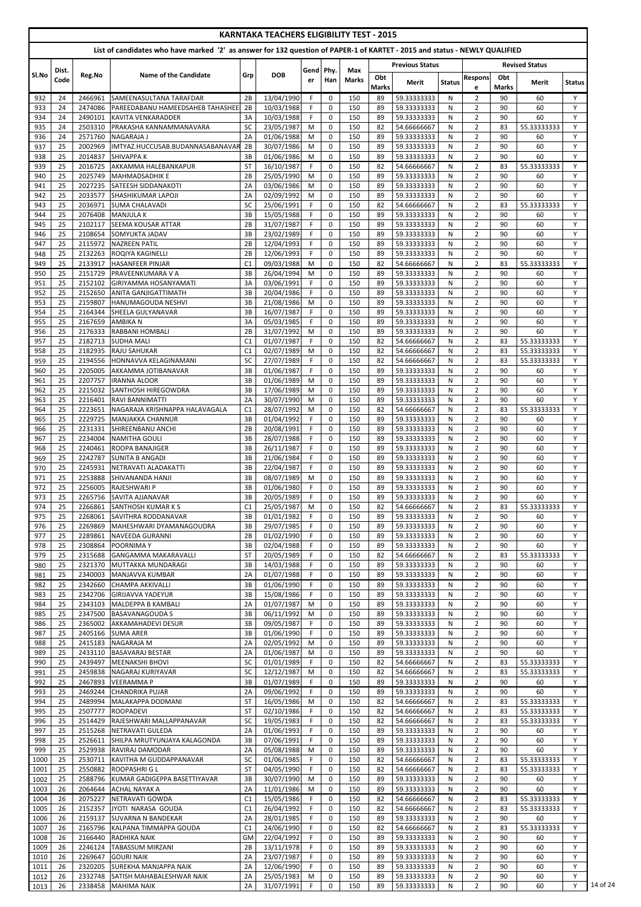# KARNTAKA TEACHERS ELIGIBILITY TEST - 2015

## List of candidates who have marked '2' as answer for 132 question of PAPER-1 of KARTET - 2015 and status - NEWLY QUALIFIED

| Sl.No | Dist. Code | Reg.No | Name of the Candidate | Grp | DOB | Gender | Phy. Han | Max Marks | Previous Status | | | Revised Status | | | |
|---|---|---|---|---|---|---|---|---|---|---|---|---|---|---|---|
| | | | | | | | | | Obt Marks | Merit | Status | Response | Obt Marks | Merit | Status |
| 932 | 24 | 2466961 | SAMEENASULTANA TARAFDAR | 2B | 13/04/1990 | F | 0 | 150 | 89 | 59.33333333 | N | 2 | 90 | 60 | Y |
| 933 | 24 | 2474086 | PAREEDABANU HAMEEDSAHEB TAHASHEE | 2B | 10/03/1988 | F | 0 | 150 | 89 | 59.33333333 | N | 2 | 90 | 60 | Y |
| 934 | 24 | 2490101 | KAVITA VENKARADDER | 3A | 10/03/1988 | F | 0 | 150 | 89 | 59.33333333 | N | 2 | 90 | 60 | Y |
| 935 | 24 | 2503310 | PRAKASHA KANNAMMANAVARA | SC | 23/05/1987 | M | 0 | 150 | 82 | 54.66666667 | N | 2 | 83 | 55.33333333 | Y |
| 936 | 24 | 2571760 | NAGARAJA J | 2A | 01/06/1988 | M | 0 | 150 | 89 | 59.33333333 | N | 2 | 90 | 60 | Y |
| 937 | 25 | 2002969 | IMTYAZ.HUCCUSAB.BUDANNASABANAVAR | 2B | 30/07/1986 | M | 0 | 150 | 89 | 59.33333333 | N | 2 | 90 | 60 | Y |
| 938 | 25 | 2014837 | SHIVAPPA K | 3B | 01/06/1986 | M | 0 | 150 | 89 | 59.33333333 | N | 2 | 90 | 60 | Y |
| 939 | 25 | 2016725 | AKKAMMA HALEBANKAPUR | ST | 16/10/1987 | F | 0 | 150 | 82 | 54.66666667 | N | 2 | 83 | 55.33333333 | Y |
| 940 | 25 | 2025749 | MAHMADSADHIK E | 2B | 25/05/1990 | M | 0 | 150 | 89 | 59.33333333 | N | 2 | 90 | 60 | Y |
| 941 | 25 | 2027235 | SATEESH SIDDANAKOTI | 2A | 03/06/1986 | M | 0 | 150 | 89 | 59.33333333 | N | 2 | 90 | 60 | Y |
| 942 | 25 | 2033577 | SHASHIKUMAR LAPOJI | 2A | 02/09/1992 | M | 0 | 150 | 89 | 59.33333333 | N | 2 | 90 | 60 | Y |
| 943 | 25 | 2036971 | SUMA CHALAVADI | SC | 25/06/1991 | F | 0 | 150 | 82 | 54.66666667 | N | 2 | 83 | 55.33333333 | Y |
| 944 | 25 | 2076408 | MANJULA K | 3B | 15/05/1988 | F | 0 | 150 | 89 | 59.33333333 | N | 2 | 90 | 60 | Y |
| 945 | 25 | 2102117 | SEEMA KOUSAR ATTAR | 2B | 31/07/1987 | F | 0 | 150 | 89 | 59.33333333 | N | 2 | 90 | 60 | Y |
| 946 | 25 | 2108654 | SOMYUKTA JADAV | 3B | 23/02/1989 | F | 0 | 150 | 89 | 59.33333333 | N | 2 | 90 | 60 | Y |
| 947 | 25 | 2115972 | NAZREEN PATIL | 2B | 12/04/1993 | F | 0 | 150 | 89 | 59.33333333 | N | 2 | 90 | 60 | Y |
| 948 | 25 | 2132263 | ROQIYA KAGINELLI | 2B | 12/06/1993 | F | 0 | 150 | 89 | 59.33333333 | N | 2 | 90 | 60 | Y |
| 949 | 25 | 2133917 | HASANFEER PINJAR | C1 | 09/03/1988 | M | 0 | 150 | 82 | 54.66666667 | N | 2 | 83 | 55.33333333 | Y |
| 950 | 25 | 2151729 | PRAVEENKUMARA V A | 3B | 26/04/1994 | M | 0 | 150 | 89 | 59.33333333 | N | 2 | 90 | 60 | Y |
| 951 | 25 | 2152102 | GIRIYAMMA HOSANYAMATI | 3A | 03/06/1991 | F | 0 | 150 | 89 | 59.33333333 | N | 2 | 90 | 60 | Y |
| 952 | 25 | 2152650 | ANITA GANJIGATTIMATH | 3B | 20/04/1986 | F | 0 | 150 | 89 | 59.33333333 | N | 2 | 90 | 60 | Y |
| 953 | 25 | 2159807 | HANUMAGOUDA NESHVI | 3B | 21/08/1986 | M | 0 | 150 | 89 | 59.33333333 | N | 2 | 90 | 60 | Y |
| 954 | 25 | 2164344 | SHEELA GULYANAVAR | 3B | 16/07/1987 | F | 0 | 150 | 89 | 59.33333333 | N | 2 | 90 | 60 | Y |
| 955 | 25 | 2167659 | AMBIKA N | 3A | 05/03/1985 | F | 0 | 150 | 89 | 59.33333333 | N | 2 | 90 | 60 | Y |
| 956 | 25 | 2176333 | RABBANI HOMBALI | 2B | 31/07/1992 | M | 0 | 150 | 89 | 59.33333333 | N | 2 | 90 | 60 | Y |
| 957 | 25 | 2182713 | SUDHA MALI | C1 | 01/07/1987 | F | 0 | 150 | 82 | 54.66666667 | N | 2 | 83 | 55.33333333 | Y |
| 958 | 25 | 2182935 | RAJU SAHUKAR | C1 | 02/07/1989 | M | 0 | 150 | 82 | 54.66666667 | N | 2 | 83 | 55.33333333 | Y |
| 959 | 25 | 2194556 | HONNAVVA KELAGINAMANI | SC | 27/07/1989 | F | 0 | 150 | 82 | 54.66666667 | N | 2 | 83 | 55.33333333 | Y |
| 960 | 25 | 2205005 | AKKAMMA JOTIBANAVAR | 3B | 01/06/1987 | F | 0 | 150 | 89 | 59.33333333 | N | 2 | 90 | 60 | Y |
| 961 | 25 | 2207757 | IRANNA ALOOR | 3B | 01/06/1989 | M | 0 | 150 | 89 | 59.33333333 | N | 2 | 90 | 60 | Y |
| 962 | 25 | 2215032 | SANTHOSH HIREGOWDRA | 3B | 17/06/1989 | M | 0 | 150 | 89 | 59.33333333 | N | 2 | 90 | 60 | Y |
| 963 | 25 | 2216401 | RAVI BANNIMATTI | 2A | 30/07/1990 | M | 0 | 150 | 89 | 59.33333333 | N | 2 | 90 | 60 | Y |
| 964 | 25 | 2223651 | NAGARAJA KRISHNAPPA HALAVAGALA | C1 | 28/07/1992 | M | 0 | 150 | 82 | 54.66666667 | N | 2 | 83 | 55.33333333 | Y |
| 965 | 25 | 2229725 | MANJAKKA CHANNUR | 3B | 01/04/1992 | F | 0 | 150 | 89 | 59.33333333 | N | 2 | 90 | 60 | Y |
| 966 | 25 | 2231331 | SHIREENBANU ANCHI | 2B | 20/08/1991 | F | 0 | 150 | 89 | 59.33333333 | N | 2 | 90 | 60 | Y |
| 967 | 25 | 2234004 | NAMITHA GOULI | 3B | 28/07/1988 | F | 0 | 150 | 89 | 59.33333333 | N | 2 | 90 | 60 | Y |
| 968 | 25 | 2240461 | ROOPA BANAJIGER | 3B | 26/11/1987 | F | 0 | 150 | 89 | 59.33333333 | N | 2 | 90 | 60 | Y |
| 969 | 25 | 2242787 | SUNITA B ANGADI | 3B | 21/06/1984 | F | 0 | 150 | 89 | 59.33333333 | N | 2 | 90 | 60 | Y |
| 970 | 25 | 2245931 | NETRAVATI ALADAKATTI | 3B | 22/04/1987 | F | 0 | 150 | 89 | 59.33333333 | N | 2 | 90 | 60 | Y |
| 971 | 25 | 2253888 | SHIVANANDA HANJI | 3B | 08/07/1989 | M | 0 | 150 | 89 | 59.33333333 | N | 2 | 90 | 60 | Y |
| 972 | 25 | 2256005 | RAJESHWARI P | 3B | 01/06/1980 | F | 0 | 150 | 89 | 59.33333333 | N | 2 | 90 | 60 | Y |
| 973 | 25 | 2265756 | SAVITA AJJANAVAR | 3B | 20/05/1989 | F | 0 | 150 | 89 | 59.33333333 | N | 2 | 90 | 60 | Y |
| 974 | 25 | 2266861 | SANTHOSH KUMAR K S | C1 | 25/05/1987 | M | 0 | 150 | 82 | 54.66666667 | N | 2 | 83 | 55.33333333 | Y |
| 975 | 25 | 2268061 | SAVITHRA RODDANAVAR | 3B | 01/01/1982 | F | 0 | 150 | 89 | 59.33333333 | N | 2 | 90 | 60 | Y |
| 976 | 25 | 2269869 | MAHESHWARI DYAMANAGOUDRA | 3B | 29/07/1985 | F | 0 | 150 | 89 | 59.33333333 | N | 2 | 90 | 60 | Y |
| 977 | 25 | 2289861 | NAVEEDA GURANNI | 2B | 01/02/1990 | F | 0 | 150 | 89 | 59.33333333 | N | 2 | 90 | 60 | Y |
| 978 | 25 | 2308864 | POORNIMA Y | 3B | 02/04/1988 | F | 0 | 150 | 89 | 59.33333333 | N | 2 | 90 | 60 | Y |
| 979 | 25 | 2315688 | GANGAMMA MAKARAVALLI | ST | 20/05/1989 | F | 0 | 150 | 82 | 54.66666667 | N | 2 | 83 | 55.33333333 | Y |
| 980 | 25 | 2321370 | MUTTAKKA MUNDARAGI | 3B | 14/03/1988 | F | 0 | 150 | 89 | 59.33333333 | N | 2 | 90 | 60 | Y |
| 981 | 25 | 2340003 | MANJAVVA KUMBAR | 2A | 01/07/1988 | F | 0 | 150 | 89 | 59.33333333 | N | 2 | 90 | 60 | Y |
| 982 | 25 | 2342660 | CHAMPA AKKIVALLI | 3B | 01/06/1990 | F | 0 | 150 | 89 | 59.33333333 | N | 2 | 90 | 60 | Y |
| 983 | 25 | 2342706 | GIRIJAVVA YADEYUR | 3B | 15/08/1986 | F | 0 | 150 | 89 | 59.33333333 | N | 2 | 90 | 60 | Y |
| 984 | 25 | 2343103 | MALDEPPA B KAMBALI | 2A | 01/07/1987 | M | 0 | 150 | 89 | 59.33333333 | N | 2 | 90 | 60 | Y |
| 985 | 25 | 2347500 | BASAVANAGOUDA S | 3B | 06/11/1992 | M | 0 | 150 | 89 | 59.33333333 | N | 2 | 90 | 60 | Y |
| 986 | 25 | 2365002 | AKKAMAHADEVI DESUR | 3B | 09/05/1987 | F | 0 | 150 | 89 | 59.33333333 | N | 2 | 90 | 60 | Y |
| 987 | 25 | 2405166 | SUMA ARER | 3B | 01/06/1990 | F | 0 | 150 | 89 | 59.33333333 | N | 2 | 90 | 60 | Y |
| 988 | 25 | 2415183 | NAGARAJA M | 2A | 02/05/1992 | M | 0 | 150 | 89 | 59.33333333 | N | 2 | 90 | 60 | Y |
| 989 | 25 | 2433110 | BASAVARAJ BESTAR | 2A | 01/06/1987 | M | 0 | 150 | 89 | 59.33333333 | N | 2 | 90 | 60 | Y |
| 990 | 25 | 2439497 | MEENAKSHI BHOVI | SC | 01/01/1989 | F | 0 | 150 | 82 | 54.66666667 | N | 2 | 83 | 55.33333333 | Y |
| 991 | 25 | 2459838 | NAGARAJ KURIYAVAR | SC | 12/12/1987 | M | 0 | 150 | 82 | 54.66666667 | N | 2 | 83 | 55.33333333 | Y |
| 992 | 25 | 2467893 | VEERAMMA P | 3B | 01/07/1989 | F | 0 | 150 | 89 | 59.33333333 | N | 2 | 90 | 60 | Y |
| 993 | 25 | 2469244 | CHANDRIKA PUJAR | 2A | 09/06/1992 | F | 0 | 150 | 89 | 59.33333333 | N | 2 | 90 | 60 | Y |
| 994 | 25 | 2489994 | MALAKAPPA DODMANI | ST | 16/05/1986 | M | 0 | 150 | 82 | 54.66666667 | N | 2 | 83 | 55.33333333 | Y |
| 995 | 25 | 2507777 | ROOPADEVI | ST | 02/10/1986 | F | 0 | 150 | 82 | 54.66666667 | N | 2 | 83 | 55.33333333 | Y |
| 996 | 25 | 2514429 | RAJESHWARI MALLAPPANAVAR | SC | 19/05/1983 | F | 0 | 150 | 82 | 54.66666667 | N | 2 | 83 | 55.33333333 | Y |
| 997 | 25 | 2515268 | NETRAVATI GULEDA | 2A | 01/06/1993 | F | 0 | 150 | 89 | 59.33333333 | N | 2 | 90 | 60 | Y |
| 998 | 25 | 2526611 | SHILPA MRUTYUNJAYA KALAGONDA | 3B | 07/06/1991 | F | 0 | 150 | 89 | 59.33333333 | N | 2 | 90 | 60 | Y |
| 999 | 25 | 2529938 | RAVIRAJ DAMODAR | 2A | 05/08/1988 | M | 0 | 150 | 89 | 59.33333333 | N | 2 | 90 | 60 | Y |
| 1000 | 25 | 2530711 | KAVITHA M GUDDAPPANAVAR | SC | 01/06/1985 | F | 0 | 150 | 82 | 54.66666667 | N | 2 | 83 | 55.33333333 | Y |
| 1001 | 25 | 2550882 | ROOPASHRI G L | ST | 04/05/1990 | F | 0 | 150 | 82 | 54.66666667 | N | 2 | 83 | 55.33333333 | Y |
| 1002 | 25 | 2588796 | KUMAR GADIGEPPA BASETTIYAVAR | 3B | 30/07/1990 | M | 0 | 150 | 89 | 59.33333333 | N | 2 | 90 | 60 | Y |
| 1003 | 26 | 2064644 | ACHAL NAYAK A | 2A | 11/01/1986 | M | 0 | 150 | 89 | 59.33333333 | N | 2 | 90 | 60 | Y |
| 1004 | 26 | 2075227 | NETRAVATI GOWDA | C1 | 15/05/1986 | F | 0 | 150 | 82 | 54.66666667 | N | 2 | 83 | 55.33333333 | Y |
| 1005 | 26 | 2152357 | JYOTI NARASA GOUDA | C1 | 26/04/1992 | F | 0 | 150 | 82 | 54.66666667 | N | 2 | 83 | 55.33333333 | Y |
| 1006 | 26 | 2159137 | SUVARNA N BANDEKAR | 2A | 28/01/1985 | F | 0 | 150 | 89 | 59.33333333 | N | 2 | 90 | 60 | Y |
| 1007 | 26 | 2165796 | KALPANA TIMMAPPA GOUDA | C1 | 24/06/1990 | F | 0 | 150 | 82 | 54.66666667 | N | 2 | 83 | 55.33333333 | Y |
| 1008 | 26 | 2166440 | RADHIKA NAIK | GM | 22/04/1992 | F | 0 | 150 | 89 | 59.33333333 | N | 2 | 90 | 60 | Y |
| 1009 | 26 | 2246124 | TABASSUM MIRZANI | 2B | 13/11/1978 | F | 0 | 150 | 89 | 59.33333333 | N | 2 | 90 | 60 | Y |
| 1010 | 26 | 2269647 | GOURI NAIK | 2A | 23/07/1987 | F | 0 | 150 | 89 | 59.33333333 | N | 2 | 90 | 60 | Y |
| 1011 | 26 | 2320205 | SUREKHA MANJAPPA NAIK | 2A | 12/06/1990 | F | 0 | 150 | 89 | 59.33333333 | N | 2 | 90 | 60 | Y |
| 1012 | 26 | 2332748 | SATISH MAHABALESHWAR NAIK | 2A | 25/05/1983 | M | 0 | 150 | 89 | 59.33333333 | N | 2 | 90 | 60 | Y |
| 1013 | 26 | 2338458 | MAHIMA NAIK | 2A | 31/07/1991 | F | 0 | 150 | 89 | 59.33333333 | N | 2 | 90 | 60 | Y |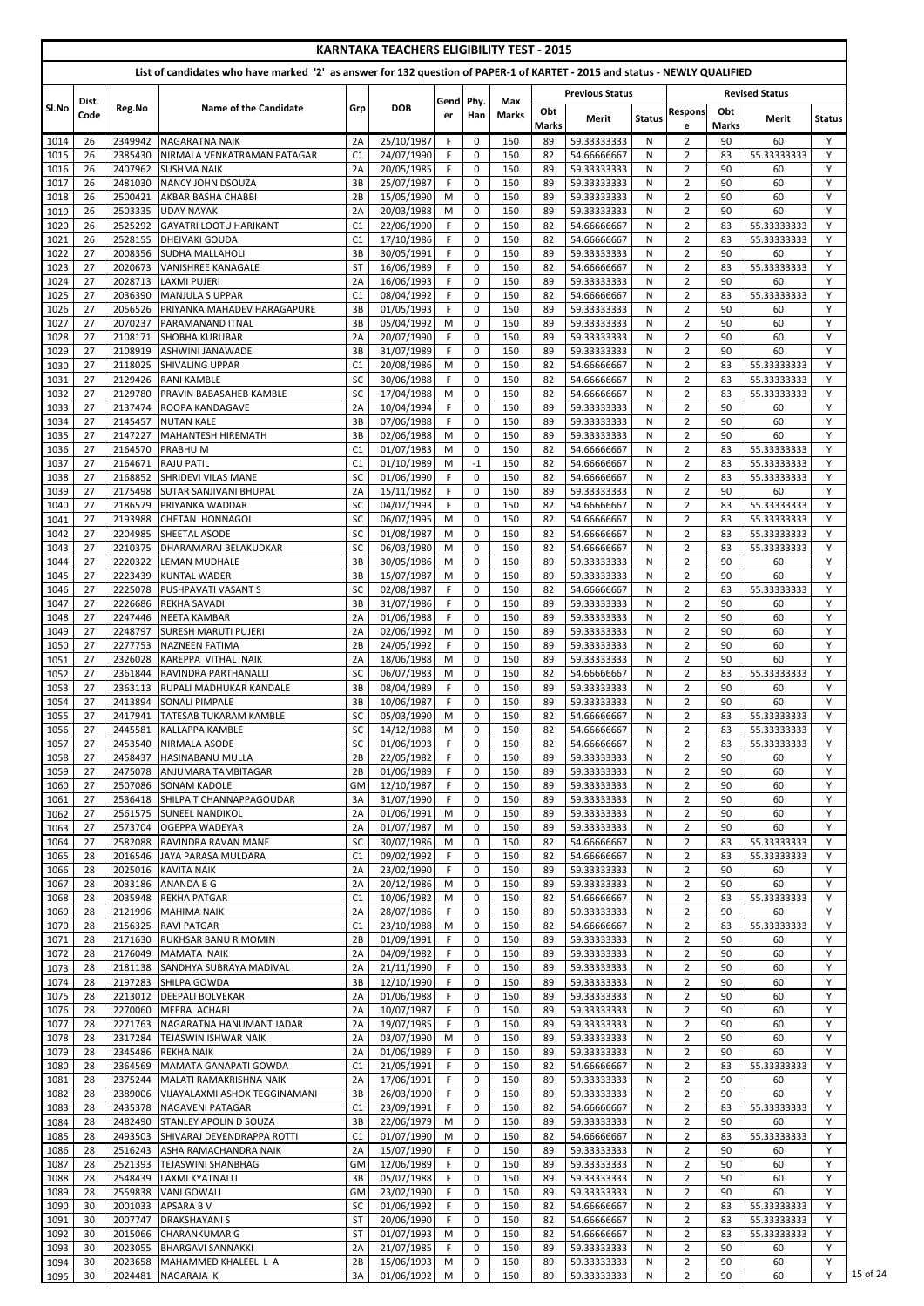# KARNTAKA TEACHERS ELIGIBILITY TEST - 2015

## List of candidates who have marked '2' as answer for 132 question of PAPER-1 of KARTET - 2015 and status - NEWLY QUALIFIED

| Sl.No | Dist. Code | Reg.No | Name of the Candidate | Grp | DOB | Gender | Phy. Han | Max Marks | Previous Status | | | Revised Status | | | |
|---|---|---|---|---|---|---|---|---|---|---|---|---|---|---|---|
| | | | | | | | | | Obt Marks | Merit | Status | Response | Obt Marks | Merit | Status |
| 1014 | 26 | 2349942 | NAGARATNA NAIK | 2A | 25/10/1987 | F | 0 | 150 | 89 | 59.33333333 | N | 2 | 90 | 60 | Y |
| 1015 | 26 | 2385430 | NIRMALA VENKATRAMAN PATAGAR | C1 | 24/07/1990 | F | 0 | 150 | 82 | 54.66666667 | N | 2 | 83 | 55.33333333 | Y |
| 1016 | 26 | 2407962 | SUSHMA NAIK | 2A | 20/05/1985 | F | 0 | 150 | 89 | 59.33333333 | N | 2 | 90 | 60 | Y |
| 1017 | 26 | 2481030 | NANCY JOHN DSOUZA | 3B | 25/07/1987 | F | 0 | 150 | 89 | 59.33333333 | N | 2 | 90 | 60 | Y |
| 1018 | 26 | 2500421 | AKBAR BASHA CHABBI | 2B | 15/05/1990 | M | 0 | 150 | 89 | 59.33333333 | N | 2 | 90 | 60 | Y |
| 1019 | 26 | 2503335 | UDAY NAYAK | 2A | 20/03/1988 | M | 0 | 150 | 89 | 59.33333333 | N | 2 | 90 | 60 | Y |
| 1020 | 26 | 2525292 | GAYATRI LOOTU HARIKANT | C1 | 22/06/1990 | F | 0 | 150 | 82 | 54.66666667 | N | 2 | 83 | 55.33333333 | Y |
| 1021 | 26 | 2528155 | DHEIVAKI GOUDA | C1 | 17/10/1986 | F | 0 | 150 | 82 | 54.66666667 | N | 2 | 83 | 55.33333333 | Y |
| 1022 | 27 | 2008356 | SUDHA MALLAHOLI | 3B | 30/05/1991 | F | 0 | 150 | 89 | 59.33333333 | N | 2 | 90 | 60 | Y |
| 1023 | 27 | 2020673 | VANISHREE KANAGALE | ST | 16/06/1989 | F | 0 | 150 | 82 | 54.66666667 | N | 2 | 83 | 55.33333333 | Y |
| 1024 | 27 | 2028713 | LAXMI PUJERI | 2A | 16/06/1993 | F | 0 | 150 | 89 | 59.33333333 | N | 2 | 90 | 60 | Y |
| 1025 | 27 | 2036390 | MANJULA S UPPAR | C1 | 08/04/1992 | F | 0 | 150 | 82 | 54.66666667 | N | 2 | 83 | 55.33333333 | Y |
| 1026 | 27 | 2056526 | PRIYANKA MAHADEV HARAGAPURE | 3B | 01/05/1993 | F | 0 | 150 | 89 | 59.33333333 | N | 2 | 90 | 60 | Y |
| 1027 | 27 | 2070237 | PARAMANAND ITNAL | 3B | 05/04/1992 | M | 0 | 150 | 89 | 59.33333333 | N | 2 | 90 | 60 | Y |
| 1028 | 27 | 2108171 | SHOBHA KURUBAR | 2A | 20/07/1990 | F | 0 | 150 | 89 | 59.33333333 | N | 2 | 90 | 60 | Y |
| 1029 | 27 | 2108919 | ASHWINI JANAWADE | 3B | 31/07/1989 | F | 0 | 150 | 89 | 59.33333333 | N | 2 | 90 | 60 | Y |
| 1030 | 27 | 2118025 | SHIVALING UPPAR | C1 | 20/08/1986 | M | 0 | 150 | 82 | 54.66666667 | N | 2 | 83 | 55.33333333 | Y |
| 1031 | 27 | 2129426 | RANI KAMBLE | SC | 30/06/1988 | F | 0 | 150 | 82 | 54.66666667 | N | 2 | 83 | 55.33333333 | Y |
| 1032 | 27 | 2129780 | PRAVIN BABASAHEB KAMBLE | SC | 17/04/1988 | M | 0 | 150 | 82 | 54.66666667 | N | 2 | 83 | 55.33333333 | Y |
| 1033 | 27 | 2137474 | ROOPA KANDAGAVE | 2A | 10/04/1994 | F | 0 | 150 | 89 | 59.33333333 | N | 2 | 90 | 60 | Y |
| 1034 | 27 | 2145457 | NUTAN KALE | 3B | 07/06/1988 | F | 0 | 150 | 89 | 59.33333333 | N | 2 | 90 | 60 | Y |
| 1035 | 27 | 2147227 | MAHANTESH HIREMATH | 3B | 02/06/1988 | M | 0 | 150 | 89 | 59.33333333 | N | 2 | 90 | 60 | Y |
| 1036 | 27 | 2164570 | PRABHU M | C1 | 01/07/1983 | M | 0 | 150 | 82 | 54.66666667 | N | 2 | 83 | 55.33333333 | Y |
| 1037 | 27 | 2164671 | RAJU PATIL | C1 | 01/10/1989 | M | -1 | 150 | 82 | 54.66666667 | N | 2 | 83 | 55.33333333 | Y |
| 1038 | 27 | 2168852 | SHRIDEVI VILAS MANE | SC | 01/06/1990 | F | 0 | 150 | 82 | 54.66666667 | N | 2 | 83 | 55.33333333 | Y |
| 1039 | 27 | 2175498 | SUTAR SANJIVANI BHUPAL | 2A | 15/11/1982 | F | 0 | 150 | 89 | 59.33333333 | N | 2 | 90 | 60 | Y |
| 1040 | 27 | 2186579 | PRIYANKA WADDAR | SC | 04/07/1993 | F | 0 | 150 | 82 | 54.66666667 | N | 2 | 83 | 55.33333333 | Y |
| 1041 | 27 | 2193988 | CHETAN HONNAGOL | SC | 06/07/1995 | M | 0 | 150 | 82 | 54.66666667 | N | 2 | 83 | 55.33333333 | Y |
| 1042 | 27 | 2204985 | SHEETAL ASODE | SC | 01/08/1987 | M | 0 | 150 | 82 | 54.66666667 | N | 2 | 83 | 55.33333333 | Y |
| 1043 | 27 | 2210375 | DHARAMARAJ BELAKUDKAR | SC | 06/03/1980 | M | 0 | 150 | 82 | 54.66666667 | N | 2 | 83 | 55.33333333 | Y |
| 1044 | 27 | 2220322 | LEMAN MUDHALE | 3B | 30/05/1986 | M | 0 | 150 | 89 | 59.33333333 | N | 2 | 90 | 60 | Y |
| 1045 | 27 | 2223439 | KUNTAL WADER | 3B | 15/07/1987 | M | 0 | 150 | 89 | 59.33333333 | N | 2 | 90 | 60 | Y |
| 1046 | 27 | 2225078 | PUSHPAVATI VASANT S | SC | 02/08/1987 | F | 0 | 150 | 82 | 54.66666667 | N | 2 | 83 | 55.33333333 | Y |
| 1047 | 27 | 2226686 | REKHA SAVADI | 3B | 31/07/1986 | F | 0 | 150 | 89 | 59.33333333 | N | 2 | 90 | 60 | Y |
| 1048 | 27 | 2247446 | NEETA KAMBAR | 2A | 01/06/1988 | F | 0 | 150 | 89 | 59.33333333 | N | 2 | 90 | 60 | Y |
| 1049 | 27 | 2248797 | SURESH MARUTI PUJERI | 2A | 02/06/1992 | M | 0 | 150 | 89 | 59.33333333 | N | 2 | 90 | 60 | Y |
| 1050 | 27 | 2277753 | NAZNEEN FATIMA | 2B | 24/05/1992 | F | 0 | 150 | 89 | 59.33333333 | N | 2 | 90 | 60 | Y |
| 1051 | 27 | 2326028 | KAREPPA VITHAL NAIK | 2A | 18/06/1988 | M | 0 | 150 | 89 | 59.33333333 | N | 2 | 90 | 60 | Y |
| 1052 | 27 | 2361844 | RAVINDRA PARTHANALLI | SC | 06/07/1983 | M | 0 | 150 | 82 | 54.66666667 | N | 2 | 83 | 55.33333333 | Y |
| 1053 | 27 | 2363113 | RUPALI MADHUKAR KANDALE | 3B | 08/04/1989 | F | 0 | 150 | 89 | 59.33333333 | N | 2 | 90 | 60 | Y |
| 1054 | 27 | 2413894 | SONALI PIMPALE | 3B | 10/06/1987 | F | 0 | 150 | 89 | 59.33333333 | N | 2 | 90 | 60 | Y |
| 1055 | 27 | 2417941 | TATESAB TUKARAM KAMBLE | SC | 05/03/1990 | M | 0 | 150 | 82 | 54.66666667 | N | 2 | 83 | 55.33333333 | Y |
| 1056 | 27 | 2445581 | KALLAPPA KAMBLE | SC | 14/12/1988 | M | 0 | 150 | 82 | 54.66666667 | N | 2 | 83 | 55.33333333 | Y |
| 1057 | 27 | 2453540 | NIRMALA ASODE | SC | 01/06/1993 | F | 0 | 150 | 82 | 54.66666667 | N | 2 | 83 | 55.33333333 | Y |
| 1058 | 27 | 2458437 | HASINABANU MULLA | 2B | 22/05/1982 | F | 0 | 150 | 89 | 59.33333333 | N | 2 | 90 | 60 | Y |
| 1059 | 27 | 2475078 | ANJUMARA TAMBITAGAR | 2B | 01/06/1989 | F | 0 | 150 | 89 | 59.33333333 | N | 2 | 90 | 60 | Y |
| 1060 | 27 | 2507086 | SONAM KADOLE | GM | 12/10/1987 | F | 0 | 150 | 89 | 59.33333333 | N | 2 | 90 | 60 | Y |
| 1061 | 27 | 2536418 | SHILPA T CHANNAPPAGOUDAR | 3A | 31/07/1990 | F | 0 | 150 | 89 | 59.33333333 | N | 2 | 90 | 60 | Y |
| 1062 | 27 | 2561575 | SUNEEL NANDIKOL | 2A | 01/06/1991 | M | 0 | 150 | 89 | 59.33333333 | N | 2 | 90 | 60 | Y |
| 1063 | 27 | 2573704 | OGEPPA WADEYAR | 2A | 01/07/1987 | M | 0 | 150 | 89 | 59.33333333 | N | 2 | 90 | 60 | Y |
| 1064 | 27 | 2582088 | RAVINDRA RAVAN MANE | SC | 30/07/1986 | M | 0 | 150 | 82 | 54.66666667 | N | 2 | 83 | 55.33333333 | Y |
| 1065 | 28 | 2016546 | JAYA PARASA MULDARA | C1 | 09/02/1992 | F | 0 | 150 | 82 | 54.66666667 | N | 2 | 83 | 55.33333333 | Y |
| 1066 | 28 | 2025016 | KAVITA NAIK | 2A | 23/02/1990 | F | 0 | 150 | 89 | 59.33333333 | N | 2 | 90 | 60 | Y |
| 1067 | 28 | 2033186 | ANANDA B G | 2A | 20/12/1986 | M | 0 | 150 | 89 | 59.33333333 | N | 2 | 90 | 60 | Y |
| 1068 | 28 | 2035948 | REKHA PATGAR | C1 | 10/06/1982 | M | 0 | 150 | 82 | 54.66666667 | N | 2 | 83 | 55.33333333 | Y |
| 1069 | 28 | 2121996 | MAHIMA NAIK | 2A | 28/07/1986 | F | 0 | 150 | 89 | 59.33333333 | N | 2 | 90 | 60 | Y |
| 1070 | 28 | 2156325 | RAVI PATGAR | C1 | 23/10/1988 | M | 0 | 150 | 82 | 54.66666667 | N | 2 | 83 | 55.33333333 | Y |
| 1071 | 28 | 2171630 | RUKHSAR BANU R MOMIN | 2B | 01/09/1991 | F | 0 | 150 | 89 | 59.33333333 | N | 2 | 90 | 60 | Y |
| 1072 | 28 | 2176049 | MAMATA NAIK | 2A | 04/09/1982 | F | 0 | 150 | 89 | 59.33333333 | N | 2 | 90 | 60 | Y |
| 1073 | 28 | 2181138 | SANDHYA SUBRAYA MADIVAL | 2A | 21/11/1990 | F | 0 | 150 | 89 | 59.33333333 | N | 2 | 90 | 60 | Y |
| 1074 | 28 | 2197283 | SHILPA GOWDA | 3B | 12/10/1990 | F | 0 | 150 | 89 | 59.33333333 | N | 2 | 90 | 60 | Y |
| 1075 | 28 | 2213012 | DEEPALI BOLVEKAR | 2A | 01/06/1988 | F | 0 | 150 | 89 | 59.33333333 | N | 2 | 90 | 60 | Y |
| 1076 | 28 | 2270060 | MEERA ACHARI | 2A | 10/07/1987 | F | 0 | 150 | 89 | 59.33333333 | N | 2 | 90 | 60 | Y |
| 1077 | 28 | 2271763 | NAGARATNA HANUMANT JADAR | 2A | 19/07/1985 | F | 0 | 150 | 89 | 59.33333333 | N | 2 | 90 | 60 | Y |
| 1078 | 28 | 2317284 | TEJASWIN ISHWAR NAIK | 2A | 03/07/1990 | M | 0 | 150 | 89 | 59.33333333 | N | 2 | 90 | 60 | Y |
| 1079 | 28 | 2345486 | REKHA NAIK | 2A | 01/06/1989 | F | 0 | 150 | 89 | 59.33333333 | N | 2 | 90 | 60 | Y |
| 1080 | 28 | 2364569 | MAMATA GANAPATI GOWDA | C1 | 21/05/1991 | F | 0 | 150 | 82 | 54.66666667 | N | 2 | 83 | 55.33333333 | Y |
| 1081 | 28 | 2375244 | MALATI RAMAKRISHNA NAIK | 2A | 17/06/1991 | F | 0 | 150 | 89 | 59.33333333 | N | 2 | 90 | 60 | Y |
| 1082 | 28 | 2389006 | VIJAYALAXMI ASHOK TEGGINAMANI | 3B | 26/03/1990 | F | 0 | 150 | 89 | 59.33333333 | N | 2 | 90 | 60 | Y |
| 1083 | 28 | 2435378 | NAGAVENI PATAGAR | C1 | 23/09/1991 | F | 0 | 150 | 82 | 54.66666667 | N | 2 | 83 | 55.33333333 | Y |
| 1084 | 28 | 2482490 | STANLEY APOLIN D SOUZA | 3B | 22/06/1979 | M | 0 | 150 | 89 | 59.33333333 | N | 2 | 90 | 60 | Y |
| 1085 | 28 | 2493503 | SHIVARAJ DEVENDRAPPA ROTTI | C1 | 01/07/1990 | M | 0 | 150 | 82 | 54.66666667 | N | 2 | 83 | 55.33333333 | Y |
| 1086 | 28 | 2516243 | ASHA RAMACHANDRA NAIK | 2A | 15/07/1990 | F | 0 | 150 | 89 | 59.33333333 | N | 2 | 90 | 60 | Y |
| 1087 | 28 | 2521393 | TEJASWINI SHANBHAG | GM | 12/06/1989 | F | 0 | 150 | 89 | 59.33333333 | N | 2 | 90 | 60 | Y |
| 1088 | 28 | 2548439 | LAXMI KYATNALLI | 3B | 05/07/1988 | F | 0 | 150 | 89 | 59.33333333 | N | 2 | 90 | 60 | Y |
| 1089 | 28 | 2559838 | VANI GOWALI | GM | 23/02/1990 | F | 0 | 150 | 89 | 59.33333333 | N | 2 | 90 | 60 | Y |
| 1090 | 30 | 2001033 | APSARA B V | SC | 01/06/1992 | F | 0 | 150 | 82 | 54.66666667 | N | 2 | 83 | 55.33333333 | Y |
| 1091 | 30 | 2007747 | DRAKSHAYANI S | ST | 20/06/1990 | F | 0 | 150 | 82 | 54.66666667 | N | 2 | 83 | 55.33333333 | Y |
| 1092 | 30 | 2015066 | CHARANKUMAR G | ST | 01/07/1993 | M | 0 | 150 | 82 | 54.66666667 | N | 2 | 83 | 55.33333333 | Y |
| 1093 | 30 | 2023055 | BHARGAVI SANNAKKI | 2A | 21/07/1985 | F | 0 | 150 | 89 | 59.33333333 | N | 2 | 90 | 60 | Y |
| 1094 | 30 | 2023658 | MAHAMMED KHALEEL L A | 2B | 15/06/1993 | M | 0 | 150 | 89 | 59.33333333 | N | 2 | 90 | 60 | Y |
| 1095 | 30 | 2024481 | NAGARAJA K | 3A | 01/06/1992 | M | 0 | 150 | 89 | 59.33333333 | N | 2 | 90 | 60 | Y |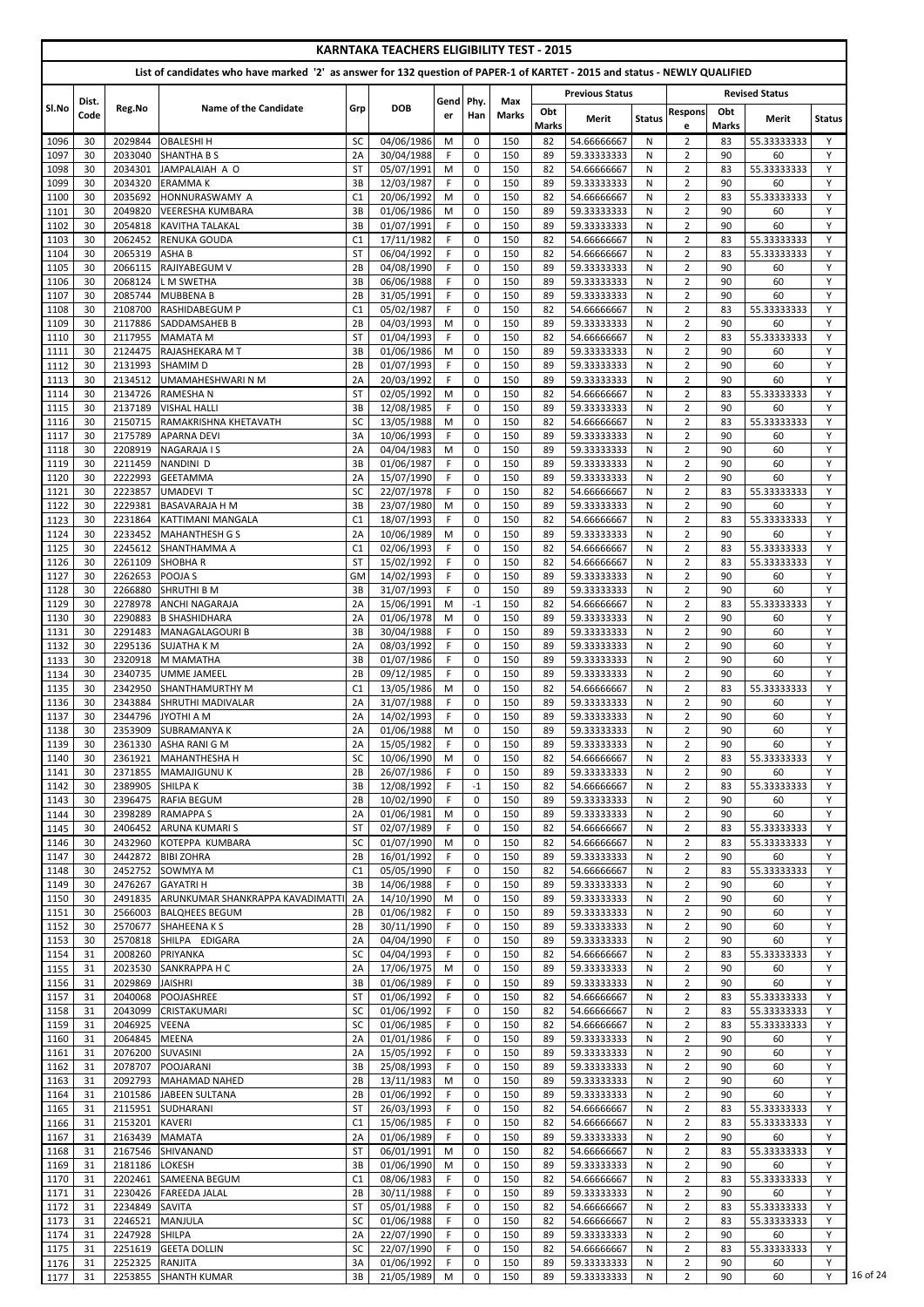# KARNTAKA TEACHERS ELIGIBILITY TEST - 2015

## List of candidates who have marked '2' as answer for 132 question of PAPER-1 of KARTET - 2015 and status - NEWLY QUALIFIED

| Sl.No | Dist. Code | Reg.No | Name of the Candidate | Grp | DOB | Gender | Phy. Han | Max Marks | Previous Status | | | Revised Status | | | |
|---|---|---|---|---|---|---|---|---|---|---|---|---|---|---|---|
| | | | | | | | | | Obt Marks | Merit | Status | Response | Obt Marks | Merit | Status |
| 1096 | 30 | 2029844 | OBALESHI H | SC | 04/06/1986 | M | 0 | 150 | 82 | 54.66666667 | N | 2 | 83 | 55.33333333 | Y |
| 1097 | 30 | 2033040 | SHANTHA B S | 2A | 30/04/1988 | F | 0 | 150 | 89 | 59.33333333 | N | 2 | 90 | 60 | Y |
| 1098 | 30 | 2034301 | JAMPALAIAH A O | ST | 05/07/1991 | M | 0 | 150 | 82 | 54.66666667 | N | 2 | 83 | 55.33333333 | Y |
| 1099 | 30 | 2034320 | ERAMMA K | 3B | 12/03/1987 | F | 0 | 150 | 89 | 59.33333333 | N | 2 | 90 | 60 | Y |
| 1100 | 30 | 2035692 | HONNURASWAMY A | C1 | 20/06/1992 | M | 0 | 150 | 82 | 54.66666667 | N | 2 | 83 | 55.33333333 | Y |
| 1101 | 30 | 2049820 | VEERESHA KUMBARA | 3B | 01/06/1986 | M | 0 | 150 | 89 | 59.33333333 | N | 2 | 90 | 60 | Y |
| 1102 | 30 | 2054818 | KAVITHA TALAKAL | 3B | 01/07/1991 | F | 0 | 150 | 89 | 59.33333333 | N | 2 | 90 | 60 | Y |
| 1103 | 30 | 2062452 | RENUKA GOUDA | C1 | 17/11/1982 | F | 0 | 150 | 82 | 54.66666667 | N | 2 | 83 | 55.33333333 | Y |
| 1104 | 30 | 2065319 | ASHA B | ST | 06/04/1992 | F | 0 | 150 | 82 | 54.66666667 | N | 2 | 83 | 55.33333333 | Y |
| 1105 | 30 | 2066115 | RAJIYABEGUM V | 2B | 04/08/1990 | F | 0 | 150 | 89 | 59.33333333 | N | 2 | 90 | 60 | Y |
| 1106 | 30 | 2068124 | L M SWETHA | 3B | 06/06/1988 | F | 0 | 150 | 89 | 59.33333333 | N | 2 | 90 | 60 | Y |
| 1107 | 30 | 2085744 | MUBBENA B | 2B | 31/05/1991 | F | 0 | 150 | 89 | 59.33333333 | N | 2 | 90 | 60 | Y |
| 1108 | 30 | 2108700 | RASHIDABEGUM P | C1 | 05/02/1987 | F | 0 | 150 | 82 | 54.66666667 | N | 2 | 83 | 55.33333333 | Y |
| 1109 | 30 | 2117886 | SADDAMSAHEB B | 2B | 04/03/1993 | M | 0 | 150 | 89 | 59.33333333 | N | 2 | 90 | 60 | Y |
| 1110 | 30 | 2117955 | MAMATA M | ST | 01/04/1993 | F | 0 | 150 | 82 | 54.66666667 | N | 2 | 83 | 55.33333333 | Y |
| 1111 | 30 | 2124475 | RAJASHEKARA M T | 3B | 01/06/1986 | M | 0 | 150 | 89 | 59.33333333 | N | 2 | 90 | 60 | Y |
| 1112 | 30 | 2131993 | SHAMIM D | 2B | 01/07/1993 | F | 0 | 150 | 89 | 59.33333333 | N | 2 | 90 | 60 | Y |
| 1113 | 30 | 2134512 | UMAMAHESHWARI N M | 2A | 20/03/1992 | F | 0 | 150 | 89 | 59.33333333 | N | 2 | 90 | 60 | Y |
| 1114 | 30 | 2134726 | RAMESHA N | ST | 02/05/1992 | M | 0 | 150 | 82 | 54.66666667 | N | 2 | 83 | 55.33333333 | Y |
| 1115 | 30 | 2137189 | VISHAL HALLI | 3B | 12/08/1985 | F | 0 | 150 | 89 | 59.33333333 | N | 2 | 90 | 60 | Y |
| 1116 | 30 | 2150715 | RAMAKRISHNA KHETAVATH | SC | 13/05/1988 | M | 0 | 150 | 82 | 54.66666667 | N | 2 | 83 | 55.33333333 | Y |
| 1117 | 30 | 2175789 | APARNA DEVI | 3A | 10/06/1993 | F | 0 | 150 | 89 | 59.33333333 | N | 2 | 90 | 60 | Y |
| 1118 | 30 | 2208919 | NAGARAJA I S | 2A | 04/04/1983 | M | 0 | 150 | 89 | 59.33333333 | N | 2 | 90 | 60 | Y |
| 1119 | 30 | 2211459 | NANDINI D | 3B | 01/06/1987 | F | 0 | 150 | 89 | 59.33333333 | N | 2 | 90 | 60 | Y |
| 1120 | 30 | 2222993 | GEETAMMA | 2A | 15/07/1990 | F | 0 | 150 | 89 | 59.33333333 | N | 2 | 90 | 60 | Y |
| 1121 | 30 | 2223857 | UMADEVI T | SC | 22/07/1978 | F | 0 | 150 | 82 | 54.66666667 | N | 2 | 83 | 55.33333333 | Y |
| 1122 | 30 | 2229381 | BASAVARAJA H M | 3B | 23/07/1980 | M | 0 | 150 | 89 | 59.33333333 | N | 2 | 90 | 60 | Y |
| 1123 | 30 | 2231864 | KATTIMANI MANGALA | C1 | 18/07/1993 | F | 0 | 150 | 82 | 54.66666667 | N | 2 | 83 | 55.33333333 | Y |
| 1124 | 30 | 2233452 | MAHANTHESH G S | 2A | 10/06/1989 | M | 0 | 150 | 89 | 59.33333333 | N | 2 | 90 | 60 | Y |
| 1125 | 30 | 2245612 | SHANTHAMMA A | C1 | 02/06/1993 | F | 0 | 150 | 82 | 54.66666667 | N | 2 | 83 | 55.33333333 | Y |
| 1126 | 30 | 2261109 | SHOBHA R | ST | 15/02/1992 | F | 0 | 150 | 82 | 54.66666667 | N | 2 | 83 | 55.33333333 | Y |
| 1127 | 30 | 2262653 | POOJA S | GM | 14/02/1993 | F | 0 | 150 | 89 | 59.33333333 | N | 2 | 90 | 60 | Y |
| 1128 | 30 | 2266880 | SHRUTHI B M | 3B | 31/07/1993 | F | 0 | 150 | 89 | 59.33333333 | N | 2 | 90 | 60 | Y |
| 1129 | 30 | 2278978 | ANCHI NAGARAJA | 2A | 15/06/1991 | M | -1 | 150 | 82 | 54.66666667 | N | 2 | 83 | 55.33333333 | Y |
| 1130 | 30 | 2290883 | B SHASHIDHARA | 2A | 01/06/1978 | M | 0 | 150 | 89 | 59.33333333 | N | 2 | 90 | 60 | Y |
| 1131 | 30 | 2291483 | MANAGALAGOURI B | 3B | 30/04/1988 | F | 0 | 150 | 89 | 59.33333333 | N | 2 | 90 | 60 | Y |
| 1132 | 30 | 2295136 | SUJATHA K M | 2A | 08/03/1992 | F | 0 | 150 | 89 | 59.33333333 | N | 2 | 90 | 60 | Y |
| 1133 | 30 | 2320918 | M MAMATHA | 3B | 01/07/1986 | F | 0 | 150 | 89 | 59.33333333 | N | 2 | 90 | 60 | Y |
| 1134 | 30 | 2340735 | UMME JAMEEL | 2B | 09/12/1985 | F | 0 | 150 | 89 | 59.33333333 | N | 2 | 90 | 60 | Y |
| 1135 | 30 | 2342950 | SHANTHAMURTHY M | C1 | 13/05/1986 | M | 0 | 150 | 82 | 54.66666667 | N | 2 | 83 | 55.33333333 | Y |
| 1136 | 30 | 2343884 | SHRUTHI MADIVALAR | 2A | 31/07/1988 | F | 0 | 150 | 89 | 59.33333333 | N | 2 | 90 | 60 | Y |
| 1137 | 30 | 2344796 | JYOTHI A M | 2A | 14/02/1993 | F | 0 | 150 | 89 | 59.33333333 | N | 2 | 90 | 60 | Y |
| 1138 | 30 | 2353909 | SUBRAMANYA K | 2A | 01/06/1988 | M | 0 | 150 | 89 | 59.33333333 | N | 2 | 90 | 60 | Y |
| 1139 | 30 | 2361330 | ASHA RANI G M | 2A | 15/05/1982 | F | 0 | 150 | 89 | 59.33333333 | N | 2 | 90 | 60 | Y |
| 1140 | 30 | 2361921 | MAHANTHESHA H | SC | 10/06/1990 | M | 0 | 150 | 82 | 54.66666667 | N | 2 | 83 | 55.33333333 | Y |
| 1141 | 30 | 2371855 | MAMAJIGUNU K | 2B | 26/07/1986 | F | 0 | 150 | 89 | 59.33333333 | N | 2 | 90 | 60 | Y |
| 1142 | 30 | 2389905 | SHILPA K | 3B | 12/08/1992 | F | -1 | 150 | 82 | 54.66666667 | N | 2 | 83 | 55.33333333 | Y |
| 1143 | 30 | 2396475 | RAFIA BEGUM | 2B | 10/02/1990 | F | 0 | 150 | 89 | 59.33333333 | N | 2 | 90 | 60 | Y |
| 1144 | 30 | 2398289 | RAMAPPA S | 2A | 01/06/1981 | M | 0 | 150 | 89 | 59.33333333 | N | 2 | 90 | 60 | Y |
| 1145 | 30 | 2406452 | ARUNA KUMARI S | ST | 02/07/1989 | F | 0 | 150 | 82 | 54.66666667 | N | 2 | 83 | 55.33333333 | Y |
| 1146 | 30 | 2432960 | KOTEPPA KUMBARA | SC | 01/07/1990 | M | 0 | 150 | 82 | 54.66666667 | N | 2 | 83 | 55.33333333 | Y |
| 1147 | 30 | 2442872 | BIBI ZOHRA | 2B | 16/01/1992 | F | 0 | 150 | 89 | 59.33333333 | N | 2 | 90 | 60 | Y |
| 1148 | 30 | 2452752 | SOWMYA M | C1 | 05/05/1990 | F | 0 | 150 | 82 | 54.66666667 | N | 2 | 83 | 55.33333333 | Y |
| 1149 | 30 | 2476267 | GAYATRI H | 3B | 14/06/1988 | F | 0 | 150 | 89 | 59.33333333 | N | 2 | 90 | 60 | Y |
| 1150 | 30 | 2491835 | ARUNKUMAR SHANKRAPPA KAVADIMATTI | 2A | 14/10/1990 | M | 0 | 150 | 89 | 59.33333333 | N | 2 | 90 | 60 | Y |
| 1151 | 30 | 2566003 | BALQHEES BEGUM | 2B | 01/06/1982 | F | 0 | 150 | 89 | 59.33333333 | N | 2 | 90 | 60 | Y |
| 1152 | 30 | 2570677 | SHAHEENA K S | 2B | 30/11/1990 | F | 0 | 150 | 89 | 59.33333333 | N | 2 | 90 | 60 | Y |
| 1153 | 30 | 2570818 | SHILPA EDIGARA | 2A | 04/04/1990 | F | 0 | 150 | 89 | 59.33333333 | N | 2 | 90 | 60 | Y |
| 1154 | 31 | 2008260 | PRIYANKA | SC | 04/04/1993 | F | 0 | 150 | 82 | 54.66666667 | N | 2 | 83 | 55.33333333 | Y |
| 1155 | 31 | 2023530 | SANKRAPPA H C | 2A | 17/06/1975 | M | 0 | 150 | 89 | 59.33333333 | N | 2 | 90 | 60 | Y |
| 1156 | 31 | 2029869 | JAISHRI | 3B | 01/06/1989 | F | 0 | 150 | 89 | 59.33333333 | N | 2 | 90 | 60 | Y |
| 1157 | 31 | 2040068 | POOJASHREE | ST | 01/06/1992 | F | 0 | 150 | 82 | 54.66666667 | N | 2 | 83 | 55.33333333 | Y |
| 1158 | 31 | 2043099 | CRISTAKUMARI | SC | 01/06/1992 | F | 0 | 150 | 82 | 54.66666667 | N | 2 | 83 | 55.33333333 | Y |
| 1159 | 31 | 2046925 | VEENA | SC | 01/06/1985 | F | 0 | 150 | 82 | 54.66666667 | N | 2 | 83 | 55.33333333 | Y |
| 1160 | 31 | 2064845 | MEENA | 2A | 01/01/1986 | F | 0 | 150 | 89 | 59.33333333 | N | 2 | 90 | 60 | Y |
| 1161 | 31 | 2076200 | SUVASINI | 2A | 15/05/1992 | F | 0 | 150 | 89 | 59.33333333 | N | 2 | 90 | 60 | Y |
| 1162 | 31 | 2078707 | POOJARANI | 3B | 25/08/1993 | F | 0 | 150 | 89 | 59.33333333 | N | 2 | 90 | 60 | Y |
| 1163 | 31 | 2092793 | MAHAMAD NAHED | 2B | 13/11/1983 | M | 0 | 150 | 89 | 59.33333333 | N | 2 | 90 | 60 | Y |
| 1164 | 31 | 2101586 | JABEEN SULTANA | 2B | 01/06/1992 | F | 0 | 150 | 89 | 59.33333333 | N | 2 | 90 | 60 | Y |
| 1165 | 31 | 2115951 | SUDHARANI | ST | 26/03/1993 | F | 0 | 150 | 82 | 54.66666667 | N | 2 | 83 | 55.33333333 | Y |
| 1166 | 31 | 2153201 | KAVERI | C1 | 15/06/1985 | F | 0 | 150 | 82 | 54.66666667 | N | 2 | 83 | 55.33333333 | Y |
| 1167 | 31 | 2163439 | MAMATA | 2A | 01/06/1989 | F | 0 | 150 | 89 | 59.33333333 | N | 2 | 90 | 60 | Y |
| 1168 | 31 | 2167546 | SHIVANAND | ST | 06/01/1991 | M | 0 | 150 | 82 | 54.66666667 | N | 2 | 83 | 55.33333333 | Y |
| 1169 | 31 | 2181186 | LOKESH | 3B | 01/06/1990 | M | 0 | 150 | 89 | 59.33333333 | N | 2 | 90 | 60 | Y |
| 1170 | 31 | 2202461 | SAMEENA BEGUM | C1 | 08/06/1983 | F | 0 | 150 | 82 | 54.66666667 | N | 2 | 83 | 55.33333333 | Y |
| 1171 | 31 | 2230426 | FAREEDA JALAL | 2B | 30/11/1988 | F | 0 | 150 | 89 | 59.33333333 | N | 2 | 90 | 60 | Y |
| 1172 | 31 | 2234849 | SAVITA | ST | 05/01/1988 | F | 0 | 150 | 82 | 54.66666667 | N | 2 | 83 | 55.33333333 | Y |
| 1173 | 31 | 2246521 | MANJULA | SC | 01/06/1988 | F | 0 | 150 | 82 | 54.66666667 | N | 2 | 83 | 55.33333333 | Y |
| 1174 | 31 | 2247928 | SHILPA | 2A | 22/07/1990 | F | 0 | 150 | 89 | 59.33333333 | N | 2 | 90 | 60 | Y |
| 1175 | 31 | 2251619 | GEETA DOLLIN | SC | 22/07/1990 | F | 0 | 150 | 82 | 54.66666667 | N | 2 | 83 | 55.33333333 | Y |
| 1176 | 31 | 2252325 | RANJITA | 3A | 01/06/1992 | F | 0 | 150 | 89 | 59.33333333 | N | 2 | 90 | 60 | Y |
| 1177 | 31 | 2253855 | SHANTH KUMAR | 3B | 21/05/1989 | M | 0 | 150 | 89 | 59.33333333 | N | 2 | 90 | 60 | Y |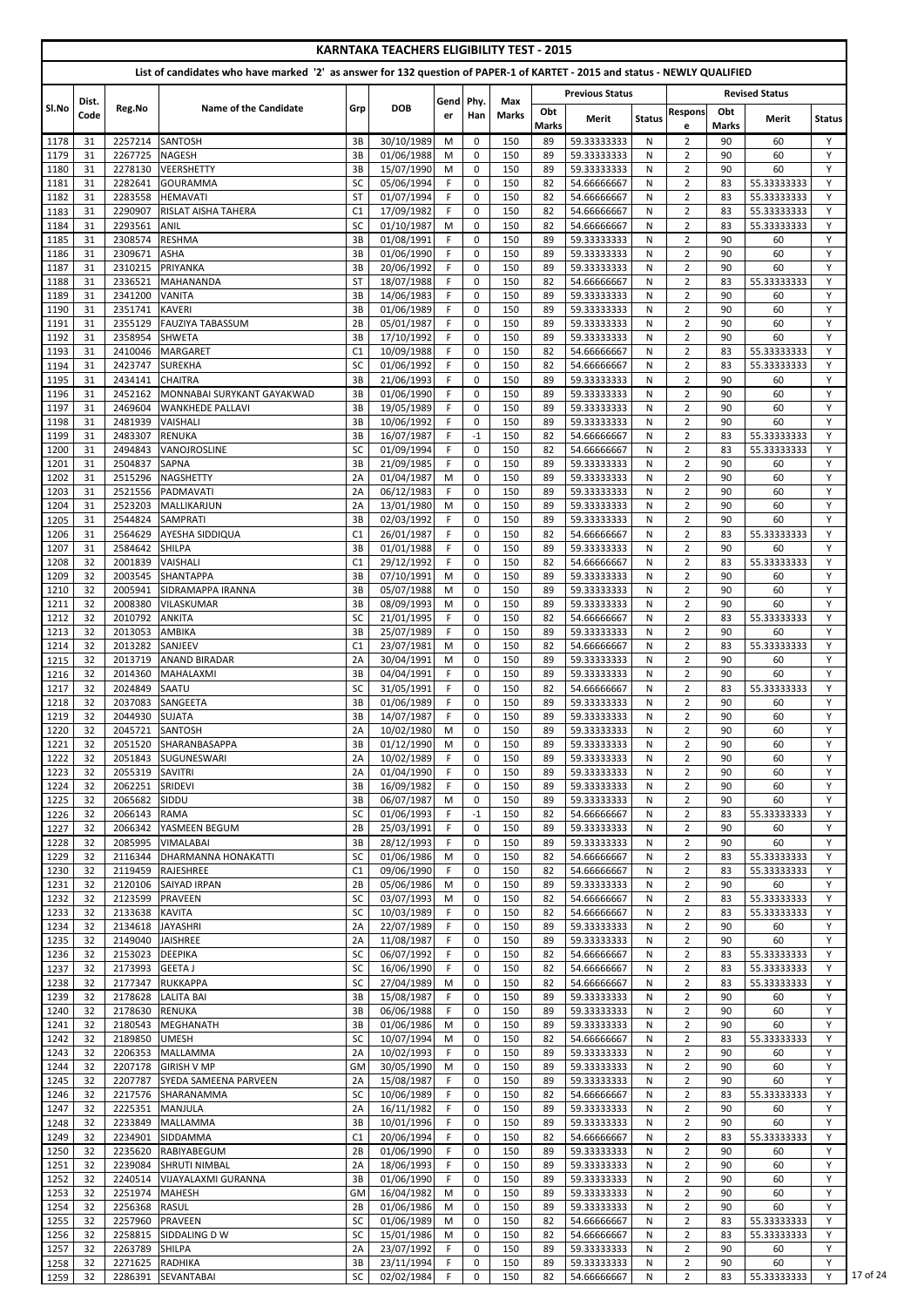# KARNTAKA TEACHERS ELIGIBILITY TEST - 2015

## List of candidates who have marked '2' as answer for 132 question of PAPER-1 of KARTET - 2015 and status - NEWLY QUALIFIED

| Sl.No | Dist. Code | Reg.No | Name of the Candidate | Grp | DOB | Gender | Phy. Han | Max Marks | Previous Status | | | Revised Status | | | |
|---|---|---|---|---|---|---|---|---|---|---|---|---|---|---|---|
| | | | | | | | | | Obt Marks | Merit | Status | Response | Obt Marks | Merit | Status |
| 1178 | 31 | 2257214 | SANTOSH | 3B | 30/10/1989 | M | 0 | 150 | 89 | 59.33333333 | N | 2 | 90 | 60 | Y |
| 1179 | 31 | 2267725 | NAGESH | 3B | 01/06/1988 | M | 0 | 150 | 89 | 59.33333333 | N | 2 | 90 | 60 | Y |
| 1180 | 31 | 2278130 | VEERSHETTY | 3B | 15/07/1990 | M | 0 | 150 | 89 | 59.33333333 | N | 2 | 90 | 60 | Y |
| 1181 | 31 | 2282641 | GOURAMMA | SC | 05/06/1994 | F | 0 | 150 | 82 | 54.66666667 | N | 2 | 83 | 55.33333333 | Y |
| 1182 | 31 | 2283558 | HEMAVATI | ST | 01/07/1994 | F | 0 | 150 | 82 | 54.66666667 | N | 2 | 83 | 55.33333333 | Y |
| 1183 | 31 | 2290907 | RISLAT AISHA TAHERA | C1 | 17/09/1982 | F | 0 | 150 | 82 | 54.66666667 | N | 2 | 83 | 55.33333333 | Y |
| 1184 | 31 | 2293561 | ANIL | SC | 01/10/1987 | M | 0 | 150 | 82 | 54.66666667 | N | 2 | 83 | 55.33333333 | Y |
| 1185 | 31 | 2308574 | RESHMA | 3B | 01/08/1991 | F | 0 | 150 | 89 | 59.33333333 | N | 2 | 90 | 60 | Y |
| 1186 | 31 | 2309671 | ASHA | 3B | 01/06/1990 | F | 0 | 150 | 89 | 59.33333333 | N | 2 | 90 | 60 | Y |
| 1187 | 31 | 2310215 | PRIYANKA | 3B | 20/06/1992 | F | 0 | 150 | 89 | 59.33333333 | N | 2 | 90 | 60 | Y |
| 1188 | 31 | 2336521 | MAHANANDA | ST | 18/07/1988 | F | 0 | 150 | 82 | 54.66666667 | N | 2 | 83 | 55.33333333 | Y |
| 1189 | 31 | 2341200 | VANITA | 3B | 14/06/1983 | F | 0 | 150 | 89 | 59.33333333 | N | 2 | 90 | 60 | Y |
| 1190 | 31 | 2351741 | KAVERI | 3B | 01/06/1989 | F | 0 | 150 | 89 | 59.33333333 | N | 2 | 90 | 60 | Y |
| 1191 | 31 | 2355129 | FAUZIYA TABASSUM | 2B | 05/01/1987 | F | 0 | 150 | 89 | 59.33333333 | N | 2 | 90 | 60 | Y |
| 1192 | 31 | 2358954 | SHWETA | 3B | 17/10/1992 | F | 0 | 150 | 89 | 59.33333333 | N | 2 | 90 | 60 | Y |
| 1193 | 31 | 2410046 | MARGARET | C1 | 10/09/1988 | F | 0 | 150 | 82 | 54.66666667 | N | 2 | 83 | 55.33333333 | Y |
| 1194 | 31 | 2423747 | SUREKHA | SC | 01/06/1992 | F | 0 | 150 | 82 | 54.66666667 | N | 2 | 83 | 55.33333333 | Y |
| 1195 | 31 | 2434141 | CHAITRA | 3B | 21/06/1993 | F | 0 | 150 | 89 | 59.33333333 | N | 2 | 90 | 60 | Y |
| 1196 | 31 | 2452162 | MONNABAI SURYKANT GAYAKWAD | 3B | 01/06/1990 | F | 0 | 150 | 89 | 59.33333333 | N | 2 | 90 | 60 | Y |
| 1197 | 31 | 2469604 | WANKHEDE PALLAVI | 3B | 19/05/1989 | F | 0 | 150 | 89 | 59.33333333 | N | 2 | 90 | 60 | Y |
| 1198 | 31 | 2481939 | VAISHALI | 3B | 10/06/1992 | F | 0 | 150 | 89 | 59.33333333 | N | 2 | 90 | 60 | Y |
| 1199 | 31 | 2483307 | RENUKA | 3B | 16/07/1987 | F | -1 | 150 | 82 | 54.66666667 | N | 2 | 83 | 55.33333333 | Y |
| 1200 | 31 | 2494843 | VANOJROSLINE | SC | 01/09/1994 | F | 0 | 150 | 82 | 54.66666667 | N | 2 | 83 | 55.33333333 | Y |
| 1201 | 31 | 2504837 | SAPNA | 3B | 21/09/1985 | F | 0 | 150 | 89 | 59.33333333 | N | 2 | 90 | 60 | Y |
| 1202 | 31 | 2515296 | NAGSHETTY | 2A | 01/04/1987 | M | 0 | 150 | 89 | 59.33333333 | N | 2 | 90 | 60 | Y |
| 1203 | 31 | 2521556 | PADMAVATI | 2A | 06/12/1983 | F | 0 | 150 | 89 | 59.33333333 | N | 2 | 90 | 60 | Y |
| 1204 | 31 | 2523203 | MALLIKARJUN | 2A | 13/01/1980 | M | 0 | 150 | 89 | 59.33333333 | N | 2 | 90 | 60 | Y |
| 1205 | 31 | 2544824 | SAMPRATI | 3B | 02/03/1992 | F | 0 | 150 | 89 | 59.33333333 | N | 2 | 90 | 60 | Y |
| 1206 | 31 | 2564629 | AYESHA SIDDIQUA | C1 | 26/01/1987 | F | 0 | 150 | 82 | 54.66666667 | N | 2 | 83 | 55.33333333 | Y |
| 1207 | 31 | 2584642 | SHILPA | 3B | 01/01/1988 | F | 0 | 150 | 89 | 59.33333333 | N | 2 | 90 | 60 | Y |
| 1208 | 32 | 2001839 | VAISHALI | C1 | 29/12/1992 | F | 0 | 150 | 82 | 54.66666667 | N | 2 | 83 | 55.33333333 | Y |
| 1209 | 32 | 2003545 | SHANTAPPA | 3B | 07/10/1991 | M | 0 | 150 | 89 | 59.33333333 | N | 2 | 90 | 60 | Y |
| 1210 | 32 | 2005941 | SIDRAMAPPA IRANNA | 3B | 05/07/1988 | M | 0 | 150 | 89 | 59.33333333 | N | 2 | 90 | 60 | Y |
| 1211 | 32 | 2008380 | VILASKUMAR | 3B | 08/09/1993 | M | 0 | 150 | 89 | 59.33333333 | N | 2 | 90 | 60 | Y |
| 1212 | 32 | 2010792 | ANKITA | SC | 21/01/1995 | F | 0 | 150 | 82 | 54.66666667 | N | 2 | 83 | 55.33333333 | Y |
| 1213 | 32 | 2013053 | AMBIKA | 3B | 25/07/1989 | F | 0 | 150 | 89 | 59.33333333 | N | 2 | 90 | 60 | Y |
| 1214 | 32 | 2013282 | SANJEEV | C1 | 23/07/1981 | M | 0 | 150 | 82 | 54.66666667 | N | 2 | 83 | 55.33333333 | Y |
| 1215 | 32 | 2013719 | ANAND BIRADAR | 2A | 30/04/1991 | M | 0 | 150 | 89 | 59.33333333 | N | 2 | 90 | 60 | Y |
| 1216 | 32 | 2014360 | MAHALAXMI | 3B | 04/04/1991 | F | 0 | 150 | 89 | 59.33333333 | N | 2 | 90 | 60 | Y |
| 1217 | 32 | 2024849 | SAATU | SC | 31/05/1991 | F | 0 | 150 | 82 | 54.66666667 | N | 2 | 83 | 55.33333333 | Y |
| 1218 | 32 | 2037083 | SANGEETA | 3B | 01/06/1989 | F | 0 | 150 | 89 | 59.33333333 | N | 2 | 90 | 60 | Y |
| 1219 | 32 | 2044930 | SUJATA | 3B | 14/07/1987 | F | 0 | 150 | 89 | 59.33333333 | N | 2 | 90 | 60 | Y |
| 1220 | 32 | 2045721 | SANTOSH | 2A | 10/02/1980 | M | 0 | 150 | 89 | 59.33333333 | N | 2 | 90 | 60 | Y |
| 1221 | 32 | 2051520 | SHARANBASAPPA | 3B | 01/12/1990 | M | 0 | 150 | 89 | 59.33333333 | N | 2 | 90 | 60 | Y |
| 1222 | 32 | 2051843 | SUGUNESWARI | 2A | 10/02/1989 | F | 0 | 150 | 89 | 59.33333333 | N | 2 | 90 | 60 | Y |
| 1223 | 32 | 2055319 | SAVITRI | 2A | 01/04/1990 | F | 0 | 150 | 89 | 59.33333333 | N | 2 | 90 | 60 | Y |
| 1224 | 32 | 2062251 | SRIDEVI | 3B | 16/09/1992 | F | 0 | 150 | 89 | 59.33333333 | N | 2 | 90 | 60 | Y |
| 1225 | 32 | 2065682 | SIDDU | 3B | 06/07/1987 | M | 0 | 150 | 89 | 59.33333333 | N | 2 | 90 | 60 | Y |
| 1226 | 32 | 2066143 | RAMA | SC | 01/06/1993 | F | -1 | 150 | 82 | 54.66666667 | N | 2 | 83 | 55.33333333 | Y |
| 1227 | 32 | 2066342 | YASMEEN BEGUM | 2B | 25/03/1991 | F | 0 | 150 | 89 | 59.33333333 | N | 2 | 90 | 60 | Y |
| 1228 | 32 | 2085995 | VIMALABAI | 3B | 28/12/1993 | F | 0 | 150 | 89 | 59.33333333 | N | 2 | 90 | 60 | Y |
| 1229 | 32 | 2116344 | DHARMANNA HONAKATTI | SC | 01/06/1986 | M | 0 | 150 | 82 | 54.66666667 | N | 2 | 83 | 55.33333333 | Y |
| 1230 | 32 | 2119459 | RAJESHREE | C1 | 09/06/1990 | F | 0 | 150 | 82 | 54.66666667 | N | 2 | 83 | 55.33333333 | Y |
| 1231 | 32 | 2120106 | SAIYAD IRPAN | 2B | 05/06/1986 | M | 0 | 150 | 89 | 59.33333333 | N | 2 | 90 | 60 | Y |
| 1232 | 32 | 2123599 | PRAVEEN | SC | 03/07/1993 | M | 0 | 150 | 82 | 54.66666667 | N | 2 | 83 | 55.33333333 | Y |
| 1233 | 32 | 2133638 | KAVITA | SC | 10/03/1989 | F | 0 | 150 | 82 | 54.66666667 | N | 2 | 83 | 55.33333333 | Y |
| 1234 | 32 | 2134618 | JAYASHRI | 2A | 22/07/1989 | F | 0 | 150 | 89 | 59.33333333 | N | 2 | 90 | 60 | Y |
| 1235 | 32 | 2149040 | JAISHREE | 2A | 11/08/1987 | F | 0 | 150 | 89 | 59.33333333 | N | 2 | 90 | 60 | Y |
| 1236 | 32 | 2153023 | DEEPIKA | SC | 06/07/1992 | F | 0 | 150 | 82 | 54.66666667 | N | 2 | 83 | 55.33333333 | Y |
| 1237 | 32 | 2173993 | GEETA J | SC | 16/06/1990 | F | 0 | 150 | 82 | 54.66666667 | N | 2 | 83 | 55.33333333 | Y |
| 1238 | 32 | 2177347 | RUKKAPPA | SC | 27/04/1989 | M | 0 | 150 | 82 | 54.66666667 | N | 2 | 83 | 55.33333333 | Y |
| 1239 | 32 | 2178628 | LALITA BAI | 3B | 15/08/1987 | F | 0 | 150 | 89 | 59.33333333 | N | 2 | 90 | 60 | Y |
| 1240 | 32 | 2178630 | RENUKA | 3B | 06/06/1988 | F | 0 | 150 | 89 | 59.33333333 | N | 2 | 90 | 60 | Y |
| 1241 | 32 | 2180543 | MEGHANATH | 3B | 01/06/1986 | M | 0 | 150 | 89 | 59.33333333 | N | 2 | 90 | 60 | Y |
| 1242 | 32 | 2189850 | UMESH | SC | 10/07/1994 | M | 0 | 150 | 82 | 54.66666667 | N | 2 | 83 | 55.33333333 | Y |
| 1243 | 32 | 2206353 | MALLAMMA | 2A | 10/02/1993 | F | 0 | 150 | 89 | 59.33333333 | N | 2 | 90 | 60 | Y |
| 1244 | 32 | 2207178 | GIRISH V MP | GM | 30/05/1990 | M | 0 | 150 | 89 | 59.33333333 | N | 2 | 90 | 60 | Y |
| 1245 | 32 | 2207787 | SYEDA SAMEENA PARVEEN | 2A | 15/08/1987 | F | 0 | 150 | 89 | 59.33333333 | N | 2 | 90 | 60 | Y |
| 1246 | 32 | 2217576 | SHARANAMMA | SC | 10/06/1989 | F | 0 | 150 | 82 | 54.66666667 | N | 2 | 83 | 55.33333333 | Y |
| 1247 | 32 | 2225351 | MANJULA | 2A | 16/11/1982 | F | 0 | 150 | 89 | 59.33333333 | N | 2 | 90 | 60 | Y |
| 1248 | 32 | 2233849 | MALLAMMA | 3B | 10/01/1996 | F | 0 | 150 | 89 | 59.33333333 | N | 2 | 90 | 60 | Y |
| 1249 | 32 | 2234901 | SIDDAMMA | C1 | 20/06/1994 | F | 0 | 150 | 82 | 54.66666667 | N | 2 | 83 | 55.33333333 | Y |
| 1250 | 32 | 2235620 | RABIYABEGUM | 2B | 01/06/1990 | F | 0 | 150 | 89 | 59.33333333 | N | 2 | 90 | 60 | Y |
| 1251 | 32 | 2239084 | SHRUTI NIMBAL | 2A | 18/06/1993 | F | 0 | 150 | 89 | 59.33333333 | N | 2 | 90 | 60 | Y |
| 1252 | 32 | 2240514 | VIJAYALAXMI GURANNA | 3B | 01/06/1990 | F | 0 | 150 | 89 | 59.33333333 | N | 2 | 90 | 60 | Y |
| 1253 | 32 | 2251974 | MAHESH | GM | 16/04/1982 | M | 0 | 150 | 89 | 59.33333333 | N | 2 | 90 | 60 | Y |
| 1254 | 32 | 2256368 | RASUL | 2B | 01/06/1986 | M | 0 | 150 | 89 | 59.33333333 | N | 2 | 90 | 60 | Y |
| 1255 | 32 | 2257960 | PRAVEEN | SC | 01/06/1989 | M | 0 | 150 | 82 | 54.66666667 | N | 2 | 83 | 55.33333333 | Y |
| 1256 | 32 | 2258815 | SIDDALING D W | SC | 15/01/1986 | M | 0 | 150 | 82 | 54.66666667 | N | 2 | 83 | 55.33333333 | Y |
| 1257 | 32 | 2263789 | SHILPA | 2A | 23/07/1992 | F | 0 | 150 | 89 | 59.33333333 | N | 2 | 90 | 60 | Y |
| 1258 | 32 | 2271625 | RADHIKA | 3B | 23/11/1994 | F | 0 | 150 | 89 | 59.33333333 | N | 2 | 90 | 60 | Y |
| 1259 | 32 | 2286391 | SEVANTABAI | SC | 02/02/1984 | F | 0 | 150 | 82 | 54.66666667 | N | 2 | 83 | 55.33333333 | Y |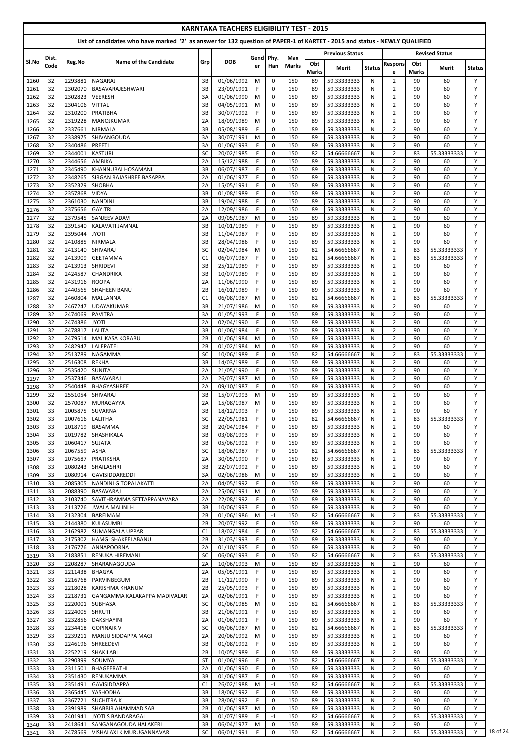# KARNTAKA TEACHERS ELIGIBILITY TEST - 2015

## List of candidates who have marked '2' as answer for 132 question of PAPER-1 of KARTET - 2015 and status - NEWLY QUALIFIED

| Sl.No | Dist. Code | Reg.No | Name of the Candidate | Grp | DOB | Gender | Phy. Han | Max Marks | Previous Status | | | Revised Status | | | |
|---|---|---|---|---|---|---|---|---|---|---|---|---|---|---|---|
| | | | | | | | | | Obt Marks | Merit | Status | Response | Obt Marks | Merit | Status |
| 1260 | 32 | 2293881 | NAGARAJ | 3B | 01/06/1992 | M | 0 | 150 | 89 | 59.33333333 | N | 2 | 90 | 60 | Y |
| 1261 | 32 | 2302070 | BASAVARAJESHWARI | 3B | 23/09/1991 | F | 0 | 150 | 89 | 59.33333333 | N | 2 | 90 | 60 | Y |
| 1262 | 32 | 2302823 | VEERESH | 3A | 01/06/1990 | M | 0 | 150 | 89 | 59.33333333 | N | 2 | 90 | 60 | Y |
| 1263 | 32 | 2304106 | VITTAL | 3B | 04/05/1991 | M | 0 | 150 | 89 | 59.33333333 | N | 2 | 90 | 60 | Y |
| 1264 | 32 | 2310200 | PRATIBHA | 3B | 30/07/1992 | F | 0 | 150 | 89 | 59.33333333 | N | 2 | 90 | 60 | Y |
| 1265 | 32 | 2319228 | MANOJKUMAR | 2A | 18/09/1989 | M | 0 | 150 | 89 | 59.33333333 | N | 2 | 90 | 60 | Y |
| 1266 | 32 | 2337661 | NIRMALA | 3B | 05/08/1989 | F | 0 | 150 | 89 | 59.33333333 | N | 2 | 90 | 60 | Y |
| 1267 | 32 | 2338975 | SHIVANGOUDA | 3A | 30/07/1991 | M | 0 | 150 | 89 | 59.33333333 | N | 2 | 90 | 60 | Y |
| 1268 | 32 | 2340486 | PREETI | 3A | 01/06/1993 | F | 0 | 150 | 89 | 59.33333333 | N | 2 | 90 | 60 | Y |
| 1269 | 32 | 2344001 | KASTURI | SC | 20/02/1985 | F | 0 | 150 | 82 | 54.66666667 | N | 2 | 83 | 55.33333333 | Y |
| 1270 | 32 | 2344656 | AMBIKA | 2A | 15/12/1988 | F | 0 | 150 | 89 | 59.33333333 | N | 2 | 90 | 60 | Y |
| 1271 | 32 | 2345490 | KHANNUBAI HOSAMANI | 3B | 06/07/1987 | F | 0 | 150 | 89 | 59.33333333 | N | 2 | 90 | 60 | Y |
| 1272 | 32 | 2348265 | SIRGAN RAJASHREE BASAPPA | 2A | 01/06/1977 | F | 0 | 150 | 89 | 59.33333333 | N | 2 | 90 | 60 | Y |
| 1273 | 32 | 2352329 | SHOBHA | 2A | 15/05/1991 | F | 0 | 150 | 89 | 59.33333333 | N | 2 | 90 | 60 | Y |
| 1274 | 32 | 2357868 | VIDYA | 3B | 01/08/1989 | F | 0 | 150 | 89 | 59.33333333 | N | 2 | 90 | 60 | Y |
| 1275 | 32 | 2361030 | NANDINI | 3B | 19/04/1988 | F | 0 | 150 | 89 | 59.33333333 | N | 2 | 90 | 60 | Y |
| 1276 | 32 | 2375656 | GAYITRI | 2A | 12/09/1986 | F | 0 | 150 | 89 | 59.33333333 | N | 2 | 90 | 60 | Y |
| 1277 | 32 | 2379545 | SANJEEV ADAVI | 2A | 09/05/1987 | M | 0 | 150 | 89 | 59.33333333 | N | 2 | 90 | 60 | Y |
| 1278 | 32 | 2391540 | KALAVATI JAMNAL | 3B | 10/01/1989 | F | 0 | 150 | 89 | 59.33333333 | N | 2 | 90 | 60 | Y |
| 1279 | 32 | 2395044 | JYOTI | 3B | 11/04/1987 | F | 0 | 150 | 89 | 59.33333333 | N | 2 | 90 | 60 | Y |
| 1280 | 32 | 2410885 | NIRMALA | 3B | 28/04/1986 | F | 0 | 150 | 89 | 59.33333333 | N | 2 | 90 | 60 | Y |
| 1281 | 32 | 2413140 | SHIVARAJ | SC | 02/04/1984 | M | 0 | 150 | 82 | 54.66666667 | N | 2 | 83 | 55.33333333 | Y |
| 1282 | 32 | 2413909 | GEETAMMA | C1 | 06/07/1987 | F | 0 | 150 | 82 | 54.66666667 | N | 2 | 83 | 55.33333333 | Y |
| 1283 | 32 | 2413913 | SHRIDEVI | 3B | 25/12/1989 | F | 0 | 150 | 89 | 59.33333333 | N | 2 | 90 | 60 | Y |
| 1284 | 32 | 2424587 | CHANDRIKA | 3B | 10/07/1989 | F | 0 | 150 | 89 | 59.33333333 | N | 2 | 90 | 60 | Y |
| 1285 | 32 | 2431916 | ROOPA | 2A | 11/06/1990 | F | 0 | 150 | 89 | 59.33333333 | N | 2 | 90 | 60 | Y |
| 1286 | 32 | 2440565 | SHAHEEN BANU | 2B | 16/01/1989 | F | 0 | 150 | 89 | 59.33333333 | N | 2 | 90 | 60 | Y |
| 1287 | 32 | 2460804 | MALLANNA | C1 | 06/08/1987 | M | 0 | 150 | 82 | 54.66666667 | N | 2 | 83 | 55.33333333 | Y |
| 1288 | 32 | 2467247 | UDAYAKUMAR | 3B | 21/07/1986 | M | 0 | 150 | 89 | 59.33333333 | N | 2 | 90 | 60 | Y |
| 1289 | 32 | 2474069 | PAVITRA | 3A | 01/05/1993 | F | 0 | 150 | 89 | 59.33333333 | N | 2 | 90 | 60 | Y |
| 1290 | 32 | 2474386 | JYOTI | 2A | 02/04/1990 | F | 0 | 150 | 89 | 59.33333333 | N | 2 | 90 | 60 | Y |
| 1291 | 32 | 2478817 | LALITA | 3B | 01/06/1984 | F | 0 | 150 | 89 | 59.33333333 | N | 2 | 90 | 60 | Y |
| 1292 | 32 | 2479514 | MALIKASA KORABU | 2B | 01/06/1984 | M | 0 | 150 | 89 | 59.33333333 | N | 2 | 90 | 60 | Y |
| 1293 | 32 | 2482947 | LALEPATEL | 2B | 01/02/1984 | M | 0 | 150 | 89 | 59.33333333 | N | 2 | 90 | 60 | Y |
| 1294 | 32 | 2513789 | NAGAMMA | SC | 10/06/1989 | F | 0 | 150 | 82 | 54.66666667 | N | 2 | 83 | 55.33333333 | Y |
| 1295 | 32 | 2516308 | REKHA | 3B | 14/03/1989 | F | 0 | 150 | 89 | 59.33333333 | N | 2 | 90 | 60 | Y |
| 1296 | 32 | 2535420 | SUNITA | 2A | 21/05/1990 | F | 0 | 150 | 89 | 59.33333333 | N | 2 | 90 | 60 | Y |
| 1297 | 32 | 2537346 | BASAVARAJ | 2A | 26/07/1987 | M | 0 | 150 | 89 | 59.33333333 | N | 2 | 90 | 60 | Y |
| 1298 | 32 | 2540448 | BHAGYASHREE | 2A | 09/10/1987 | F | 0 | 150 | 89 | 59.33333333 | N | 2 | 90 | 60 | Y |
| 1299 | 32 | 2551054 | SHIVARAJ | 3B | 15/07/1993 | M | 0 | 150 | 89 | 59.33333333 | N | 2 | 90 | 60 | Y |
| 1300 | 32 | 2570087 | MURAGAYYA | 2A | 15/08/1987 | M | 0 | 150 | 89 | 59.33333333 | N | 2 | 90 | 60 | Y |
| 1301 | 33 | 2005875 | SUVARNA | 3B | 18/12/1993 | F | 0 | 150 | 89 | 59.33333333 | N | 2 | 90 | 60 | Y |
| 1302 | 33 | 2007616 | LALITHA | SC | 22/05/1981 | F | 0 | 150 | 82 | 54.66666667 | N | 2 | 83 | 55.33333333 | Y |
| 1303 | 33 | 2018719 | BASAMMA | 3B | 20/04/1984 | F | 0 | 150 | 89 | 59.33333333 | N | 2 | 90 | 60 | Y |
| 1304 | 33 | 2019782 | SHASHIKALA | 3B | 03/08/1993 | F | 0 | 150 | 89 | 59.33333333 | N | 2 | 90 | 60 | Y |
| 1305 | 33 | 2060417 | SUJATA | 3B | 05/06/1992 | F | 0 | 150 | 89 | 59.33333333 | N | 2 | 90 | 60 | Y |
| 1306 | 33 | 2067559 | ASHA | SC | 18/06/1987 | F | 0 | 150 | 82 | 54.66666667 | N | 2 | 83 | 55.33333333 | Y |
| 1307 | 33 | 2075687 | PRATIKSHA | 2A | 30/05/1990 | F | 0 | 150 | 89 | 59.33333333 | N | 2 | 90 | 60 | Y |
| 1308 | 33 | 2080243 | SHAILASHRI | 3B | 22/07/1992 | F | 0 | 150 | 89 | 59.33333333 | N | 2 | 90 | 60 | Y |
| 1309 | 33 | 2080914 | GAVISIDDAREDDI | 3A | 02/06/1986 | M | 0 | 150 | 89 | 59.33333333 | N | 2 | 90 | 60 | Y |
| 1310 | 33 | 2085305 | NANDINI G TOPALAKATTI | 2A | 04/05/1992 | F | 0 | 150 | 89 | 59.33333333 | N | 2 | 90 | 60 | Y |
| 1311 | 33 | 2088390 | BASAVARAJ | 2A | 25/06/1991 | M | 0 | 150 | 89 | 59.33333333 | N | 2 | 90 | 60 | Y |
| 1312 | 33 | 2103740 | SAVITHRAMMA SETTAPPANAVARA | 2A | 22/08/1992 | F | 0 | 150 | 89 | 59.33333333 | N | 2 | 90 | 60 | Y |
| 1313 | 33 | 2113726 | JWALA MALINI H | 3B | 10/06/1993 | F | 0 | 150 | 89 | 59.33333333 | N | 2 | 90 | 60 | Y |
| 1314 | 33 | 2132304 | BAREIMAM | 2B | 01/06/1986 | M | -1 | 150 | 82 | 54.66666667 | N | 2 | 83 | 55.33333333 | Y |
| 1315 | 33 | 2144380 | KULASUMBI | 2B | 20/07/1992 | F | 0 | 150 | 89 | 59.33333333 | N | 2 | 90 | 60 | Y |
| 1316 | 33 | 2162982 | SUMANGALA UPPAR | C1 | 18/02/1984 | F | 0 | 150 | 82 | 54.66666667 | N | 2 | 83 | 55.33333333 | Y |
| 1317 | 33 | 2175302 | HAMGI SHAKEELABANU | 2B | 31/03/1993 | F | 0 | 150 | 89 | 59.33333333 | N | 2 | 90 | 60 | Y |
| 1318 | 33 | 2176776 | ANNAPOORNA | 2A | 01/10/1995 | F | 0 | 150 | 89 | 59.33333333 | N | 2 | 90 | 60 | Y |
| 1319 | 33 | 2183851 | RENUKA HIREMANI | SC | 06/06/1993 | F | 0 | 150 | 82 | 54.66666667 | N | 2 | 83 | 55.33333333 | Y |
| 1320 | 33 | 2208287 | SHARANAGOUDA | 2A | 10/06/1993 | M | 0 | 150 | 89 | 59.33333333 | N | 2 | 90 | 60 | Y |
| 1321 | 33 | 2211438 | BHAGYA | 2A | 05/05/1991 | F | 0 | 150 | 89 | 59.33333333 | N | 2 | 90 | 60 | Y |
| 1322 | 33 | 2216768 | PARVINBEGUM | 2B | 11/12/1990 | F | 0 | 150 | 89 | 59.33333333 | N | 2 | 90 | 60 | Y |
| 1323 | 33 | 2218028 | KARISHMA KHANUM | 2B | 25/05/1993 | F | 0 | 150 | 89 | 59.33333333 | N | 2 | 90 | 60 | Y |
| 1324 | 33 | 2218731 | GANGAMMA KALAKAPPA MADIVALAR | 2A | 02/06/1991 | F | 0 | 150 | 89 | 59.33333333 | N | 2 | 90 | 60 | Y |
| 1325 | 33 | 2220001 | SUBHASA | SC | 01/06/1985 | M | 0 | 150 | 82 | 54.66666667 | N | 2 | 83 | 55.33333333 | Y |
| 1326 | 33 | 2224005 | SHRUTI | 3B | 21/06/1991 | F | 0 | 150 | 89 | 59.33333333 | N | 2 | 90 | 60 | Y |
| 1327 | 33 | 2232856 | DAKSHAYINI | 2A | 01/06/1991 | F | 0 | 150 | 89 | 59.33333333 | N | 2 | 90 | 60 | Y |
| 1328 | 33 | 2234418 | GOPINAIK V | SC | 06/06/1987 | M | 0 | 150 | 82 | 54.66666667 | N | 2 | 83 | 55.33333333 | Y |
| 1329 | 33 | 2239211 | MANJU SIDDAPPA MAGI | 2A | 20/06/1992 | M | 0 | 150 | 89 | 59.33333333 | N | 2 | 90 | 60 | Y |
| 1330 | 33 | 2246196 | SHREEDEVI | 3B | 01/08/1992 | F | 0 | 150 | 89 | 59.33333333 | N | 2 | 90 | 60 | Y |
| 1331 | 33 | 2252219 | SHAKILABI | 2B | 10/05/1989 | F | 0 | 150 | 89 | 59.33333333 | N | 2 | 90 | 60 | Y |
| 1332 | 33 | 2290399 | SOUMYA | ST | 01/06/1996 | F | 0 | 150 | 82 | 54.66666667 | N | 2 | 83 | 55.33333333 | Y |
| 1333 | 33 | 2311501 | BHAGEERATHI | 2A | 01/06/1990 | F | 0 | 150 | 89 | 59.33333333 | N | 2 | 90 | 60 | Y |
| 1334 | 33 | 2351430 | RENUKAMMA | 3B | 01/06/1987 | F | 0 | 150 | 89 | 59.33333333 | N | 2 | 90 | 60 | Y |
| 1335 | 33 | 2351491 | GAVISIDDAPPA | C1 | 26/02/1988 | M | -1 | 150 | 82 | 54.66666667 | N | 2 | 83 | 55.33333333 | Y |
| 1336 | 33 | 2365445 | YASHODHA | 3B | 18/06/1992 | F | 0 | 150 | 89 | 59.33333333 | N | 2 | 90 | 60 | Y |
| 1337 | 33 | 2367721 | SUCHITRA K | 3B | 28/06/1992 | F | 0 | 150 | 89 | 59.33333333 | N | 2 | 90 | 60 | Y |
| 1338 | 33 | 2391989 | SHABBIR AHAMMAD SAB | 2B | 01/06/1987 | M | 0 | 150 | 89 | 59.33333333 | N | 2 | 90 | 60 | Y |
| 1339 | 33 | 2401941 | JYOTI S BANDARAGAL | 3B | 01/07/1989 | F | -1 | 150 | 82 | 54.66666667 | N | 2 | 83 | 55.33333333 | Y |
| 1340 | 33 | 2418641 | SANGANAGOUDA HALAKERI | 3B | 06/04/1977 | M | 0 | 150 | 89 | 59.33333333 | N | 2 | 90 | 60 | Y |
| 1341 | 33 | 2478569 | VISHALAXI K MURUGANNAVAR | SC | 06/01/1991 | F | 0 | 150 | 82 | 54.66666667 | N | 2 | 83 | 55.33333333 | Y |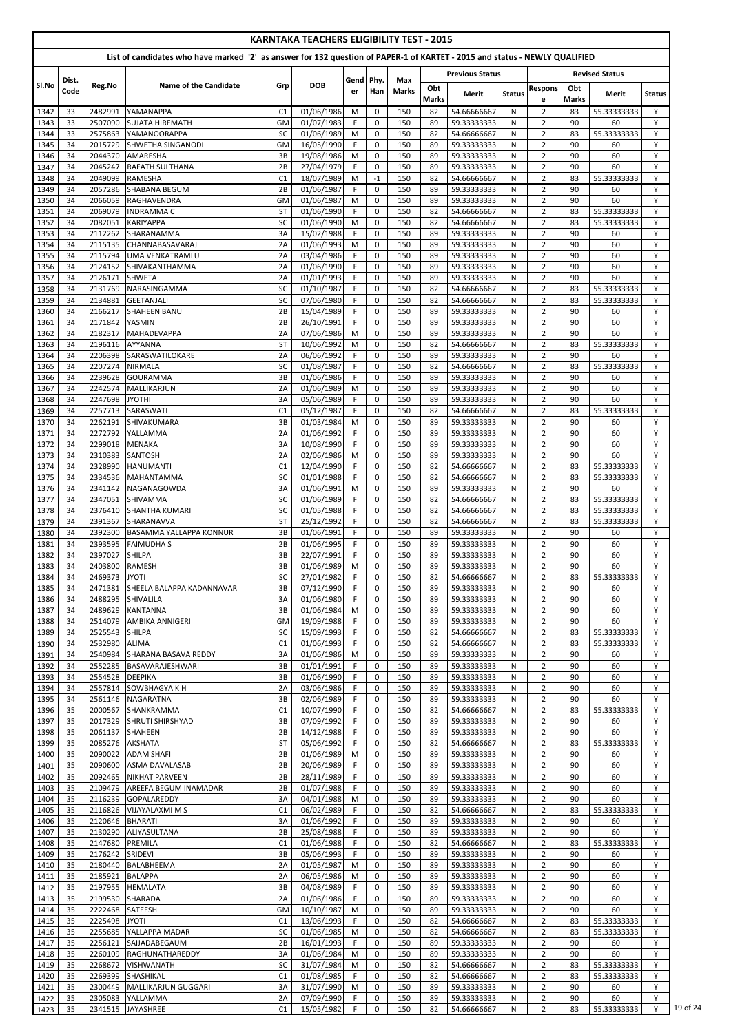# KARNTAKA TEACHERS ELIGIBILITY TEST - 2015

## List of candidates who have marked '2' as answer for 132 question of PAPER-1 of KARTET - 2015 and status - NEWLY QUALIFIED

| Sl.No | Dist. Code | Reg.No | Name of the Candidate | Grp | DOB | Gender | Phy. Han | Max Marks | Previous Status | | | Revised Status | | | |
|---|---|---|---|---|---|---|---|---|---|---|---|---|---|---|---|
| | | | | | | | | | Obt Marks | Merit | Status | Response | Obt Marks | Merit | Status |
| 1342 | 33 | 2482991 | YAMANAPPA | C1 | 01/06/1986 | M | 0 | 150 | 82 | 54.66666667 | N | 2 | 83 | 55.33333333 | Y |
| 1343 | 33 | 2507090 | SUJATA HIREMATH | GM | 01/07/1983 | F | 0 | 150 | 89 | 59.33333333 | N | 2 | 90 | 60 | Y |
| 1344 | 33 | 2575863 | YAMANOORAPPA | SC | 01/06/1989 | M | 0 | 150 | 82 | 54.66666667 | N | 2 | 83 | 55.33333333 | Y |
| 1345 | 34 | 2015729 | SHWETHA SINGANODI | GM | 16/05/1990 | F | 0 | 150 | 89 | 59.33333333 | N | 2 | 90 | 60 | Y |
| 1346 | 34 | 2044370 | AMARESHA | 3B | 19/08/1986 | M | 0 | 150 | 89 | 59.33333333 | N | 2 | 90 | 60 | Y |
| 1347 | 34 | 2045247 | RAFATH SULTHANA | 2B | 27/04/1979 | F | 0 | 150 | 89 | 59.33333333 | N | 2 | 90 | 60 | Y |
| 1348 | 34 | 2049099 | RAMESHA | C1 | 18/07/1989 | M | -1 | 150 | 82 | 54.66666667 | N | 2 | 83 | 55.33333333 | Y |
| 1349 | 34 | 2057286 | SHABANA BEGUM | 2B | 01/06/1987 | F | 0 | 150 | 89 | 59.33333333 | N | 2 | 90 | 60 | Y |
| 1350 | 34 | 2066059 | RAGHAVENDRA | GM | 01/06/1987 | M | 0 | 150 | 89 | 59.33333333 | N | 2 | 90 | 60 | Y |
| 1351 | 34 | 2069079 | INDRAMMA C | ST | 01/06/1990 | F | 0 | 150 | 82 | 54.66666667 | N | 2 | 83 | 55.33333333 | Y |
| 1352 | 34 | 2082051 | KARIYAPPA | SC | 01/06/1990 | M | 0 | 150 | 82 | 54.66666667 | N | 2 | 83 | 55.33333333 | Y |
| 1353 | 34 | 2112262 | SHARANAMMA | 3A | 15/02/1988 | F | 0 | 150 | 89 | 59.33333333 | N | 2 | 90 | 60 | Y |
| 1354 | 34 | 2115135 | CHANNABASAVARAJ | 2A | 01/06/1993 | M | 0 | 150 | 89 | 59.33333333 | N | 2 | 90 | 60 | Y |
| 1355 | 34 | 2115794 | UMA VENKATRAMLU | 2A | 03/04/1986 | F | 0 | 150 | 89 | 59.33333333 | N | 2 | 90 | 60 | Y |
| 1356 | 34 | 2124152 | SHIVAKANTHAMMA | 2A | 01/06/1990 | F | 0 | 150 | 89 | 59.33333333 | N | 2 | 90 | 60 | Y |
| 1357 | 34 | 2126171 | SHWETA | 2A | 01/01/1993 | F | 0 | 150 | 89 | 59.33333333 | N | 2 | 90 | 60 | Y |
| 1358 | 34 | 2131769 | NARASINGAMMA | SC | 01/10/1987 | F | 0 | 150 | 82 | 54.66666667 | N | 2 | 83 | 55.33333333 | Y |
| 1359 | 34 | 2134881 | GEETANJALI | SC | 07/06/1980 | F | 0 | 150 | 82 | 54.66666667 | N | 2 | 83 | 55.33333333 | Y |
| 1360 | 34 | 2166217 | SHAHEEN BANU | 2B | 15/04/1989 | F | 0 | 150 | 89 | 59.33333333 | N | 2 | 90 | 60 | Y |
| 1361 | 34 | 2171842 | YASMIN | 2B | 26/10/1991 | F | 0 | 150 | 89 | 59.33333333 | N | 2 | 90 | 60 | Y |
| 1362 | 34 | 2182317 | MAHADEVAPPA | 2A | 07/06/1986 | M | 0 | 150 | 89 | 59.33333333 | N | 2 | 90 | 60 | Y |
| 1363 | 34 | 2196116 | AYYANNA | ST | 10/06/1992 | M | 0 | 150 | 82 | 54.66666667 | N | 2 | 83 | 55.33333333 | Y |
| 1364 | 34 | 2206398 | SARASWATILOKARE | 2A | 06/06/1992 | F | 0 | 150 | 89 | 59.33333333 | N | 2 | 90 | 60 | Y |
| 1365 | 34 | 2207274 | NIRMALA | SC | 01/08/1987 | F | 0 | 150 | 82 | 54.66666667 | N | 2 | 83 | 55.33333333 | Y |
| 1366 | 34 | 2239628 | GOURAMMA | 3B | 01/06/1986 | F | 0 | 150 | 89 | 59.33333333 | N | 2 | 90 | 60 | Y |
| 1367 | 34 | 2242574 | MALLIKARJUN | 2A | 01/06/1989 | M | 0 | 150 | 89 | 59.33333333 | N | 2 | 90 | 60 | Y |
| 1368 | 34 | 2247698 | JYOTHI | 3A | 05/06/1989 | F | 0 | 150 | 89 | 59.33333333 | N | 2 | 90 | 60 | Y |
| 1369 | 34 | 2257713 | SARASWATI | C1 | 05/12/1987 | F | 0 | 150 | 82 | 54.66666667 | N | 2 | 83 | 55.33333333 | Y |
| 1370 | 34 | 2262191 | SHIVAKUMARA | 3B | 01/03/1984 | M | 0 | 150 | 89 | 59.33333333 | N | 2 | 90 | 60 | Y |
| 1371 | 34 | 2272792 | YALLAMMA | 2A | 01/06/1992 | F | 0 | 150 | 89 | 59.33333333 | N | 2 | 90 | 60 | Y |
| 1372 | 34 | 2299018 | MENAKA | 3A | 10/08/1990 | F | 0 | 150 | 89 | 59.33333333 | N | 2 | 90 | 60 | Y |
| 1373 | 34 | 2310383 | SANTOSH | 2A | 02/06/1986 | M | 0 | 150 | 89 | 59.33333333 | N | 2 | 90 | 60 | Y |
| 1374 | 34 | 2328990 | HANUMANTI | C1 | 12/04/1990 | F | 0 | 150 | 82 | 54.66666667 | N | 2 | 83 | 55.33333333 | Y |
| 1375 | 34 | 2334536 | MAHANTAMMA | SC | 01/01/1988 | F | 0 | 150 | 82 | 54.66666667 | N | 2 | 83 | 55.33333333 | Y |
| 1376 | 34 | 2341142 | NAGANAGOWDA | 3A | 01/06/1991 | M | 0 | 150 | 89 | 59.33333333 | N | 2 | 90 | 60 | Y |
| 1377 | 34 | 2347051 | SHIVAMMA | SC | 01/06/1989 | F | 0 | 150 | 82 | 54.66666667 | N | 2 | 83 | 55.33333333 | Y |
| 1378 | 34 | 2376410 | SHANTHA KUMARI | SC | 01/05/1988 | F | 0 | 150 | 82 | 54.66666667 | N | 2 | 83 | 55.33333333 | Y |
| 1379 | 34 | 2391367 | SHARANAVVA | ST | 25/12/1992 | F | 0 | 150 | 82 | 54.66666667 | N | 2 | 83 | 55.33333333 | Y |
| 1380 | 34 | 2392300 | BASAMMA YALLAPPA KONNUR | 3B | 01/06/1991 | F | 0 | 150 | 89 | 59.33333333 | N | 2 | 90 | 60 | Y |
| 1381 | 34 | 2393595 | FAIMUDHA S | 2B | 01/06/1995 | F | 0 | 150 | 89 | 59.33333333 | N | 2 | 90 | 60 | Y |
| 1382 | 34 | 2397027 | SHILPA | 3B | 22/07/1991 | F | 0 | 150 | 89 | 59.33333333 | N | 2 | 90 | 60 | Y |
| 1383 | 34 | 2403800 | RAMESH | 3B | 01/06/1989 | M | 0 | 150 | 89 | 59.33333333 | N | 2 | 90 | 60 | Y |
| 1384 | 34 | 2469373 | JYOTI | SC | 27/01/1982 | F | 0 | 150 | 82 | 54.66666667 | N | 2 | 83 | 55.33333333 | Y |
| 1385 | 34 | 2471381 | SHEELA BALAPPA KADANNAVAR | 3B | 07/12/1990 | F | 0 | 150 | 89 | 59.33333333 | N | 2 | 90 | 60 | Y |
| 1386 | 34 | 2488295 | SHIVALILA | 3A | 01/06/1980 | F | 0 | 150 | 89 | 59.33333333 | N | 2 | 90 | 60 | Y |
| 1387 | 34 | 2489629 | KANTANNA | 3B | 01/06/1984 | M | 0 | 150 | 89 | 59.33333333 | N | 2 | 90 | 60 | Y |
| 1388 | 34 | 2514079 | AMBIKA ANNIGERI | GM | 19/09/1988 | F | 0 | 150 | 89 | 59.33333333 | N | 2 | 90 | 60 | Y |
| 1389 | 34 | 2525543 | SHILPA | SC | 15/09/1993 | F | 0 | 150 | 82 | 54.66666667 | N | 2 | 83 | 55.33333333 | Y |
| 1390 | 34 | 2532980 | ALIMA | C1 | 01/06/1993 | F | 0 | 150 | 82 | 54.66666667 | N | 2 | 83 | 55.33333333 | Y |
| 1391 | 34 | 2540984 | SHARANA BASAVA REDDY | 3A | 01/06/1986 | M | 0 | 150 | 89 | 59.33333333 | N | 2 | 90 | 60 | Y |
| 1392 | 34 | 2552285 | BASAVARAJESHWARI | 3B | 01/01/1991 | F | 0 | 150 | 89 | 59.33333333 | N | 2 | 90 | 60 | Y |
| 1393 | 34 | 2554528 | DEEPIKA | 3B | 01/06/1990 | F | 0 | 150 | 89 | 59.33333333 | N | 2 | 90 | 60 | Y |
| 1394 | 34 | 2557814 | SOWBHAGYA K H | 2A | 03/06/1986 | F | 0 | 150 | 89 | 59.33333333 | N | 2 | 90 | 60 | Y |
| 1395 | 34 | 2561146 | NAGARATNA | 3B | 02/06/1989 | F | 0 | 150 | 89 | 59.33333333 | N | 2 | 90 | 60 | Y |
| 1396 | 35 | 2000567 | SHANKRAMMA | C1 | 10/07/1990 | F | 0 | 150 | 82 | 54.66666667 | N | 2 | 83 | 55.33333333 | Y |
| 1397 | 35 | 2017329 | SHRUTI SHIRSHYAD | 3B | 07/09/1992 | F | 0 | 150 | 89 | 59.33333333 | N | 2 | 90 | 60 | Y |
| 1398 | 35 | 2061137 | SHAHEEN | 2B | 14/12/1988 | F | 0 | 150 | 89 | 59.33333333 | N | 2 | 90 | 60 | Y |
| 1399 | 35 | 2085276 | AKSHATA | ST | 05/06/1992 | F | 0 | 150 | 82 | 54.66666667 | N | 2 | 83 | 55.33333333 | Y |
| 1400 | 35 | 2090022 | ADAM SHAFI | 2B | 01/06/1989 | M | 0 | 150 | 89 | 59.33333333 | N | 2 | 90 | 60 | Y |
| 1401 | 35 | 2090600 | ASMA DAVALASAB | 2B | 20/06/1989 | F | 0 | 150 | 89 | 59.33333333 | N | 2 | 90 | 60 | Y |
| 1402 | 35 | 2092465 | NIKHAT PARVEEN | 2B | 28/11/1989 | F | 0 | 150 | 89 | 59.33333333 | N | 2 | 90 | 60 | Y |
| 1403 | 35 | 2109479 | AREEFA BEGUM INAMADAR | 2B | 01/07/1988 | F | 0 | 150 | 89 | 59.33333333 | N | 2 | 90 | 60 | Y |
| 1404 | 35 | 2116239 | GOPALAREDDY | 3A | 04/01/1988 | M | 0 | 150 | 89 | 59.33333333 | N | 2 | 90 | 60 | Y |
| 1405 | 35 | 2116826 | VIJAYALAXMI M S | C1 | 06/02/1989 | F | 0 | 150 | 82 | 54.66666667 | N | 2 | 83 | 55.33333333 | Y |
| 1406 | 35 | 2120646 | BHARATI | 3A | 01/06/1992 | F | 0 | 150 | 89 | 59.33333333 | N | 2 | 90 | 60 | Y |
| 1407 | 35 | 2130290 | ALIYASULTANA | 2B | 25/08/1988 | F | 0 | 150 | 89 | 59.33333333 | N | 2 | 90 | 60 | Y |
| 1408 | 35 | 2147680 | PREMILA | C1 | 01/06/1988 | F | 0 | 150 | 82 | 54.66666667 | N | 2 | 83 | 55.33333333 | Y |
| 1409 | 35 | 2176242 | SRIDEVI | 3B | 05/06/1993 | F | 0 | 150 | 89 | 59.33333333 | N | 2 | 90 | 60 | Y |
| 1410 | 35 | 2180440 | BALABHEEMA | 2A | 01/05/1987 | M | 0 | 150 | 89 | 59.33333333 | N | 2 | 90 | 60 | Y |
| 1411 | 35 | 2185921 | BALAPPA | 2A | 06/05/1986 | M | 0 | 150 | 89 | 59.33333333 | N | 2 | 90 | 60 | Y |
| 1412 | 35 | 2197955 | HEMALATA | 3B | 04/08/1989 | F | 0 | 150 | 89 | 59.33333333 | N | 2 | 90 | 60 | Y |
| 1413 | 35 | 2199530 | SHARADA | 2A | 01/06/1986 | F | 0 | 150 | 89 | 59.33333333 | N | 2 | 90 | 60 | Y |
| 1414 | 35 | 2222468 | SATEESH | GM | 10/10/1987 | M | 0 | 150 | 89 | 59.33333333 | N | 2 | 90 | 60 | Y |
| 1415 | 35 | 2225498 | JYOTI | C1 | 13/06/1993 | F | 0 | 150 | 82 | 54.66666667 | N | 2 | 83 | 55.33333333 | Y |
| 1416 | 35 | 2255685 | YALLAPPA MADAR | SC | 01/06/1985 | M | 0 | 150 | 82 | 54.66666667 | N | 2 | 83 | 55.33333333 | Y |
| 1417 | 35 | 2256121 | SAJJADABEGAUM | 2B | 16/01/1993 | F | 0 | 150 | 89 | 59.33333333 | N | 2 | 90 | 60 | Y |
| 1418 | 35 | 2260109 | RAGHUNATHAREDDY | 3A | 01/06/1984 | M | 0 | 150 | 89 | 59.33333333 | N | 2 | 90 | 60 | Y |
| 1419 | 35 | 2268672 | VISHWANATH | SC | 31/07/1984 | M | 0 | 150 | 82 | 54.66666667 | N | 2 | 83 | 55.33333333 | Y |
| 1420 | 35 | 2269399 | SHASHIKAL | C1 | 01/08/1985 | F | 0 | 150 | 82 | 54.66666667 | N | 2 | 83 | 55.33333333 | Y |
| 1421 | 35 | 2300449 | MALLIKARJUN GUGGARI | 3A | 31/07/1990 | M | 0 | 150 | 89 | 59.33333333 | N | 2 | 90 | 60 | Y |
| 1422 | 35 | 2305083 | YALLAMMA | 2A | 07/09/1990 | F | 0 | 150 | 89 | 59.33333333 | N | 2 | 90 | 60 | Y |
| 1423 | 35 | 2341515 | JAYASHREE | C1 | 15/05/1982 | F | 0 | 150 | 82 | 54.66666667 | N | 2 | 83 | 55.33333333 | Y |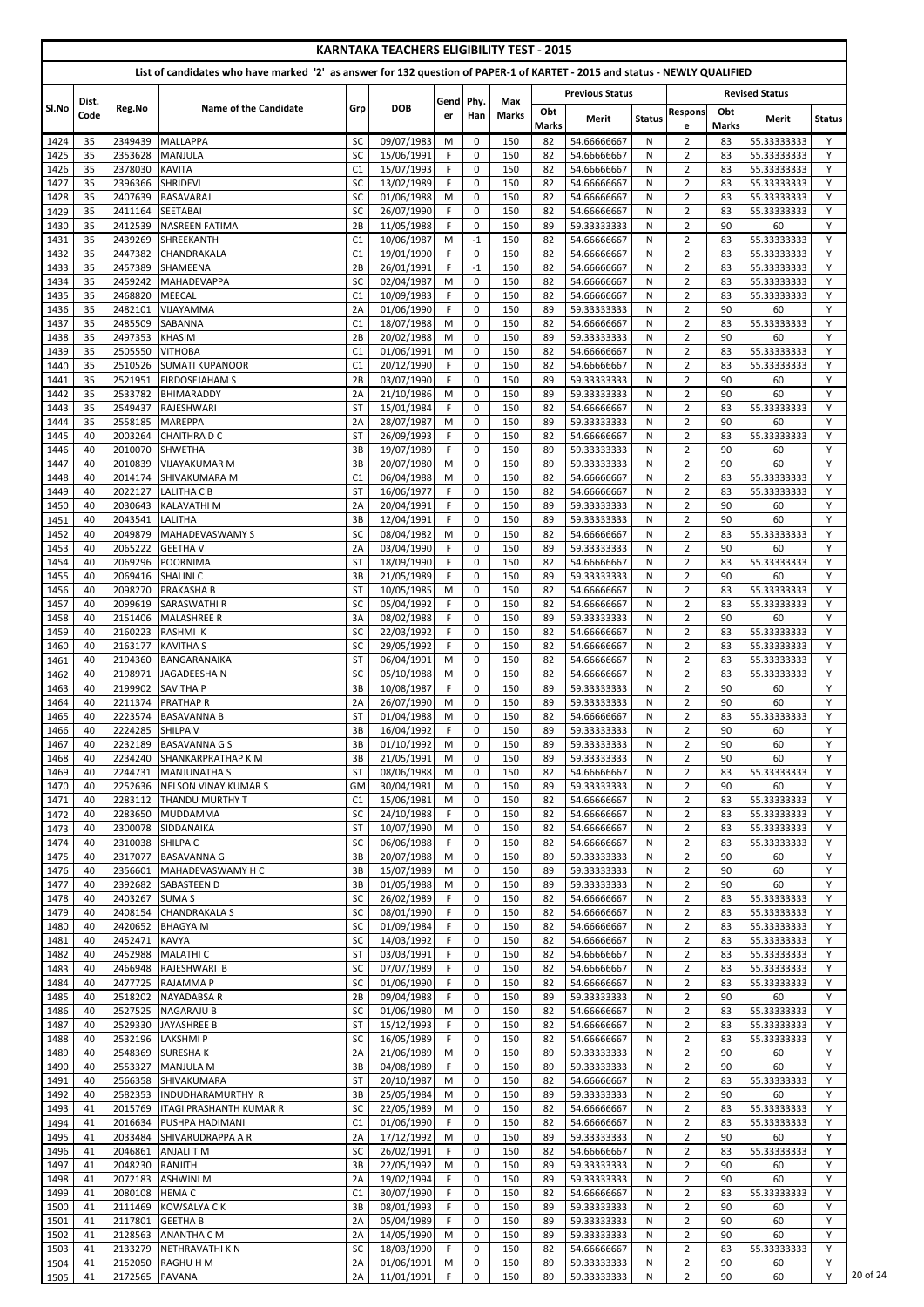# KARNTAKA TEACHERS ELIGIBILITY TEST - 2015

## List of candidates who have marked '2' as answer for 132 question of PAPER-1 of KARTET - 2015 and status - NEWLY QUALIFIED

| Sl.No | Dist. Code | Reg.No | Name of the Candidate | Grp | DOB | Gender | Phy. Han | Max Marks | Previous Status | | | Revised Status | | | |
|---|---|---|---|---|---|---|---|---|---|---|---|---|---|---|---|
| | | | | | | | | | Obt Marks | Merit | Status | Response | Obt Marks | Merit | Status |
| 1424 | 35 | 2349439 | MALLAPPA | SC | 09/07/1983 | M | 0 | 150 | 82 | 54.66666667 | N | 2 | 83 | 55.33333333 | Y |
| 1425 | 35 | 2353628 | MANJULA | SC | 15/06/1991 | F | 0 | 150 | 82 | 54.66666667 | N | 2 | 83 | 55.33333333 | Y |
| 1426 | 35 | 2378030 | KAVITA | C1 | 15/07/1993 | F | 0 | 150 | 82 | 54.66666667 | N | 2 | 83 | 55.33333333 | Y |
| 1427 | 35 | 2396366 | SHRIDEVI | SC | 13/02/1989 | F | 0 | 150 | 82 | 54.66666667 | N | 2 | 83 | 55.33333333 | Y |
| 1428 | 35 | 2407639 | BASAVARAJ | SC | 01/06/1988 | M | 0 | 150 | 82 | 54.66666667 | N | 2 | 83 | 55.33333333 | Y |
| 1429 | 35 | 2411164 | SEETABAI | SC | 26/07/1990 | F | 0 | 150 | 82 | 54.66666667 | N | 2 | 83 | 55.33333333 | Y |
| 1430 | 35 | 2412539 | NASREEN FATIMA | 2B | 11/05/1988 | F | 0 | 150 | 89 | 59.33333333 | N | 2 | 90 | 60 | Y |
| 1431 | 35 | 2439269 | SHREEKANTH | C1 | 10/06/1987 | M | -1 | 150 | 82 | 54.66666667 | N | 2 | 83 | 55.33333333 | Y |
| 1432 | 35 | 2447382 | CHANDRAKALA | C1 | 19/01/1990 | F | 0 | 150 | 82 | 54.66666667 | N | 2 | 83 | 55.33333333 | Y |
| 1433 | 35 | 2457389 | SHAMEENA | 2B | 26/01/1991 | F | -1 | 150 | 82 | 54.66666667 | N | 2 | 83 | 55.33333333 | Y |
| 1434 | 35 | 2459242 | MAHADEVAPPA | SC | 02/04/1987 | M | 0 | 150 | 82 | 54.66666667 | N | 2 | 83 | 55.33333333 | Y |
| 1435 | 35 | 2468820 | MEECAL | C1 | 10/09/1983 | F | 0 | 150 | 82 | 54.66666667 | N | 2 | 83 | 55.33333333 | Y |
| 1436 | 35 | 2482101 | VIJAYAMMA | 2A | 01/06/1990 | F | 0 | 150 | 89 | 59.33333333 | N | 2 | 90 | 60 | Y |
| 1437 | 35 | 2485509 | SABANNA | C1 | 18/07/1988 | M | 0 | 150 | 82 | 54.66666667 | N | 2 | 83 | 55.33333333 | Y |
| 1438 | 35 | 2497353 | KHASIM | 2B | 20/02/1988 | M | 0 | 150 | 89 | 59.33333333 | N | 2 | 90 | 60 | Y |
| 1439 | 35 | 2505550 | VITHOBA | C1 | 01/06/1991 | M | 0 | 150 | 82 | 54.66666667 | N | 2 | 83 | 55.33333333 | Y |
| 1440 | 35 | 2510526 | SUMATI KUPANOOR | C1 | 20/12/1990 | F | 0 | 150 | 82 | 54.66666667 | N | 2 | 83 | 55.33333333 | Y |
| 1441 | 35 | 2521951 | FIRDOSEJAHAM S | 2B | 03/07/1990 | F | 0 | 150 | 89 | 59.33333333 | N | 2 | 90 | 60 | Y |
| 1442 | 35 | 2533782 | BHIMARADDY | 2A | 21/10/1986 | M | 0 | 150 | 89 | 59.33333333 | N | 2 | 90 | 60 | Y |
| 1443 | 35 | 2549437 | RAJESHWARI | ST | 15/01/1984 | F | 0 | 150 | 82 | 54.66666667 | N | 2 | 83 | 55.33333333 | Y |
| 1444 | 35 | 2558185 | MAREPPA | 2A | 28/07/1987 | M | 0 | 150 | 89 | 59.33333333 | N | 2 | 90 | 60 | Y |
| 1445 | 40 | 2003264 | CHAITHRA D C | ST | 26/09/1993 | F | 0 | 150 | 82 | 54.66666667 | N | 2 | 83 | 55.33333333 | Y |
| 1446 | 40 | 2010070 | SHWETHA | 3B | 19/07/1989 | F | 0 | 150 | 89 | 59.33333333 | N | 2 | 90 | 60 | Y |
| 1447 | 40 | 2010839 | VIJAYAKUMAR M | 3B | 20/07/1980 | M | 0 | 150 | 89 | 59.33333333 | N | 2 | 90 | 60 | Y |
| 1448 | 40 | 2014174 | SHIVAKUMARA M | C1 | 06/04/1988 | M | 0 | 150 | 82 | 54.66666667 | N | 2 | 83 | 55.33333333 | Y |
| 1449 | 40 | 2022127 | LALITHA C B | ST | 16/06/1977 | F | 0 | 150 | 82 | 54.66666667 | N | 2 | 83 | 55.33333333 | Y |
| 1450 | 40 | 2030643 | KALAVATHI M | 2A | 20/04/1991 | F | 0 | 150 | 89 | 59.33333333 | N | 2 | 90 | 60 | Y |
| 1451 | 40 | 2043541 | LALITHA | 3B | 12/04/1991 | F | 0 | 150 | 89 | 59.33333333 | N | 2 | 90 | 60 | Y |
| 1452 | 40 | 2049879 | MAHADEVASWAMY S | SC | 08/04/1982 | M | 0 | 150 | 82 | 54.66666667 | N | 2 | 83 | 55.33333333 | Y |
| 1453 | 40 | 2065222 | GEETHA V | 2A | 03/04/1990 | F | 0 | 150 | 89 | 59.33333333 | N | 2 | 90 | 60 | Y |
| 1454 | 40 | 2069296 | POORNIMA | ST | 18/09/1990 | F | 0 | 150 | 82 | 54.66666667 | N | 2 | 83 | 55.33333333 | Y |
| 1455 | 40 | 2069416 | SHALINI C | 3B | 21/05/1989 | F | 0 | 150 | 89 | 59.33333333 | N | 2 | 90 | 60 | Y |
| 1456 | 40 | 2098270 | PRAKASHA B | ST | 10/05/1985 | M | 0 | 150 | 82 | 54.66666667 | N | 2 | 83 | 55.33333333 | Y |
| 1457 | 40 | 2099619 | SARASWATHI R | SC | 05/04/1992 | F | 0 | 150 | 82 | 54.66666667 | N | 2 | 83 | 55.33333333 | Y |
| 1458 | 40 | 2151406 | MALASHREE R | 3A | 08/02/1988 | F | 0 | 150 | 89 | 59.33333333 | N | 2 | 90 | 60 | Y |
| 1459 | 40 | 2160223 | RASHMI K | SC | 22/03/1992 | F | 0 | 150 | 82 | 54.66666667 | N | 2 | 83 | 55.33333333 | Y |
| 1460 | 40 | 2163177 | KAVITHA S | SC | 29/05/1992 | F | 0 | 150 | 82 | 54.66666667 | N | 2 | 83 | 55.33333333 | Y |
| 1461 | 40 | 2194360 | BANGARANAIKA | ST | 06/04/1991 | M | 0 | 150 | 82 | 54.66666667 | N | 2 | 83 | 55.33333333 | Y |
| 1462 | 40 | 2198971 | JAGADEESHA N | SC | 05/10/1988 | M | 0 | 150 | 82 | 54.66666667 | N | 2 | 83 | 55.33333333 | Y |
| 1463 | 40 | 2199902 | SAVITHA P | 3B | 10/08/1987 | F | 0 | 150 | 89 | 59.33333333 | N | 2 | 90 | 60 | Y |
| 1464 | 40 | 2211374 | PRATHAP R | 2A | 26/07/1990 | M | 0 | 150 | 89 | 59.33333333 | N | 2 | 90 | 60 | Y |
| 1465 | 40 | 2223574 | BASAVANNA B | ST | 01/04/1988 | M | 0 | 150 | 82 | 54.66666667 | N | 2 | 83 | 55.33333333 | Y |
| 1466 | 40 | 2224285 | SHILPA V | 3B | 16/04/1992 | F | 0 | 150 | 89 | 59.33333333 | N | 2 | 90 | 60 | Y |
| 1467 | 40 | 2232189 | BASAVANNA G S | 3B | 01/10/1992 | M | 0 | 150 | 89 | 59.33333333 | N | 2 | 90 | 60 | Y |
| 1468 | 40 | 2234240 | SHANKARPRATHAP K M | 3B | 21/05/1991 | M | 0 | 150 | 89 | 59.33333333 | N | 2 | 90 | 60 | Y |
| 1469 | 40 | 2244731 | MANJUNATHA S | ST | 08/06/1988 | M | 0 | 150 | 82 | 54.66666667 | N | 2 | 83 | 55.33333333 | Y |
| 1470 | 40 | 2252636 | NELSON VINAY KUMAR S | GM | 30/04/1981 | M | 0 | 150 | 89 | 59.33333333 | N | 2 | 90 | 60 | Y |
| 1471 | 40 | 2283112 | THANDU MURTHY T | C1 | 15/06/1981 | M | 0 | 150 | 82 | 54.66666667 | N | 2 | 83 | 55.33333333 | Y |
| 1472 | 40 | 2283650 | MUDDAMMA | SC | 24/10/1988 | F | 0 | 150 | 82 | 54.66666667 | N | 2 | 83 | 55.33333333 | Y |
| 1473 | 40 | 2300078 | SIDDANAIKA | ST | 10/07/1990 | M | 0 | 150 | 82 | 54.66666667 | N | 2 | 83 | 55.33333333 | Y |
| 1474 | 40 | 2310038 | SHILPA C | SC | 06/06/1988 | F | 0 | 150 | 82 | 54.66666667 | N | 2 | 83 | 55.33333333 | Y |
| 1475 | 40 | 2317077 | BASAVANNA G | 3B | 20/07/1988 | M | 0 | 150 | 89 | 59.33333333 | N | 2 | 90 | 60 | Y |
| 1476 | 40 | 2356601 | MAHADEVASWAMY H C | 3B | 15/07/1989 | M | 0 | 150 | 89 | 59.33333333 | N | 2 | 90 | 60 | Y |
| 1477 | 40 | 2392682 | SABASTEEN D | 3B | 01/05/1988 | M | 0 | 150 | 89 | 59.33333333 | N | 2 | 90 | 60 | Y |
| 1478 | 40 | 2403267 | SUMA S | SC | 26/02/1989 | F | 0 | 150 | 82 | 54.66666667 | N | 2 | 83 | 55.33333333 | Y |
| 1479 | 40 | 2408154 | CHANDRAKALA S | SC | 08/01/1990 | F | 0 | 150 | 82 | 54.66666667 | N | 2 | 83 | 55.33333333 | Y |
| 1480 | 40 | 2420652 | BHAGYA M | SC | 01/09/1984 | F | 0 | 150 | 82 | 54.66666667 | N | 2 | 83 | 55.33333333 | Y |
| 1481 | 40 | 2452471 | KAVYA | SC | 14/03/1992 | F | 0 | 150 | 82 | 54.66666667 | N | 2 | 83 | 55.33333333 | Y |
| 1482 | 40 | 2452988 | MALATHI C | ST | 03/03/1991 | F | 0 | 150 | 82 | 54.66666667 | N | 2 | 83 | 55.33333333 | Y |
| 1483 | 40 | 2466948 | RAJESHWARI B | SC | 07/07/1989 | F | 0 | 150 | 82 | 54.66666667 | N | 2 | 83 | 55.33333333 | Y |
| 1484 | 40 | 2477725 | RAJAMMA P | SC | 01/06/1990 | F | 0 | 150 | 82 | 54.66666667 | N | 2 | 83 | 55.33333333 | Y |
| 1485 | 40 | 2518202 | NAYADABSA R | 2B | 09/04/1988 | F | 0 | 150 | 89 | 59.33333333 | N | 2 | 90 | 60 | Y |
| 1486 | 40 | 2527525 | NAGARAJU B | SC | 01/06/1980 | M | 0 | 150 | 82 | 54.66666667 | N | 2 | 83 | 55.33333333 | Y |
| 1487 | 40 | 2529330 | JAYASHREE B | ST | 15/12/1993 | F | 0 | 150 | 82 | 54.66666667 | N | 2 | 83 | 55.33333333 | Y |
| 1488 | 40 | 2532196 | LAKSHMI P | SC | 16/05/1989 | F | 0 | 150 | 82 | 54.66666667 | N | 2 | 83 | 55.33333333 | Y |
| 1489 | 40 | 2548369 | SURESHA K | 2A | 21/06/1989 | M | 0 | 150 | 89 | 59.33333333 | N | 2 | 90 | 60 | Y |
| 1490 | 40 | 2553327 | MANJULA M | 3B | 04/08/1989 | F | 0 | 150 | 89 | 59.33333333 | N | 2 | 90 | 60 | Y |
| 1491 | 40 | 2566358 | SHIVAKUMARA | ST | 20/10/1987 | M | 0 | 150 | 82 | 54.66666667 | N | 2 | 83 | 55.33333333 | Y |
| 1492 | 40 | 2582353 | INDUDHARAMURTHY R | 3B | 25/05/1984 | M | 0 | 150 | 89 | 59.33333333 | N | 2 | 90 | 60 | Y |
| 1493 | 41 | 2015769 | ITAGI PRASHANTH KUMAR R | SC | 22/05/1989 | M | 0 | 150 | 82 | 54.66666667 | N | 2 | 83 | 55.33333333 | Y |
| 1494 | 41 | 2016634 | PUSHPA HADIMANI | C1 | 01/06/1990 | F | 0 | 150 | 82 | 54.66666667 | N | 2 | 83 | 55.33333333 | Y |
| 1495 | 41 | 2033484 | SHIVARUDRAPPA A R | 2A | 17/12/1992 | M | 0 | 150 | 89 | 59.33333333 | N | 2 | 90 | 60 | Y |
| 1496 | 41 | 2046861 | ANJALI T M | SC | 26/02/1991 | F | 0 | 150 | 82 | 54.66666667 | N | 2 | 83 | 55.33333333 | Y |
| 1497 | 41 | 2048230 | RANJITH | 3B | 22/05/1992 | M | 0 | 150 | 89 | 59.33333333 | N | 2 | 90 | 60 | Y |
| 1498 | 41 | 2072183 | ASHWINI M | 2A | 19/02/1994 | F | 0 | 150 | 89 | 59.33333333 | N | 2 | 90 | 60 | Y |
| 1499 | 41 | 2080108 | HEMA C | C1 | 30/07/1990 | F | 0 | 150 | 82 | 54.66666667 | N | 2 | 83 | 55.33333333 | Y |
| 1500 | 41 | 2111469 | KOWSALYA C K | 3B | 08/01/1993 | F | 0 | 150 | 89 | 59.33333333 | N | 2 | 90 | 60 | Y |
| 1501 | 41 | 2117801 | GEETHA B | 2A | 05/04/1989 | F | 0 | 150 | 89 | 59.33333333 | N | 2 | 90 | 60 | Y |
| 1502 | 41 | 2128563 | ANANTHA C M | 2A | 14/05/1990 | M | 0 | 150 | 89 | 59.33333333 | N | 2 | 90 | 60 | Y |
| 1503 | 41 | 2133279 | NETHRAVATHI K N | SC | 18/03/1990 | F | 0 | 150 | 82 | 54.66666667 | N | 2 | 83 | 55.33333333 | Y |
| 1504 | 41 | 2152050 | RAGHU H M | 2A | 01/06/1991 | M | 0 | 150 | 89 | 59.33333333 | N | 2 | 90 | 60 | Y |
| 1505 | 41 | 2172565 | PAVANA | 2A | 11/01/1991 | F | 0 | 150 | 89 | 59.33333333 | N | 2 | 90 | 60 | Y |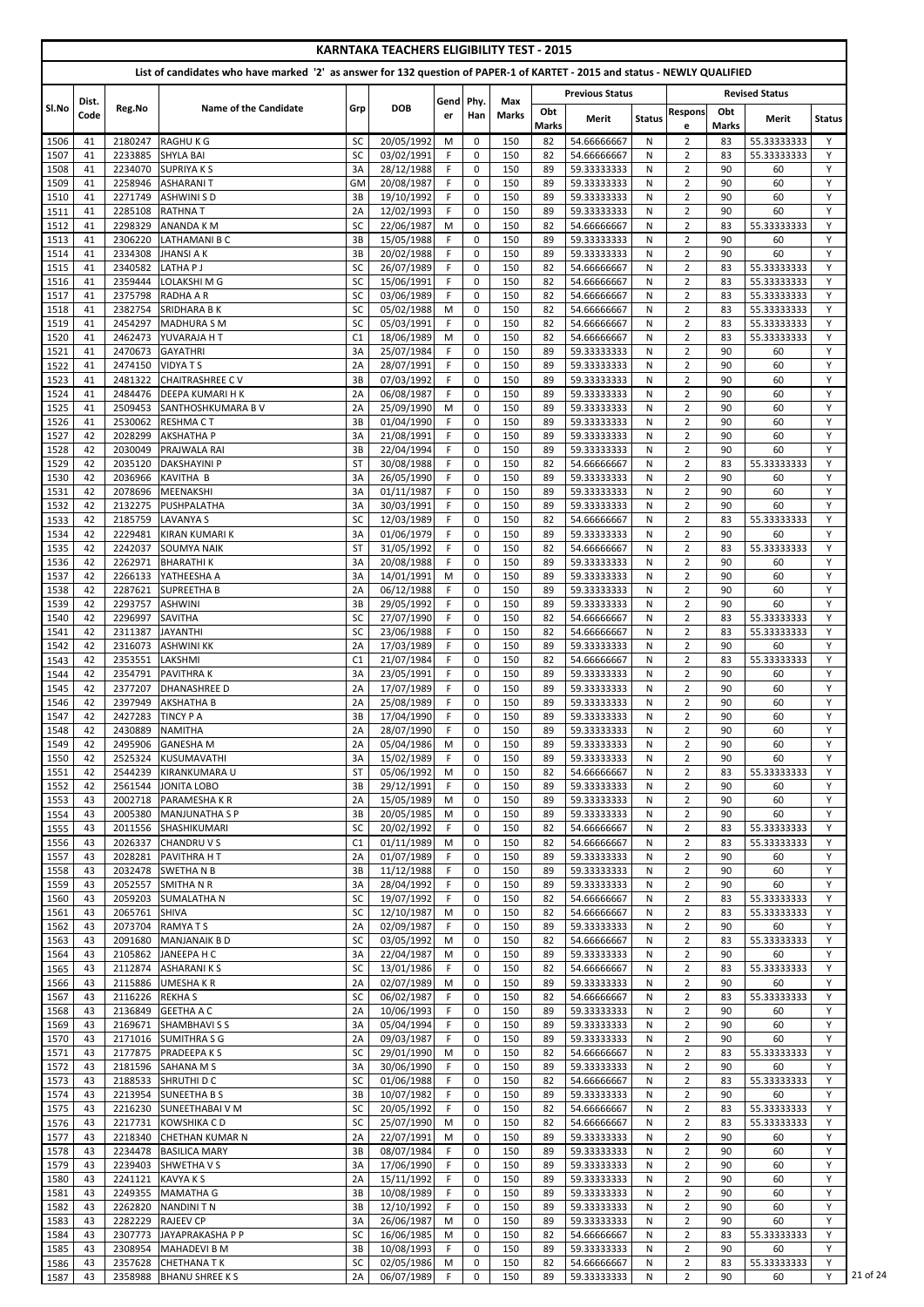# KARNTAKA TEACHERS ELIGIBILITY TEST - 2015

## List of candidates who have marked '2' as answer for 132 question of PAPER-1 of KARTET - 2015 and status - NEWLY QUALIFIED

| Sl.No | Dist. Code | Reg.No | Name of the Candidate | Grp | DOB | Gender | Phy. Han | Max Marks | Previous Status | | | Revised Status | | | |
|---|---|---|---|---|---|---|---|---|---|---|---|---|---|---|---|
| | | | | | | | | | Obt Marks | Merit | Status | Response | Obt Marks | Merit | Status |
| 1506 | 41 | 2180247 | RAGHU K G | SC | 20/05/1992 | M | 0 | 150 | 82 | 54.66666667 | N | 2 | 83 | 55.33333333 | Y |
| 1507 | 41 | 2233885 | SHYLA BAI | SC | 03/02/1991 | F | 0 | 150 | 82 | 54.66666667 | N | 2 | 83 | 55.33333333 | Y |
| 1508 | 41 | 2234070 | SUPRIYA K S | 3A | 28/12/1988 | F | 0 | 150 | 89 | 59.33333333 | N | 2 | 90 | 60 | Y |
| 1509 | 41 | 2258946 | ASHARANI T | GM | 20/08/1987 | F | 0 | 150 | 89 | 59.33333333 | N | 2 | 90 | 60 | Y |
| 1510 | 41 | 2271749 | ASHWINI S D | 3B | 19/10/1992 | F | 0 | 150 | 89 | 59.33333333 | N | 2 | 90 | 60 | Y |
| 1511 | 41 | 2285108 | RATHNA T | 2A | 12/02/1993 | F | 0 | 150 | 89 | 59.33333333 | N | 2 | 90 | 60 | Y |
| 1512 | 41 | 2298329 | ANANDA K M | SC | 22/06/1987 | M | 0 | 150 | 82 | 54.66666667 | N | 2 | 83 | 55.33333333 | Y |
| 1513 | 41 | 2306220 | LATHAMANI B C | 3B | 15/05/1988 | F | 0 | 150 | 89 | 59.33333333 | N | 2 | 90 | 60 | Y |
| 1514 | 41 | 2334308 | JHANSI A K | 3B | 20/02/1988 | F | 0 | 150 | 89 | 59.33333333 | N | 2 | 90 | 60 | Y |
| 1515 | 41 | 2340582 | LATHA P J | SC | 26/07/1989 | F | 0 | 150 | 82 | 54.66666667 | N | 2 | 83 | 55.33333333 | Y |
| 1516 | 41 | 2359444 | LOLAKSHI M G | SC | 15/06/1991 | F | 0 | 150 | 82 | 54.66666667 | N | 2 | 83 | 55.33333333 | Y |
| 1517 | 41 | 2375798 | RADHA A R | SC | 03/06/1989 | F | 0 | 150 | 82 | 54.66666667 | N | 2 | 83 | 55.33333333 | Y |
| 1518 | 41 | 2382754 | SRIDHARA B K | SC | 05/02/1988 | M | 0 | 150 | 82 | 54.66666667 | N | 2 | 83 | 55.33333333 | Y |
| 1519 | 41 | 2454297 | MADHURA S M | SC | 05/03/1991 | F | 0 | 150 | 82 | 54.66666667 | N | 2 | 83 | 55.33333333 | Y |
| 1520 | 41 | 2462473 | YUVARAJA H T | C1 | 18/06/1989 | M | 0 | 150 | 82 | 54.66666667 | N | 2 | 83 | 55.33333333 | Y |
| 1521 | 41 | 2470673 | GAYATHRI | 3A | 25/07/1984 | F | 0 | 150 | 89 | 59.33333333 | N | 2 | 90 | 60 | Y |
| 1522 | 41 | 2474150 | VIDYA T S | 2A | 28/07/1991 | F | 0 | 150 | 89 | 59.33333333 | N | 2 | 90 | 60 | Y |
| 1523 | 41 | 2481322 | CHAITRASHREE C V | 3B | 07/03/1992 | F | 0 | 150 | 89 | 59.33333333 | N | 2 | 90 | 60 | Y |
| 1524 | 41 | 2484476 | DEEPA KUMARI H K | 2A | 06/08/1987 | F | 0 | 150 | 89 | 59.33333333 | N | 2 | 90 | 60 | Y |
| 1525 | 41 | 2509453 | SANTHOSHKUMARA B V | 2A | 25/09/1990 | M | 0 | 150 | 89 | 59.33333333 | N | 2 | 90 | 60 | Y |
| 1526 | 41 | 2530062 | RESHMA C T | 3B | 01/04/1990 | F | 0 | 150 | 89 | 59.33333333 | N | 2 | 90 | 60 | Y |
| 1527 | 42 | 2028299 | AKSHATHA P | 3A | 21/08/1991 | F | 0 | 150 | 89 | 59.33333333 | N | 2 | 90 | 60 | Y |
| 1528 | 42 | 2030049 | PRAJWALA RAI | 3B | 22/04/1994 | F | 0 | 150 | 89 | 59.33333333 | N | 2 | 90 | 60 | Y |
| 1529 | 42 | 2035120 | DAKSHAYINI P | ST | 30/08/1988 | F | 0 | 150 | 82 | 54.66666667 | N | 2 | 83 | 55.33333333 | Y |
| 1530 | 42 | 2036966 | KAVITHA B | 3A | 26/05/1990 | F | 0 | 150 | 89 | 59.33333333 | N | 2 | 90 | 60 | Y |
| 1531 | 42 | 2078696 | MEENAKSHI | 3A | 01/11/1987 | F | 0 | 150 | 89 | 59.33333333 | N | 2 | 90 | 60 | Y |
| 1532 | 42 | 2132275 | PUSHPALATHA | 3A | 30/03/1991 | F | 0 | 150 | 89 | 59.33333333 | N | 2 | 90 | 60 | Y |
| 1533 | 42 | 2185759 | LAVANYA S | SC | 12/03/1989 | F | 0 | 150 | 82 | 54.66666667 | N | 2 | 83 | 55.33333333 | Y |
| 1534 | 42 | 2229481 | KIRAN KUMARI K | 3A | 01/06/1979 | F | 0 | 150 | 89 | 59.33333333 | N | 2 | 90 | 60 | Y |
| 1535 | 42 | 2242037 | SOUMYA NAIK | ST | 31/05/1992 | F | 0 | 150 | 82 | 54.66666667 | N | 2 | 83 | 55.33333333 | Y |
| 1536 | 42 | 2262971 | BHARATHI K | 3A | 20/08/1988 | F | 0 | 150 | 89 | 59.33333333 | N | 2 | 90 | 60 | Y |
| 1537 | 42 | 2266133 | YATHEESHA A | 3A | 14/01/1991 | M | 0 | 150 | 89 | 59.33333333 | N | 2 | 90 | 60 | Y |
| 1538 | 42 | 2287621 | SUPREETHA B | 2A | 06/12/1988 | F | 0 | 150 | 89 | 59.33333333 | N | 2 | 90 | 60 | Y |
| 1539 | 42 | 2293757 | ASHWINI | 3B | 29/05/1992 | F | 0 | 150 | 89 | 59.33333333 | N | 2 | 90 | 60 | Y |
| 1540 | 42 | 2296997 | SAVITHA | SC | 27/07/1990 | F | 0 | 150 | 82 | 54.66666667 | N | 2 | 83 | 55.33333333 | Y |
| 1541 | 42 | 2311387 | JAYANTHI | SC | 23/06/1988 | F | 0 | 150 | 82 | 54.66666667 | N | 2 | 83 | 55.33333333 | Y |
| 1542 | 42 | 2316073 | ASHWINI KK | 2A | 17/03/1989 | F | 0 | 150 | 89 | 59.33333333 | N | 2 | 90 | 60 | Y |
| 1543 | 42 | 2353551 | LAKSHMI | C1 | 21/07/1984 | F | 0 | 150 | 82 | 54.66666667 | N | 2 | 83 | 55.33333333 | Y |
| 1544 | 42 | 2354791 | PAVITHRA K | 3A | 23/05/1991 | F | 0 | 150 | 89 | 59.33333333 | N | 2 | 90 | 60 | Y |
| 1545 | 42 | 2377207 | DHANASHREE D | 2A | 17/07/1989 | F | 0 | 150 | 89 | 59.33333333 | N | 2 | 90 | 60 | Y |
| 1546 | 42 | 2397949 | AKSHATHA B | 2A | 25/08/1989 | F | 0 | 150 | 89 | 59.33333333 | N | 2 | 90 | 60 | Y |
| 1547 | 42 | 2427283 | TINCY P A | 3B | 17/04/1990 | F | 0 | 150 | 89 | 59.33333333 | N | 2 | 90 | 60 | Y |
| 1548 | 42 | 2430889 | NAMITHA | 2A | 28/07/1990 | F | 0 | 150 | 89 | 59.33333333 | N | 2 | 90 | 60 | Y |
| 1549 | 42 | 2495906 | GANESHA M | 2A | 05/04/1986 | M | 0 | 150 | 89 | 59.33333333 | N | 2 | 90 | 60 | Y |
| 1550 | 42 | 2525324 | KUSUMAVATHI | 3A | 15/02/1989 | F | 0 | 150 | 89 | 59.33333333 | N | 2 | 90 | 60 | Y |
| 1551 | 42 | 2544239 | KIRANKUMARA U | ST | 05/06/1992 | M | 0 | 150 | 82 | 54.66666667 | N | 2 | 83 | 55.33333333 | Y |
| 1552 | 42 | 2561544 | JONITA LOBO | 3B | 29/12/1991 | F | 0 | 150 | 89 | 59.33333333 | N | 2 | 90 | 60 | Y |
| 1553 | 43 | 2002718 | PARAMESHA K R | 2A | 15/05/1989 | M | 0 | 150 | 89 | 59.33333333 | N | 2 | 90 | 60 | Y |
| 1554 | 43 | 2005380 | MANJUNATHA S P | 3B | 20/05/1985 | M | 0 | 150 | 89 | 59.33333333 | N | 2 | 90 | 60 | Y |
| 1555 | 43 | 2011556 | SHASHIKUMARI | SC | 20/02/1992 | F | 0 | 150 | 82 | 54.66666667 | N | 2 | 83 | 55.33333333 | Y |
| 1556 | 43 | 2026337 | CHANDRU V S | C1 | 01/11/1989 | M | 0 | 150 | 82 | 54.66666667 | N | 2 | 83 | 55.33333333 | Y |
| 1557 | 43 | 2028281 | PAVITHRA H T | 2A | 01/07/1989 | F | 0 | 150 | 89 | 59.33333333 | N | 2 | 90 | 60 | Y |
| 1558 | 43 | 2032478 | SWETHA N B | 3B | 11/12/1988 | F | 0 | 150 | 89 | 59.33333333 | N | 2 | 90 | 60 | Y |
| 1559 | 43 | 2052557 | SMITHA N R | 3A | 28/04/1992 | F | 0 | 150 | 89 | 59.33333333 | N | 2 | 90 | 60 | Y |
| 1560 | 43 | 2059203 | SUMALATHA N | SC | 19/07/1992 | F | 0 | 150 | 82 | 54.66666667 | N | 2 | 83 | 55.33333333 | Y |
| 1561 | 43 | 2065761 | SHIVA | SC | 12/10/1987 | M | 0 | 150 | 82 | 54.66666667 | N | 2 | 83 | 55.33333333 | Y |
| 1562 | 43 | 2073704 | RAMYA T S | 2A | 02/09/1987 | F | 0 | 150 | 89 | 59.33333333 | N | 2 | 90 | 60 | Y |
| 1563 | 43 | 2091680 | MANJANAIK B D | SC | 03/05/1992 | M | 0 | 150 | 82 | 54.66666667 | N | 2 | 83 | 55.33333333 | Y |
| 1564 | 43 | 2105862 | JANEEPA H C | 3A | 22/04/1987 | M | 0 | 150 | 89 | 59.33333333 | N | 2 | 90 | 60 | Y |
| 1565 | 43 | 2112874 | ASHARANI K S | SC | 13/01/1986 | F | 0 | 150 | 82 | 54.66666667 | N | 2 | 83 | 55.33333333 | Y |
| 1566 | 43 | 2115886 | UMESHA K R | 2A | 02/07/1989 | M | 0 | 150 | 89 | 59.33333333 | N | 2 | 90 | 60 | Y |
| 1567 | 43 | 2116226 | REKHA S | SC | 06/02/1987 | F | 0 | 150 | 82 | 54.66666667 | N | 2 | 83 | 55.33333333 | Y |
| 1568 | 43 | 2136849 | GEETHA A C | 2A | 10/06/1993 | F | 0 | 150 | 89 | 59.33333333 | N | 2 | 90 | 60 | Y |
| 1569 | 43 | 2169671 | SHAMBHAVI S S | 3A | 05/04/1994 | F | 0 | 150 | 89 | 59.33333333 | N | 2 | 90 | 60 | Y |
| 1570 | 43 | 2171016 | SUMITHRA S G | 2A | 09/03/1987 | F | 0 | 150 | 89 | 59.33333333 | N | 2 | 90 | 60 | Y |
| 1571 | 43 | 2177875 | PRADEEPA K S | SC | 29/01/1990 | M | 0 | 150 | 82 | 54.66666667 | N | 2 | 83 | 55.33333333 | Y |
| 1572 | 43 | 2181596 | SAHANA M S | 3A | 30/06/1990 | F | 0 | 150 | 89 | 59.33333333 | N | 2 | 90 | 60 | Y |
| 1573 | 43 | 2188533 | SHRUTHI D C | SC | 01/06/1988 | F | 0 | 150 | 82 | 54.66666667 | N | 2 | 83 | 55.33333333 | Y |
| 1574 | 43 | 2213954 | SUNEETHA B S | 3B | 10/07/1982 | F | 0 | 150 | 89 | 59.33333333 | N | 2 | 90 | 60 | Y |
| 1575 | 43 | 2216230 | SUNEETHABAI V M | SC | 20/05/1992 | F | 0 | 150 | 82 | 54.66666667 | N | 2 | 83 | 55.33333333 | Y |
| 1576 | 43 | 2217731 | KOWSHIKA C D | SC | 25/07/1990 | M | 0 | 150 | 82 | 54.66666667 | N | 2 | 83 | 55.33333333 | Y |
| 1577 | 43 | 2218340 | CHETHAN KUMAR N | 2A | 22/07/1991 | M | 0 | 150 | 89 | 59.33333333 | N | 2 | 90 | 60 | Y |
| 1578 | 43 | 2234478 | BASILICA MARY | 3B | 08/07/1984 | F | 0 | 150 | 89 | 59.33333333 | N | 2 | 90 | 60 | Y |
| 1579 | 43 | 2239403 | SHWETHA V S | 3A | 17/06/1990 | F | 0 | 150 | 89 | 59.33333333 | N | 2 | 90 | 60 | Y |
| 1580 | 43 | 2241121 | KAVYA K S | 2A | 15/11/1992 | F | 0 | 150 | 89 | 59.33333333 | N | 2 | 90 | 60 | Y |
| 1581 | 43 | 2249355 | MAMATHA G | 3B | 10/08/1989 | F | 0 | 150 | 89 | 59.33333333 | N | 2 | 90 | 60 | Y |
| 1582 | 43 | 2262820 | NANDINI T N | 3B | 12/10/1992 | F | 0 | 150 | 89 | 59.33333333 | N | 2 | 90 | 60 | Y |
| 1583 | 43 | 2282229 | RAJEEV CP | 3A | 26/06/1987 | M | 0 | 150 | 89 | 59.33333333 | N | 2 | 90 | 60 | Y |
| 1584 | 43 | 2307773 | JAYAPRAKASHA P P | SC | 16/06/1985 | M | 0 | 150 | 82 | 54.66666667 | N | 2 | 83 | 55.33333333 | Y |
| 1585 | 43 | 2308954 | MAHADEVI B M | 3B | 10/08/1993 | F | 0 | 150 | 89 | 59.33333333 | N | 2 | 90 | 60 | Y |
| 1586 | 43 | 2357628 | CHETHANA T K | SC | 02/05/1986 | M | 0 | 150 | 82 | 54.66666667 | N | 2 | 83 | 55.33333333 | Y |
| 1587 | 43 | 2358988 | BHANU SHREE K S | 2A | 06/07/1989 | F | 0 | 150 | 89 | 59.33333333 | N | 2 | 90 | 60 | Y |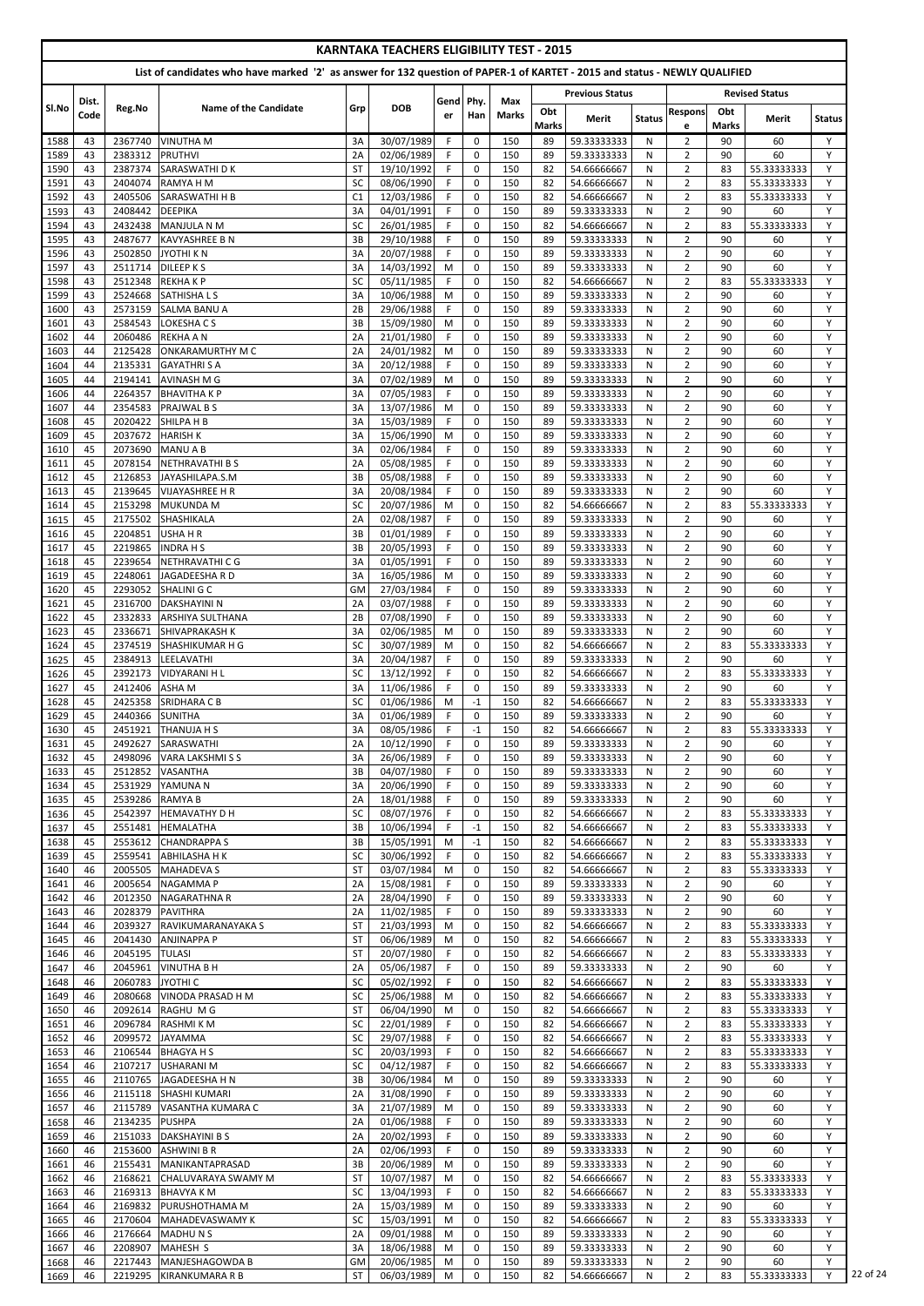# KARNTAKA TEACHERS ELIGIBILITY TEST - 2015

## List of candidates who have marked '2' as answer for 132 question of PAPER-1 of KARTET - 2015 and status - NEWLY QUALIFIED

| Sl.No | Dist. Code | Reg.No | Name of the Candidate | Grp | DOB | Gender | Phy. Han | Max Marks | Previous Status | | | Revised Status | | | |
|---|---|---|---|---|---|---|---|---|---|---|---|---|---|---|---|
| | | | | | | | | | Obt Marks | Merit | Status | Response | Obt Marks | Merit | Status |
| 1588 | 43 | 2367740 | VINUTHA M | 3A | 30/07/1989 | F | 0 | 150 | 89 | 59.33333333 | N | 2 | 90 | 60 | Y |
| 1589 | 43 | 2383312 | PRUTHVI | 2A | 02/06/1989 | F | 0 | 150 | 89 | 59.33333333 | N | 2 | 90 | 60 | Y |
| 1590 | 43 | 2387374 | SARASWATHI D K | ST | 19/10/1992 | F | 0 | 150 | 82 | 54.66666667 | N | 2 | 83 | 55.33333333 | Y |
| 1591 | 43 | 2404074 | RAMYA H M | SC | 08/06/1990 | F | 0 | 150 | 82 | 54.66666667 | N | 2 | 83 | 55.33333333 | Y |
| 1592 | 43 | 2405506 | SARASWATHI H B | C1 | 12/03/1986 | F | 0 | 150 | 82 | 54.66666667 | N | 2 | 83 | 55.33333333 | Y |
| 1593 | 43 | 2408442 | DEEPIKA | 3A | 04/01/1991 | F | 0 | 150 | 89 | 59.33333333 | N | 2 | 90 | 60 | Y |
| 1594 | 43 | 2432438 | MANJULA N M | SC | 26/01/1985 | F | 0 | 150 | 82 | 54.66666667 | N | 2 | 83 | 55.33333333 | Y |
| 1595 | 43 | 2487677 | KAVYASHREE B N | 3B | 29/10/1988 | F | 0 | 150 | 89 | 59.33333333 | N | 2 | 90 | 60 | Y |
| 1596 | 43 | 2502850 | JYOTHI K N | 3A | 20/07/1988 | F | 0 | 150 | 89 | 59.33333333 | N | 2 | 90 | 60 | Y |
| 1597 | 43 | 2511714 | DILEEP K S | 3A | 14/03/1992 | M | 0 | 150 | 89 | 59.33333333 | N | 2 | 90 | 60 | Y |
| 1598 | 43 | 2512348 | REKHA K P | SC | 05/11/1985 | F | 0 | 150 | 82 | 54.66666667 | N | 2 | 83 | 55.33333333 | Y |
| 1599 | 43 | 2524668 | SATHISHA L S | 3A | 10/06/1988 | M | 0 | 150 | 89 | 59.33333333 | N | 2 | 90 | 60 | Y |
| 1600 | 43 | 2573159 | SALMA BANU A | 2B | 29/06/1988 | F | 0 | 150 | 89 | 59.33333333 | N | 2 | 90 | 60 | Y |
| 1601 | 43 | 2584543 | LOKESHA C S | 3B | 15/09/1980 | M | 0 | 150 | 89 | 59.33333333 | N | 2 | 90 | 60 | Y |
| 1602 | 44 | 2060486 | REKHA A N | 2A | 21/01/1980 | F | 0 | 150 | 89 | 59.33333333 | N | 2 | 90 | 60 | Y |
| 1603 | 44 | 2125428 | ONKARAMURTHY M C | 2A | 24/01/1982 | M | 0 | 150 | 89 | 59.33333333 | N | 2 | 90 | 60 | Y |
| 1604 | 44 | 2135331 | GAYATHRI S A | 3A | 20/12/1988 | F | 0 | 150 | 89 | 59.33333333 | N | 2 | 90 | 60 | Y |
| 1605 | 44 | 2194141 | AVINASH M G | 3A | 07/02/1989 | M | 0 | 150 | 89 | 59.33333333 | N | 2 | 90 | 60 | Y |
| 1606 | 44 | 2264357 | BHAVITHA K P | 3A | 07/05/1983 | F | 0 | 150 | 89 | 59.33333333 | N | 2 | 90 | 60 | Y |
| 1607 | 44 | 2354583 | PRAJWAL B S | 3A | 13/07/1986 | M | 0 | 150 | 89 | 59.33333333 | N | 2 | 90 | 60 | Y |
| 1608 | 45 | 2020422 | SHILPA H B | 3A | 15/03/1989 | F | 0 | 150 | 89 | 59.33333333 | N | 2 | 90 | 60 | Y |
| 1609 | 45 | 2037672 | HARISH K | 3A | 15/06/1990 | M | 0 | 150 | 89 | 59.33333333 | N | 2 | 90 | 60 | Y |
| 1610 | 45 | 2073690 | MANU A B | 3A | 02/06/1984 | F | 0 | 150 | 89 | 59.33333333 | N | 2 | 90 | 60 | Y |
| 1611 | 45 | 2078154 | NETHRAVATHI B S | 2A | 05/08/1985 | F | 0 | 150 | 89 | 59.33333333 | N | 2 | 90 | 60 | Y |
| 1612 | 45 | 2126853 | JAYASHILAPA.S.M | 3B | 05/08/1988 | F | 0 | 150 | 89 | 59.33333333 | N | 2 | 90 | 60 | Y |
| 1613 | 45 | 2139645 | VIJAYASHREE H R | 3A | 20/08/1984 | F | 0 | 150 | 89 | 59.33333333 | N | 2 | 90 | 60 | Y |
| 1614 | 45 | 2153298 | MUKUNDA M | SC | 20/07/1986 | M | 0 | 150 | 82 | 54.66666667 | N | 2 | 83 | 55.33333333 | Y |
| 1615 | 45 | 2175502 | SHASHIKALA | 2A | 02/08/1987 | F | 0 | 150 | 89 | 59.33333333 | N | 2 | 90 | 60 | Y |
| 1616 | 45 | 2204851 | USHA H R | 3B | 01/01/1989 | F | 0 | 150 | 89 | 59.33333333 | N | 2 | 90 | 60 | Y |
| 1617 | 45 | 2219865 | INDRA H S | 3B | 20/05/1993 | F | 0 | 150 | 89 | 59.33333333 | N | 2 | 90 | 60 | Y |
| 1618 | 45 | 2239654 | NETHRAVATHI C G | 3A | 01/05/1991 | F | 0 | 150 | 89 | 59.33333333 | N | 2 | 90 | 60 | Y |
| 1619 | 45 | 2248061 | JAGADEESHA R D | 3A | 16/05/1986 | M | 0 | 150 | 89 | 59.33333333 | N | 2 | 90 | 60 | Y |
| 1620 | 45 | 2293052 | SHALINI G C | GM | 27/03/1984 | F | 0 | 150 | 89 | 59.33333333 | N | 2 | 90 | 60 | Y |
| 1621 | 45 | 2316700 | DAKSHAYINI N | 2A | 03/07/1988 | F | 0 | 150 | 89 | 59.33333333 | N | 2 | 90 | 60 | Y |
| 1622 | 45 | 2332833 | ARSHIYA SULTHANA | 2B | 07/08/1990 | F | 0 | 150 | 89 | 59.33333333 | N | 2 | 90 | 60 | Y |
| 1623 | 45 | 2336671 | SHIVAPRAKASH K | 3A | 02/06/1985 | M | 0 | 150 | 89 | 59.33333333 | N | 2 | 90 | 60 | Y |
| 1624 | 45 | 2374519 | SHASHIKUMAR H G | SC | 30/07/1989 | M | 0 | 150 | 82 | 54.66666667 | N | 2 | 83 | 55.33333333 | Y |
| 1625 | 45 | 2384913 | LEELAVATHI | 3A | 20/04/1987 | F | 0 | 150 | 89 | 59.33333333 | N | 2 | 90 | 60 | Y |
| 1626 | 45 | 2392173 | VIDYARANI H L | SC | 13/12/1992 | F | 0 | 150 | 82 | 54.66666667 | N | 2 | 83 | 55.33333333 | Y |
| 1627 | 45 | 2412406 | ASHA M | 3A | 11/06/1986 | F | 0 | 150 | 89 | 59.33333333 | N | 2 | 90 | 60 | Y |
| 1628 | 45 | 2425358 | SRIDHARA C B | SC | 01/06/1986 | M | -1 | 150 | 82 | 54.66666667 | N | 2 | 83 | 55.33333333 | Y |
| 1629 | 45 | 2440366 | SUNITHA | 3A | 01/06/1989 | F | 0 | 150 | 89 | 59.33333333 | N | 2 | 90 | 60 | Y |
| 1630 | 45 | 2451921 | THANUJA H S | 3A | 08/05/1986 | F | -1 | 150 | 82 | 54.66666667 | N | 2 | 83 | 55.33333333 | Y |
| 1631 | 45 | 2492627 | SARASWATHI | 2A | 10/12/1990 | F | 0 | 150 | 89 | 59.33333333 | N | 2 | 90 | 60 | Y |
| 1632 | 45 | 2498096 | VARA LAKSHMI S S | 3A | 26/06/1989 | F | 0 | 150 | 89 | 59.33333333 | N | 2 | 90 | 60 | Y |
| 1633 | 45 | 2512852 | VASANTHA | 3B | 04/07/1980 | F | 0 | 150 | 89 | 59.33333333 | N | 2 | 90 | 60 | Y |
| 1634 | 45 | 2531929 | YAMUNA N | 3A | 20/06/1990 | F | 0 | 150 | 89 | 59.33333333 | N | 2 | 90 | 60 | Y |
| 1635 | 45 | 2539286 | RAMYA B | 2A | 18/01/1988 | F | 0 | 150 | 89 | 59.33333333 | N | 2 | 90 | 60 | Y |
| 1636 | 45 | 2542397 | HEMAVATHY D H | SC | 08/07/1976 | F | 0 | 150 | 82 | 54.66666667 | N | 2 | 83 | 55.33333333 | Y |
| 1637 | 45 | 2551481 | HEMALATHA | 3B | 10/06/1994 | F | -1 | 150 | 82 | 54.66666667 | N | 2 | 83 | 55.33333333 | Y |
| 1638 | 45 | 2553612 | CHANDRAPPA S | 3B | 15/05/1991 | M | -1 | 150 | 82 | 54.66666667 | N | 2 | 83 | 55.33333333 | Y |
| 1639 | 45 | 2559541 | ABHILASHA H K | SC | 30/06/1992 | F | 0 | 150 | 82 | 54.66666667 | N | 2 | 83 | 55.33333333 | Y |
| 1640 | 46 | 2005505 | MAHADEVA S | ST | 03/07/1984 | M | 0 | 150 | 82 | 54.66666667 | N | 2 | 83 | 55.33333333 | Y |
| 1641 | 46 | 2005654 | NAGAMMA P | 2A | 15/08/1981 | F | 0 | 150 | 89 | 59.33333333 | N | 2 | 90 | 60 | Y |
| 1642 | 46 | 2012350 | NAGARATHNA R | 2A | 28/04/1990 | F | 0 | 150 | 89 | 59.33333333 | N | 2 | 90 | 60 | Y |
| 1643 | 46 | 2028379 | PAVITHRA | 2A | 11/02/1985 | F | 0 | 150 | 89 | 59.33333333 | N | 2 | 90 | 60 | Y |
| 1644 | 46 | 2039327 | RAVIKUMARANAYAKA S | ST | 21/03/1993 | M | 0 | 150 | 82 | 54.66666667 | N | 2 | 83 | 55.33333333 | Y |
| 1645 | 46 | 2041430 | ANJINAPPA P | ST | 06/06/1989 | M | 0 | 150 | 82 | 54.66666667 | N | 2 | 83 | 55.33333333 | Y |
| 1646 | 46 | 2045195 | TULASI | ST | 20/07/1980 | F | 0 | 150 | 82 | 54.66666667 | N | 2 | 83 | 55.33333333 | Y |
| 1647 | 46 | 2045961 | VINUTHA B H | 2A | 05/06/1987 | F | 0 | 150 | 89 | 59.33333333 | N | 2 | 90 | 60 | Y |
| 1648 | 46 | 2060783 | JYOTHI C | SC | 05/02/1992 | F | 0 | 150 | 82 | 54.66666667 | N | 2 | 83 | 55.33333333 | Y |
| 1649 | 46 | 2080668 | VINODA PRASAD H M | SC | 25/06/1988 | M | 0 | 150 | 82 | 54.66666667 | N | 2 | 83 | 55.33333333 | Y |
| 1650 | 46 | 2092614 | RAGHU M G | ST | 06/04/1990 | M | 0 | 150 | 82 | 54.66666667 | N | 2 | 83 | 55.33333333 | Y |
| 1651 | 46 | 2096784 | RASHMI K M | SC | 22/01/1989 | F | 0 | 150 | 82 | 54.66666667 | N | 2 | 83 | 55.33333333 | Y |
| 1652 | 46 | 2099572 | JAYAMMA | SC | 29/07/1988 | F | 0 | 150 | 82 | 54.66666667 | N | 2 | 83 | 55.33333333 | Y |
| 1653 | 46 | 2106544 | BHAGYA H S | SC | 20/03/1993 | F | 0 | 150 | 82 | 54.66666667 | N | 2 | 83 | 55.33333333 | Y |
| 1654 | 46 | 2107217 | USHARANI M | SC | 04/12/1987 | F | 0 | 150 | 82 | 54.66666667 | N | 2 | 83 | 55.33333333 | Y |
| 1655 | 46 | 2110765 | JAGADEESHA H N | 3B | 30/06/1984 | M | 0 | 150 | 89 | 59.33333333 | N | 2 | 90 | 60 | Y |
| 1656 | 46 | 2115118 | SHASHI KUMARI | 2A | 31/08/1990 | F | 0 | 150 | 89 | 59.33333333 | N | 2 | 90 | 60 | Y |
| 1657 | 46 | 2115789 | VASANTHA KUMARA C | 3A | 21/07/1989 | M | 0 | 150 | 89 | 59.33333333 | N | 2 | 90 | 60 | Y |
| 1658 | 46 | 2134235 | PUSHPA | 2A | 01/06/1988 | F | 0 | 150 | 89 | 59.33333333 | N | 2 | 90 | 60 | Y |
| 1659 | 46 | 2151033 | DAKSHAYINI B S | 2A | 20/02/1993 | F | 0 | 150 | 89 | 59.33333333 | N | 2 | 90 | 60 | Y |
| 1660 | 46 | 2153600 | ASHWINI B R | 2A | 02/06/1993 | F | 0 | 150 | 89 | 59.33333333 | N | 2 | 90 | 60 | Y |
| 1661 | 46 | 2155431 | MANIKANTAPRASAD | 3B | 20/06/1989 | M | 0 | 150 | 89 | 59.33333333 | N | 2 | 90 | 60 | Y |
| 1662 | 46 | 2168621 | CHALUVARAYA SWAMY M | ST | 10/07/1987 | M | 0 | 150 | 82 | 54.66666667 | N | 2 | 83 | 55.33333333 | Y |
| 1663 | 46 | 2169313 | BHAVYA K M | SC | 13/04/1993 | F | 0 | 150 | 82 | 54.66666667 | N | 2 | 83 | 55.33333333 | Y |
| 1664 | 46 | 2169832 | PURUSHOTHAMA M | 2A | 15/03/1989 | M | 0 | 150 | 89 | 59.33333333 | N | 2 | 90 | 60 | Y |
| 1665 | 46 | 2170604 | MAHADEVASWAMY K | SC | 15/03/1991 | M | 0 | 150 | 82 | 54.66666667 | N | 2 | 83 | 55.33333333 | Y |
| 1666 | 46 | 2176664 | MADHU N S | 2A | 09/01/1988 | M | 0 | 150 | 89 | 59.33333333 | N | 2 | 90 | 60 | Y |
| 1667 | 46 | 2208907 | MAHESH S | 3A | 18/06/1988 | M | 0 | 150 | 89 | 59.33333333 | N | 2 | 90 | 60 | Y |
| 1668 | 46 | 2217443 | MANJESHAGOWDA B | GM | 20/06/1985 | M | 0 | 150 | 89 | 59.33333333 | N | 2 | 90 | 60 | Y |
| 1669 | 46 | 2219295 | KIRANKUMARA R B | ST | 06/03/1989 | M | 0 | 150 | 82 | 54.66666667 | N | 2 | 83 | 55.33333333 | Y |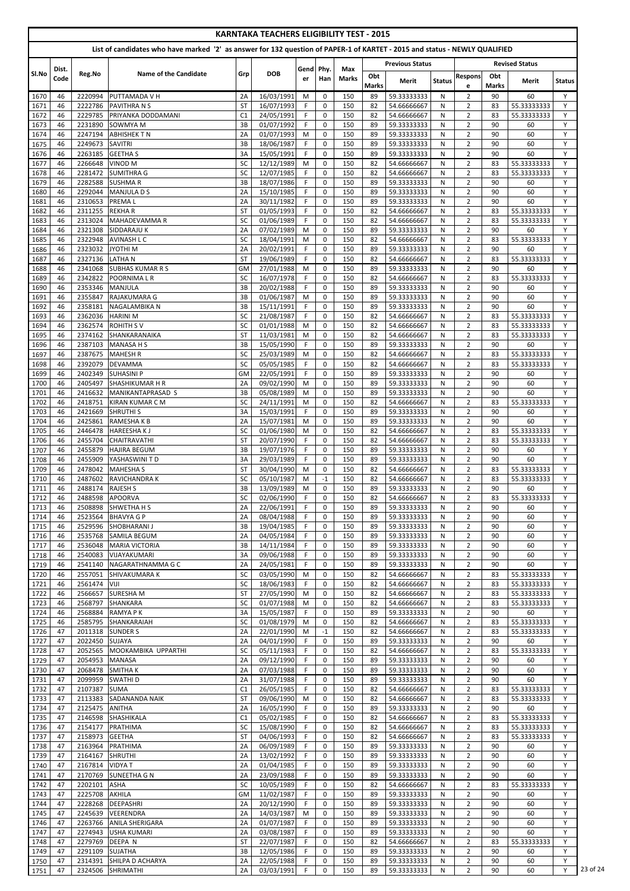# KARNTAKA TEACHERS ELIGIBILITY TEST - 2015

## List of candidates who have marked '2' as answer for 132 question of PAPER-1 of KARTET - 2015 and status - NEWLY QUALIFIED

| Sl.No | Dist. Code | Reg.No | Name of the Candidate | Grp | DOB | Gender | Phy. Han | Max Marks | Previous Status | | | Revised Status | | | |
|---|---|---|---|---|---|---|---|---|---|---|---|---|---|---|---|
| | | | | | | | | | Obt Marks | Merit | Status | Response | Obt Marks | Merit | Status |
| 1670 | 46 | 2220994 | PUTTAMADA V H | 2A | 16/03/1991 | M | 0 | 150 | 89 | 59.33333333 | N | 2 | 90 | 60 | Y |
| 1671 | 46 | 2222786 | PAVITHRA N S | ST | 16/07/1993 | F | 0 | 150 | 82 | 54.66666667 | N | 2 | 83 | 55.33333333 | Y |
| 1672 | 46 | 2229785 | PRIYANKA DODDAMANI | C1 | 24/05/1991 | F | 0 | 150 | 82 | 54.66666667 | N | 2 | 83 | 55.33333333 | Y |
| 1673 | 46 | 2231890 | SOWMYA M | 3B | 01/07/1992 | F | 0 | 150 | 89 | 59.33333333 | N | 2 | 90 | 60 | Y |
| 1674 | 46 | 2247194 | ABHISHEK T N | 2A | 01/07/1993 | M | 0 | 150 | 89 | 59.33333333 | N | 2 | 90 | 60 | Y |
| 1675 | 46 | 2249673 | SAVITRI | 3B | 18/06/1987 | F | 0 | 150 | 89 | 59.33333333 | N | 2 | 90 | 60 | Y |
| 1676 | 46 | 2263185 | GEETHA S | 3A | 15/05/1991 | F | 0 | 150 | 89 | 59.33333333 | N | 2 | 90 | 60 | Y |
| 1677 | 46 | 2266648 | VINOD M | SC | 12/12/1989 | M | 0 | 150 | 82 | 54.66666667 | N | 2 | 83 | 55.33333333 | Y |
| 1678 | 46 | 2281472 | SUMITHRA G | SC | 12/07/1985 | F | 0 | 150 | 82 | 54.66666667 | N | 2 | 83 | 55.33333333 | Y |
| 1679 | 46 | 2282588 | SUSHMA R | 3B | 18/07/1986 | F | 0 | 150 | 89 | 59.33333333 | N | 2 | 90 | 60 | Y |
| 1680 | 46 | 2292044 | MANJULA D S | 2A | 15/10/1985 | F | 0 | 150 | 89 | 59.33333333 | N | 2 | 90 | 60 | Y |
| 1681 | 46 | 2310653 | PREMA L | 2A | 30/11/1982 | F | 0 | 150 | 89 | 59.33333333 | N | 2 | 90 | 60 | Y |
| 1682 | 46 | 2311255 | REKHA R | ST | 01/05/1993 | F | 0 | 150 | 82 | 54.66666667 | N | 2 | 83 | 55.33333333 | Y |
| 1683 | 46 | 2313024 | MAHADEVAMMA R | SC | 01/06/1989 | F | 0 | 150 | 82 | 54.66666667 | N | 2 | 83 | 55.33333333 | Y |
| 1684 | 46 | 2321308 | SIDDARAJU K | 2A | 07/02/1989 | M | 0 | 150 | 89 | 59.33333333 | N | 2 | 90 | 60 | Y |
| 1685 | 46 | 2322948 | AVINASH L C | SC | 18/04/1991 | M | 0 | 150 | 82 | 54.66666667 | N | 2 | 83 | 55.33333333 | Y |
| 1686 | 46 | 2323032 | JYOTHI M | 2A | 20/02/1991 | F | 0 | 150 | 89 | 59.33333333 | N | 2 | 90 | 60 | Y |
| 1687 | 46 | 2327136 | LATHA N | ST | 19/06/1989 | F | 0 | 150 | 82 | 54.66666667 | N | 2 | 83 | 55.33333333 | Y |
| 1688 | 46 | 2341068 | SUBHAS KUMAR R S | GM | 27/01/1988 | M | 0 | 150 | 89 | 59.33333333 | N | 2 | 90 | 60 | Y |
| 1689 | 46 | 2342822 | POORNIMA L R | SC | 16/07/1978 | F | 0 | 150 | 82 | 54.66666667 | N | 2 | 83 | 55.33333333 | Y |
| 1690 | 46 | 2353346 | MANJULA | 3B | 20/02/1988 | F | 0 | 150 | 89 | 59.33333333 | N | 2 | 90 | 60 | Y |
| 1691 | 46 | 2355847 | RAJAKUMARA G | 3B | 01/06/1987 | M | 0 | 150 | 89 | 59.33333333 | N | 2 | 90 | 60 | Y |
| 1692 | 46 | 2358181 | NAGALAMBIKA N | 3B | 15/11/1991 | F | 0 | 150 | 89 | 59.33333333 | N | 2 | 90 | 60 | Y |
| 1693 | 46 | 2362036 | HARINI M | SC | 21/08/1987 | F | 0 | 150 | 82 | 54.66666667 | N | 2 | 83 | 55.33333333 | Y |
| 1694 | 46 | 2362574 | ROHITH S V | SC | 01/01/1988 | M | 0 | 150 | 82 | 54.66666667 | N | 2 | 83 | 55.33333333 | Y |
| 1695 | 46 | 2374162 | SHANKARANAIKA | ST | 11/03/1981 | M | 0 | 150 | 82 | 54.66666667 | N | 2 | 83 | 55.33333333 | Y |
| 1696 | 46 | 2387103 | MANASA H S | 3B | 15/05/1990 | F | 0 | 150 | 89 | 59.33333333 | N | 2 | 90 | 60 | Y |
| 1697 | 46 | 2387675 | MAHESH R | SC | 25/03/1989 | M | 0 | 150 | 82 | 54.66666667 | N | 2 | 83 | 55.33333333 | Y |
| 1698 | 46 | 2392079 | DEVAMMA | SC | 05/05/1985 | F | 0 | 150 | 82 | 54.66666667 | N | 2 | 83 | 55.33333333 | Y |
| 1699 | 46 | 2402349 | SUHASINI P | GM | 22/05/1991 | F | 0 | 150 | 89 | 59.33333333 | N | 2 | 90 | 60 | Y |
| 1700 | 46 | 2405497 | SHASHIKUMAR H R | 2A | 09/02/1990 | M | 0 | 150 | 89 | 59.33333333 | N | 2 | 90 | 60 | Y |
| 1701 | 46 | 2416632 | MANIKANTAPRASAD S | 3B | 05/08/1989 | M | 0 | 150 | 89 | 59.33333333 | N | 2 | 90 | 60 | Y |
| 1702 | 46 | 2418751 | KIRAN KUMAR C M | SC | 24/11/1991 | M | 0 | 150 | 82 | 54.66666667 | N | 2 | 83 | 55.33333333 | Y |
| 1703 | 46 | 2421669 | SHRUTHI S | 3A | 15/03/1991 | F | 0 | 150 | 89 | 59.33333333 | N | 2 | 90 | 60 | Y |
| 1704 | 46 | 2425861 | RAMESHA K B | 2A | 15/07/1981 | M | 0 | 150 | 89 | 59.33333333 | N | 2 | 90 | 60 | Y |
| 1705 | 46 | 2446478 | HAREESHA K J | SC | 01/06/1980 | M | 0 | 150 | 82 | 54.66666667 | N | 2 | 83 | 55.33333333 | Y |
| 1706 | 46 | 2455704 | CHAITRAVATHI | ST | 20/07/1990 | F | 0 | 150 | 82 | 54.66666667 | N | 2 | 83 | 55.33333333 | Y |
| 1707 | 46 | 2455879 | HAJIRA BEGUM | 3B | 19/07/1976 | F | 0 | 150 | 89 | 59.33333333 | N | 2 | 90 | 60 | Y |
| 1708 | 46 | 2455909 | YASHASWINI T D | 3A | 29/03/1989 | F | 0 | 150 | 89 | 59.33333333 | N | 2 | 90 | 60 | Y |
| 1709 | 46 | 2478042 | MAHESHA S | ST | 30/04/1990 | M | 0 | 150 | 82 | 54.66666667 | N | 2 | 83 | 55.33333333 | Y |
| 1710 | 46 | 2487602 | RAVICHANDRA K | SC | 05/10/1987 | M | -1 | 150 | 82 | 54.66666667 | N | 2 | 83 | 55.33333333 | Y |
| 1711 | 46 | 2488174 | RAJESH S | 3B | 13/09/1989 | M | 0 | 150 | 89 | 59.33333333 | N | 2 | 90 | 60 | Y |
| 1712 | 46 | 2488598 | APOORVA | SC | 02/06/1990 | F | 0 | 150 | 82 | 54.66666667 | N | 2 | 83 | 55.33333333 | Y |
| 1713 | 46 | 2508898 | SHWETHA H S | 2A | 22/06/1991 | F | 0 | 150 | 89 | 59.33333333 | N | 2 | 90 | 60 | Y |
| 1714 | 46 | 2523564 | BHAVYA G P | 2A | 08/04/1988 | F | 0 | 150 | 89 | 59.33333333 | N | 2 | 90 | 60 | Y |
| 1715 | 46 | 2529596 | SHOBHARANI J | 3B | 19/04/1985 | F | 0 | 150 | 89 | 59.33333333 | N | 2 | 90 | 60 | Y |
| 1716 | 46 | 2535768 | SAMILA BEGUM | 2A | 04/05/1984 | F | 0 | 150 | 89 | 59.33333333 | N | 2 | 90 | 60 | Y |
| 1717 | 46 | 2536048 | MARIA VICTORIA | 3B | 14/11/1984 | F | 0 | 150 | 89 | 59.33333333 | N | 2 | 90 | 60 | Y |
| 1718 | 46 | 2540083 | VIJAYAKUMARI | 3A | 09/06/1988 | F | 0 | 150 | 89 | 59.33333333 | N | 2 | 90 | 60 | Y |
| 1719 | 46 | 2541140 | NAGARATHNAMMA G C | 2A | 24/05/1981 | F | 0 | 150 | 89 | 59.33333333 | N | 2 | 90 | 60 | Y |
| 1720 | 46 | 2557051 | SHIVAKUMARA K | SC | 03/05/1990 | M | 0 | 150 | 82 | 54.66666667 | N | 2 | 83 | 55.33333333 | Y |
| 1721 | 46 | 2561474 | VIJI | SC | 18/06/1983 | F | 0 | 150 | 82 | 54.66666667 | N | 2 | 83 | 55.33333333 | Y |
| 1722 | 46 | 2566657 | SURESHA M | ST | 27/05/1990 | M | 0 | 150 | 82 | 54.66666667 | N | 2 | 83 | 55.33333333 | Y |
| 1723 | 46 | 2568797 | SHANKARA | SC | 01/07/1988 | M | 0 | 150 | 82 | 54.66666667 | N | 2 | 83 | 55.33333333 | Y |
| 1724 | 46 | 2568884 | RAMYA P K | 3A | 15/05/1987 | F | 0 | 150 | 89 | 59.33333333 | N | 2 | 90 | 60 | Y |
| 1725 | 46 | 2585795 | SHANKARAIAH | SC | 01/08/1979 | M | 0 | 150 | 82 | 54.66666667 | N | 2 | 83 | 55.33333333 | Y |
| 1726 | 47 | 2011318 | SUNDER S | 2A | 22/01/1990 | M | -1 | 150 | 82 | 54.66666667 | N | 2 | 83 | 55.33333333 | Y |
| 1727 | 47 | 2022450 | SUJAYA | 2A | 04/01/1990 | F | 0 | 150 | 89 | 59.33333333 | N | 2 | 90 | 60 | Y |
| 1728 | 47 | 2052565 | MOOKAMBIKA UPPARTHI | SC | 05/11/1983 | F | 0 | 150 | 82 | 54.66666667 | N | 2 | 83 | 55.33333333 | Y |
| 1729 | 47 | 2054953 | MANASA | 2A | 09/12/1990 | F | 0 | 150 | 89 | 59.33333333 | N | 2 | 90 | 60 | Y |
| 1730 | 47 | 2068478 | SMITHA K | 2A | 07/03/1988 | F | 0 | 150 | 89 | 59.33333333 | N | 2 | 90 | 60 | Y |
| 1731 | 47 | 2099959 | SWATHI D | 2A | 31/07/1988 | F | 0 | 150 | 89 | 59.33333333 | N | 2 | 90 | 60 | Y |
| 1732 | 47 | 2107387 | SUMA | C1 | 26/05/1985 | F | 0 | 150 | 82 | 54.66666667 | N | 2 | 83 | 55.33333333 | Y |
| 1733 | 47 | 2113383 | SADANANDA NAIK | ST | 09/06/1990 | M | 0 | 150 | 82 | 54.66666667 | N | 2 | 83 | 55.33333333 | Y |
| 1734 | 47 | 2125475 | ANITHA | 2A | 16/05/1990 | F | 0 | 150 | 89 | 59.33333333 | N | 2 | 90 | 60 | Y |
| 1735 | 47 | 2146598 | SHASHIKALA | C1 | 05/02/1985 | F | 0 | 150 | 82 | 54.66666667 | N | 2 | 83 | 55.33333333 | Y |
| 1736 | 47 | 2154177 | PRATHIMA | SC | 15/08/1990 | F | 0 | 150 | 82 | 54.66666667 | N | 2 | 83 | 55.33333333 | Y |
| 1737 | 47 | 2158973 | GEETHA | ST | 04/06/1993 | F | 0 | 150 | 82 | 54.66666667 | N | 2 | 83 | 55.33333333 | Y |
| 1738 | 47 | 2163964 | PRATHIMA | 2A | 06/09/1989 | F | 0 | 150 | 89 | 59.33333333 | N | 2 | 90 | 60 | Y |
| 1739 | 47 | 2164167 | SHRUTHI | 2A | 13/02/1992 | F | 0 | 150 | 89 | 59.33333333 | N | 2 | 90 | 60 | Y |
| 1740 | 47 | 2167814 | VIDYA T | 2A | 01/04/1985 | F | 0 | 150 | 89 | 59.33333333 | N | 2 | 90 | 60 | Y |
| 1741 | 47 | 2170769 | SUNEETHA G N | 2A | 23/09/1988 | F | 0 | 150 | 89 | 59.33333333 | N | 2 | 90 | 60 | Y |
| 1742 | 47 | 2202101 | ASHA | SC | 10/05/1989 | F | 0 | 150 | 82 | 54.66666667 | N | 2 | 83 | 55.33333333 | Y |
| 1743 | 47 | 2225708 | AKHILA | GM | 11/02/1987 | F | 0 | 150 | 89 | 59.33333333 | N | 2 | 90 | 60 | Y |
| 1744 | 47 | 2228268 | DEEPASHRI | 2A | 20/12/1990 | F | 0 | 150 | 89 | 59.33333333 | N | 2 | 90 | 60 | Y |
| 1745 | 47 | 2245639 | VEERENDRA | 2A | 14/03/1987 | M | 0 | 150 | 89 | 59.33333333 | N | 2 | 90 | 60 | Y |
| 1746 | 47 | 2263766 | ANILA SHERIGARA | 2A | 01/07/1987 | F | 0 | 150 | 89 | 59.33333333 | N | 2 | 90 | 60 | Y |
| 1747 | 47 | 2274943 | USHA KUMARI | 2A | 03/08/1987 | F | 0 | 150 | 89 | 59.33333333 | N | 2 | 90 | 60 | Y |
| 1748 | 47 | 2279769 | DEEPA N | ST | 22/07/1987 | F | 0 | 150 | 82 | 54.66666667 | N | 2 | 83 | 55.33333333 | Y |
| 1749 | 47 | 2291109 | SUJATHA | 3B | 12/05/1986 | F | 0 | 150 | 89 | 59.33333333 | N | 2 | 90 | 60 | Y |
| 1750 | 47 | 2314391 | SHILPA D ACHARYA | 2A | 22/05/1988 | F | 0 | 150 | 89 | 59.33333333 | N | 2 | 90 | 60 | Y |
| 1751 | 47 | 2324506 | SHRIMATHI | 2A | 03/03/1991 | F | 0 | 150 | 89 | 59.33333333 | N | 2 | 90 | 60 | Y |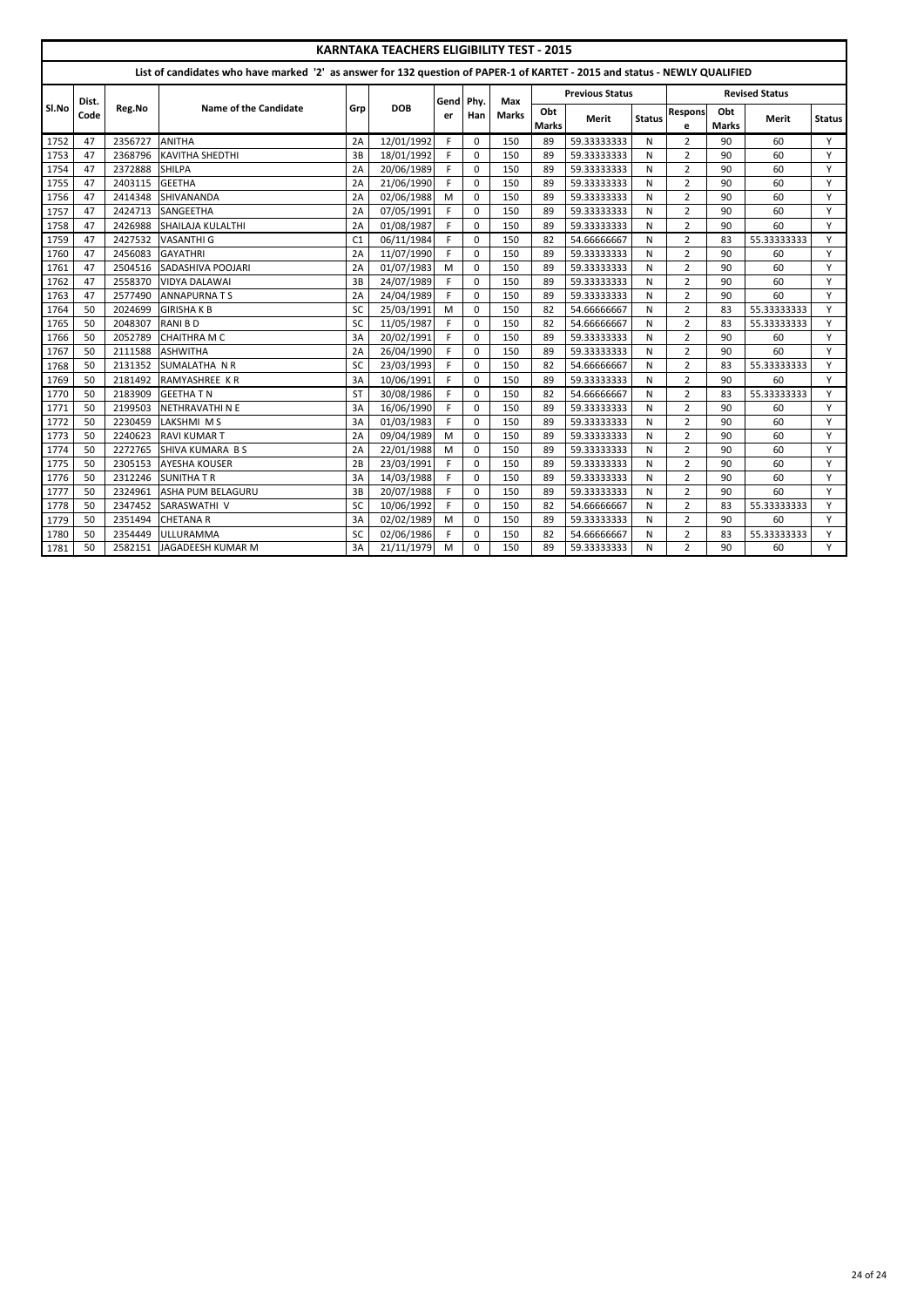# KARNTAKA TEACHERS ELIGIBILITY TEST - 2015

## List of candidates who have marked '2' as answer for 132 question of PAPER-1 of KARTET - 2015 and status - NEWLY QUALIFIED

| Sl.No | Dist. Code | Reg.No | Name of the Candidate | Grp | DOB | Gender | Phy. Han | Max Marks | Previous Status | | | Revised Status | | | |
|---|---|---|---|---|---|---|---|---|---|---|---|---|---|---|---|
| | | | | | | | | | Obt Marks | Merit | Status | Response | Obt Marks | Merit | Status |
| 1752 | 47 | 2356727 | ANITHA | 2A | 12/01/1992 | F | 0 | 150 | 89 | 59.33333333 | N | 2 | 90 | 60 | Y |
| 1753 | 47 | 2368796 | KAVITHA SHEDTHI | 3B | 18/01/1992 | F | 0 | 150 | 89 | 59.33333333 | N | 2 | 90 | 60 | Y |
| 1754 | 47 | 2372888 | SHILPA | 2A | 20/06/1989 | F | 0 | 150 | 89 | 59.33333333 | N | 2 | 90 | 60 | Y |
| 1755 | 47 | 2403115 | GEETHA | 2A | 21/06/1990 | F | 0 | 150 | 89 | 59.33333333 | N | 2 | 90 | 60 | Y |
| 1756 | 47 | 2414348 | SHIVANANDA | 2A | 02/06/1988 | M | 0 | 150 | 89 | 59.33333333 | N | 2 | 90 | 60 | Y |
| 1757 | 47 | 2424713 | SANGEETHA | 2A | 07/05/1991 | F | 0 | 150 | 89 | 59.33333333 | N | 2 | 90 | 60 | Y |
| 1758 | 47 | 2426988 | SHAILAJA KULALTHI | 2A | 01/08/1987 | F | 0 | 150 | 89 | 59.33333333 | N | 2 | 90 | 60 | Y |
| 1759 | 47 | 2427532 | VASANTHI G | C1 | 06/11/1984 | F | 0 | 150 | 82 | 54.66666667 | N | 2 | 83 | 55.33333333 | Y |
| 1760 | 47 | 2456083 | GAYATHRI | 2A | 11/07/1990 | F | 0 | 150 | 89 | 59.33333333 | N | 2 | 90 | 60 | Y |
| 1761 | 47 | 2504516 | SADASHIVA POOJARI | 2A | 01/07/1983 | M | 0 | 150 | 89 | 59.33333333 | N | 2 | 90 | 60 | Y |
| 1762 | 47 | 2558370 | VIDYA DALAWAI | 3B | 24/07/1989 | F | 0 | 150 | 89 | 59.33333333 | N | 2 | 90 | 60 | Y |
| 1763 | 47 | 2577490 | ANNAPURNA T S | 2A | 24/04/1989 | F | 0 | 150 | 89 | 59.33333333 | N | 2 | 90 | 60 | Y |
| 1764 | 50 | 2024699 | GIRISHA K B | SC | 25/03/1991 | M | 0 | 150 | 82 | 54.66666667 | N | 2 | 83 | 55.33333333 | Y |
| 1765 | 50 | 2048307 | RANI B D | SC | 11/05/1987 | F | 0 | 150 | 82 | 54.66666667 | N | 2 | 83 | 55.33333333 | Y |
| 1766 | 50 | 2052789 | CHAITHRA M C | 3A | 20/02/1991 | F | 0 | 150 | 89 | 59.33333333 | N | 2 | 90 | 60 | Y |
| 1767 | 50 | 2111588 | ASHWITHA | 2A | 26/04/1990 | F | 0 | 150 | 89 | 59.33333333 | N | 2 | 90 | 60 | Y |
| 1768 | 50 | 2131352 | SUMALATHA N R | SC | 23/03/1993 | F | 0 | 150 | 82 | 54.66666667 | N | 2 | 83 | 55.33333333 | Y |
| 1769 | 50 | 2181492 | RAMYASHREE K R | 3A | 10/06/1991 | F | 0 | 150 | 89 | 59.33333333 | N | 2 | 90 | 60 | Y |
| 1770 | 50 | 2183909 | GEETHA T N | ST | 30/08/1986 | F | 0 | 150 | 82 | 54.66666667 | N | 2 | 83 | 55.33333333 | Y |
| 1771 | 50 | 2199503 | NETHRAVATHI N E | 3A | 16/06/1990 | F | 0 | 150 | 89 | 59.33333333 | N | 2 | 90 | 60 | Y |
| 1772 | 50 | 2230459 | LAKSHMI M S | 3A | 01/03/1983 | F | 0 | 150 | 89 | 59.33333333 | N | 2 | 90 | 60 | Y |
| 1773 | 50 | 2240623 | RAVI KUMAR T | 2A | 09/04/1989 | M | 0 | 150 | 89 | 59.33333333 | N | 2 | 90 | 60 | Y |
| 1774 | 50 | 2272765 | SHIVA KUMARA B S | 2A | 22/01/1988 | M | 0 | 150 | 89 | 59.33333333 | N | 2 | 90 | 60 | Y |
| 1775 | 50 | 2305153 | AYESHA KOUSER | 2B | 23/03/1991 | F | 0 | 150 | 89 | 59.33333333 | N | 2 | 90 | 60 | Y |
| 1776 | 50 | 2312246 | SUNITHA T R | 3A | 14/03/1988 | F | 0 | 150 | 89 | 59.33333333 | N | 2 | 90 | 60 | Y |
| 1777 | 50 | 2324961 | ASHA PUM BELAGURU | 3B | 20/07/1988 | F | 0 | 150 | 89 | 59.33333333 | N | 2 | 90 | 60 | Y |
| 1778 | 50 | 2347452 | SARASWATHI V | SC | 10/06/1992 | F | 0 | 150 | 82 | 54.66666667 | N | 2 | 83 | 55.33333333 | Y |
| 1779 | 50 | 2351494 | CHETANA R | 3A | 02/02/1989 | M | 0 | 150 | 89 | 59.33333333 | N | 2 | 90 | 60 | Y |
| 1780 | 50 | 2354449 | ULLURAMMA | SC | 02/06/1986 | F | 0 | 150 | 82 | 54.66666667 | N | 2 | 83 | 55.33333333 | Y |
| 1781 | 50 | 2582151 | JAGADEESH KUMAR M | 3A | 21/11/1979 | M | 0 | 150 | 89 | 59.33333333 | N | 2 | 90 | 60 | Y |